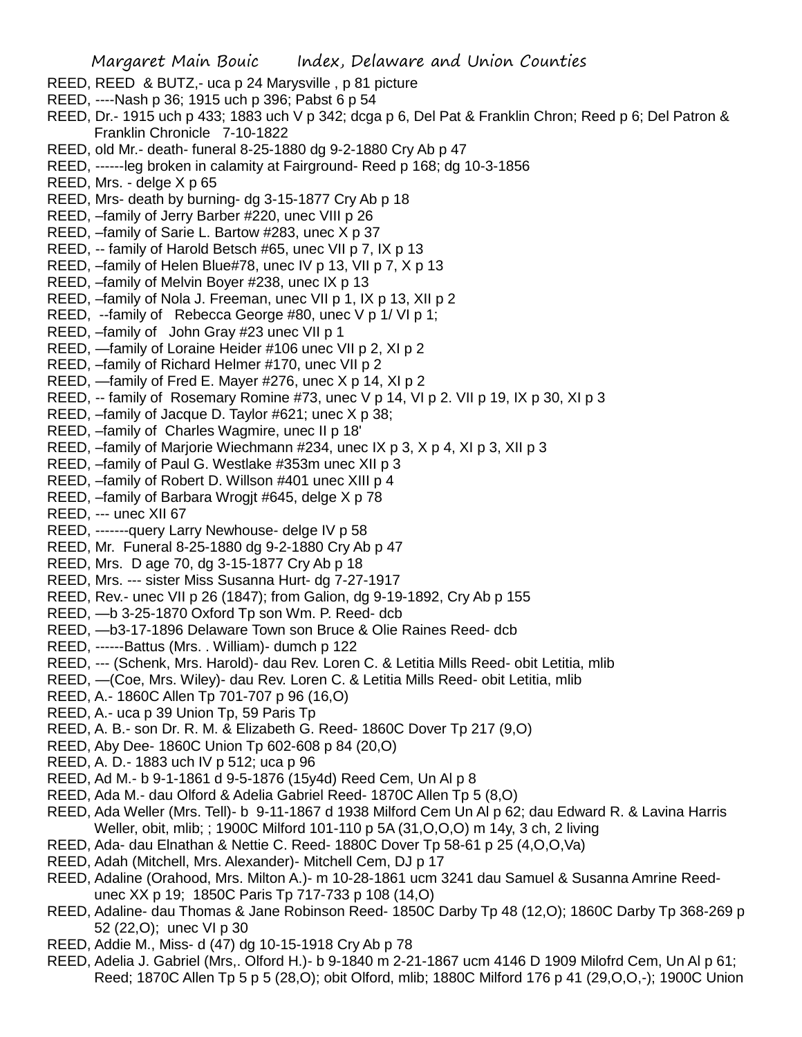REED, REED & BUTZ,- uca p 24 Marysville , p 81 picture

REED, ----Nash p 36; 1915 uch p 396; Pabst 6 p 54

REED, Dr.- 1915 uch p 433; 1883 uch V p 342; dcga p 6, Del Pat & Franklin Chron; Reed p 6; Del Patron & Franklin Chronicle 7-10-1822

REED, old Mr.- death- funeral 8-25-1880 dg 9-2-1880 Cry Ab p 47

REED, ------leg broken in calamity at Fairground- Reed p 168; dg 10-3-1856

REED, Mrs. - delge X p 65

REED, Mrs- death by burning- dg 3-15-1877 Cry Ab p 18

REED, –family of Jerry Barber #220, unec VIII p 26

REED, –family of Sarie L. Bartow #283, unec X p 37

REED, -- family of Harold Betsch #65, unec VII p 7, IX p 13

REED, –family of Helen Blue#78, unec IV p 13, VII p 7, X p 13

REED, –family of Melvin Boyer #238, unec IX p 13

REED, –family of Nola J. Freeman, unec VII p 1, IX p 13, XII p 2

REED, --family of Rebecca George #80, unec V p 1/ VI p 1;

REED, –family of John Gray #23 unec VII p 1

REED, —family of Loraine Heider #106 unec VII p 2, XI p 2

REED, –family of Richard Helmer #170, unec VII p 2

REED, —family of Fred E. Mayer #276, unec X p 14, XI p 2

REED, -- family of Rosemary Romine #73, unec V p 14, VI p 2. VII p 19, IX p 30, XI p 3

REED, –family of Jacque D. Taylor #621; unec X p 38;

REED, –family of Charles Wagmire, unec II p 18'

REED, –family of Marjorie Wiechmann #234, unec IX p 3, X p 4, XI p 3, XII p 3

REED, –family of Paul G. Westlake #353m unec XII p 3

REED, –family of Robert D. Willson #401 unec XIII p 4

REED, –family of Barbara Wrogjt #645, delge X p 78

REED, --- unec XII 67

REED, -------query Larry Newhouse- delge IV p 58

REED, Mr. Funeral 8-25-1880 dg 9-2-1880 Cry Ab p 47

REED, Mrs. D age 70, dg 3-15-1877 Cry Ab p 18

REED, Mrs. --- sister Miss Susanna Hurt- dg 7-27-1917

REED, Rev.- unec VII p 26 (1847); from Galion, dg 9-19-1892, Cry Ab p 155

REED, —b 3-25-1870 Oxford Tp son Wm. P. Reed- dcb

REED, —b3-17-1896 Delaware Town son Bruce & Olie Raines Reed- dcb

REED, ------Battus (Mrs. . William)- dumch p 122

REED, --- (Schenk, Mrs. Harold)- dau Rev. Loren C. & Letitia Mills Reed- obit Letitia, mlib

REED, —(Coe, Mrs. Wiley)- dau Rev. Loren C. & Letitia Mills Reed- obit Letitia, mlib

REED, A.- 1860C Allen Tp 701-707 p 96 (16,O)

REED, A.- uca p 39 Union Tp, 59 Paris Tp

REED, A. B.- son Dr. R. M. & Elizabeth G. Reed- 1860C Dover Tp 217 (9,O)

REED, Aby Dee- 1860C Union Tp 602-608 p 84 (20,O)

REED, A. D.- 1883 uch IV p 512; uca p 96

REED, Ad M.- b 9-1-1861 d 9-5-1876 (15y4d) Reed Cem, Un Al p 8

REED, Ada M.- dau Olford & Adelia Gabriel Reed- 1870C Allen Tp 5 (8,O)

REED, Ada Weller (Mrs. Tell)- b 9-11-1867 d 1938 Milford Cem Un Al p 62; dau Edward R. & Lavina Harris Weller, obit, mlib; ; 1900C Milford 101-110 p 5A (31,O,O,O) m 14y, 3 ch, 2 living

REED, Ada- dau Elnathan & Nettie C. Reed- 1880C Dover Tp 58-61 p 25 (4,O,O,Va)

REED, Adah (Mitchell, Mrs. Alexander)- Mitchell Cem, DJ p 17

REED, Adaline (Orahood, Mrs. Milton A.)- m 10-28-1861 ucm 3241 dau Samuel & Susanna Amrine Reed- unec XX p 19; 1850C Paris Tp 717-733 p 108 (14,O)

REED, Adaline- dau Thomas & Jane Robinson Reed- 1850C Darby Tp 48 (12,O); 1860C Darby Tp 368-269 p 52 (22,O); unec VI p 30

REED, Addie M., Miss- d (47) dg 10-15-1918 Cry Ab p 78

REED, Adelia J. Gabriel (Mrs,. Olford H.)- b 9-1840 m 2-21-1867 ucm 4146 D 1909 Milofrd Cem, Un Al p 61; Reed; 1870C Allen Tp 5 p 5 (28,O); obit Olford, mlib; 1880C Milford 176 p 41 (29,O,O,-); 1900C Union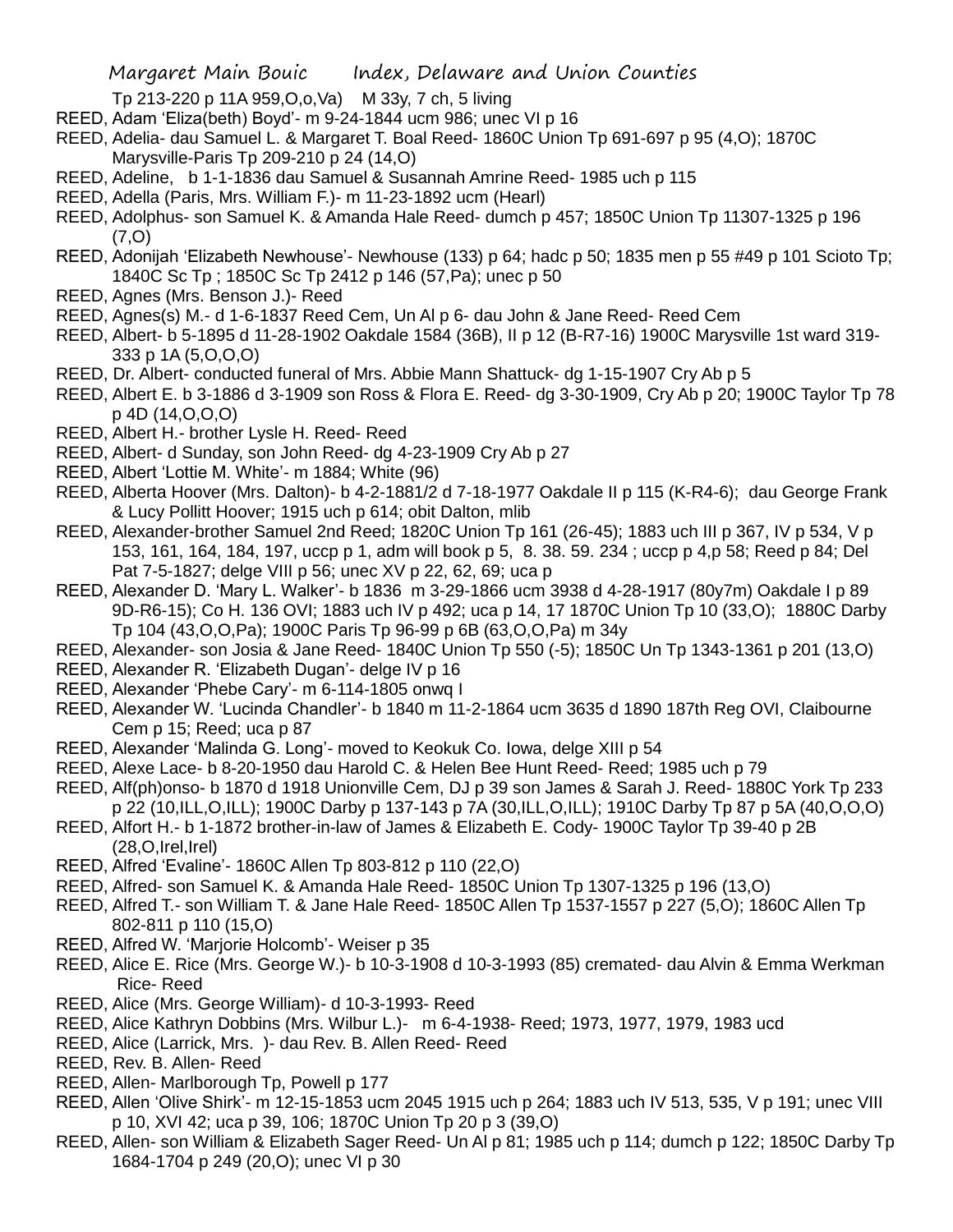Tp 213-220 p 11A 959,O,o,Va) M 33y, 7 ch, 5 living

REED, Adam 'Eliza(beth) Boyd'- m 9-24-1844 ucm 986; unec VI p 16

REED, Adelia- dau Samuel L. & Margaret T. Boal Reed- 1860C Union Tp 691-697 p 95 (4,O); 1870C Marysville-Paris Tp 209-210 p 24 (14,O)

REED, Adeline, b 1-1-1836 dau Samuel & Susannah Amrine Reed- 1985 uch p 115

REED, Adella (Paris, Mrs. William F.)- m 11-23-1892 ucm (Hearl)

REED, Adolphus- son Samuel K. & Amanda Hale Reed- dumch p 457; 1850C Union Tp 11307-1325 p 196 (7,O)

REED, Adonijah 'Elizabeth Newhouse'- Newhouse (133) p 64; hadc p 50; 1835 men p 55 #49 p 101 Scioto Tp; 1840C Sc Tp ; 1850C Sc Tp 2412 p 146 (57,Pa); unec p 50

REED, Agnes (Mrs. Benson J.)- Reed

REED, Agnes(s) M.- d 1-6-1837 Reed Cem, Un Al p 6- dau John & Jane Reed- Reed Cem

REED, Albert- b 5-1895 d 11-28-1902 Oakdale 1584 (36B), II p 12 (B-R7-16) 1900C Marysville 1st ward 319-333 p 1A (5,O,O,O)

REED, Dr. Albert- conducted funeral of Mrs. Abbie Mann Shattuck- dg 1-15-1907 Cry Ab p 5

REED, Albert E. b 3-1886 d 3-1909 son Ross & Flora E. Reed- dg 3-30-1909, Cry Ab p 20; 1900C Taylor Tp 78 p 4D (14,O,O,O)

REED, Albert H.- brother Lysle H. Reed- Reed

REED, Albert- d Sunday, son John Reed- dg 4-23-1909 Cry Ab p 27

REED, Albert 'Lottie M. White'- m 1884; White (96)

REED, Alberta Hoover (Mrs. Dalton)- b 4-2-1881/2 d 7-18-1977 Oakdale II p 115 (K-R4-6); dau George Frank & Lucy Pollitt Hoover; 1915 uch p 614; obit Dalton, mlib

REED, Alexander-brother Samuel 2nd Reed; 1820C Union Tp 161 (26-45); 1883 uch III p 367, IV p 534, V p 153, 161, 164, 184, 197, uccp p 1, adm will book p 5, 8. 38. 59. 234 ; uccp p 4,p 58; Reed p 84; Del Pat 7-5-1827; delge VIII p 56; unec XV p 22, 62, 69; uca p

REED, Alexander D. 'Mary L. Walker'- b 1836 m 3-29-1866 ucm 3938 d 4-28-1917 (80y7m) Oakdale I p 89 9D-R6-15); Co H. 136 OVI; 1883 uch IV p 492; uca p 14, 17 1870C Union Tp 10 (33,O); 1880C Darby Tp 104 (43,O,O,Pa); 1900C Paris Tp 96-99 p 6B (63,O,O,Pa) m 34y

REED, Alexander- son Josia & Jane Reed- 1840C Union Tp 550 (-5); 1850C Un Tp 1343-1361 p 201 (13,O)

REED, Alexander R. 'Elizabeth Dugan'- delge IV p 16

REED, Alexander 'Phebe Cary'- m 6-114-1805 onwq I

REED, Alexander W. 'Lucinda Chandler'- b 1840 m 11-2-1864 ucm 3635 d 1890 187th Reg OVI, Claibourne Cem p 15; Reed; uca p 87

REED, Alexander 'Malinda G. Long'- moved to Keokuk Co. Iowa, delge XIII p 54

REED, Alexe Lace- b 8-20-1950 dau Harold C. & Helen Bee Hunt Reed- Reed; 1985 uch p 79

REED, Alf(ph)onso- b 1870 d 1918 Unionville Cem, DJ p 39 son James & Sarah J. Reed- 1880C York Tp 233 p 22 (10,ILL,O,ILL); 1900C Darby p 137-143 p 7A (30,ILL,O,ILL); 1910C Darby Tp 87 p 5A (40,O,O,O)

REED, Alfort H.- b 1-1872 brother-in-law of James & Elizabeth E. Cody- 1900C Taylor Tp 39-40 p 2B (28,O,Irel,Irel)

REED, Alfred 'Evaline'- 1860C Allen Tp 803-812 p 110 (22,O)

REED, Alfred- son Samuel K. & Amanda Hale Reed- 1850C Union Tp 1307-1325 p 196 (13,O)

REED, Alfred T.- son William T. & Jane Hale Reed- 1850C Allen Tp 1537-1557 p 227 (5,O); 1860C Allen Tp 802-811 p 110 (15,O)

REED, Alfred W. 'Marjorie Holcomb'- Weiser p 35

REED, Alice E. Rice (Mrs. George W.)- b 10-3-1908 d 10-3-1993 (85) cremated- dau Alvin & Emma Werkman Rice- Reed

REED, Alice (Mrs. George William)- d 10-3-1993- Reed

REED, Alice Kathryn Dobbins (Mrs. Wilbur L.)- m 6-4-1938- Reed; 1973, 1977, 1979, 1983 ucd

REED, Alice (Larrick, Mrs. )- dau Rev. B. Allen Reed- Reed

REED, Rev. B. Allen- Reed

REED, Allen- Marlborough Tp, Powell p 177

REED, Allen 'Olive Shirk'- m 12-15-1853 ucm 2045 1915 uch p 264; 1883 uch IV 513, 535, V p 191; unec VIII p 10, XVI 42; uca p 39, 106; 1870C Union Tp 20 p 3 (39,O)

REED, Allen- son William & Elizabeth Sager Reed- Un Al p 81; 1985 uch p 114; dumch p 122; 1850C Darby Tp 1684-1704 p 249 (20,O); unec VI p 30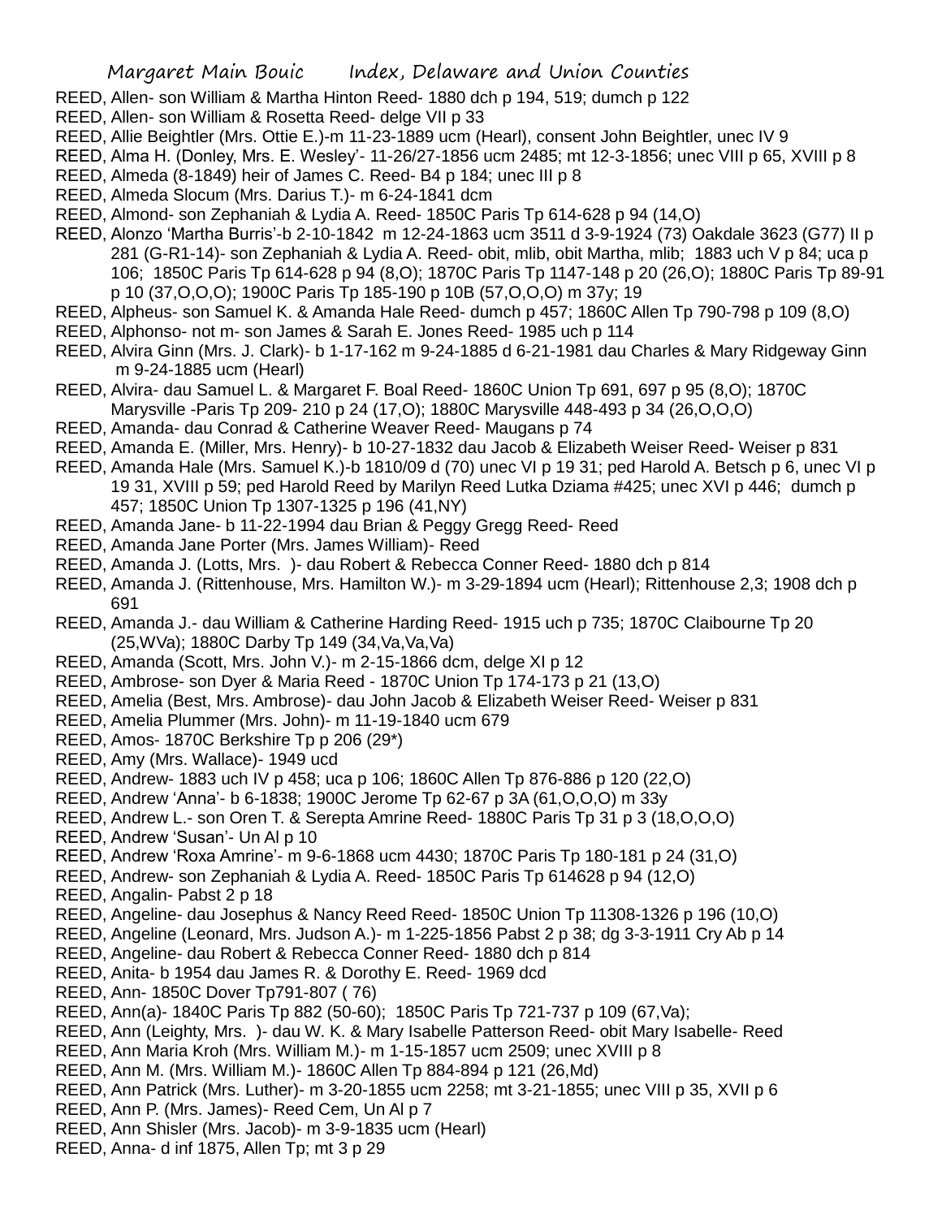REED, Allen- son William & Martha Hinton Reed- 1880 dch p 194, 519; dumch p 122

REED, Allen- son William & Rosetta Reed- delge VII p 33

REED, Allie Beightler (Mrs. Ottie E.)-m 11-23-1889 ucm (Hearl), consent John Beightler, unec IV 9

REED, Alma H. (Donley, Mrs. E. Wesley'- 11-26/27-1856 ucm 2485; mt 12-3-1856; unec VIII p 65, XVIII p 8

REED, Almeda (8-1849) heir of James C. Reed- B4 p 184; unec III p 8

REED, Almeda Slocum (Mrs. Darius T.)- m 6-24-1841 dcm

REED, Almond- son Zephaniah & Lydia A. Reed- 1850C Paris Tp 614-628 p 94 (14,O)

REED, Alonzo 'Martha Burris'-b 2-10-1842 m 12-24-1863 ucm 3511 d 3-9-1924 (73) Oakdale 3623 (G77) II p 281 (G-R1-14)- son Zephaniah & Lydia A. Reed- obit, mlib, obit Martha, mlib; 1883 uch V p 84; uca p 106; 1850C Paris Tp 614-628 p 94 (8,O); 1870C Paris Tp 1147-148 p 20 (26,O); 1880C Paris Tp 89-91 p 10 (37,O,O,O); 1900C Paris Tp 185-190 p 10B (57,O,O,O) m 37y; 19

REED, Alpheus- son Samuel K. & Amanda Hale Reed- dumch p 457; 1860C Allen Tp 790-798 p 109 (8,O)

REED, Alphonso- not m- son James & Sarah E. Jones Reed- 1985 uch p 114

REED, Alvira Ginn (Mrs. J. Clark)- b 1-17-162 m 9-24-1885 d 6-21-1981 dau Charles & Mary Ridgeway Ginn m 9-24-1885 ucm (Hearl)

REED, Alvira- dau Samuel L. & Margaret F. Boal Reed- 1860C Union Tp 691, 697 p 95 (8,O); 1870C Marysville -Paris Tp 209- 210 p 24 (17,O); 1880C Marysville 448-493 p 34 (26,O,O,O)

REED, Amanda- dau Conrad & Catherine Weaver Reed- Maugans p 74

REED, Amanda E. (Miller, Mrs. Henry)- b 10-27-1832 dau Jacob & Elizabeth Weiser Reed- Weiser p 831

REED, Amanda Hale (Mrs. Samuel K.)-b 1810/09 d (70) unec VI p 19 31; ped Harold A. Betsch p 6, unec VI p 19 31, XVIII p 59; ped Harold Reed by Marilyn Reed Lutka Dziama #425; unec XVI p 446; dumch p 457; 1850C Union Tp 1307-1325 p 196 (41,NY)

REED, Amanda Jane- b 11-22-1994 dau Brian & Peggy Gregg Reed- Reed

REED, Amanda Jane Porter (Mrs. James William)- Reed

REED, Amanda J. (Lotts, Mrs. )- dau Robert & Rebecca Conner Reed- 1880 dch p 814

REED, Amanda J. (Rittenhouse, Mrs. Hamilton W.)- m 3-29-1894 ucm (Hearl); Rittenhouse 2,3; 1908 dch p 691

REED, Amanda J.- dau William & Catherine Harding Reed- 1915 uch p 735; 1870C Claibourne Tp 20 (25,WVa); 1880C Darby Tp 149 (34,Va,Va,Va)

REED, Amanda (Scott, Mrs. John V.)- m 2-15-1866 dcm, delge XI p 12

REED, Ambrose- son Dyer & Maria Reed - 1870C Union Tp 174-173 p 21 (13,O)

REED, Amelia (Best, Mrs. Ambrose)- dau John Jacob & Elizabeth Weiser Reed- Weiser p 831

REED, Amelia Plummer (Mrs. John)- m 11-19-1840 ucm 679

REED, Amos- 1870C Berkshire Tp p 206 (29*)

REED, Amy (Mrs. Wallace)- 1949 ucd

REED, Andrew- 1883 uch IV p 458; uca p 106; 1860C Allen Tp 876-886 p 120 (22,O)

REED, Andrew 'Anna'- b 6-1838; 1900C Jerome Tp 62-67 p 3A (61,O,O,O) m 33y

REED, Andrew L.- son Oren T. & Serepta Amrine Reed- 1880C Paris Tp 31 p 3 (18,O,O,O)

REED, Andrew 'Susan'- Un Al p 10

REED, Andrew 'Roxa Amrine'- m 9-6-1868 ucm 4430; 1870C Paris Tp 180-181 p 24 (31,O)

REED, Andrew- son Zephaniah & Lydia A. Reed- 1850C Paris Tp 614628 p 94 (12,O)

REED, Angalin- Pabst 2 p 18

REED, Angeline- dau Josephus & Nancy Reed Reed- 1850C Union Tp 11308-1326 p 196 (10,O)

REED, Angeline (Leonard, Mrs. Judson A.)- m 1-225-1856 Pabst 2 p 38; dg 3-3-1911 Cry Ab p 14

REED, Angeline- dau Robert & Rebecca Conner Reed- 1880 dch p 814

REED, Anita- b 1954 dau James R. & Dorothy E. Reed- 1969 dcd

REED, Ann- 1850C Dover Tp791-807 ( 76)

REED, Ann(a)- 1840C Paris Tp 882 (50-60); 1850C Paris Tp 721-737 p 109 (67,Va);

REED, Ann (Leighty, Mrs. )- dau W. K. & Mary Isabelle Patterson Reed- obit Mary Isabelle- Reed

REED, Ann Maria Kroh (Mrs. William M.)- m 1-15-1857 ucm 2509; unec XVIII p 8

REED, Ann M. (Mrs. William M.)- 1860C Allen Tp 884-894 p 121 (26,Md)

REED, Ann Patrick (Mrs. Luther)- m 3-20-1855 ucm 2258; mt 3-21-1855; unec VIII p 35, XVII p 6

REED, Ann P. (Mrs. James)- Reed Cem, Un Al p 7

REED, Ann Shisler (Mrs. Jacob)- m 3-9-1835 ucm (Hearl)

REED, Anna- d inf 1875, Allen Tp; mt 3 p 29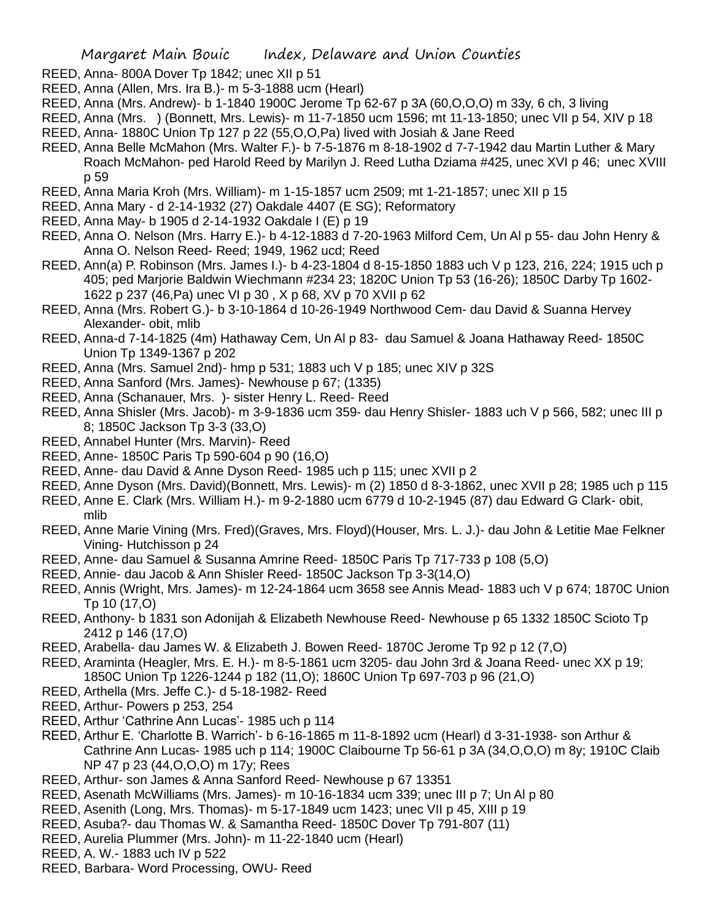REED, Anna- 800A Dover Tp 1842; unec XII p 51

REED, Anna (Allen, Mrs. Ira B.)- m 5-3-1888 ucm (Hearl)

REED, Anna (Mrs. Andrew)- b 1-1840 1900C Jerome Tp 62-67 p 3A (60,O,O,O) m 33y, 6 ch, 3 living

REED, Anna (Mrs. ) (Bonnett, Mrs. Lewis)- m 11-7-1850 ucm 1596; mt 11-13-1850; unec VII p 54, XIV p 18

REED, Anna- 1880C Union Tp 127 p 22 (55,O,O,Pa) lived with Josiah & Jane Reed

REED, Anna Belle McMahon (Mrs. Walter F.)- b 7-5-1876 m 8-18-1902 d 7-7-1942 dau Martin Luther & Mary Roach McMahon- ped Harold Reed by Marilyn J. Reed Lutha Dziama #425, unec XVI p 46; unec XVIII p 59

REED, Anna Maria Kroh (Mrs. William)- m 1-15-1857 ucm 2509; mt 1-21-1857; unec XII p 15

REED, Anna Mary - d 2-14-1932 (27) Oakdale 4407 (E SG); Reformatory

REED, Anna May- b 1905 d 2-14-1932 Oakdale I (E) p 19

REED, Anna O. Nelson (Mrs. Harry E.)- b 4-12-1883 d 7-20-1963 Milford Cem, Un Al p 55- dau John Henry & Anna O. Nelson Reed- Reed; 1949, 1962 ucd; Reed

REED, Ann(a) P. Robinson (Mrs. James I.)- b 4-23-1804 d 8-15-1850 1883 uch V p 123, 216, 224; 1915 uch p 405; ped Marjorie Baldwin Wiechmann #234 23; 1820C Union Tp 53 (16-26); 1850C Darby Tp 1602-1622 p 237 (46,Pa) unec VI p 30 , X p 68, XV p 70 XVII p 62

REED, Anna (Mrs. Robert G.)- b 3-10-1864 d 10-26-1949 Northwood Cem- dau David & Suanna Hervey Alexander- obit, mlib

REED, Anna-d 7-14-1825 (4m) Hathaway Cem, Un Al p 83- dau Samuel & Joana Hathaway Reed- 1850C Union Tp 1349-1367 p 202

REED, Anna (Mrs. Samuel 2nd)- hmp p 531; 1883 uch V p 185; unec XIV p 32S

REED, Anna Sanford (Mrs. James)- Newhouse p 67; (1335)

REED, Anna (Schanauer, Mrs. )- sister Henry L. Reed- Reed

REED, Anna Shisler (Mrs. Jacob)- m 3-9-1836 ucm 359- dau Henry Shisler- 1883 uch V p 566, 582; unec III p 8; 1850C Jackson Tp 3-3 (33,O)

REED, Annabel Hunter (Mrs. Marvin)- Reed

REED, Anne- 1850C Paris Tp 590-604 p 90 (16,O)

REED, Anne- dau David & Anne Dyson Reed- 1985 uch p 115; unec XVII p 2

REED, Anne Dyson (Mrs. David)(Bonnett, Mrs. Lewis)- m (2) 1850 d 8-3-1862, unec XVII p 28; 1985 uch p 115

REED, Anne E. Clark (Mrs. William H.)- m 9-2-1880 ucm 6779 d 10-2-1945 (87) dau Edward G Clark- obit, mlib

REED, Anne Marie Vining (Mrs. Fred)(Graves, Mrs. Floyd)(Houser, Mrs. L. J.)- dau John & Letitie Mae Felkner Vining- Hutchisson p 24

REED, Anne- dau Samuel & Susanna Amrine Reed- 1850C Paris Tp 717-733 p 108 (5,O)

REED, Annie- dau Jacob & Ann Shisler Reed- 1850C Jackson Tp 3-3(14,O)

REED, Annis (Wright, Mrs. James)- m 12-24-1864 ucm 3658 see Annis Mead- 1883 uch V p 674; 1870C Union Tp 10 (17,O)

REED, Anthony- b 1831 son Adonijah & Elizabeth Newhouse Reed- Newhouse p 65 1332 1850C Scioto Tp 2412 p 146 (17,O)

REED, Arabella- dau James W. & Elizabeth J. Bowen Reed- 1870C Jerome Tp 92 p 12 (7,O)

REED, Araminta (Heagler, Mrs. E. H.)- m 8-5-1861 ucm 3205- dau John 3rd & Joana Reed- unec XX p 19; 1850C Union Tp 1226-1244 p 182 (11,O); 1860C Union Tp 697-703 p 96 (21,O)

REED, Arthella (Mrs. Jeffe C.)- d 5-18-1982- Reed

REED, Arthur- Powers p 253, 254

REED, Arthur 'Cathrine Ann Lucas'- 1985 uch p 114

REED, Arthur E. 'Charlotte B. Warrich'- b 6-16-1865 m 11-8-1892 ucm (Hearl) d 3-31-1938- son Arthur & Cathrine Ann Lucas- 1985 uch p 114; 1900C Claibourne Tp 56-61 p 3A (34,O,O,O) m 8y; 1910C Claib NP 47 p 23 (44,O,O,O) m 17y; Rees

REED, Arthur- son James & Anna Sanford Reed- Newhouse p 67 13351

REED, Asenath McWilliams (Mrs. James)- m 10-16-1834 ucm 339; unec III p 7; Un Al p 80

REED, Asenith (Long, Mrs. Thomas)- m 5-17-1849 ucm 1423; unec VII p 45, XIII p 19

REED, Asuba?- dau Thomas W. & Samantha Reed- 1850C Dover Tp 791-807 (11)

REED, Aurelia Plummer (Mrs. John)- m 11-22-1840 ucm (Hearl)

REED, A. W.- 1883 uch IV p 522

REED, Barbara- Word Processing, OWU- Reed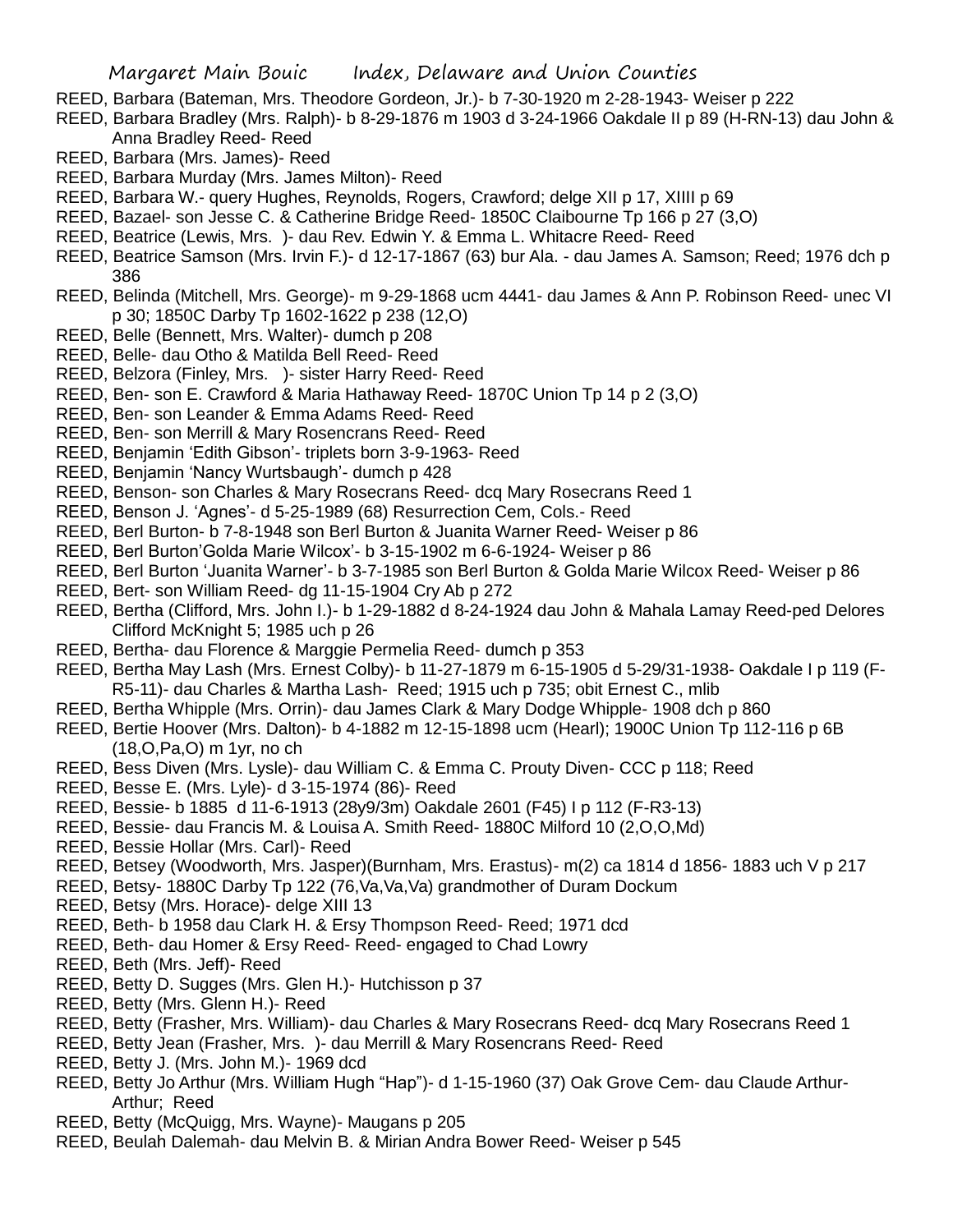REED, Barbara (Bateman, Mrs. Theodore Gordeon, Jr.)- b 7-30-1920 m 2-28-1943- Weiser p 222

REED, Barbara Bradley (Mrs. Ralph)- b 8-29-1876 m 1903 d 3-24-1966 Oakdale II p 89 (H-RN-13) dau John & Anna Bradley Reed- Reed

REED, Barbara (Mrs. James)- Reed

REED, Barbara Murday (Mrs. James Milton)- Reed

REED, Barbara W.- query Hughes, Reynolds, Rogers, Crawford; delge XII p 17, XIIII p 69

REED, Bazael- son Jesse C. & Catherine Bridge Reed- 1850C Claibourne Tp 166 p 27 (3,O)

REED, Beatrice (Lewis, Mrs. )- dau Rev. Edwin Y. & Emma L. Whitacre Reed- Reed

REED, Beatrice Samson (Mrs. Irvin F.)- d 12-17-1867 (63) bur Ala. - dau James A. Samson; Reed; 1976 dch p 386

REED, Belinda (Mitchell, Mrs. George)- m 9-29-1868 ucm 4441- dau James & Ann P. Robinson Reed- unec VI p 30; 1850C Darby Tp 1602-1622 p 238 (12,O)

REED, Belle (Bennett, Mrs. Walter)- dumch p 208

REED, Belle- dau Otho & Matilda Bell Reed- Reed

REED, Belzora (Finley, Mrs. )- sister Harry Reed- Reed

REED, Ben- son E. Crawford & Maria Hathaway Reed- 1870C Union Tp 14 p 2 (3,O)

REED, Ben- son Leander & Emma Adams Reed- Reed

REED, Ben- son Merrill & Mary Rosencrans Reed- Reed

REED, Benjamin 'Edith Gibson'- triplets born 3-9-1963- Reed

REED, Benjamin 'Nancy Wurtsbaugh'- dumch p 428

REED, Benson- son Charles & Mary Rosecrans Reed- dcq Mary Rosecrans Reed 1

REED, Benson J. 'Agnes'- d 5-25-1989 (68) Resurrection Cem, Cols.- Reed

REED, Berl Burton- b 7-8-1948 son Berl Burton & Juanita Warner Reed- Weiser p 86

REED, Berl Burton'Golda Marie Wilcox'- b 3-15-1902 m 6-6-1924- Weiser p 86

REED, Berl Burton 'Juanita Warner'- b 3-7-1985 son Berl Burton & Golda Marie Wilcox Reed- Weiser p 86

REED, Bert- son William Reed- dg 11-15-1904 Cry Ab p 272

REED, Bertha (Clifford, Mrs. John I.)- b 1-29-1882 d 8-24-1924 dau John & Mahala Lamay Reed-ped Delores Clifford McKnight 5; 1985 uch p 26

REED, Bertha- dau Florence & Marggie Permelia Reed- dumch p 353

REED, Bertha May Lash (Mrs. Ernest Colby)- b 11-27-1879 m 6-15-1905 d 5-29/31-1938- Oakdale I p 119 (F-R5-11)- dau Charles & Martha Lash- Reed; 1915 uch p 735; obit Ernest C., mlib

REED, Bertha Whipple (Mrs. Orrin)- dau James Clark & Mary Dodge Whipple- 1908 dch p 860

REED, Bertie Hoover (Mrs. Dalton)- b 4-1882 m 12-15-1898 ucm (Hearl); 1900C Union Tp 112-116 p 6B (18,O,Pa,O) m 1yr, no ch

REED, Bess Diven (Mrs. Lysle)- dau William C. & Emma C. Prouty Diven- CCC p 118; Reed

REED, Besse E. (Mrs. Lyle)- d 3-15-1974 (86)- Reed

REED, Bessie- b 1885 d 11-6-1913 (28y9/3m) Oakdale 2601 (F45) I p 112 (F-R3-13)

REED, Bessie- dau Francis M. & Louisa A. Smith Reed- 1880C Milford 10 (2,O,O,Md)

REED, Bessie Hollar (Mrs. Carl)- Reed

REED, Betsey (Woodworth, Mrs. Jasper)(Burnham, Mrs. Erastus)- m(2) ca 1814 d 1856- 1883 uch V p 217

REED, Betsy- 1880C Darby Tp 122 (76,Va,Va,Va) grandmother of Duram Dockum

REED, Betsy (Mrs. Horace)- delge XIII 13

REED, Beth- b 1958 dau Clark H. & Ersy Thompson Reed- Reed; 1971 dcd

REED, Beth- dau Homer & Ersy Reed- Reed- engaged to Chad Lowry

REED, Beth (Mrs. Jeff)- Reed

REED, Betty D. Sugges (Mrs. Glen H.)- Hutchisson p 37

REED, Betty (Mrs. Glenn H.)- Reed

REED, Betty (Frasher, Mrs. William)- dau Charles & Mary Rosecrans Reed- dcq Mary Rosecrans Reed 1

REED, Betty Jean (Frasher, Mrs. )- dau Merrill & Mary Rosencrans Reed- Reed

REED, Betty J. (Mrs. John M.)- 1969 dcd

REED, Betty Jo Arthur (Mrs. William Hugh "Hap")- d 1-15-1960 (37) Oak Grove Cem- dau Claude Arthur- Arthur; Reed

REED, Betty (McQuigg, Mrs. Wayne)- Maugans p 205

REED, Beulah Dalemah- dau Melvin B. & Mirian Andra Bower Reed- Weiser p 545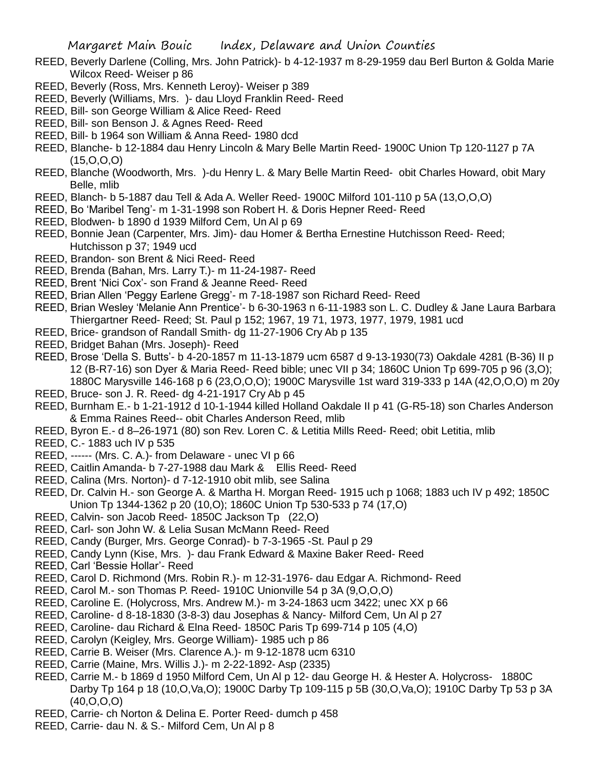REED, Beverly Darlene (Colling, Mrs. John Patrick)- b 4-12-1937 m 8-29-1959 dau Berl Burton & Golda Marie Wilcox Reed- Weiser p 86

REED, Beverly (Ross, Mrs. Kenneth Leroy)- Weiser p 389

REED, Beverly (Williams, Mrs. )- dau Lloyd Franklin Reed- Reed

REED, Bill- son George William & Alice Reed- Reed

REED, Bill- son Benson J. & Agnes Reed- Reed

REED, Bill- b 1964 son William & Anna Reed- 1980 dcd

REED, Blanche- b 12-1884 dau Henry Lincoln & Mary Belle Martin Reed- 1900C Union Tp 120-1127 p 7A (15,O,O,O)

REED, Blanche (Woodworth, Mrs. )-du Henry L. & Mary Belle Martin Reed- obit Charles Howard, obit Mary Belle, mlib

REED, Blanch- b 5-1887 dau Tell & Ada A. Weller Reed- 1900C Milford 101-110 p 5A (13,O,O,O)

REED, Bo 'Maribel Teng'- m 1-31-1998 son Robert H. & Doris Hepner Reed- Reed

REED, Blodwen- b 1890 d 1939 Milford Cem, Un Al p 69

REED, Bonnie Jean (Carpenter, Mrs. Jim)- dau Homer & Bertha Ernestine Hutchisson Reed- Reed; Hutchisson p 37; 1949 ucd

REED, Brandon- son Brent & Nici Reed- Reed

REED, Brenda (Bahan, Mrs. Larry T.)- m 11-24-1987- Reed

REED, Brent 'Nici Cox'- son Frand & Jeanne Reed- Reed

REED, Brian Allen 'Peggy Earlene Gregg'- m 7-18-1987 son Richard Reed- Reed

REED, Brian Wesley 'Melanie Ann Prentice'- b 6-30-1963 n 6-11-1983 son L. C. Dudley & Jane Laura Barbara Thiergartner Reed- Reed; St. Paul p 152; 1967, 19 71, 1973, 1977, 1979, 1981 ucd

REED, Brice- grandson of Randall Smith- dg 11-27-1906 Cry Ab p 135

REED, Bridget Bahan (Mrs. Joseph)- Reed

REED, Brose 'Della S. Butts'- b 4-20-1857 m 11-13-1879 ucm 6587 d 9-13-1930(73) Oakdale 4281 (B-36) II p 12 (B-R7-16) son Dyer & Maria Reed- Reed bible; unec VII p 34; 1860C Union Tp 699-705 p 96 (3,O); 1880C Marysville 146-168 p 6 (23,O,O,O); 1900C Marysville 1st ward 319-333 p 14A (42,O,O,O) m 20y

REED, Bruce- son J. R. Reed- dg 4-21-1917 Cry Ab p 45

REED, Burnham E.- b 1-21-1912 d 10-1-1944 killed Holland Oakdale II p 41 (G-R5-18) son Charles Anderson & Emma Raines Reed-- obit Charles Anderson Reed, mlib

REED, Byron E.- d 8–26-1971 (80) son Rev. Loren C. & Letitia Mills Reed- Reed; obit Letitia, mlib

REED, C.- 1883 uch IV p 535

REED, ------ (Mrs. C. A.)- from Delaware - unec VI p 66

REED, Caitlin Amanda- b 7-27-1988 dau Mark & Ellis Reed- Reed

REED, Calina (Mrs. Norton)- d 7-12-1910 obit mlib, see Salina

REED, Dr. Calvin H.- son George A. & Martha H. Morgan Reed- 1915 uch p 1068; 1883 uch IV p 492; 1850C Union Tp 1344-1362 p 20 (10,O); 1860C Union Tp 530-533 p 74 (17,O)

REED, Calvin- son Jacob Reed- 1850C Jackson Tp (22,O)

REED, Carl- son John W. & Lelia Susan McMann Reed- Reed

REED, Candy (Burger, Mrs. George Conrad)- b 7-3-1965 -St. Paul p 29

REED, Candy Lynn (Kise, Mrs. )- dau Frank Edward & Maxine Baker Reed- Reed

REED, Carl 'Bessie Hollar'- Reed

REED, Carol D. Richmond (Mrs. Robin R.)- m 12-31-1976- dau Edgar A. Richmond- Reed

REED, Carol M.- son Thomas P. Reed- 1910C Unionville 54 p 3A (9,O,O,O)

REED, Caroline E. (Holycross, Mrs. Andrew M.)- m 3-24-1863 ucm 3422; unec XX p 66

REED, Caroline- d 8-18-1830 (3-8-3) dau Josephas & Nancy- Milford Cem, Un Al p 27

REED, Caroline- dau Richard & Elna Reed- 1850C Paris Tp 699-714 p 105 (4,O)

REED, Carolyn (Keigley, Mrs. George William)- 1985 uch p 86

REED, Carrie B. Weiser (Mrs. Clarence A.)- m 9-12-1878 ucm 6310

REED, Carrie (Maine, Mrs. Willis J.)- m 2-22-1892- Asp (2335)

REED, Carrie M.- b 1869 d 1950 Milford Cem, Un Al p 12- dau George H. & Hester A. Holycross- 1880C Darby Tp 164 p 18 (10,O,Va,O); 1900C Darby Tp 109-115 p 5B (30,O,Va,O); 1910C Darby Tp 53 p 3A (40,O,O,O)

REED, Carrie- ch Norton & Delina E. Porter Reed- dumch p 458

REED, Carrie- dau N. & S.- Milford Cem, Un Al p 8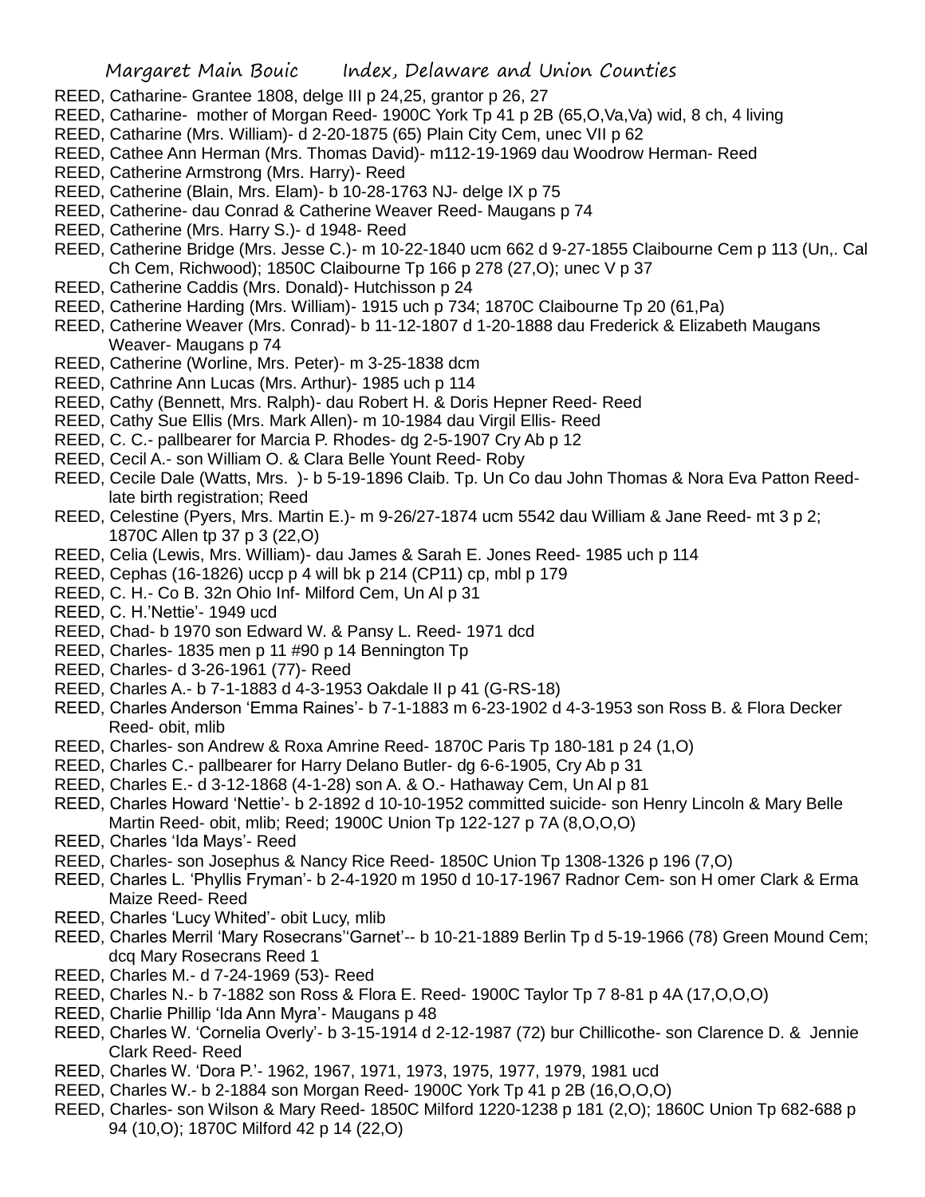REED, Catharine- Grantee 1808, delge III p 24,25, grantor p 26, 27

REED, Catharine- mother of Morgan Reed- 1900C York Tp 41 p 2B (65,O,Va,Va) wid, 8 ch, 4 living

REED, Catharine (Mrs. William)- d 2-20-1875 (65) Plain City Cem, unec VII p 62

REED, Cathee Ann Herman (Mrs. Thomas David)- m112-19-1969 dau Woodrow Herman- Reed

REED, Catherine Armstrong (Mrs. Harry)- Reed

REED, Catherine (Blain, Mrs. Elam)- b 10-28-1763 NJ- delge IX p 75

REED, Catherine- dau Conrad & Catherine Weaver Reed- Maugans p 74

REED, Catherine (Mrs. Harry S.)- d 1948- Reed

REED, Catherine Bridge (Mrs. Jesse C.)- m 10-22-1840 ucm 662 d 9-27-1855 Claibourne Cem p 113 (Un,. Cal Ch Cem, Richwood); 1850C Claibourne Tp 166 p 278 (27,O); unec V p 37

REED, Catherine Caddis (Mrs. Donald)- Hutchisson p 24

REED, Catherine Harding (Mrs. William)- 1915 uch p 734; 1870C Claibourne Tp 20 (61,Pa)

REED, Catherine Weaver (Mrs. Conrad)- b 11-12-1807 d 1-20-1888 dau Frederick & Elizabeth Maugans Weaver- Maugans p 74

REED, Catherine (Worline, Mrs. Peter)- m 3-25-1838 dcm

REED, Cathrine Ann Lucas (Mrs. Arthur)- 1985 uch p 114

REED, Cathy (Bennett, Mrs. Ralph)- dau Robert H. & Doris Hepner Reed- Reed

REED, Cathy Sue Ellis (Mrs. Mark Allen)- m 10-1984 dau Virgil Ellis- Reed

REED, C. C.- pallbearer for Marcia P. Rhodes- dg 2-5-1907 Cry Ab p 12

REED, Cecil A.- son William O. & Clara Belle Yount Reed- Roby

REED, Cecile Dale (Watts, Mrs. )- b 5-19-1896 Claib. Tp. Un Co dau John Thomas & Nora Eva Patton Reed- late birth registration; Reed

REED, Celestine (Pyers, Mrs. Martin E.)- m 9-26/27-1874 ucm 5542 dau William & Jane Reed- mt 3 p 2; 1870C Allen tp 37 p 3 (22,O)

REED, Celia (Lewis, Mrs. William)- dau James & Sarah E. Jones Reed- 1985 uch p 114

REED, Cephas (16-1826) uccp p 4 will bk p 214 (CP11) cp, mbl p 179

REED, C. H.- Co B. 32n Ohio Inf- Milford Cem, Un Al p 31

REED, C. H.'Nettie'- 1949 ucd

REED, Chad- b 1970 son Edward W. & Pansy L. Reed- 1971 dcd

REED, Charles- 1835 men p 11 #90 p 14 Bennington Tp

REED, Charles- d 3-26-1961 (77)- Reed

REED, Charles A.- b 7-1-1883 d 4-3-1953 Oakdale II p 41 (G-RS-18)

REED, Charles Anderson 'Emma Raines'- b 7-1-1883 m 6-23-1902 d 4-3-1953 son Ross B. & Flora Decker Reed- obit, mlib

REED, Charles- son Andrew & Roxa Amrine Reed- 1870C Paris Tp 180-181 p 24 (1,O)

REED, Charles C.- pallbearer for Harry Delano Butler- dg 6-6-1905, Cry Ab p 31

REED, Charles E.- d 3-12-1868 (4-1-28) son A. & O.- Hathaway Cem, Un Al p 81

REED, Charles Howard 'Nettie'- b 2-1892 d 10-10-1952 committed suicide- son Henry Lincoln & Mary Belle Martin Reed- obit, mlib; Reed; 1900C Union Tp 122-127 p 7A (8,O,O,O)

REED, Charles 'Ida Mays'- Reed

REED, Charles- son Josephus & Nancy Rice Reed- 1850C Union Tp 1308-1326 p 196 (7,O)

REED, Charles L. 'Phyllis Fryman'- b 2-4-1920 m 1950 d 10-17-1967 Radnor Cem- son H omer Clark & Erma Maize Reed- Reed

REED, Charles 'Lucy Whited'- obit Lucy, mlib

REED, Charles Merril 'Mary Rosecrans''Garnet'-- b 10-21-1889 Berlin Tp d 5-19-1966 (78) Green Mound Cem; dcq Mary Rosecrans Reed 1

REED, Charles M.- d 7-24-1969 (53)- Reed

REED, Charles N.- b 7-1882 son Ross & Flora E. Reed- 1900C Taylor Tp 7 8-81 p 4A (17,O,O,O)

REED, Charlie Phillip 'Ida Ann Myra'- Maugans p 48

REED, Charles W. 'Cornelia Overly'- b 3-15-1914 d 2-12-1987 (72) bur Chillicothe- son Clarence D. & Jennie Clark Reed- Reed

REED, Charles W. 'Dora P.'- 1962, 1967, 1971, 1973, 1975, 1977, 1979, 1981 ucd

REED, Charles W.- b 2-1884 son Morgan Reed- 1900C York Tp 41 p 2B (16,O,O,O)

REED, Charles- son Wilson & Mary Reed- 1850C Milford 1220-1238 p 181 (2,O); 1860C Union Tp 682-688 p 94 (10,O); 1870C Milford 42 p 14 (22,O)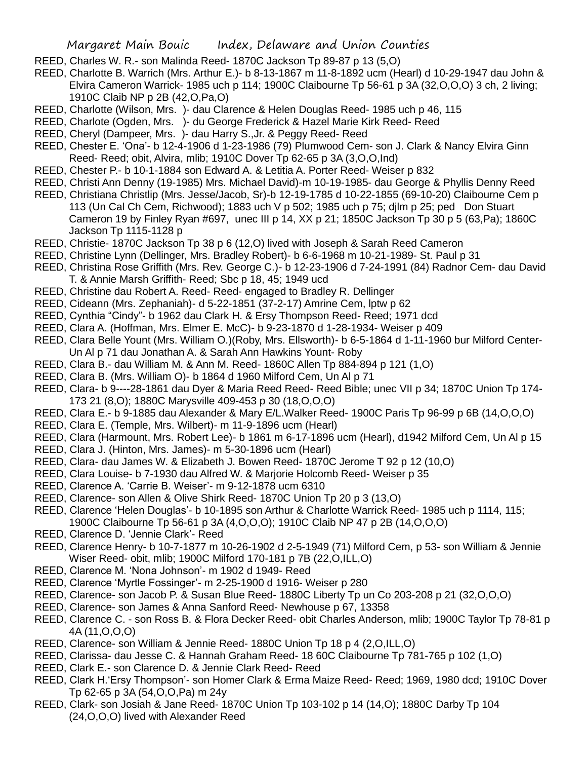REED, Charles W. R.- son Malinda Reed- 1870C Jackson Tp 89-87 p 13 (5,O)

REED, Charlotte B. Warrich (Mrs. Arthur E.)- b 8-13-1867 m 11-8-1892 ucm (Hearl) d 10-29-1947 dau John & Elvira Cameron Warrick- 1985 uch p 114; 1900C Claibourne Tp 56-61 p 3A (32,O,O,O) 3 ch, 2 living; 1910C Claib NP p 2B (42,O,Pa,O)

REED, Charlotte (Wilson, Mrs. )- dau Clarence & Helen Douglas Reed- 1985 uch p 46, 115

REED, Charlote (Ogden, Mrs. )- du George Frederick & Hazel Marie Kirk Reed- Reed

REED, Cheryl (Dampeer, Mrs. )- dau Harry S.,Jr. & Peggy Reed- Reed

REED, Chester E. 'Ona'- b 12-4-1906 d 1-23-1986 (79) Plumwood Cem- son J. Clark & Nancy Elvira Ginn Reed- Reed; obit, Alvira, mlib; 1910C Dover Tp 62-65 p 3A (3,O,O,Ind)

REED, Chester P.- b 10-1-1884 son Edward A. & Letitia A. Porter Reed- Weiser p 832

REED, Christi Ann Denny (19-1985) Mrs. Michael David)-m 10-19-1985- dau George & Phyllis Denny Reed

REED, Christiana Christlip (Mrs. Jesse/Jacob, Sr)-b 12-19-1785 d 10-22-1855 (69-10-20) Claibourne Cem p 113 (Un Cal Ch Cem, Richwood); 1883 uch V p 502; 1985 uch p 75; djlm p 25; ped Don Stuart Cameron 19 by Finley Ryan #697, unec III p 14, XX p 21; 1850C Jackson Tp 30 p 5 (63,Pa); 1860C Jackson Tp 1115-1128 p

REED, Christie- 1870C Jackson Tp 38 p 6 (12,O) lived with Joseph & Sarah Reed Cameron

REED, Christine Lynn (Dellinger, Mrs. Bradley Robert)- b 6-6-1968 m 10-21-1989- St. Paul p 31

REED, Christina Rose Griffith (Mrs. Rev. George C.)- b 12-23-1906 d 7-24-1991 (84) Radnor Cem- dau David T. & Annie Marsh Griffith- Reed; Sbc p 18, 45; 1949 ucd

REED, Christine dau Robert A. Reed- Reed- engaged to Bradley R. Dellinger

REED, Cideann (Mrs. Zephaniah)- d 5-22-1851 (37-2-17) Amrine Cem, lptw p 62

REED, Cynthia "Cindy"- b 1962 dau Clark H. & Ersy Thompson Reed- Reed; 1971 dcd

REED, Clara A. (Hoffman, Mrs. Elmer E. McC)- b 9-23-1870 d 1-28-1934- Weiser p 409

REED, Clara Belle Yount (Mrs. William O.)(Roby, Mrs. Ellsworth)- b 6-5-1864 d 1-11-1960 bur Milford Center- Un Al p 71 dau Jonathan A. & Sarah Ann Hawkins Yount- Roby

REED, Clara B.- dau William M. & Ann M. Reed- 1860C Allen Tp 884-894 p 121 (1,O)

REED, Clara B. (Mrs. William O)- b 1864 d 1960 Milford Cem, Un Al p 71

REED, Clara- b 9----28-1861 dau Dyer & Maria Reed Reed- Reed Bible; unec VII p 34; 1870C Union Tp 174-173 21 (8,O); 1880C Marysville 409-453 p 30 (18,O,O,O)

REED, Clara E.- b 9-1885 dau Alexander & Mary E/L.Walker Reed- 1900C Paris Tp 96-99 p 6B (14,O,O,O)

REED, Clara E. (Temple, Mrs. Wilbert)- m 11-9-1896 ucm (Hearl)

REED, Clara (Harmount, Mrs. Robert Lee)- b 1861 m 6-17-1896 ucm (Hearl), d1942 Milford Cem, Un Al p 15

REED, Clara J. (Hinton, Mrs. James)- m 5-30-1896 ucm (Hearl)

REED, Clara- dau James W. & Elizabeth J. Bowen Reed- 1870C Jerome T 92 p 12 (10,O)

REED, Clara Louise- b 7-1930 dau Alfred W. & Marjorie Holcomb Reed- Weiser p 35

REED, Clarence A. 'Carrie B. Weiser'- m 9-12-1878 ucm 6310

REED, Clarence- son Allen & Olive Shirk Reed- 1870C Union Tp 20 p 3 (13,O)

REED, Clarence 'Helen Douglas'- b 10-1895 son Arthur & Charlotte Warrick Reed- 1985 uch p 1114, 115; 1900C Claibourne Tp 56-61 p 3A (4,O,O,O); 1910C Claib NP 47 p 2B (14,O,O,O)

REED, Clarence D. 'Jennie Clark'- Reed

REED, Clarence Henry- b 10-7-1877 m 10-26-1902 d 2-5-1949 (71) Milford Cem, p 53- son William & Jennie Wiser Reed- obit, mlib; 1900C Milford 170-181 p 7B (22,O,ILL,O)

REED, Clarence M. 'Nona Johnson'- m 1902 d 1949- Reed

REED, Clarence 'Myrtle Fossinger'- m 2-25-1900 d 1916- Weiser p 280

REED, Clarence- son Jacob P. & Susan Blue Reed- 1880C Liberty Tp un Co 203-208 p 21 (32,O,O,O)

REED, Clarence- son James & Anna Sanford Reed- Newhouse p 67, 13358

REED, Clarence C. - son Ross B. & Flora Decker Reed- obit Charles Anderson, mlib; 1900C Taylor Tp 78-81 p 4A (11,O,O,O)

REED, Clarence- son William & Jennie Reed- 1880C Union Tp 18 p 4 (2,O,ILL,O)

REED, Clarissa- dau Jesse C. & Hannah Graham Reed- 18 60C Claibourne Tp 781-765 p 102 (1,O)

REED, Clark E.- son Clarence D. & Jennie Clark Reed- Reed

REED, Clark H.'Ersy Thompson'- son Homer Clark & Erma Maize Reed- Reed; 1969, 1980 dcd; 1910C Dover Tp 62-65 p 3A (54,O,O,Pa) m 24y

REED, Clark- son Josiah & Jane Reed- 1870C Union Tp 103-102 p 14 (14,O); 1880C Darby Tp 104 (24,O,O,O) lived with Alexander Reed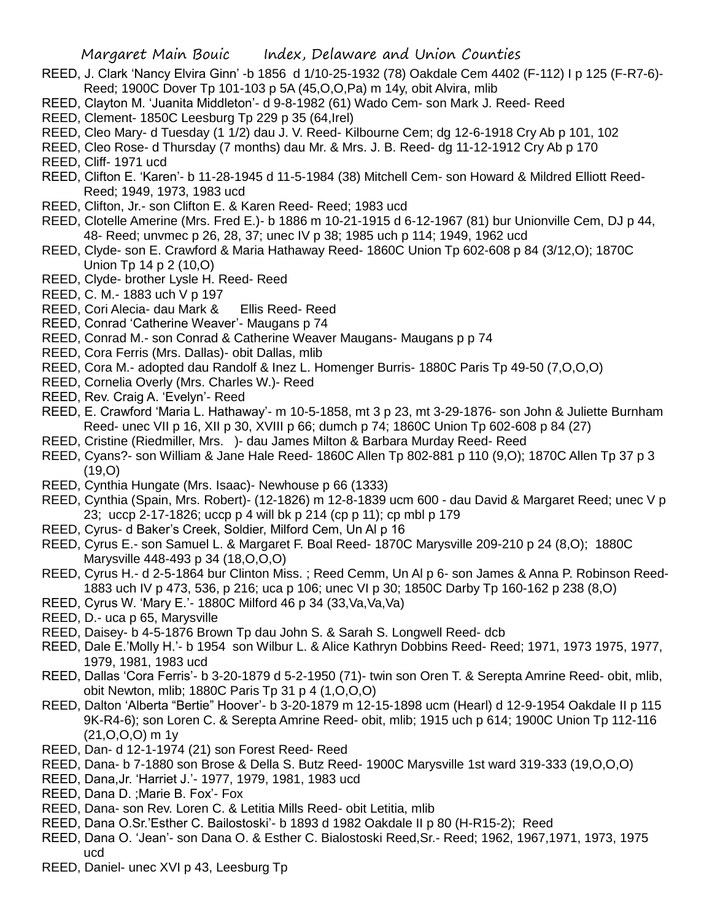REED, J. Clark 'Nancy Elvira Ginn' -b 1856 d 1/10-25-1932 (78) Oakdale Cem 4402 (F-112) I p 125 (F-R7-6)- Reed; 1900C Dover Tp 101-103 p 5A (45,O,O,Pa) m 14y, obit Alvira, mlib

REED, Clayton M. 'Juanita Middleton'- d 9-8-1982 (61) Wado Cem- son Mark J. Reed- Reed

REED, Clement- 1850C Leesburg Tp 229 p 35 (64,Irel)

REED, Cleo Mary- d Tuesday (1 1/2) dau J. V. Reed- Kilbourne Cem; dg 12-6-1918 Cry Ab p 101, 102

REED, Cleo Rose- d Thursday (7 months) dau Mr. & Mrs. J. B. Reed- dg 11-12-1912 Cry Ab p 170

REED, Cliff- 1971 ucd

REED, Clifton E. 'Karen'- b 11-28-1945 d 11-5-1984 (38) Mitchell Cem- son Howard & Mildred Elliott Reed- Reed; 1949, 1973, 1983 ucd

REED, Clifton, Jr.- son Clifton E. & Karen Reed- Reed; 1983 ucd

REED, Clotelle Amerine (Mrs. Fred E.)- b 1886 m 10-21-1915 d 6-12-1967 (81) bur Unionville Cem, DJ p 44, 48- Reed; unvmec p 26, 28, 37; unec IV p 38; 1985 uch p 114; 1949, 1962 ucd

REED, Clyde- son E. Crawford & Maria Hathaway Reed- 1860C Union Tp 602-608 p 84 (3/12,O); 1870C Union Tp 14 p 2 (10,O)

REED, Clyde- brother Lysle H. Reed- Reed

REED, C. M.- 1883 uch V p 197

REED, Cori Alecia- dau Mark & Ellis Reed- Reed

REED, Conrad 'Catherine Weaver'- Maugans p 74

REED, Conrad M.- son Conrad & Catherine Weaver Maugans- Maugans p p 74

REED, Cora Ferris (Mrs. Dallas)- obit Dallas, mlib

REED, Cora M.- adopted dau Randolf & Inez L. Homenger Burris- 1880C Paris Tp 49-50 (7,O,O,O)

REED, Cornelia Overly (Mrs. Charles W.)- Reed

REED, Rev. Craig A. 'Evelyn'- Reed

REED, E. Crawford 'Maria L. Hathaway'- m 10-5-1858, mt 3 p 23, mt 3-29-1876- son John & Juliette Burnham Reed- unec VII p 16, XII p 30, XVIII p 66; dumch p 74; 1860C Union Tp 602-608 p 84 (27)

REED, Cristine (Riedmiller, Mrs. )- dau James Milton & Barbara Murday Reed- Reed

REED, Cyans?- son William & Jane Hale Reed- 1860C Allen Tp 802-881 p 110 (9,O); 1870C Allen Tp 37 p 3 (19,O)

REED, Cynthia Hungate (Mrs. Isaac)- Newhouse p 66 (1333)

REED, Cynthia (Spain, Mrs. Robert)- (12-1826) m 12-8-1839 ucm 600 - dau David & Margaret Reed; unec V p 23; uccp 2-17-1826; uccp p 4 will bk p 214 (cp p 11); cp mbl p 179

REED, Cyrus- d Baker's Creek, Soldier, Milford Cem, Un Al p 16

REED, Cyrus E.- son Samuel L. & Margaret F. Boal Reed- 1870C Marysville 209-210 p 24 (8,O); 1880C Marysville 448-493 p 34 (18,O,O,O)

REED, Cyrus H.- d 2-5-1864 bur Clinton Miss. ; Reed Cemm, Un Al p 6- son James & Anna P. Robinson Reed- 1883 uch IV p 473, 536, p 216; uca p 106; unec VI p 30; 1850C Darby Tp 160-162 p 238 (8,O)

REED, Cyrus W. 'Mary E.'- 1880C Milford 46 p 34 (33,Va,Va,Va)

REED, D.- uca p 65, Marysville

REED, Daisey- b 4-5-1876 Brown Tp dau John S. & Sarah S. Longwell Reed- dcb

REED, Dale E.'Molly H.'- b 1954 son Wilbur L. & Alice Kathryn Dobbins Reed- Reed; 1971, 1973 1975, 1977, 1979, 1981, 1983 ucd

REED, Dallas 'Cora Ferris'- b 3-20-1879 d 5-2-1950 (71)- twin son Oren T. & Serepta Amrine Reed- obit, mlib, obit Newton, mlib; 1880C Paris Tp 31 p 4 (1,O,O,O)

REED, Dalton 'Alberta "Bertie" Hoover'- b 3-20-1879 m 12-15-1898 ucm (Hearl) d 12-9-1954 Oakdale II p 115 9K-R4-6); son Loren C. & Serepta Amrine Reed- obit, mlib; 1915 uch p 614; 1900C Union Tp 112-116 (21,O,O,O) m 1y

REED, Dan- d 12-1-1974 (21) son Forest Reed- Reed

REED, Dana- b 7-1880 son Brose & Della S. Butz Reed- 1900C Marysville 1st ward 319-333 (19,O,O,O)

REED, Dana,Jr. 'Harriet J.'- 1977, 1979, 1981, 1983 ucd

REED, Dana D. ;Marie B. Fox'- Fox

REED, Dana- son Rev. Loren C. & Letitia Mills Reed- obit Letitia, mlib

REED, Dana O.Sr.'Esther C. Bailostoski'- b 1893 d 1982 Oakdale II p 80 (H-R15-2); Reed

REED, Dana O. 'Jean'- son Dana O. & Esther C. Bialostoski Reed,Sr.- Reed; 1962, 1967,1971, 1973, 1975 ucd

REED, Daniel- unec XVI p 43, Leesburg Tp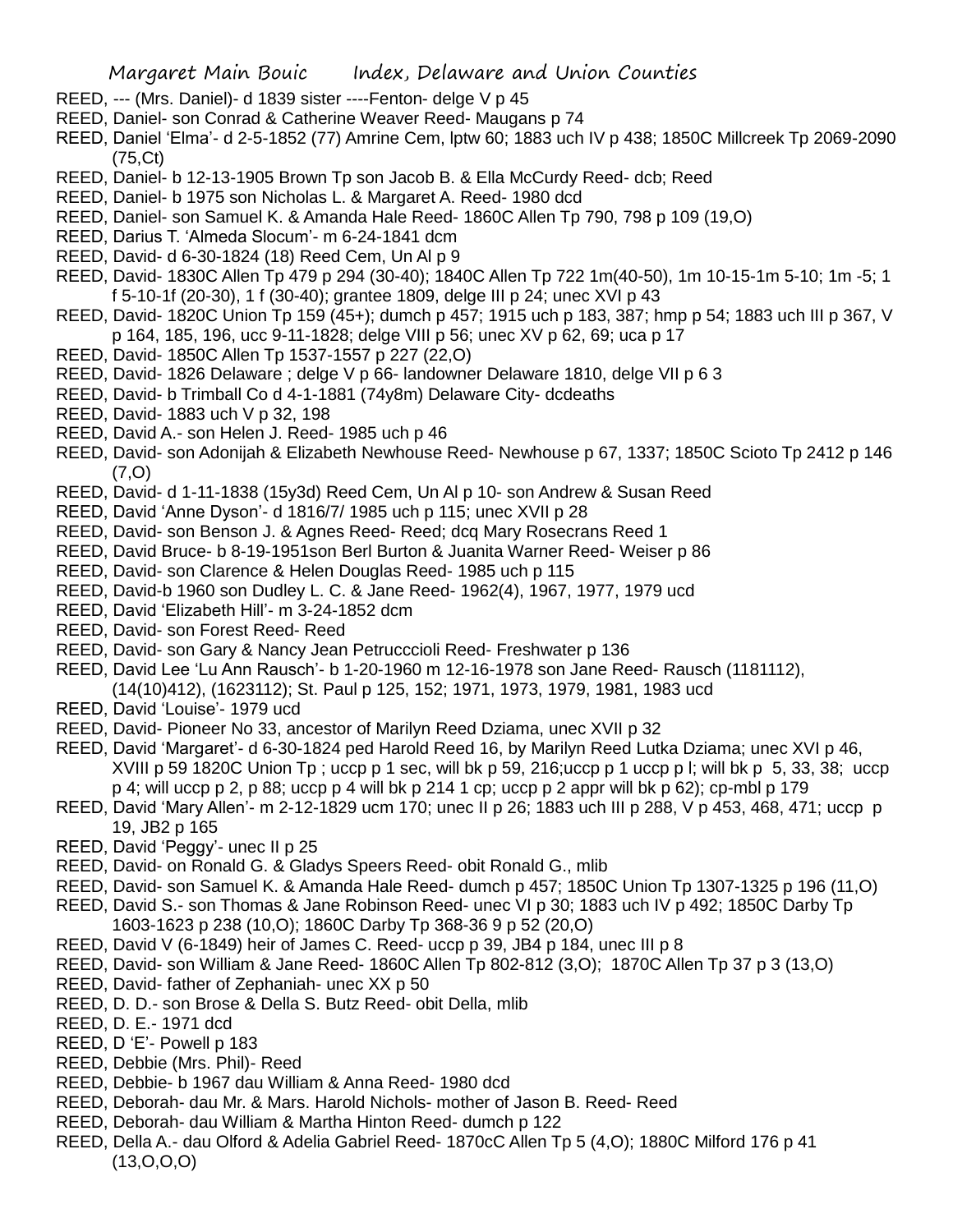REED, --- (Mrs. Daniel)- d 1839 sister ----Fenton- delge V p 45

REED, Daniel- son Conrad & Catherine Weaver Reed- Maugans p 74

REED, Daniel 'Elma'- d 2-5-1852 (77) Amrine Cem, lptw 60; 1883 uch IV p 438; 1850C Millcreek Tp 2069-2090 (75,Ct)

REED, Daniel- b 12-13-1905 Brown Tp son Jacob B. & Ella McCurdy Reed- dcb; Reed

REED, Daniel- b 1975 son Nicholas L. & Margaret A. Reed- 1980 dcd

REED, Daniel- son Samuel K. & Amanda Hale Reed- 1860C Allen Tp 790, 798 p 109 (19,O)

REED, Darius T. 'Almeda Slocum'- m 6-24-1841 dcm

REED, David- d 6-30-1824 (18) Reed Cem, Un Al p 9

REED, David- 1830C Allen Tp 479 p 294 (30-40); 1840C Allen Tp 722 1m(40-50), 1m 10-15-1m 5-10; 1m -5; 1 f 5-10-1f (20-30), 1 f (30-40); grantee 1809, delge III p 24; unec XVI p 43

REED, David- 1820C Union Tp 159 (45+); dumch p 457; 1915 uch p 183, 387; hmp p 54; 1883 uch III p 367, V p 164, 185, 196, ucc 9-11-1828; delge VIII p 56; unec XV p 62, 69; uca p 17

REED, David- 1850C Allen Tp 1537-1557 p 227 (22,O)

REED, David- 1826 Delaware ; delge V p 66- landowner Delaware 1810, delge VII p 6 3

REED, David- b Trimball Co d 4-1-1881 (74y8m) Delaware City- dcdeaths

REED, David- 1883 uch V p 32, 198

REED, David A.- son Helen J. Reed- 1985 uch p 46

REED, David- son Adonijah & Elizabeth Newhouse Reed- Newhouse p 67, 1337; 1850C Scioto Tp 2412 p 146 (7,O)

REED, David- d 1-11-1838 (15y3d) Reed Cem, Un Al p 10- son Andrew & Susan Reed

REED, David 'Anne Dyson'- d 1816/7/ 1985 uch p 115; unec XVII p 28

REED, David- son Benson J. & Agnes Reed- Reed; dcq Mary Rosecrans Reed 1

REED, David Bruce- b 8-19-1951son Berl Burton & Juanita Warner Reed- Weiser p 86

REED, David- son Clarence & Helen Douglas Reed- 1985 uch p 115

REED, David-b 1960 son Dudley L. C. & Jane Reed- 1962(4), 1967, 1977, 1979 ucd

REED, David 'Elizabeth Hill'- m 3-24-1852 dcm

REED, David- son Forest Reed- Reed

REED, David- son Gary & Nancy Jean Petrucccioli Reed- Freshwater p 136

REED, David Lee 'Lu Ann Rausch'- b 1-20-1960 m 12-16-1978 son Jane Reed- Rausch (1181112), (14(10)412), (1623112); St. Paul p 125, 152; 1971, 1973, 1979, 1981, 1983 ucd

REED, David 'Louise'- 1979 ucd

REED, David- Pioneer No 33, ancestor of Marilyn Reed Dziama, unec XVII p 32

REED, David 'Margaret'- d 6-30-1824 ped Harold Reed 16, by Marilyn Reed Lutka Dziama; unec XVI p 46, XVIII p 59 1820C Union Tp ; uccp p 1 sec, will bk p 59, 216;uccp p 1 uccp p I; will bk p 5, 33, 38; uccp p 4; will uccp p 2, p 88; uccp p 4 will bk p 214 1 cp; uccp p 2 appr will bk p 62); cp-mbl p 179

REED, David 'Mary Allen'- m 2-12-1829 ucm 170; unec II p 26; 1883 uch III p 288, V p 453, 468, 471; uccp p 19, JB2 p 165

REED, David 'Peggy'- unec II p 25

REED, David- on Ronald G. & Gladys Speers Reed- obit Ronald G., mlib

REED, David- son Samuel K. & Amanda Hale Reed- dumch p 457; 1850C Union Tp 1307-1325 p 196 (11,O)

REED, David S.- son Thomas & Jane Robinson Reed- unec VI p 30; 1883 uch IV p 492; 1850C Darby Tp 1603-1623 p 238 (10,O); 1860C Darby Tp 368-36 9 p 52 (20,O)

REED, David V (6-1849) heir of James C. Reed- uccp p 39, JB4 p 184, unec III p 8

REED, David- son William & Jane Reed- 1860C Allen Tp 802-812 (3,O); 1870C Allen Tp 37 p 3 (13,O)

REED, David- father of Zephaniah- unec XX p 50

REED, D. D.- son Brose & Della S. Butz Reed- obit Della, mlib

REED, D. E.- 1971 dcd

REED, D 'E'- Powell p 183

REED, Debbie (Mrs. Phil)- Reed

REED, Debbie- b 1967 dau William & Anna Reed- 1980 dcd

REED, Deborah- dau Mr. & Mars. Harold Nichols- mother of Jason B. Reed- Reed

REED, Deborah- dau William & Martha Hinton Reed- dumch p 122

REED, Della A.- dau Olford & Adelia Gabriel Reed- 1870cC Allen Tp 5 (4,O); 1880C Milford 176 p 41 (13,O,O,O)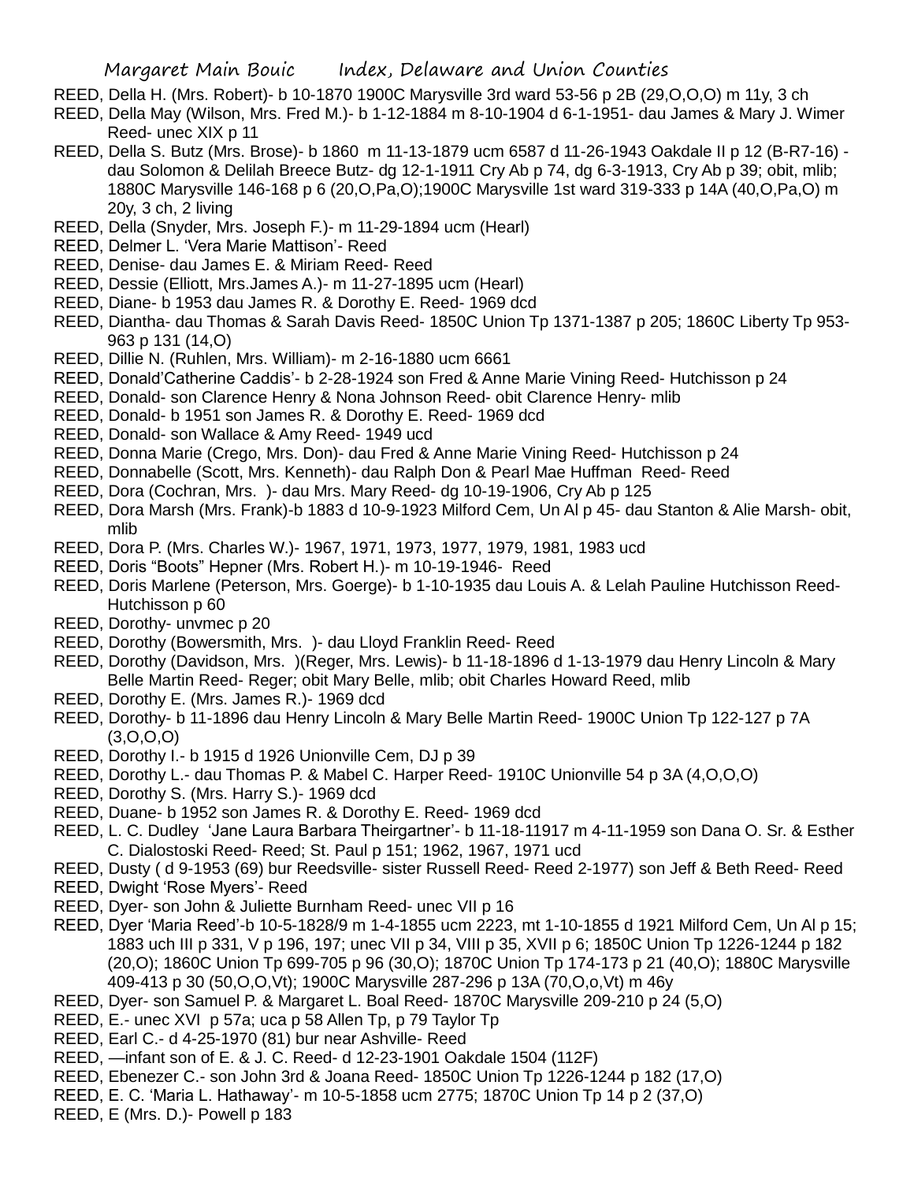REED, Della H. (Mrs. Robert)- b 10-1870 1900C Marysville 3rd ward 53-56 p 2B (29,O,O,O) m 11y, 3 ch

REED, Della May (Wilson, Mrs. Fred M.)- b 1-12-1884 m 8-10-1904 d 6-1-1951- dau James & Mary J. Wimer Reed- unec XIX p 11

REED, Della S. Butz (Mrs. Brose)- b 1860 m 11-13-1879 ucm 6587 d 11-26-1943 Oakdale II p 12 (B-R7-16) - dau Solomon & Delilah Breece Butz- dg 12-1-1911 Cry Ab p 74, dg 6-3-1913, Cry Ab p 39; obit, mlib; 1880C Marysville 146-168 p 6 (20,O,Pa,O);1900C Marysville 1st ward 319-333 p 14A (40,O,Pa,O) m 20y, 3 ch, 2 living

REED, Della (Snyder, Mrs. Joseph F.)- m 11-29-1894 ucm (Hearl)

REED, Delmer L. 'Vera Marie Mattison'- Reed

REED, Denise- dau James E. & Miriam Reed- Reed

REED, Dessie (Elliott, Mrs.James A.)- m 11-27-1895 ucm (Hearl)

REED, Diane- b 1953 dau James R. & Dorothy E. Reed- 1969 dcd

REED, Diantha- dau Thomas & Sarah Davis Reed- 1850C Union Tp 1371-1387 p 205; 1860C Liberty Tp 953-963 p 131 (14,O)

REED, Dillie N. (Ruhlen, Mrs. William)- m 2-16-1880 ucm 6661

REED, Donald'Catherine Caddis'- b 2-28-1924 son Fred & Anne Marie Vining Reed- Hutchisson p 24

REED, Donald- son Clarence Henry & Nona Johnson Reed- obit Clarence Henry- mlib

REED, Donald- b 1951 son James R. & Dorothy E. Reed- 1969 dcd

REED, Donald- son Wallace & Amy Reed- 1949 ucd

REED, Donna Marie (Crego, Mrs. Don)- dau Fred & Anne Marie Vining Reed- Hutchisson p 24

REED, Donnabelle (Scott, Mrs. Kenneth)- dau Ralph Don & Pearl Mae Huffman Reed- Reed

REED, Dora (Cochran, Mrs. )- dau Mrs. Mary Reed- dg 10-19-1906, Cry Ab p 125

REED, Dora Marsh (Mrs. Frank)-b 1883 d 10-9-1923 Milford Cem, Un Al p 45- dau Stanton & Alie Marsh- obit, mlib

REED, Dora P. (Mrs. Charles W.)- 1967, 1971, 1973, 1977, 1979, 1981, 1983 ucd

REED, Doris "Boots" Hepner (Mrs. Robert H.)- m 10-19-1946- Reed

REED, Doris Marlene (Peterson, Mrs. Goerge)- b 1-10-1935 dau Louis A. & Lelah Pauline Hutchisson Reed- Hutchisson p 60

REED, Dorothy- unvmec p 20

REED, Dorothy (Bowersmith, Mrs. )- dau Lloyd Franklin Reed- Reed

REED, Dorothy (Davidson, Mrs. )(Reger, Mrs. Lewis)- b 11-18-1896 d 1-13-1979 dau Henry Lincoln & Mary Belle Martin Reed- Reger; obit Mary Belle, mlib; obit Charles Howard Reed, mlib

REED, Dorothy E. (Mrs. James R.)- 1969 dcd

REED, Dorothy- b 11-1896 dau Henry Lincoln & Mary Belle Martin Reed- 1900C Union Tp 122-127 p 7A (3,O,O,O)

REED, Dorothy I.- b 1915 d 1926 Unionville Cem, DJ p 39

REED, Dorothy L.- dau Thomas P. & Mabel C. Harper Reed- 1910C Unionville 54 p 3A (4,O,O,O)

REED, Dorothy S. (Mrs. Harry S.)- 1969 dcd

REED, Duane- b 1952 son James R. & Dorothy E. Reed- 1969 dcd

REED, L. C. Dudley 'Jane Laura Barbara Theirgartner'- b 11-18-11917 m 4-11-1959 son Dana O. Sr. & Esther C. Dialostoski Reed- Reed; St. Paul p 151; 1962, 1967, 1971 ucd

REED, Dusty ( d 9-1953 (69) bur Reedsville- sister Russell Reed- Reed 2-1977) son Jeff & Beth Reed- Reed

REED, Dwight 'Rose Myers'- Reed

REED, Dyer- son John & Juliette Burnham Reed- unec VII p 16

REED, Dyer 'Maria Reed'-b 10-5-1828/9 m 1-4-1855 ucm 2223, mt 1-10-1855 d 1921 Milford Cem, Un Al p 15; 1883 uch III p 331, V p 196, 197; unec VII p 34, VIII p 35, XVII p 6; 1850C Union Tp 1226-1244 p 182 (20,O); 1860C Union Tp 699-705 p 96 (30,O); 1870C Union Tp 174-173 p 21 (40,O); 1880C Marysville 409-413 p 30 (50,O,O,Vt); 1900C Marysville 287-296 p 13A (70,O,o,Vt) m 46y

REED, Dyer- son Samuel P. & Margaret L. Boal Reed- 1870C Marysville 209-210 p 24 (5,O)

REED, E.- unec XVI p 57a; uca p 58 Allen Tp, p 79 Taylor Tp

REED, Earl C.- d 4-25-1970 (81) bur near Ashville- Reed

REED, —infant son of E. & J. C. Reed- d 12-23-1901 Oakdale 1504 (112F)

REED, Ebenezer C.- son John 3rd & Joana Reed- 1850C Union Tp 1226-1244 p 182 (17,O)

REED, E. C. 'Maria L. Hathaway'- m 10-5-1858 ucm 2775; 1870C Union Tp 14 p 2 (37,O)

REED, E (Mrs. D.)- Powell p 183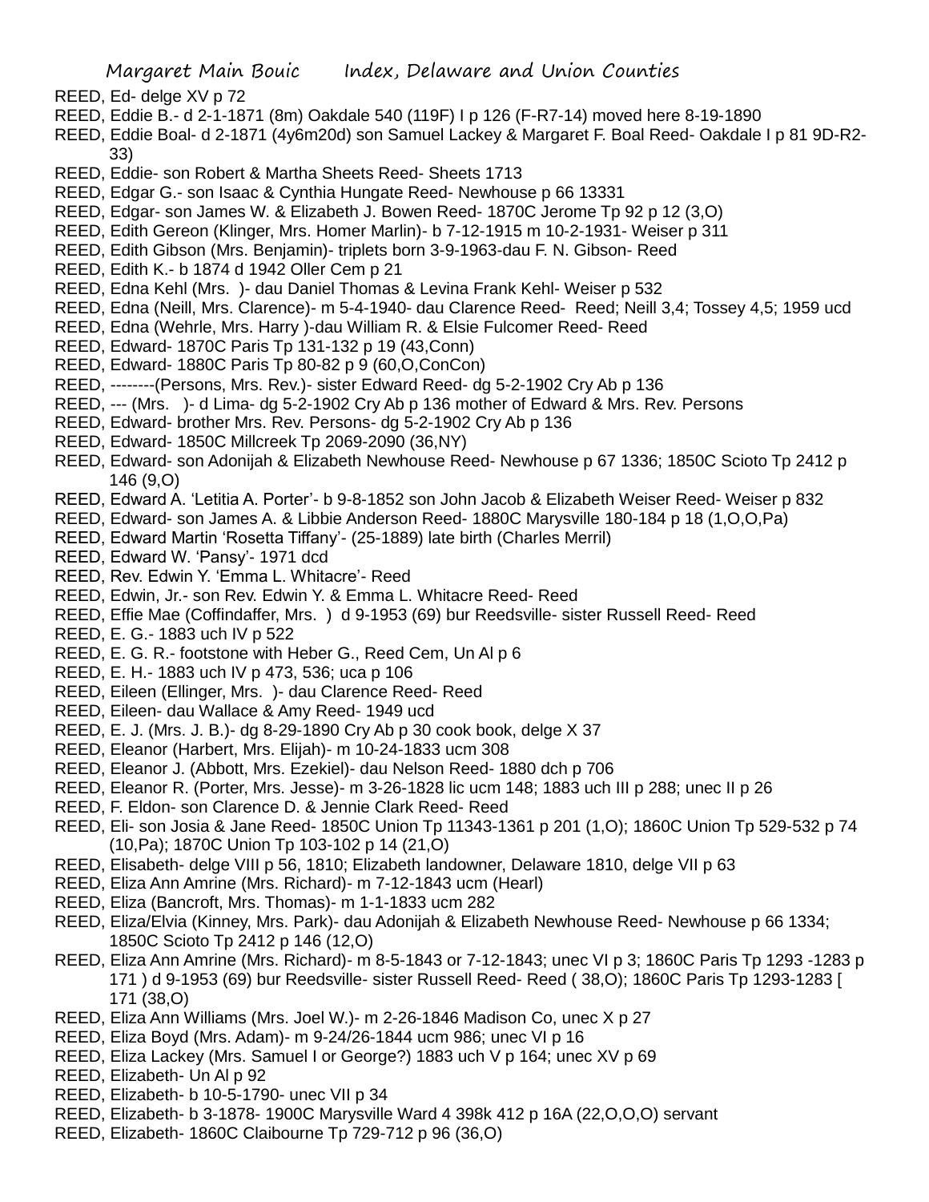REED, Ed- delge XV p 72

REED, Eddie B.- d 2-1-1871 (8m) Oakdale 540 (119F) I p 126 (F-R7-14) moved here 8-19-1890

REED, Eddie Boal- d 2-1871 (4y6m20d) son Samuel Lackey & Margaret F. Boal Reed- Oakdale I p 81 9D-R2-33)

REED, Eddie- son Robert & Martha Sheets Reed- Sheets 1713

REED, Edgar G.- son Isaac & Cynthia Hungate Reed- Newhouse p 66 13331

REED, Edgar- son James W. & Elizabeth J. Bowen Reed- 1870C Jerome Tp 92 p 12 (3,O)

REED, Edith Gereon (Klinger, Mrs. Homer Marlin)- b 7-12-1915 m 10-2-1931- Weiser p 311

REED, Edith Gibson (Mrs. Benjamin)- triplets born 3-9-1963-dau F. N. Gibson- Reed

REED, Edith K.- b 1874 d 1942 Oller Cem p 21

REED, Edna Kehl (Mrs. )- dau Daniel Thomas & Levina Frank Kehl- Weiser p 532

REED, Edna (Neill, Mrs. Clarence)- m 5-4-1940- dau Clarence Reed- Reed; Neill 3,4; Tossey 4,5; 1959 ucd

REED, Edna (Wehrle, Mrs. Harry )-dau William R. & Elsie Fulcomer Reed- Reed

REED, Edward- 1870C Paris Tp 131-132 p 19 (43,Conn)

REED, Edward- 1880C Paris Tp 80-82 p 9 (60,O,ConCon)

REED, --------(Persons, Mrs. Rev.)- sister Edward Reed- dg 5-2-1902 Cry Ab p 136

REED, --- (Mrs. )- d Lima- dg 5-2-1902 Cry Ab p 136 mother of Edward & Mrs. Rev. Persons

REED, Edward- brother Mrs. Rev. Persons- dg 5-2-1902 Cry Ab p 136

REED, Edward- 1850C Millcreek Tp 2069-2090 (36,NY)

REED, Edward- son Adonijah & Elizabeth Newhouse Reed- Newhouse p 67 1336; 1850C Scioto Tp 2412 p 146 (9,O)

REED, Edward A. 'Letitia A. Porter'- b 9-8-1852 son John Jacob & Elizabeth Weiser Reed- Weiser p 832

REED, Edward- son James A. & Libbie Anderson Reed- 1880C Marysville 180-184 p 18 (1,O,O,Pa)

REED, Edward Martin 'Rosetta Tiffany'- (25-1889) late birth (Charles Merril)

REED, Edward W. 'Pansy'- 1971 dcd

REED, Rev. Edwin Y. 'Emma L. Whitacre'- Reed

REED, Edwin, Jr.- son Rev. Edwin Y. & Emma L. Whitacre Reed- Reed

REED, Effie Mae (Coffindaffer, Mrs. ) d 9-1953 (69) bur Reedsville- sister Russell Reed- Reed

REED, E. G.- 1883 uch IV p 522

REED, E. G. R.- footstone with Heber G., Reed Cem, Un Al p 6

REED, E. H.- 1883 uch IV p 473, 536; uca p 106

REED, Eileen (Ellinger, Mrs. )- dau Clarence Reed- Reed

REED, Eileen- dau Wallace & Amy Reed- 1949 ucd

REED, E. J. (Mrs. J. B.)- dg 8-29-1890 Cry Ab p 30 cook book, delge X 37

REED, Eleanor (Harbert, Mrs. Elijah)- m 10-24-1833 ucm 308

REED, Eleanor J. (Abbott, Mrs. Ezekiel)- dau Nelson Reed- 1880 dch p 706

REED, Eleanor R. (Porter, Mrs. Jesse)- m 3-26-1828 lic ucm 148; 1883 uch III p 288; unec II p 26

REED, F. Eldon- son Clarence D. & Jennie Clark Reed- Reed

REED, Eli- son Josia & Jane Reed- 1850C Union Tp 11343-1361 p 201 (1,O); 1860C Union Tp 529-532 p 74 (10,Pa); 1870C Union Tp 103-102 p 14 (21,O)

REED, Elisabeth- delge VIII p 56, 1810; Elizabeth landowner, Delaware 1810, delge VII p 63

REED, Eliza Ann Amrine (Mrs. Richard)- m 7-12-1843 ucm (Hearl)

REED, Eliza (Bancroft, Mrs. Thomas)- m 1-1-1833 ucm 282

REED, Eliza/Elvia (Kinney, Mrs. Park)- dau Adonijah & Elizabeth Newhouse Reed- Newhouse p 66 1334; 1850C Scioto Tp 2412 p 146 (12,O)

REED, Eliza Ann Amrine (Mrs. Richard)- m 8-5-1843 or 7-12-1843; unec VI p 3; 1860C Paris Tp 1293 -1283 p 171 ) d 9-1953 (69) bur Reedsville- sister Russell Reed- Reed ( 38,O); 1860C Paris Tp 1293-1283 [ 171 (38,O)

REED, Eliza Ann Williams (Mrs. Joel W.)- m 2-26-1846 Madison Co, unec X p 27

REED, Eliza Boyd (Mrs. Adam)- m 9-24/26-1844 ucm 986; unec VI p 16

REED, Eliza Lackey (Mrs. Samuel I or George?) 1883 uch V p 164; unec XV p 69

REED, Elizabeth- Un Al p 92

REED, Elizabeth- b 10-5-1790- unec VII p 34

REED, Elizabeth- b 3-1878- 1900C Marysville Ward 4 398k 412 p 16A (22,O,O,O) servant

REED, Elizabeth- 1860C Claibourne Tp 729-712 p 96 (36,O)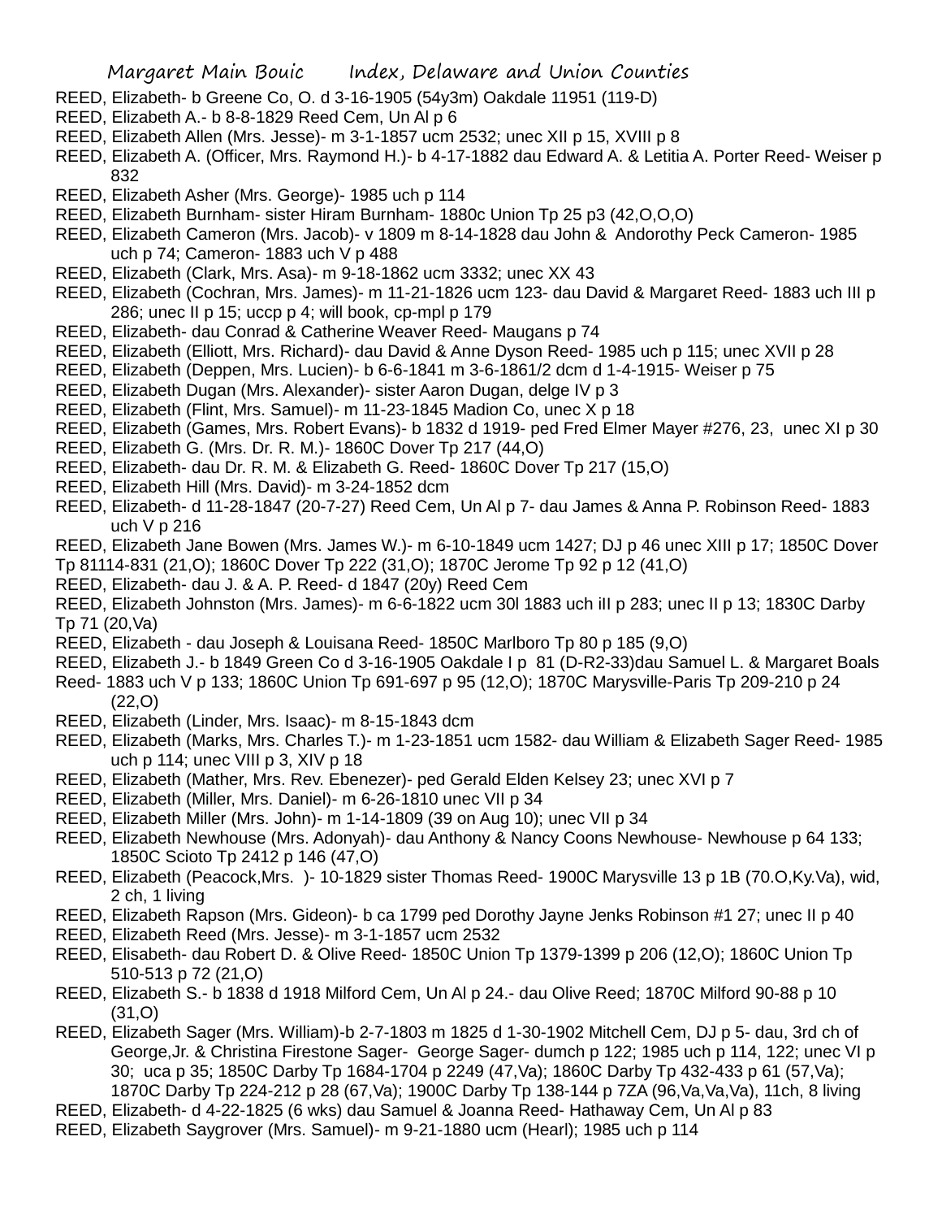REED, Elizabeth- b Greene Co, O. d 3-16-1905 (54y3m) Oakdale 11951 (119-D)

REED, Elizabeth A.- b 8-8-1829 Reed Cem, Un Al p 6

REED, Elizabeth Allen (Mrs. Jesse)- m 3-1-1857 ucm 2532; unec XII p 15, XVIII p 8

REED, Elizabeth A. (Officer, Mrs. Raymond H.)- b 4-17-1882 dau Edward A. & Letitia A. Porter Reed- Weiser p 832

REED, Elizabeth Asher (Mrs. George)- 1985 uch p 114

REED, Elizabeth Burnham- sister Hiram Burnham- 1880c Union Tp 25 p3 (42,O,O,O)

REED, Elizabeth Cameron (Mrs. Jacob)- v 1809 m 8-14-1828 dau John & Andorothy Peck Cameron- 1985 uch p 74; Cameron- 1883 uch V p 488

REED, Elizabeth (Clark, Mrs. Asa)- m 9-18-1862 ucm 3332; unec XX 43

REED, Elizabeth (Cochran, Mrs. James)- m 11-21-1826 ucm 123- dau David & Margaret Reed- 1883 uch III p 286; unec II p 15; uccp p 4; will book, cp-mpl p 179

REED, Elizabeth- dau Conrad & Catherine Weaver Reed- Maugans p 74

REED, Elizabeth (Elliott, Mrs. Richard)- dau David & Anne Dyson Reed- 1985 uch p 115; unec XVII p 28

REED, Elizabeth (Deppen, Mrs. Lucien)- b 6-6-1841 m 3-6-1861/2 dcm d 1-4-1915- Weiser p 75

REED, Elizabeth Dugan (Mrs. Alexander)- sister Aaron Dugan, delge IV p 3

REED, Elizabeth (Flint, Mrs. Samuel)- m 11-23-1845 Madion Co, unec X p 18

REED, Elizabeth (Games, Mrs. Robert Evans)- b 1832 d 1919- ped Fred Elmer Mayer #276, 23, unec XI p 30

REED, Elizabeth G. (Mrs. Dr. R. M.)- 1860C Dover Tp 217 (44,O)

REED, Elizabeth- dau Dr. R. M. & Elizabeth G. Reed- 1860C Dover Tp 217 (15,O)

REED, Elizabeth Hill (Mrs. David)- m 3-24-1852 dcm

REED, Elizabeth- d 11-28-1847 (20-7-27) Reed Cem, Un Al p 7- dau James & Anna P. Robinson Reed- 1883 uch V p 216

REED, Elizabeth Jane Bowen (Mrs. James W.)- m 6-10-1849 ucm 1427; DJ p 46 unec XIII p 17; 1850C Dover Tp 81114-831 (21,O); 1860C Dover Tp 222 (31,O); 1870C Jerome Tp 92 p 12 (41,O)

REED, Elizabeth- dau J. & A. P. Reed- d 1847 (20y) Reed Cem

REED, Elizabeth Johnston (Mrs. James)- m 6-6-1822 ucm 30l 1883 uch iII p 283; unec II p 13; 1830C Darby Tp 71 (20,Va)

REED, Elizabeth - dau Joseph & Louisana Reed- 1850C Marlboro Tp 80 p 185 (9,O)

REED, Elizabeth J.- b 1849 Green Co d 3-16-1905 Oakdale I p 81 (D-R2-33)dau Samuel L. & Margaret Boals Reed- 1883 uch V p 133; 1860C Union Tp 691-697 p 95 (12,O); 1870C Marysville-Paris Tp 209-210 p 24 (22,O)

REED, Elizabeth (Linder, Mrs. Isaac)- m 8-15-1843 dcm

REED, Elizabeth (Marks, Mrs. Charles T.)- m 1-23-1851 ucm 1582- dau William & Elizabeth Sager Reed- 1985 uch p 114; unec VIII p 3, XIV p 18

REED, Elizabeth (Mather, Mrs. Rev. Ebenezer)- ped Gerald Elden Kelsey 23; unec XVI p 7

REED, Elizabeth (Miller, Mrs. Daniel)- m 6-26-1810 unec VII p 34

REED, Elizabeth Miller (Mrs. John)- m 1-14-1809 (39 on Aug 10); unec VII p 34

REED, Elizabeth Newhouse (Mrs. Adonyah)- dau Anthony & Nancy Coons Newhouse- Newhouse p 64 133; 1850C Scioto Tp 2412 p 146 (47,O)

REED, Elizabeth (Peacock,Mrs. )- 10-1829 sister Thomas Reed- 1900C Marysville 13 p 1B (70.O,Ky.Va), wid, 2 ch, 1 living

REED, Elizabeth Rapson (Mrs. Gideon)- b ca 1799 ped Dorothy Jayne Jenks Robinson #1 27; unec II p 40

REED, Elizabeth Reed (Mrs. Jesse)- m 3-1-1857 ucm 2532

REED, Elisabeth- dau Robert D. & Olive Reed- 1850C Union Tp 1379-1399 p 206 (12,O); 1860C Union Tp 510-513 p 72 (21,O)

REED, Elizabeth S.- b 1838 d 1918 Milford Cem, Un Al p 24.- dau Olive Reed; 1870C Milford 90-88 p 10 (31,O)

REED, Elizabeth Sager (Mrs. William)-b 2-7-1803 m 1825 d 1-30-1902 Mitchell Cem, DJ p 5- dau, 3rd ch of George,Jr. & Christina Firestone Sager- George Sager- dumch p 122; 1985 uch p 114, 122; unec VI p 30; uca p 35; 1850C Darby Tp 1684-1704 p 2249 (47,Va); 1860C Darby Tp 432-433 p 61 (57,Va); 1870C Darby Tp 224-212 p 28 (67,Va); 1900C Darby Tp 138-144 p 7ZA (96,Va,Va,Va), 11ch, 8 living

REED, Elizabeth- d 4-22-1825 (6 wks) dau Samuel & Joanna Reed- Hathaway Cem, Un Al p 83

REED, Elizabeth Saygrover (Mrs. Samuel)- m 9-21-1880 ucm (Hearl); 1985 uch p 114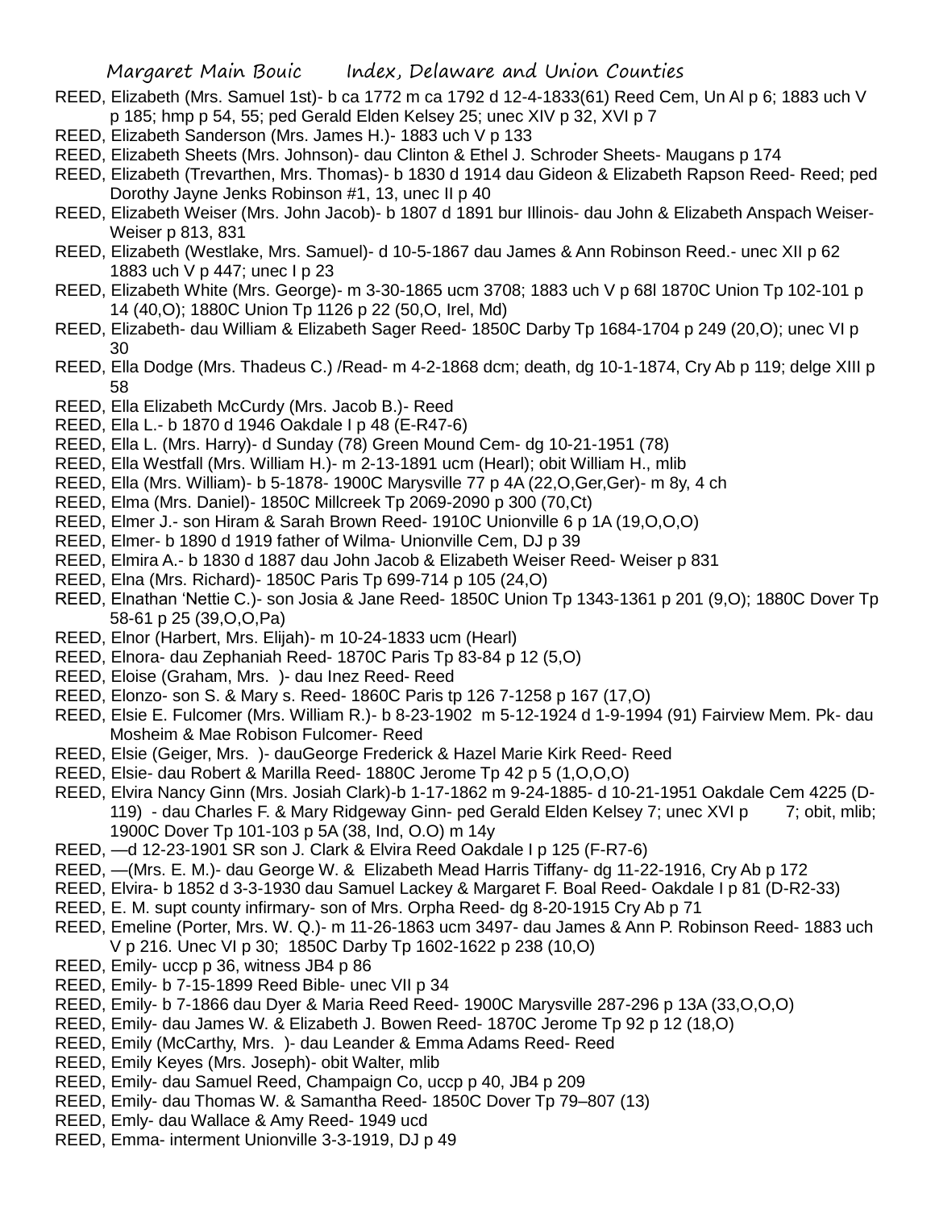REED, Elizabeth (Mrs. Samuel 1st)- b ca 1772 m ca 1792 d 12-4-1833(61) Reed Cem, Un Al p 6; 1883 uch V p 185; hmp p 54, 55; ped Gerald Elden Kelsey 25; unec XIV p 32, XVI p 7

REED, Elizabeth Sanderson (Mrs. James H.)- 1883 uch V p 133

REED, Elizabeth Sheets (Mrs. Johnson)- dau Clinton & Ethel J. Schroder Sheets- Maugans p 174

REED, Elizabeth (Trevarthen, Mrs. Thomas)- b 1830 d 1914 dau Gideon & Elizabeth Rapson Reed- Reed; ped Dorothy Jayne Jenks Robinson #1, 13, unec II p 40

REED, Elizabeth Weiser (Mrs. John Jacob)- b 1807 d 1891 bur Illinois- dau John & Elizabeth Anspach Weiser- Weiser p 813, 831

REED, Elizabeth (Westlake, Mrs. Samuel)- d 10-5-1867 dau James & Ann Robinson Reed.- unec XII p 62 1883 uch V p 447; unec I p 23

REED, Elizabeth White (Mrs. George)- m 3-30-1865 ucm 3708; 1883 uch V p 68l 1870C Union Tp 102-101 p 14 (40,O); 1880C Union Tp 1126 p 22 (50,O, Irel, Md)

REED, Elizabeth- dau William & Elizabeth Sager Reed- 1850C Darby Tp 1684-1704 p 249 (20,O); unec VI p 30

REED, Ella Dodge (Mrs. Thadeus C.) /Read- m 4-2-1868 dcm; death, dg 10-1-1874, Cry Ab p 119; delge XIII p 58

REED, Ella Elizabeth McCurdy (Mrs. Jacob B.)- Reed

REED, Ella L.- b 1870 d 1946 Oakdale I p 48 (E-R47-6)

REED, Ella L. (Mrs. Harry)- d Sunday (78) Green Mound Cem- dg 10-21-1951 (78)

REED, Ella Westfall (Mrs. William H.)- m 2-13-1891 ucm (Hearl); obit William H., mlib

REED, Ella (Mrs. William)- b 5-1878- 1900C Marysville 77 p 4A (22,O,Ger,Ger)- m 8y, 4 ch

REED, Elma (Mrs. Daniel)- 1850C Millcreek Tp 2069-2090 p 300 (70,Ct)

REED, Elmer J.- son Hiram & Sarah Brown Reed- 1910C Unionville 6 p 1A (19,O,O,O)

REED, Elmer- b 1890 d 1919 father of Wilma- Unionville Cem, DJ p 39

REED, Elmira A.- b 1830 d 1887 dau John Jacob & Elizabeth Weiser Reed- Weiser p 831

REED, Elna (Mrs. Richard)- 1850C Paris Tp 699-714 p 105 (24,O)

REED, Elnathan 'Nettie C.)- son Josia & Jane Reed- 1850C Union Tp 1343-1361 p 201 (9,O); 1880C Dover Tp 58-61 p 25 (39,O,O,Pa)

REED, Elnor (Harbert, Mrs. Elijah)- m 10-24-1833 ucm (Hearl)

REED, Elnora- dau Zephaniah Reed- 1870C Paris Tp 83-84 p 12 (5,O)

REED, Eloise (Graham, Mrs. )- dau Inez Reed- Reed

REED, Elonzo- son S. & Mary s. Reed- 1860C Paris tp 126 7-1258 p 167 (17,O)

REED, Elsie E. Fulcomer (Mrs. William R.)- b 8-23-1902 m 5-12-1924 d 1-9-1994 (91) Fairview Mem. Pk- dau Mosheim & Mae Robison Fulcomer- Reed

REED, Elsie (Geiger, Mrs. )- dauGeorge Frederick & Hazel Marie Kirk Reed- Reed

REED, Elsie- dau Robert & Marilla Reed- 1880C Jerome Tp 42 p 5 (1,O,O,O)

REED, Elvira Nancy Ginn (Mrs. Josiah Clark)-b 1-17-1862 m 9-24-1885- d 10-21-1951 Oakdale Cem 4225 (D-119) - dau Charles F. & Mary Ridgeway Ginn- ped Gerald Elden Kelsey 7; unec XVI p 7; obit, mlib; 1900C Dover Tp 101-103 p 5A (38, Ind, O.O) m 14y

REED, —d 12-23-1901 SR son J. Clark & Elvira Reed Oakdale I p 125 (F-R7-6)

REED, —(Mrs. E. M.)- dau George W. & Elizabeth Mead Harris Tiffany- dg 11-22-1916, Cry Ab p 172

REED, Elvira- b 1852 d 3-3-1930 dau Samuel Lackey & Margaret F. Boal Reed- Oakdale I p 81 (D-R2-33)

REED, E. M. supt county infirmary- son of Mrs. Orpha Reed- dg 8-20-1915 Cry Ab p 71

REED, Emeline (Porter, Mrs. W. Q.)- m 11-26-1863 ucm 3497- dau James & Ann P. Robinson Reed- 1883 uch V p 216. Unec VI p 30; 1850C Darby Tp 1602-1622 p 238 (10,O)

REED, Emily- uccp p 36, witness JB4 p 86

REED, Emily- b 7-15-1899 Reed Bible- unec VII p 34

REED, Emily- b 7-1866 dau Dyer & Maria Reed Reed- 1900C Marysville 287-296 p 13A (33,O,O,O)

REED, Emily- dau James W. & Elizabeth J. Bowen Reed- 1870C Jerome Tp 92 p 12 (18,O)

REED, Emily (McCarthy, Mrs. )- dau Leander & Emma Adams Reed- Reed

REED, Emily Keyes (Mrs. Joseph)- obit Walter, mlib

REED, Emily- dau Samuel Reed, Champaign Co, uccp p 40, JB4 p 209

REED, Emily- dau Thomas W. & Samantha Reed- 1850C Dover Tp 79–807 (13)

REED, Emly- dau Wallace & Amy Reed- 1949 ucd

REED, Emma- interment Unionville 3-3-1919, DJ p 49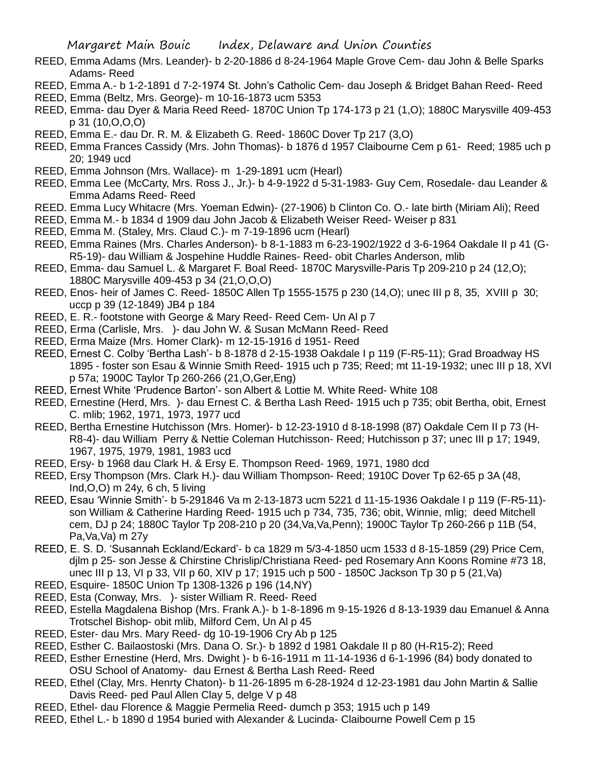REED, Emma Adams (Mrs. Leander)- b 2-20-1886 d 8-24-1964 Maple Grove Cem- dau John & Belle Sparks Adams- Reed

REED, Emma A.- b 1-2-1891 d 7-2-1974 St. John's Catholic Cem- dau Joseph & Bridget Bahan Reed- Reed

REED, Emma (Beltz, Mrs. George)- m 10-16-1873 ucm 5353

REED, Emma- dau Dyer & Maria Reed Reed- 1870C Union Tp 174-173 p 21 (1,O); 1880C Marysville 409-453 p 31 (10,O,O,O)

REED, Emma E.- dau Dr. R. M. & Elizabeth G. Reed- 1860C Dover Tp 217 (3,O)

REED, Emma Frances Cassidy (Mrs. John Thomas)- b 1876 d 1957 Claibourne Cem p 61- Reed; 1985 uch p 20; 1949 ucd

REED, Emma Johnson (Mrs. Wallace)- m 1-29-1891 ucm (Hearl)

REED, Emma Lee (McCarty, Mrs. Ross J., Jr.)- b 4-9-1922 d 5-31-1983- Guy Cem, Rosedale- dau Leander & Emma Adams Reed- Reed

REED. Emma Lucy Whitacre (Mrs. Yoeman Edwin)- (27-1906) b Clinton Co. O.- late birth (Miriam Ali); Reed

REED, Emma M.- b 1834 d 1909 dau John Jacob & Elizabeth Weiser Reed- Weiser p 831

REED, Emma M. (Staley, Mrs. Claud C.)- m 7-19-1896 ucm (Hearl)

REED, Emma Raines (Mrs. Charles Anderson)- b 8-1-1883 m 6-23-1902/1922 d 3-6-1964 Oakdale II p 41 (G-R5-19)- dau William & Jospehine Huddle Raines- Reed- obit Charles Anderson, mlib

REED, Emma- dau Samuel L. & Margaret F. Boal Reed- 1870C Marysville-Paris Tp 209-210 p 24 (12,O); 1880C Marysville 409-453 p 34 (21,O,O,O)

REED, Enos- heir of James C. Reed- 1850C Allen Tp 1555-1575 p 230 (14,O); unec III p 8, 35, XVIII p 30; uccp p 39 (12-1849) JB4 p 184

REED, E. R.- footstone with George & Mary Reed- Reed Cem- Un Al p 7

REED, Erma (Carlisle, Mrs. )- dau John W. & Susan McMann Reed- Reed

REED, Erma Maize (Mrs. Homer Clark)- m 12-15-1916 d 1951- Reed

REED, Ernest C. Colby 'Bertha Lash'- b 8-1878 d 2-15-1938 Oakdale I p 119 (F-R5-11); Grad Broadway HS 1895 - foster son Esau & Winnie Smith Reed- 1915 uch p 735; Reed; mt 11-19-1932; unec III p 18, XVI p 57a; 1900C Taylor Tp 260-266 (21,O,Ger,Eng)

REED, Ernest White 'Prudence Barton'- son Albert & Lottie M. White Reed- White 108

REED, Ernestine (Herd, Mrs. )- dau Ernest C. & Bertha Lash Reed- 1915 uch p 735; obit Bertha, obit, Ernest C. mlib; 1962, 1971, 1973, 1977 ucd

REED, Bertha Ernestine Hutchisson (Mrs. Homer)- b 12-23-1910 d 8-18-1998 (87) Oakdale Cem II p 73 (H-R8-4)- dau William Perry & Nettie Coleman Hutchisson- Reed; Hutchisson p 37; unec III p 17; 1949, 1967, 1975, 1979, 1981, 1983 ucd

REED, Ersy- b 1968 dau Clark H. & Ersy E. Thompson Reed- 1969, 1971, 1980 dcd

REED, Ersy Thompson (Mrs. Clark H.)- dau William Thompson- Reed; 1910C Dover Tp 62-65 p 3A (48, Ind,O,O) m 24y, 6 ch, 5 living

REED, Esau 'Winnie Smith'- b 5-291846 Va m 2-13-1873 ucm 5221 d 11-15-1936 Oakdale I p 119 (F-R5-11)- son William & Catherine Harding Reed- 1915 uch p 734, 735, 736; obit, Winnie, mlig; deed Mitchell cem, DJ p 24; 1880C Taylor Tp 208-210 p 20 (34,Va,Va,Penn); 1900C Taylor Tp 260-266 p 11B (54, Pa,Va,Va) m 27y

REED, E. S. D. 'Susannah Eckland/Eckard'- b ca 1829 m 5/3-4-1850 ucm 1533 d 8-15-1859 (29) Price Cem, djlm p 25- son Jesse & Chirstine Chrislip/Christiana Reed- ped Rosemary Ann Koons Romine #73 18, unec III p 13, VI p 33, VII p 60, XIV p 17; 1915 uch p 500 - 1850C Jackson Tp 30 p 5 (21,Va)

REED, Esquire- 1850C Union Tp 1308-1326 p 196 (14,NY)

REED, Esta (Conway, Mrs. )- sister William R. Reed- Reed

REED, Estella Magdalena Bishop (Mrs. Frank A.)- b 1-8-1896 m 9-15-1926 d 8-13-1939 dau Emanuel & Anna Trotschel Bishop- obit mlib, Milford Cem, Un Al p 45

REED, Ester- dau Mrs. Mary Reed- dg 10-19-1906 Cry Ab p 125

REED, Esther C. Bailaostoski (Mrs. Dana O. Sr.)- b 1892 d 1981 Oakdale II p 80 (H-R15-2); Reed

REED, Esther Ernestine (Herd, Mrs. Dwight )- b 6-16-1911 m 11-14-1936 d 6-1-1996 (84) body donated to OSU School of Anatomy- dau Ernest & Bertha Lash Reed- Reed

REED, Ethel (Clay, Mrs. Henrty Chaton)- b 11-26-1895 m 6-28-1924 d 12-23-1981 dau John Martin & Sallie Davis Reed- ped Paul Allen Clay 5, delge V p 48

REED, Ethel- dau Florence & Maggie Permelia Reed- dumch p 353; 1915 uch p 149

REED, Ethel L.- b 1890 d 1954 buried with Alexander & Lucinda- Claibourne Powell Cem p 15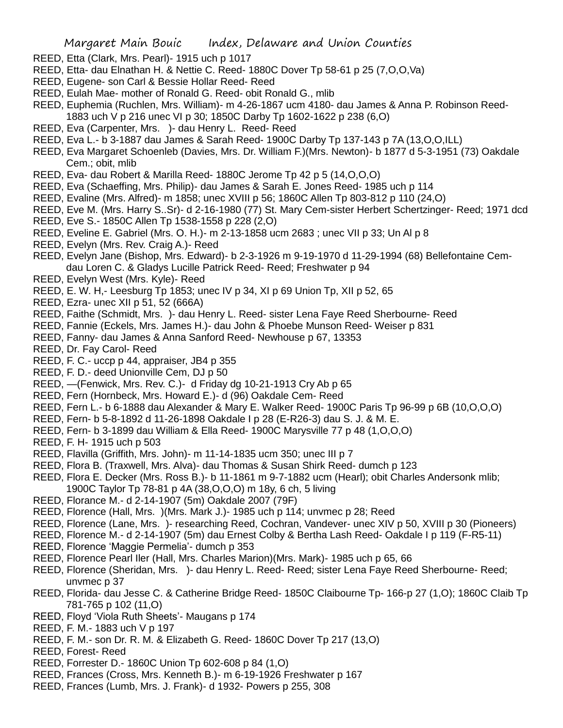REED, Etta (Clark, Mrs. Pearl)- 1915 uch p 1017

REED, Etta- dau Elnathan H. & Nettie C. Reed- 1880C Dover Tp 58-61 p 25 (7,O,O,Va)

REED, Eugene- son Carl & Bessie Hollar Reed- Reed

REED, Eulah Mae- mother of Ronald G. Reed- obit Ronald G., mlib

REED, Euphemia (Ruchlen, Mrs. William)- m 4-26-1867 ucm 4180- dau James & Anna P. Robinson Reed- 1883 uch V p 216 unec VI p 30; 1850C Darby Tp 1602-1622 p 238 (6,O)

REED, Eva (Carpenter, Mrs. )- dau Henry L. Reed- Reed

REED, Eva L.- b 3-1887 dau James & Sarah Reed- 1900C Darby Tp 137-143 p 7A (13,O,O,ILL)

REED, Eva Margaret Schoenleb (Davies, Mrs. Dr. William F.)(Mrs. Newton)- b 1877 d 5-3-1951 (73) Oakdale Cem.; obit, mlib

REED, Eva- dau Robert & Marilla Reed- 1880C Jerome Tp 42 p 5 (14,O,O,O)

REED, Eva (Schaeffing, Mrs. Philip)- dau James & Sarah E. Jones Reed- 1985 uch p 114

REED, Evaline (Mrs. Alfred)- m 1858; unec XVIII p 56; 1860C Allen Tp 803-812 p 110 (24,O)

REED, Eve M. (Mrs. Harry S..Sr)- d 2-16-1980 (77) St. Mary Cem-sister Herbert Schertzinger- Reed; 1971 dcd

REED, Eve S.- 1850C Allen Tp 1538-1558 p 228 (2,O)

REED, Eveline E. Gabriel (Mrs. O. H.)- m 2-13-1858 ucm 2683 ; unec VII p 33; Un Al p 8

REED, Evelyn (Mrs. Rev. Craig A.)- Reed

REED, Evelyn Jane (Bishop, Mrs. Edward)- b 2-3-1926 m 9-19-1970 d 11-29-1994 (68) Bellefontaine Cem- dau Loren C. & Gladys Lucille Patrick Reed- Reed; Freshwater p 94

REED, Evelyn West (Mrs. Kyle)- Reed

REED, E. W. H,- Leesburg Tp 1853; unec IV p 34, XI p 69 Union Tp, XII p 52, 65

REED, Ezra- unec XII p 51, 52 (666A)

REED, Faithe (Schmidt, Mrs. )- dau Henry L. Reed- sister Lena Faye Reed Sherbourne- Reed

REED, Fannie (Eckels, Mrs. James H.)- dau John & Phoebe Munson Reed- Weiser p 831

REED, Fanny- dau James & Anna Sanford Reed- Newhouse p 67, 13353

REED, Dr. Fay Carol- Reed

REED, F. C.- uccp p 44, appraiser, JB4 p 355

REED, F. D.- deed Unionville Cem, DJ p 50

REED, —(Fenwick, Mrs. Rev. C.)- d Friday dg 10-21-1913 Cry Ab p 65

REED, Fern (Hornbeck, Mrs. Howard E.)- d (96) Oakdale Cem- Reed

REED, Fern L.- b 6-1888 dau Alexander & Mary E. Walker Reed- 1900C Paris Tp 96-99 p 6B (10,O,O,O)

REED, Fern- b 5-8-1892 d 11-26-1898 Oakdale I p 28 (E-R26-3) dau S. J. & M. E.

REED, Fern- b 3-1899 dau William & Ella Reed- 1900C Marysville 77 p 48 (1,O,O,O)

REED, F. H- 1915 uch p 503

REED, Flavilla (Griffith, Mrs. John)- m 11-14-1835 ucm 350; unec III p 7

REED, Flora B. (Traxwell, Mrs. Alva)- dau Thomas & Susan Shirk Reed- dumch p 123

REED, Flora E. Decker (Mrs. Ross B.)- b 11-1861 m 9-7-1882 ucm (Hearl); obit Charles Andersonk mlib; 1900C Taylor Tp 78-81 p 4A (38,O,O,O) m 18y, 6 ch, 5 living

REED, Florance M.- d 2-14-1907 (5m) Oakdale 2007 (79F)

REED, Florence (Hall, Mrs. )(Mrs. Mark J.)- 1985 uch p 114; unvmec p 28; Reed

REED, Florence (Lane, Mrs. )- researching Reed, Cochran, Vandever- unec XIV p 50, XVIII p 30 (Pioneers)

REED, Florence M.- d 2-14-1907 (5m) dau Ernest Colby & Bertha Lash Reed- Oakdale I p 119 (F-R5-11)

REED, Florence 'Maggie Permelia'- dumch p 353

REED, Florence Pearl Iler (Hall, Mrs. Charles Marion)(Mrs. Mark)- 1985 uch p 65, 66

REED, Florence (Sheridan, Mrs. )- dau Henry L. Reed- Reed; sister Lena Faye Reed Sherbourne- Reed; unvmec p 37

REED, Florida- dau Jesse C. & Catherine Bridge Reed- 1850C Claibourne Tp- 166-p 27 (1,O); 1860C Claib Tp 781-765 p 102 (11,O)

REED, Floyd 'Viola Ruth Sheets'- Maugans p 174

REED, F. M.- 1883 uch V p 197

REED, F. M.- son Dr. R. M. & Elizabeth G. Reed- 1860C Dover Tp 217 (13,O)

REED, Forest- Reed

REED, Forrester D.- 1860C Union Tp 602-608 p 84 (1,O)

REED, Frances (Cross, Mrs. Kenneth B.)- m 6-19-1926 Freshwater p 167

REED, Frances (Lumb, Mrs. J. Frank)- d 1932- Powers p 255, 308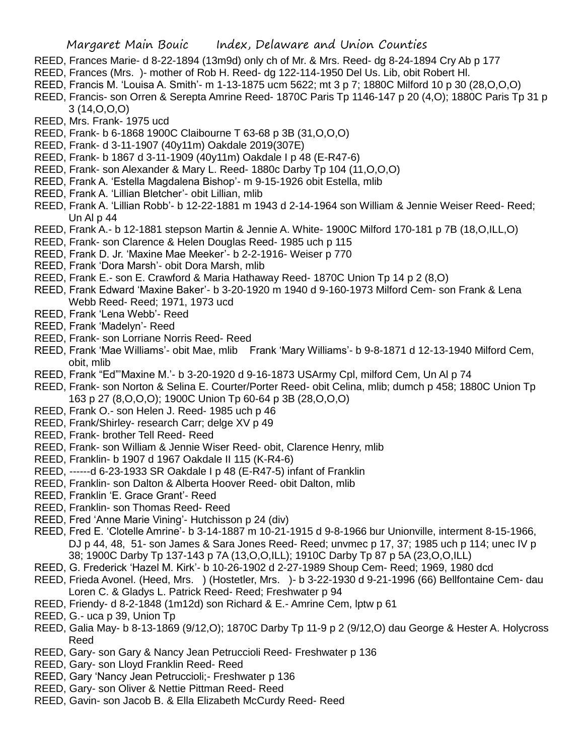REED, Frances Marie- d 8-22-1894 (13m9d) only ch of Mr. & Mrs. Reed- dg 8-24-1894 Cry Ab p 177

REED, Frances (Mrs. )- mother of Rob H. Reed- dg 122-114-1950 Del Us. Lib, obit Robert Hl.

REED, Francis M. 'Louisa A. Smith'- m 1-13-1875 ucm 5622; mt 3 p 7; 1880C Milford 10 p 30 (28,O,O,O)

REED, Francis- son Orren & Serepta Amrine Reed- 1870C Paris Tp 1146-147 p 20 (4,O); 1880C Paris Tp 31 p 3 (14,O,O,O)

REED, Mrs. Frank- 1975 ucd

REED, Frank- b 6-1868 1900C Claibourne T 63-68 p 3B (31,O,O,O)

REED, Frank- d 3-11-1907 (40y11m) Oakdale 2019(307E)

REED, Frank- b 1867 d 3-11-1909 (40y11m) Oakdale I p 48 (E-R47-6)

REED, Frank- son Alexander & Mary L. Reed- 1880c Darby Tp 104 (11,O,O,O)

REED, Frank A. 'Estella Magdalena Bishop'- m 9-15-1926 obit Estella, mlib

REED, Frank A. 'Lillian Bletcher'- obit Lillian, mlib

REED, Frank A. 'Lillian Robb'- b 12-22-1881 m 1943 d 2-14-1964 son William & Jennie Weiser Reed- Reed; Un Al p 44

REED, Frank A.- b 12-1881 stepson Martin & Jennie A. White- 1900C Milford 170-181 p 7B (18,O,ILL,O)

REED, Frank- son Clarence & Helen Douglas Reed- 1985 uch p 115

REED, Frank D. Jr. 'Maxine Mae Meeker'- b 2-2-1916- Weiser p 770

REED, Frank 'Dora Marsh'- obit Dora Marsh, mlib

REED, Frank E.- son E. Crawford & Maria Hathaway Reed- 1870C Union Tp 14 p 2 (8,O)

REED, Frank Edward 'Maxine Baker'- b 3-20-1920 m 1940 d 9-160-1973 Milford Cem- son Frank & Lena Webb Reed- Reed; 1971, 1973 ucd

REED, Frank 'Lena Webb'- Reed

REED, Frank 'Madelyn'- Reed

REED, Frank- son Lorriane Norris Reed- Reed

REED, Frank 'Mae Williams'- obit Mae, mlib    Frank 'Mary Williams'- b 9-8-1871 d 12-13-1940 Milford Cem, obit, mlib

REED, Frank "Ed"'Maxine M.'- b 3-20-1920 d 9-16-1873 USArmy Cpl, milford Cem, Un Al p 74

REED, Frank- son Norton & Selina E. Courter/Porter Reed- obit Celina, mlib; dumch p 458; 1880C Union Tp 163 p 27 (8,O,O,O); 1900C Union Tp 60-64 p 3B (28,O,O,O)

REED, Frank O.- son Helen J. Reed- 1985 uch p 46

REED, Frank/Shirley- research Carr; delge XV p 49

REED, Frank- brother Tell Reed- Reed

REED, Frank- son William & Jennie Wiser Reed- obit, Clarence Henry, mlib

REED, Franklin- b 1907 d 1967 Oakdale II 115 (K-R4-6)

REED, ------d 6-23-1933 SR Oakdale I p 48 (E-R47-5) infant of Franklin

REED, Franklin- son Dalton & Alberta Hoover Reed- obit Dalton, mlib

REED, Franklin 'E. Grace Grant'- Reed

REED, Franklin- son Thomas Reed- Reed

REED, Fred 'Anne Marie Vining'- Hutchisson p 24 (div)

REED, Fred E. 'Clotelle Amrine'- b 3-14-1887 m 10-21-1915 d 9-8-1966 bur Unionville, interment 8-15-1966, DJ p 44, 48, 51- son James & Sara Jones Reed- Reed; unvmec p 17, 37; 1985 uch p 114; unec IV p 38; 1900C Darby Tp 137-143 p 7A (13,O,O,ILL); 1910C Darby Tp 87 p 5A (23,O,O,ILL)

REED, G. Frederick 'Hazel M. Kirk'- b 10-26-1902 d 2-27-1989 Shoup Cem- Reed; 1969, 1980 dcd

REED, Frieda Avonel. (Heed, Mrs. ) (Hostetler, Mrs. )- b 3-22-1930 d 9-21-1996 (66) Bellfontaine Cem- dau Loren C. & Gladys L. Patrick Reed- Reed; Freshwater p 94

REED, Friendy- d 8-2-1848 (1m12d) son Richard & E.- Amrine Cem, lptw p 61

REED, G.- uca p 39, Union Tp

REED, Galia May- b 8-13-1869 (9/12,O); 1870C Darby Tp 11-9 p 2 (9/12,O) dau George & Hester A. Holycross Reed

REED, Gary- son Gary & Nancy Jean Petruccioli Reed- Freshwater p 136

REED, Gary- son Lloyd Franklin Reed- Reed

REED, Gary 'Nancy Jean Petruccioli;- Freshwater p 136

REED, Gary- son Oliver & Nettie Pittman Reed- Reed

REED, Gavin- son Jacob B. & Ella Elizabeth McCurdy Reed- Reed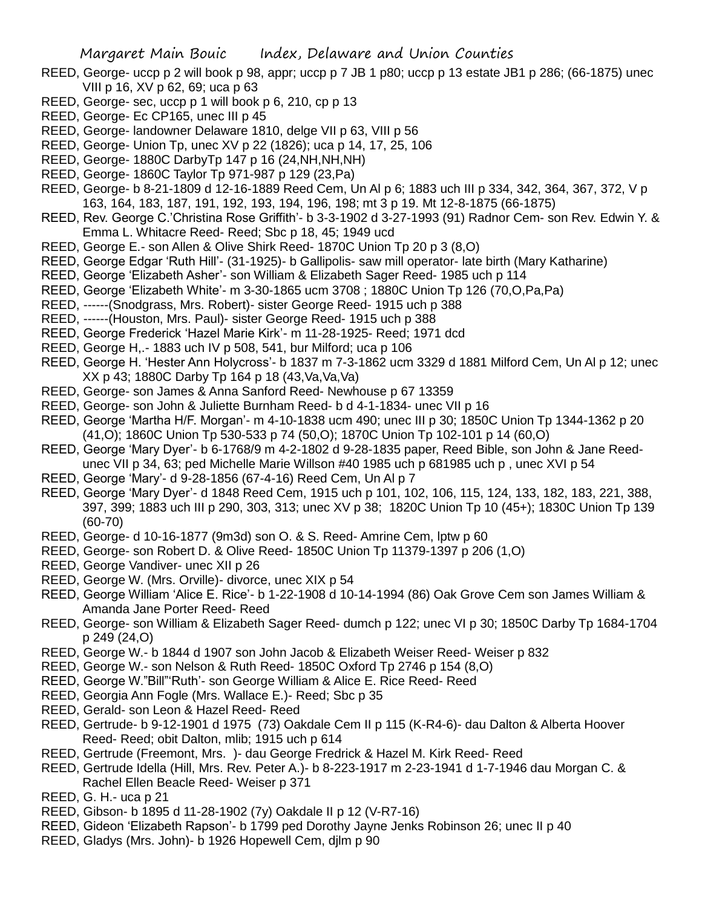REED, George- uccp p 2 will book p 98, appr; uccp p 7 JB 1 p80; uccp p 13 estate JB1 p 286; (66-1875) unec VIII p 16, XV p 62, 69; uca p 63

REED, George- sec, uccp p 1 will book p 6, 210, cp p 13

REED, George- Ec CP165, unec III p 45

REED, George- landowner Delaware 1810, delge VII p 63, VIII p 56

REED, George- Union Tp, unec XV p 22 (1826); uca p 14, 17, 25, 106

REED, George- 1880C DarbyTp 147 p 16 (24,NH,NH,NH)

REED, George- 1860C Taylor Tp 971-987 p 129 (23,Pa)

REED, George- b 8-21-1809 d 12-16-1889 Reed Cem, Un Al p 6; 1883 uch III p 334, 342, 364, 367, 372, V p 163, 164, 183, 187, 191, 192, 193, 194, 196, 198; mt 3 p 19. Mt 12-8-1875 (66-1875)

REED, Rev. George C.'Christina Rose Griffith'- b 3-3-1902 d 3-27-1993 (91) Radnor Cem- son Rev. Edwin Y. & Emma L. Whitacre Reed- Reed; Sbc p 18, 45; 1949 ucd

REED, George E.- son Allen & Olive Shirk Reed- 1870C Union Tp 20 p 3 (8,O)

REED, George Edgar 'Ruth Hill'- (31-1925)- b Gallipolis- saw mill operator- late birth (Mary Katharine)

REED, George 'Elizabeth Asher'- son William & Elizabeth Sager Reed- 1985 uch p 114

REED, George 'Elizabeth White'- m 3-30-1865 ucm 3708 ; 1880C Union Tp 126 (70,O,Pa,Pa)

REED, ------(Snodgrass, Mrs. Robert)- sister George Reed- 1915 uch p 388

REED, ------(Houston, Mrs. Paul)- sister George Reed- 1915 uch p 388

REED, George Frederick 'Hazel Marie Kirk'- m 11-28-1925- Reed; 1971 dcd

REED, George H,.- 1883 uch IV p 508, 541, bur Milford; uca p 106

REED, George H. 'Hester Ann Holycross'- b 1837 m 7-3-1862 ucm 3329 d 1881 Milford Cem, Un Al p 12; unec XX p 43; 1880C Darby Tp 164 p 18 (43,Va,Va,Va)

REED, George- son James & Anna Sanford Reed- Newhouse p 67 13359

REED, George- son John & Juliette Burnham Reed- b d 4-1-1834- unec VII p 16

REED, George 'Martha H/F. Morgan'- m 4-10-1838 ucm 490; unec III p 30; 1850C Union Tp 1344-1362 p 20 (41,O); 1860C Union Tp 530-533 p 74 (50,O); 1870C Union Tp 102-101 p 14 (60,O)

REED, George 'Mary Dyer'- b 6-1768/9 m 4-2-1802 d 9-28-1835 paper, Reed Bible, son John & Jane Reed- unec VII p 34, 63; ped Michelle Marie Willson #40 1985 uch p 681985 uch p , unec XVI p 54

REED, George 'Mary'- d 9-28-1856 (67-4-16) Reed Cem, Un Al p 7

REED, George 'Mary Dyer'- d 1848 Reed Cem, 1915 uch p 101, 102, 106, 115, 124, 133, 182, 183, 221, 388, 397, 399; 1883 uch III p 290, 303, 313; unec XV p 38; 1820C Union Tp 10 (45+); 1830C Union Tp 139 (60-70)

REED, George- d 10-16-1877 (9m3d) son O. & S. Reed- Amrine Cem, lptw p 60

REED, George- son Robert D. & Olive Reed- 1850C Union Tp 11379-1397 p 206 (1,O)

REED, George Vandiver- unec XII p 26

REED, George W. (Mrs. Orville)- divorce, unec XIX p 54

REED, George William 'Alice E. Rice'- b 1-22-1908 d 10-14-1994 (86) Oak Grove Cem son James William & Amanda Jane Porter Reed- Reed

REED, George- son William & Elizabeth Sager Reed- dumch p 122; unec VI p 30; 1850C Darby Tp 1684-1704 p 249 (24,O)

REED, George W.- b 1844 d 1907 son John Jacob & Elizabeth Weiser Reed- Weiser p 832

REED, George W.- son Nelson & Ruth Reed- 1850C Oxford Tp 2746 p 154 (8,O)

REED, George W."Bill"'Ruth'- son George William & Alice E. Rice Reed- Reed

REED, Georgia Ann Fogle (Mrs. Wallace E.)- Reed; Sbc p 35

REED, Gerald- son Leon & Hazel Reed- Reed

REED, Gertrude- b 9-12-1901 d 1975 (73) Oakdale Cem II p 115 (K-R4-6)- dau Dalton & Alberta Hoover Reed- Reed; obit Dalton, mlib; 1915 uch p 614

REED, Gertrude (Freemont, Mrs. )- dau George Fredrick & Hazel M. Kirk Reed- Reed

REED, Gertrude Idella (Hill, Mrs. Rev. Peter A.)- b 8-223-1917 m 2-23-1941 d 1-7-1946 dau Morgan C. & Rachel Ellen Beacle Reed- Weiser p 371

REED, G. H.- uca p 21

REED, Gibson- b 1895 d 11-28-1902 (7y) Oakdale II p 12 (V-R7-16)

REED, Gideon 'Elizabeth Rapson'- b 1799 ped Dorothy Jayne Jenks Robinson 26; unec II p 40

REED, Gladys (Mrs. John)- b 1926 Hopewell Cem, djlm p 90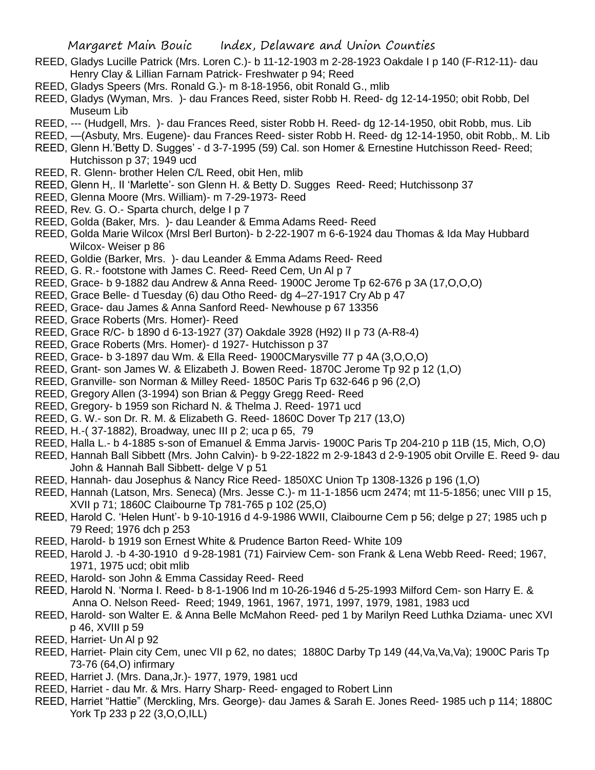REED, Gladys Lucille Patrick (Mrs. Loren C.)- b 11-12-1903 m 2-28-1923 Oakdale I p 140 (F-R12-11)- dau Henry Clay & Lillian Farnam Patrick- Freshwater p 94; Reed

REED, Gladys Speers (Mrs. Ronald G.)- m 8-18-1956, obit Ronald G., mlib

REED, Gladys (Wyman, Mrs. )- dau Frances Reed, sister Robb H. Reed- dg 12-14-1950; obit Robb, Del Museum Lib

REED, --- (Hudgell, Mrs. )- dau Frances Reed, sister Robb H. Reed- dg 12-14-1950, obit Robb, mus. Lib

REED, —(Asbuty, Mrs. Eugene)- dau Frances Reed- sister Robb H. Reed- dg 12-14-1950, obit Robb,. M. Lib

REED, Glenn H.'Betty D. Sugges' - d 3-7-1995 (59) Cal. son Homer & Ernestine Hutchisson Reed- Reed; Hutchisson p 37; 1949 ucd

REED, R. Glenn- brother Helen C/L Reed, obit Hen, mlib

REED, Glenn H,. II 'Marlette'- son Glenn H. & Betty D. Sugges Reed- Reed; Hutchissonp 37

REED, Glenna Moore (Mrs. William)- m 7-29-1973- Reed

REED, Rev. G. O.- Sparta church, delge I p 7

REED, Golda (Baker, Mrs. )- dau Leander & Emma Adams Reed- Reed

REED, Golda Marie Wilcox (Mrsl Berl Burton)- b 2-22-1907 m 6-6-1924 dau Thomas & Ida May Hubbard Wilcox- Weiser p 86

REED, Goldie (Barker, Mrs. )- dau Leander & Emma Adams Reed- Reed

REED, G. R.- footstone with James C. Reed- Reed Cem, Un Al p 7

REED, Grace- b 9-1882 dau Andrew & Anna Reed- 1900C Jerome Tp 62-676 p 3A (17,O,O,O)

REED, Grace Belle- d Tuesday (6) dau Otho Reed- dg 4–27-1917 Cry Ab p 47

REED, Grace- dau James & Anna Sanford Reed- Newhouse p 67 13356

REED, Grace Roberts (Mrs. Homer)- Reed

REED, Grace R/C- b 1890 d 6-13-1927 (37) Oakdale 3928 (H92) II p 73 (A-R8-4)

REED, Grace Roberts (Mrs. Homer)- d 1927- Hutchisson p 37

REED, Grace- b 3-1897 dau Wm. & Ella Reed- 1900CMarysville 77 p 4A (3,O,O,O)

REED, Grant- son James W. & Elizabeth J. Bowen Reed- 1870C Jerome Tp 92 p 12 (1,O)

REED, Granville- son Norman & Milley Reed- 1850C Paris Tp 632-646 p 96 (2,O)

REED, Gregory Allen (3-1994) son Brian & Peggy Gregg Reed- Reed

REED, Gregory- b 1959 son Richard N. & Thelma J. Reed- 1971 ucd

REED, G. W.- son Dr. R. M. & Elizabeth G. Reed- 1860C Dover Tp 217 (13,O)

REED, H.-( 37-1882), Broadway, unec III p 2; uca p 65, 79

REED, Halla L.- b 4-1885 s-son of Emanuel & Emma Jarvis- 1900C Paris Tp 204-210 p 11B (15, Mich, O,O)

REED, Hannah Ball Sibbett (Mrs. John Calvin)- b 9-22-1822 m 2-9-1843 d 2-9-1905 obit Orville E. Reed 9- dau John & Hannah Ball Sibbett- delge V p 51

REED, Hannah- dau Josephus & Nancy Rice Reed- 1850XC Union Tp 1308-1326 p 196 (1,O)

REED, Hannah (Latson, Mrs. Seneca) (Mrs. Jesse C.)- m 11-1-1856 ucm 2474; mt 11-5-1856; unec VIII p 15, XVII p 71; 1860C Claibourne Tp 781-765 p 102 (25,O)

REED, Harold C. 'Helen Hunt'- b 9-10-1916 d 4-9-1986 WWII, Claibourne Cem p 56; delge p 27; 1985 uch p 79 Reed; 1976 dch p 253

REED, Harold- b 1919 son Ernest White & Prudence Barton Reed- White 109

REED, Harold J. -b 4-30-1910 d 9-28-1981 (71) Fairview Cem- son Frank & Lena Webb Reed- Reed; 1967, 1971, 1975 ucd; obit mlib

REED, Harold- son John & Emma Cassiday Reed- Reed

REED, Harold N. 'Norma I. Reed- b 8-1-1906 Ind m 10-26-1946 d 5-25-1993 Milford Cem- son Harry E. & Anna O. Nelson Reed- Reed; 1949, 1961, 1967, 1971, 1997, 1979, 1981, 1983 ucd

REED, Harold- son Walter E. & Anna Belle McMahon Reed- ped 1 by Marilyn Reed Luthka Dziama- unec XVI p 46, XVIII p 59

REED, Harriet- Un Al p 92

REED, Harriet- Plain city Cem, unec VII p 62, no dates; 1880C Darby Tp 149 (44,Va,Va,Va); 1900C Paris Tp 73-76 (64,O) infirmary

REED, Harriet J. (Mrs. Dana,Jr.)- 1977, 1979, 1981 ucd

REED, Harriet - dau Mr. & Mrs. Harry Sharp- Reed- engaged to Robert Linn

REED, Harriet "Hattie" (Merckling, Mrs. George)- dau James & Sarah E. Jones Reed- 1985 uch p 114; 1880C York Tp 233 p 22 (3,O,O,ILL)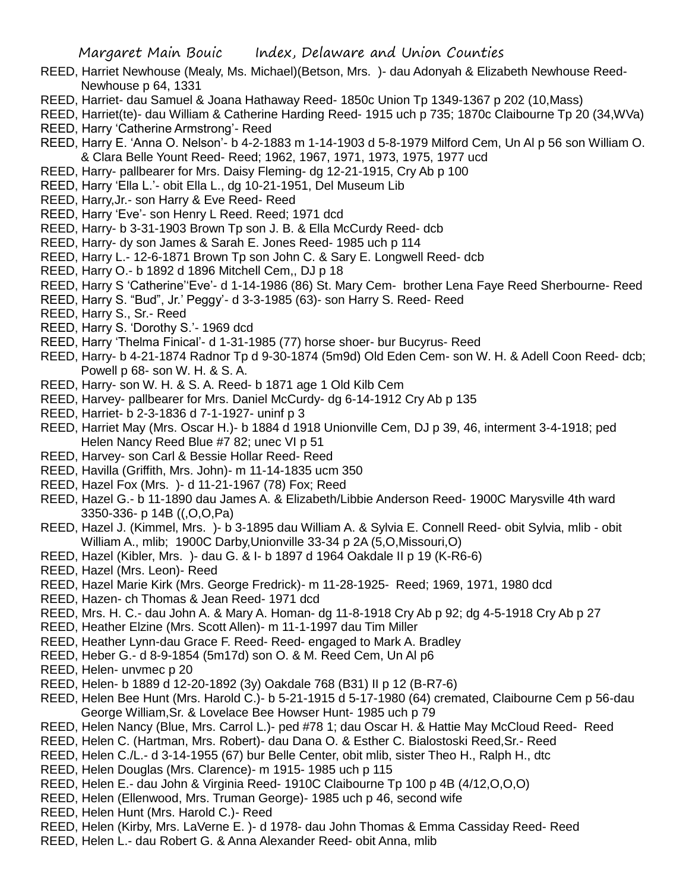REED, Harriet Newhouse (Mealy, Ms. Michael)(Betson, Mrs. )- dau Adonyah & Elizabeth Newhouse Reed- Newhouse p 64, 1331

REED, Harriet- dau Samuel & Joana Hathaway Reed- 1850c Union Tp 1349-1367 p 202 (10,Mass)

REED, Harriet(te)- dau William & Catherine Harding Reed- 1915 uch p 735; 1870c Claibourne Tp 20 (34,WVa)

REED, Harry 'Catherine Armstrong'- Reed

REED, Harry E. 'Anna O. Nelson'- b 4-2-1883 m 1-14-1903 d 5-8-1979 Milford Cem, Un Al p 56 son William O. & Clara Belle Yount Reed- Reed; 1962, 1967, 1971, 1973, 1975, 1977 ucd

REED, Harry- pallbearer for Mrs. Daisy Fleming- dg 12-21-1915, Cry Ab p 100

REED, Harry 'Ella L.'- obit Ella L., dg 10-21-1951, Del Museum Lib

REED, Harry,Jr.- son Harry & Eve Reed- Reed

REED, Harry 'Eve'- son Henry L Reed. Reed; 1971 dcd

REED, Harry- b 3-31-1903 Brown Tp son J. B. & Ella McCurdy Reed- dcb

REED, Harry- dy son James & Sarah E. Jones Reed- 1985 uch p 114

REED, Harry L.- 12-6-1871 Brown Tp son John C. & Sary E. Longwell Reed- dcb

REED, Harry O.- b 1892 d 1896 Mitchell Cem,, DJ p 18

REED, Harry S 'Catherine''Eve'- d 1-14-1986 (86) St. Mary Cem- brother Lena Faye Reed Sherbourne- Reed

REED, Harry S. "Bud", Jr.' Peggy'- d 3-3-1985 (63)- son Harry S. Reed- Reed

REED, Harry S., Sr.- Reed

REED, Harry S. 'Dorothy S.'- 1969 dcd

REED, Harry 'Thelma Finical'- d 1-31-1985 (77) horse shoer- bur Bucyrus- Reed

REED, Harry- b 4-21-1874 Radnor Tp d 9-30-1874 (5m9d) Old Eden Cem- son W. H. & Adell Coon Reed- dcb; Powell p 68- son W. H. & S. A.

REED, Harry- son W. H. & S. A. Reed- b 1871 age 1 Old Kilb Cem

REED, Harvey- pallbearer for Mrs. Daniel McCurdy- dg 6-14-1912 Cry Ab p 135

REED, Harriet- b 2-3-1836 d 7-1-1927- uninf p 3

REED, Harriet May (Mrs. Oscar H.)- b 1884 d 1918 Unionville Cem, DJ p 39, 46, interment 3-4-1918; ped Helen Nancy Reed Blue #7 82; unec VI p 51

REED, Harvey- son Carl & Bessie Hollar Reed- Reed

REED, Havilla (Griffith, Mrs. John)- m 11-14-1835 ucm 350

REED, Hazel Fox (Mrs. )- d 11-21-1967 (78) Fox; Reed

REED, Hazel G.- b 11-1890 dau James A. & Elizabeth/Libbie Anderson Reed- 1900C Marysville 4th ward 3350-336- p 14B ((,O,O,Pa)

REED, Hazel J. (Kimmel, Mrs. )- b 3-1895 dau William A. & Sylvia E. Connell Reed- obit Sylvia, mlib - obit William A., mlib; 1900C Darby,Unionville 33-34 p 2A (5,O,Missouri,O)

REED, Hazel (Kibler, Mrs. )- dau G. & I- b 1897 d 1964 Oakdale II p 19 (K-R6-6)

REED, Hazel (Mrs. Leon)- Reed

REED, Hazel Marie Kirk (Mrs. George Fredrick)- m 11-28-1925- Reed; 1969, 1971, 1980 dcd

REED, Hazen- ch Thomas & Jean Reed- 1971 dcd

REED, Mrs. H. C.- dau John A. & Mary A. Homan- dg 11-8-1918 Cry Ab p 92; dg 4-5-1918 Cry Ab p 27

REED, Heather Elzine (Mrs. Scott Allen)- m 11-1-1997 dau Tim Miller

REED, Heather Lynn-dau Grace F. Reed- Reed- engaged to Mark A. Bradley

REED, Heber G.- d 8-9-1854 (5m17d) son O. & M. Reed Cem, Un Al p6

REED, Helen- unvmec p 20

REED, Helen- b 1889 d 12-20-1892 (3y) Oakdale 768 (B31) II p 12 (B-R7-6)

REED, Helen Bee Hunt (Mrs. Harold C.)- b 5-21-1915 d 5-17-1980 (64) cremated, Claibourne Cem p 56-dau George William,Sr. & Lovelace Bee Howser Hunt- 1985 uch p 79

REED, Helen Nancy (Blue, Mrs. Carrol L.)- ped #78 1; dau Oscar H. & Hattie May McCloud Reed- Reed

REED, Helen C. (Hartman, Mrs. Robert)- dau Dana O. & Esther C. Bialostoski Reed,Sr.- Reed

REED, Helen C./L.- d 3-14-1955 (67) bur Belle Center, obit mlib, sister Theo H., Ralph H., dtc

REED, Helen Douglas (Mrs. Clarence)- m 1915- 1985 uch p 115

REED, Helen E.- dau John & Virginia Reed- 1910C Claibourne Tp 100 p 4B (4/12,O,O,O)

REED, Helen (Ellenwood, Mrs. Truman George)- 1985 uch p 46, second wife

REED, Helen Hunt (Mrs. Harold C.)- Reed

REED, Helen (Kirby, Mrs. LaVerne E. )- d 1978- dau John Thomas & Emma Cassiday Reed- Reed

REED, Helen L.- dau Robert G. & Anna Alexander Reed- obit Anna, mlib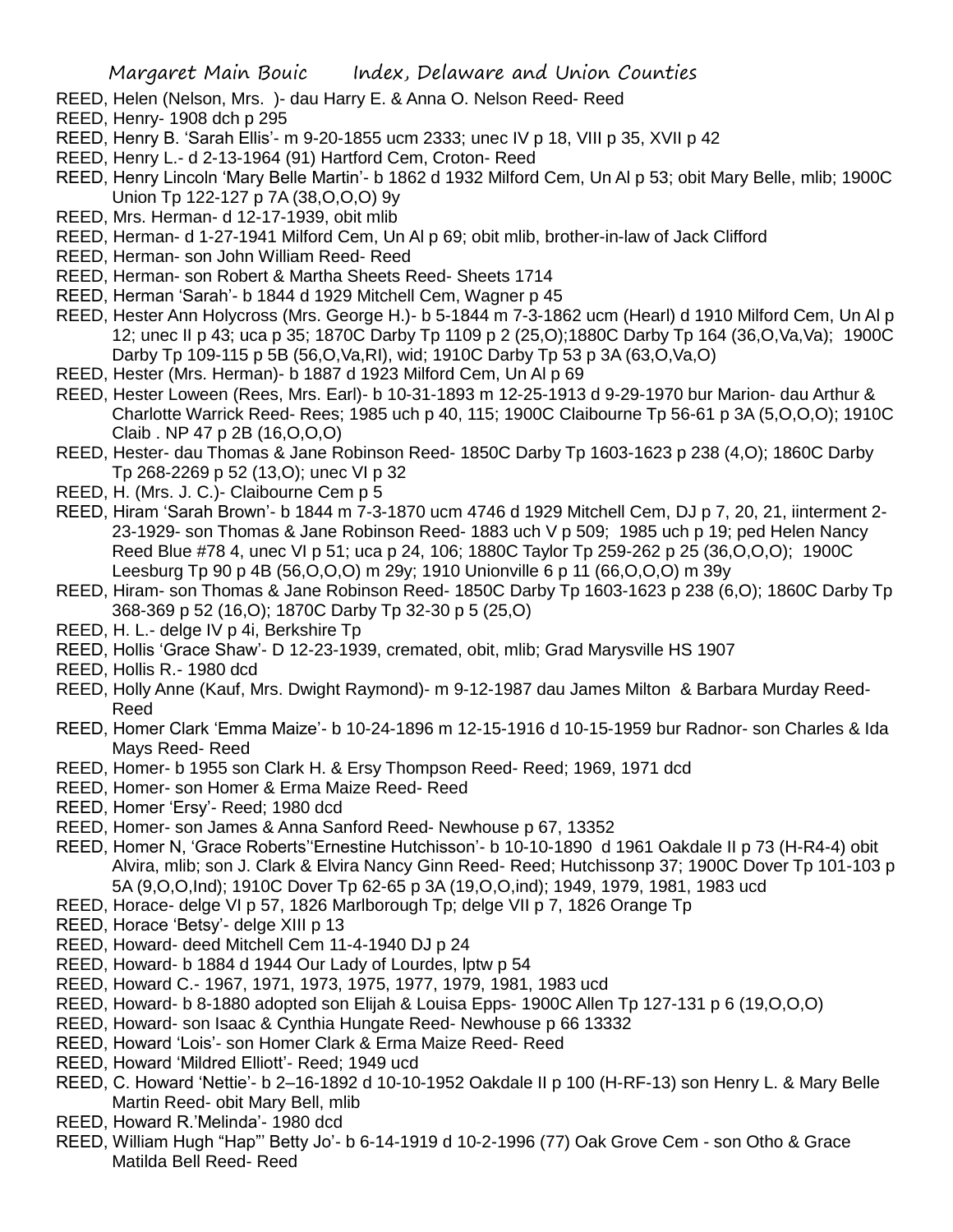REED, Helen (Nelson, Mrs. )- dau Harry E. & Anna O. Nelson Reed- Reed

REED, Henry- 1908 dch p 295

REED, Henry B. 'Sarah Ellis'- m 9-20-1855 ucm 2333; unec IV p 18, VIII p 35, XVII p 42

REED, Henry L.- d 2-13-1964 (91) Hartford Cem, Croton- Reed

REED, Henry Lincoln 'Mary Belle Martin'- b 1862 d 1932 Milford Cem, Un Al p 53; obit Mary Belle, mlib; 1900C Union Tp 122-127 p 7A (38,O,O,O) 9y

REED, Mrs. Herman- d 12-17-1939, obit mlib

REED, Herman- d 1-27-1941 Milford Cem, Un Al p 69; obit mlib, brother-in-law of Jack Clifford

REED, Herman- son John William Reed- Reed

REED, Herman- son Robert & Martha Sheets Reed- Sheets 1714

REED, Herman 'Sarah'- b 1844 d 1929 Mitchell Cem, Wagner p 45

REED, Hester Ann Holycross (Mrs. George H.)- b 5-1844 m 7-3-1862 ucm (Hearl) d 1910 Milford Cem, Un Al p 12; unec II p 43; uca p 35; 1870C Darby Tp 1109 p 2 (25,O);1880C Darby Tp 164 (36,O,Va,Va); 1900C Darby Tp 109-115 p 5B (56,O,Va,RI), wid; 1910C Darby Tp 53 p 3A (63,O,Va,O)

REED, Hester (Mrs. Herman)- b 1887 d 1923 Milford Cem, Un Al p 69

REED, Hester Loween (Rees, Mrs. Earl)- b 10-31-1893 m 12-25-1913 d 9-29-1970 bur Marion- dau Arthur & Charlotte Warrick Reed- Rees; 1985 uch p 40, 115; 1900C Claibourne Tp 56-61 p 3A (5,O,O,O); 1910C Claib . NP 47 p 2B (16,O,O,O)

REED, Hester- dau Thomas & Jane Robinson Reed- 1850C Darby Tp 1603-1623 p 238 (4,O); 1860C Darby Tp 268-2269 p 52 (13,O); unec VI p 32

REED, H. (Mrs. J. C.)- Claibourne Cem p 5

REED, Hiram 'Sarah Brown'- b 1844 m 7-3-1870 ucm 4746 d 1929 Mitchell Cem, DJ p 7, 20, 21, iinterment 2-23-1929- son Thomas & Jane Robinson Reed- 1883 uch V p 509; 1985 uch p 19; ped Helen Nancy Reed Blue #78 4, unec VI p 51; uca p 24, 106; 1880C Taylor Tp 259-262 p 25 (36,O,O,O); 1900C Leesburg Tp 90 p 4B (56,O,O,O) m 29y; 1910 Unionville 6 p 11 (66,O,O,O) m 39y

REED, Hiram- son Thomas & Jane Robinson Reed- 1850C Darby Tp 1603-1623 p 238 (6,O); 1860C Darby Tp 368-369 p 52 (16,O); 1870C Darby Tp 32-30 p 5 (25,O)

REED, H. L.- delge IV p 4i, Berkshire Tp

REED, Hollis 'Grace Shaw'- D 12-23-1939, cremated, obit, mlib; Grad Marysville HS 1907

REED, Hollis R.- 1980 dcd

REED, Holly Anne (Kauf, Mrs. Dwight Raymond)- m 9-12-1987 dau James Milton & Barbara Murday Reed- Reed

REED, Homer Clark 'Emma Maize'- b 10-24-1896 m 12-15-1916 d 10-15-1959 bur Radnor- son Charles & Ida Mays Reed- Reed

REED, Homer- b 1955 son Clark H. & Ersy Thompson Reed- Reed; 1969, 1971 dcd

REED, Homer- son Homer & Erma Maize Reed- Reed

REED, Homer 'Ersy'- Reed; 1980 dcd

REED, Homer- son James & Anna Sanford Reed- Newhouse p 67, 13352

REED, Homer N, 'Grace Roberts''Ernestine Hutchisson'- b 10-10-1890 d 1961 Oakdale II p 73 (H-R4-4) obit Alvira, mlib; son J. Clark & Elvira Nancy Ginn Reed- Reed; Hutchissonp 37; 1900C Dover Tp 101-103 p 5A (9,O,O,Ind); 1910C Dover Tp 62-65 p 3A (19,O,O,ind); 1949, 1979, 1981, 1983 ucd

REED, Horace- delge VI p 57, 1826 Marlborough Tp; delge VII p 7, 1826 Orange Tp

REED, Horace 'Betsy'- delge XIII p 13

REED, Howard- deed Mitchell Cem 11-4-1940 DJ p 24

REED, Howard- b 1884 d 1944 Our Lady of Lourdes, lptw p 54

REED, Howard C.- 1967, 1971, 1973, 1975, 1977, 1979, 1981, 1983 ucd

REED, Howard- b 8-1880 adopted son Elijah & Louisa Epps- 1900C Allen Tp 127-131 p 6 (19,O,O,O)

REED, Howard- son Isaac & Cynthia Hungate Reed- Newhouse p 66 13332

REED, Howard 'Lois'- son Homer Clark & Erma Maize Reed- Reed

REED, Howard 'Mildred Elliott'- Reed; 1949 ucd

REED, C. Howard 'Nettie'- b 2–16-1892 d 10-10-1952 Oakdale II p 100 (H-RF-13) son Henry L. & Mary Belle Martin Reed- obit Mary Bell, mlib

REED, Howard R.'Melinda'- 1980 dcd

REED, William Hugh "Hap"' Betty Jo'- b 6-14-1919 d 10-2-1996 (77) Oak Grove Cem - son Otho & Grace Matilda Bell Reed- Reed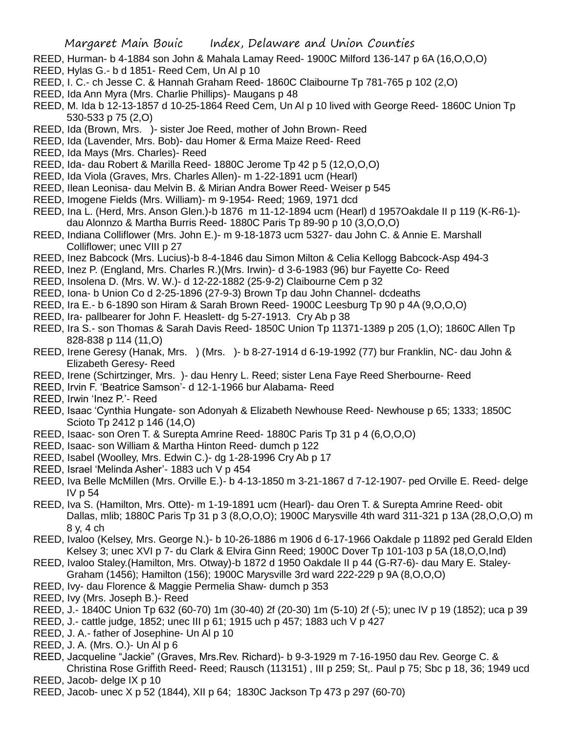REED, Hurman- b 4-1884 son John & Mahala Lamay Reed- 1900C Milford 136-147 p 6A (16,O,O,O)

REED, Hylas G.- b d 1851- Reed Cem, Un Al p 10

REED, I. C.- ch Jesse C. & Hannah Graham Reed- 1860C Claibourne Tp 781-765 p 102 (2,O)

REED, Ida Ann Myra (Mrs. Charlie Phillips)- Maugans p 48

REED, M. Ida b 12-13-1857 d 10-25-1864 Reed Cem, Un Al p 10 lived with George Reed- 1860C Union Tp 530-533 p 75 (2,O)

REED, Ida (Brown, Mrs. )- sister Joe Reed, mother of John Brown- Reed

REED, Ida (Lavender, Mrs. Bob)- dau Homer & Erma Maize Reed- Reed

REED, Ida Mays (Mrs. Charles)- Reed

REED, Ida- dau Robert & Marilla Reed- 1880C Jerome Tp 42 p 5 (12,O,O,O)

REED, Ida Viola (Graves, Mrs. Charles Allen)- m 1-22-1891 ucm (Hearl)

REED, Ilean Leonisa- dau Melvin B. & Mirian Andra Bower Reed- Weiser p 545

REED, Imogene Fields (Mrs. William)- m 9-1954- Reed; 1969, 1971 dcd

REED, Ina L. (Herd, Mrs. Anson Glen.)-b 1876 m 11-12-1894 ucm (Hearl) d 1957Oakdale II p 119 (K-R6-1)- dau Alonnzo & Martha Burris Reed- 1880C Paris Tp 89-90 p 10 (3,O,O,O)

REED, Indiana Colliflower (Mrs. John E.)- m 9-18-1873 ucm 5327- dau John C. & Annie E. Marshall Colliflower; unec VIII p 27

REED, Inez Babcock (Mrs. Lucius)-b 8-4-1846 dau Simon Milton & Celia Kellogg Babcock-Asp 494-3

REED, Inez P. (England, Mrs. Charles R.)(Mrs. Irwin)- d 3-6-1983 (96) bur Fayette Co- Reed

REED, Insolena D. (Mrs. W. W.)- d 12-22-1882 (25-9-2) Claibourne Cem p 32

REED, Iona- b Union Co d 2-25-1896 (27-9-3) Brown Tp dau John Channel- dcdeaths

REED, Ira E.- b 6-1890 son Hiram & Sarah Brown Reed- 1900C Leesburg Tp 90 p 4A (9,O,O,O)

REED, Ira- pallbearer for John F. Heaslett- dg 5-27-1913. Cry Ab p 38

REED, Ira S.- son Thomas & Sarah Davis Reed- 1850C Union Tp 11371-1389 p 205 (1,O); 1860C Allen Tp 828-838 p 114 (11,O)

REED, Irene Geresy (Hanak, Mrs. ) (Mrs. )- b 8-27-1914 d 6-19-1992 (77) bur Franklin, NC- dau John & Elizabeth Geresy- Reed

REED, Irene (Schirtzinger, Mrs. )- dau Henry L. Reed; sister Lena Faye Reed Sherbourne- Reed

REED, Irvin F. 'Beatrice Samson'- d 12-1-1966 bur Alabama- Reed

REED, Irwin 'Inez P.'- Reed

REED, Isaac 'Cynthia Hungate- son Adonyah & Elizabeth Newhouse Reed- Newhouse p 65; 1333; 1850C Scioto Tp 2412 p 146 (14,O)

REED, Isaac- son Oren T. & Surepta Amrine Reed- 1880C Paris Tp 31 p 4 (6,O,O,O)

REED, Isaac- son William & Martha Hinton Reed- dumch p 122

REED, Isabel (Woolley, Mrs. Edwin C.)- dg 1-28-1996 Cry Ab p 17

REED, Israel 'Melinda Asher'- 1883 uch V p 454

REED, Iva Belle McMillen (Mrs. Orville E.)- b 4-13-1850 m 3-21-1867 d 7-12-1907- ped Orville E. Reed- delge IV p 54

REED, Iva S. (Hamilton, Mrs. Otte)- m 1-19-1891 ucm (Hearl)- dau Oren T. & Surepta Amrine Reed- obit Dallas, mlib; 1880C Paris Tp 31 p 3 (8,O,O,O); 1900C Marysville 4th ward 311-321 p 13A (28,O,O,O) m 8 y, 4 ch

REED, Ivaloo (Kelsey, Mrs. George N.)- b 10-26-1886 m 1906 d 6-17-1966 Oakdale p 11892 ped Gerald Elden Kelsey 3; unec XVI p 7- du Clark & Elvira Ginn Reed; 1900C Dover Tp 101-103 p 5A (18,O,O,Ind)

REED, Ivaloo Staley.(Hamilton, Mrs. Otway)-b 1872 d 1950 Oakdale II p 44 (G-R7-6)- dau Mary E. Staley-Graham (1456); Hamilton (156); 1900C Marysville 3rd ward 222-229 p 9A (8,O,O,O)

REED, Ivy- dau Florence & Maggie Permelia Shaw- dumch p 353

REED, Ivy (Mrs. Joseph B.)- Reed

REED, J.- 1840C Union Tp 632 (60-70) 1m (30-40) 2f (20-30) 1m (5-10) 2f (-5); unec IV p 19 (1852); uca p 39

REED, J.- cattle judge, 1852; unec III p 61; 1915 uch p 457; 1883 uch V p 427

REED, J. A.- father of Josephine- Un Al p 10

REED, J. A. (Mrs. O.)- Un Al p 6

REED, Jacqueline "Jackie" (Graves, Mrs.Rev. Richard)- b 9-3-1929 m 7-16-1950 dau Rev. George C. & Christina Rose Griffith Reed- Reed; Rausch (113151) , III p 259; St,. Paul p 75; Sbc p 18, 36; 1949 ucd

REED, Jacob- delge IX p 10

REED, Jacob- unec X p 52 (1844), XII p 64; 1830C Jackson Tp 473 p 297 (60-70)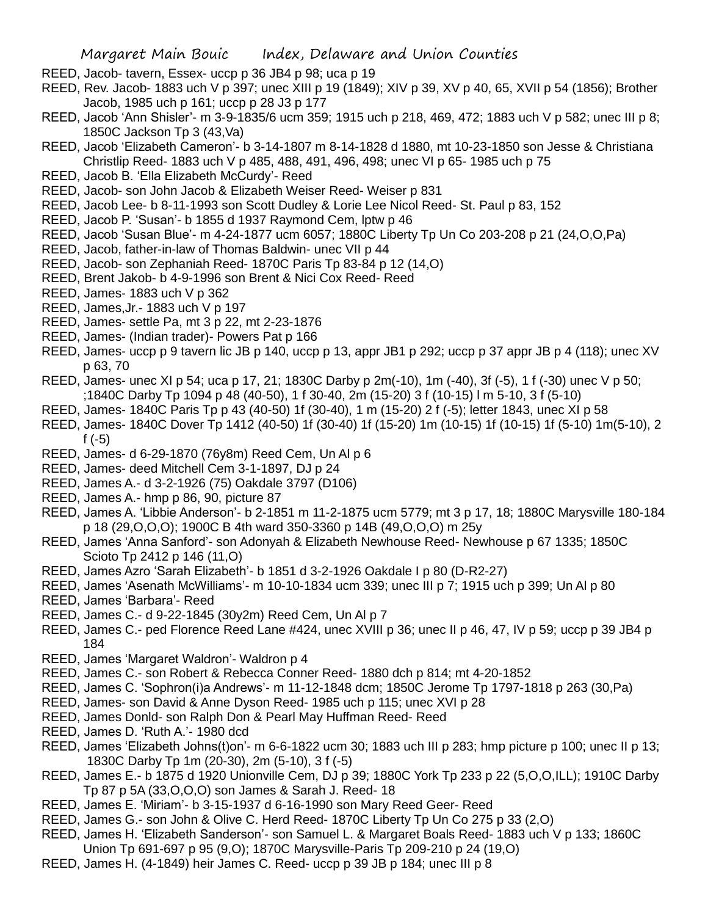REED, Jacob- tavern, Essex- uccp p 36 JB4 p 98; uca p 19

REED, Rev. Jacob- 1883 uch V p 397; unec XIII p 19 (1849); XIV p 39, XV p 40, 65, XVII p 54 (1856); Brother Jacob, 1985 uch p 161; uccp p 28 J3 p 177

REED, Jacob 'Ann Shisler'- m 3-9-1835/6 ucm 359; 1915 uch p 218, 469, 472; 1883 uch V p 582; unec III p 8; 1850C Jackson Tp 3 (43,Va)

REED, Jacob 'Elizabeth Cameron'- b 3-14-1807 m 8-14-1828 d 1880, mt 10-23-1850 son Jesse & Christiana Christlip Reed- 1883 uch V p 485, 488, 491, 496, 498; unec VI p 65- 1985 uch p 75

REED, Jacob B. 'Ella Elizabeth McCurdy'- Reed

REED, Jacob- son John Jacob & Elizabeth Weiser Reed- Weiser p 831

REED, Jacob Lee- b 8-11-1993 son Scott Dudley & Lorie Lee Nicol Reed- St. Paul p 83, 152

REED, Jacob P. 'Susan'- b 1855 d 1937 Raymond Cem, lptw p 46

REED, Jacob 'Susan Blue'- m 4-24-1877 ucm 6057; 1880C Liberty Tp Un Co 203-208 p 21 (24,O,O,Pa)

REED, Jacob, father-in-law of Thomas Baldwin- unec VII p 44

REED, Jacob- son Zephaniah Reed- 1870C Paris Tp 83-84 p 12 (14,O)

REED, Brent Jakob- b 4-9-1996 son Brent & Nici Cox Reed- Reed

REED, James- 1883 uch V p 362

REED, James,Jr.- 1883 uch V p 197

REED, James- settle Pa, mt 3 p 22, mt 2-23-1876

REED, James- (Indian trader)- Powers Pat p 166

REED, James- uccp p 9 tavern lic JB p 140, uccp p 13, appr JB1 p 292; uccp p 37 appr JB p 4 (118); unec XV p 63, 70

REED, James- unec XI p 54; uca p 17, 21; 1830C Darby p 2m(-10), 1m (-40), 3f (-5), 1 f (-30) unec V p 50; ;1840C Darby Tp 1094 p 48 (40-50), 1 f 30-40, 2m (15-20) 3 f (10-15) l m 5-10, 3 f (5-10)

REED, James- 1840C Paris Tp p 43 (40-50) 1f (30-40), 1 m (15-20) 2 f (-5); letter 1843, unec XI p 58

REED, James- 1840C Dover Tp 1412 (40-50) 1f (30-40) 1f (15-20) 1m (10-15) 1f (10-15) 1f (5-10) 1m(5-10), 2 f (-5)

REED, James- d 6-29-1870 (76y8m) Reed Cem, Un Al p 6

REED, James- deed Mitchell Cem 3-1-1897, DJ p 24

REED, James A.- d 3-2-1926 (75) Oakdale 3797 (D106)

REED, James A.- hmp p 86, 90, picture 87

REED, James A. 'Libbie Anderson'- b 2-1851 m 11-2-1875 ucm 5779; mt 3 p 17, 18; 1880C Marysville 180-184 p 18 (29,O,O,O); 1900C B 4th ward 350-3360 p 14B (49,O,O,O) m 25y

REED, James 'Anna Sanford'- son Adonyah & Elizabeth Newhouse Reed- Newhouse p 67 1335; 1850C Scioto Tp 2412 p 146 (11,O)

REED, James Azro 'Sarah Elizabeth'- b 1851 d 3-2-1926 Oakdale I p 80 (D-R2-27)

REED, James 'Asenath McWilliams'- m 10-10-1834 ucm 339; unec III p 7; 1915 uch p 399; Un Al p 80

REED, James 'Barbara'- Reed

REED, James C.- d 9-22-1845 (30y2m) Reed Cem, Un Al p 7

REED, James C.- ped Florence Reed Lane #424, unec XVIII p 36; unec II p 46, 47, IV p 59; uccp p 39 JB4 p 184

REED, James 'Margaret Waldron'- Waldron p 4

REED, James C.- son Robert & Rebecca Conner Reed- 1880 dch p 814; mt 4-20-1852

REED, James C. 'Sophron(i)a Andrews'- m 11-12-1848 dcm; 1850C Jerome Tp 1797-1818 p 263 (30,Pa)

REED, James- son David & Anne Dyson Reed- 1985 uch p 115; unec XVI p 28

REED, James Donld- son Ralph Don & Pearl May Huffman Reed- Reed

REED, James D. 'Ruth A.'- 1980 dcd

REED, James 'Elizabeth Johns(t)on'- m 6-6-1822 ucm 30; 1883 uch III p 283; hmp picture p 100; unec II p 13; 1830C Darby Tp 1m (20-30), 2m (5-10), 3 f (-5)

REED, James E.- b 1875 d 1920 Unionville Cem, DJ p 39; 1880C York Tp 233 p 22 (5,O,O,ILL); 1910C Darby Tp 87 p 5A (33,O,O,O) son James & Sarah J. Reed- 18

REED, James E. 'Miriam'- b 3-15-1937 d 6-16-1990 son Mary Reed Geer- Reed

REED, James G.- son John & Olive C. Herd Reed- 1870C Liberty Tp Un Co 275 p 33 (2,O)

REED, James H. 'Elizabeth Sanderson'- son Samuel L. & Margaret Boals Reed- 1883 uch V p 133; 1860C Union Tp 691-697 p 95 (9,O); 1870C Marysville-Paris Tp 209-210 p 24 (19,O)

REED, James H. (4-1849) heir James C. Reed- uccp p 39 JB p 184; unec III p 8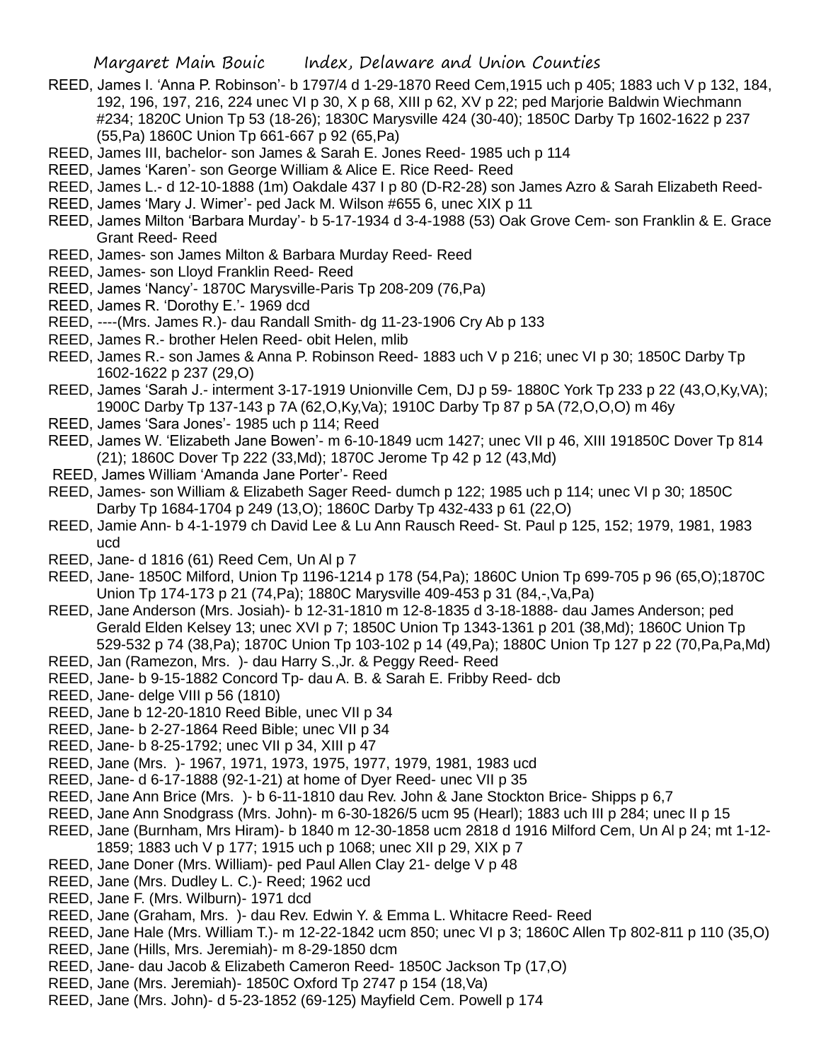REED, James I. 'Anna P. Robinson'- b 1797/4 d 1-29-1870 Reed Cem,1915 uch p 405; 1883 uch V p 132, 184, 192, 196, 197, 216, 224 unec VI p 30, X p 68, XIII p 62, XV p 22; ped Marjorie Baldwin Wiechmann #234; 1820C Union Tp 53 (18-26); 1830C Marysville 424 (30-40); 1850C Darby Tp 1602-1622 p 237 (55,Pa) 1860C Union Tp 661-667 p 92 (65,Pa)

REED, James III, bachelor- son James & Sarah E. Jones Reed- 1985 uch p 114

REED, James 'Karen'- son George William & Alice E. Rice Reed- Reed

REED, James L.- d 12-10-1888 (1m) Oakdale 437 I p 80 (D-R2-28) son James Azro & Sarah Elizabeth Reed-

REED, James 'Mary J. Wimer'- ped Jack M. Wilson #655 6, unec XIX p 11

REED, James Milton 'Barbara Murday'- b 5-17-1934 d 3-4-1988 (53) Oak Grove Cem- son Franklin & E. Grace Grant Reed- Reed

REED, James- son James Milton & Barbara Murday Reed- Reed

REED, James- son Lloyd Franklin Reed- Reed

REED, James 'Nancy'- 1870C Marysville-Paris Tp 208-209 (76,Pa)

REED, James R. 'Dorothy E.'- 1969 dcd

REED, ----(Mrs. James R.)- dau Randall Smith- dg 11-23-1906 Cry Ab p 133

REED, James R.- brother Helen Reed- obit Helen, mlib

REED, James R.- son James & Anna P. Robinson Reed- 1883 uch V p 216; unec VI p 30; 1850C Darby Tp 1602-1622 p 237 (29,O)

REED, James 'Sarah J.- interment 3-17-1919 Unionville Cem, DJ p 59- 1880C York Tp 233 p 22 (43,O,Ky,VA); 1900C Darby Tp 137-143 p 7A (62,O,Ky,Va); 1910C Darby Tp 87 p 5A (72,O,O,O) m 46y

REED, James 'Sara Jones'- 1985 uch p 114; Reed

REED, James W. 'Elizabeth Jane Bowen'- m 6-10-1849 ucm 1427; unec VII p 46, XIII 191850C Dover Tp 814 (21); 1860C Dover Tp 222 (33,Md); 1870C Jerome Tp 42 p 12 (43,Md)

REED, James William 'Amanda Jane Porter'- Reed

REED, James- son William & Elizabeth Sager Reed- dumch p 122; 1985 uch p 114; unec VI p 30; 1850C Darby Tp 1684-1704 p 249 (13,O); 1860C Darby Tp 432-433 p 61 (22,O)

REED, Jamie Ann- b 4-1-1979 ch David Lee & Lu Ann Rausch Reed- St. Paul p 125, 152; 1979, 1981, 1983 ucd

REED, Jane- d 1816 (61) Reed Cem, Un Al p 7

REED, Jane- 1850C Milford, Union Tp 1196-1214 p 178 (54,Pa); 1860C Union Tp 699-705 p 96 (65,O);1870C Union Tp 174-173 p 21 (74,Pa); 1880C Marysville 409-453 p 31 (84,-,Va,Pa)

REED, Jane Anderson (Mrs. Josiah)- b 12-31-1810 m 12-8-1835 d 3-18-1888- dau James Anderson; ped Gerald Elden Kelsey 13; unec XVI p 7; 1850C Union Tp 1343-1361 p 201 (38,Md); 1860C Union Tp 529-532 p 74 (38,Pa); 1870C Union Tp 103-102 p 14 (49,Pa); 1880C Union Tp 127 p 22 (70,Pa,Pa,Md)

REED, Jan (Ramezon, Mrs. )- dau Harry S.,Jr. & Peggy Reed- Reed

REED, Jane- b 9-15-1882 Concord Tp- dau A. B. & Sarah E. Fribby Reed- dcb

REED, Jane- delge VIII p 56 (1810)

REED, Jane b 12-20-1810 Reed Bible, unec VII p 34

REED, Jane- b 2-27-1864 Reed Bible; unec VII p 34

REED, Jane- b 8-25-1792; unec VII p 34, XIII p 47

REED, Jane (Mrs. )- 1967, 1971, 1973, 1975, 1977, 1979, 1981, 1983 ucd

REED, Jane- d 6-17-1888 (92-1-21) at home of Dyer Reed- unec VII p 35

REED, Jane Ann Brice (Mrs. )- b 6-11-1810 dau Rev. John & Jane Stockton Brice- Shipps p 6,7

REED, Jane Ann Snodgrass (Mrs. John)- m 6-30-1826/5 ucm 95 (Hearl); 1883 uch III p 284; unec II p 15

REED, Jane (Burnham, Mrs Hiram)- b 1840 m 12-30-1858 ucm 2818 d 1916 Milford Cem, Un Al p 24; mt 1-12-1859; 1883 uch V p 177; 1915 uch p 1068; unec XII p 29, XIX p 7

REED, Jane Doner (Mrs. William)- ped Paul Allen Clay 21- delge V p 48

REED, Jane (Mrs. Dudley L. C.)- Reed; 1962 ucd

REED, Jane F. (Mrs. Wilburn)- 1971 dcd

REED, Jane (Graham, Mrs. )- dau Rev. Edwin Y. & Emma L. Whitacre Reed- Reed

REED, Jane Hale (Mrs. William T.)- m 12-22-1842 ucm 850; unec VI p 3; 1860C Allen Tp 802-811 p 110 (35,O)

REED, Jane (Hills, Mrs. Jeremiah)- m 8-29-1850 dcm

REED, Jane- dau Jacob & Elizabeth Cameron Reed- 1850C Jackson Tp (17,O)

REED, Jane (Mrs. Jeremiah)- 1850C Oxford Tp 2747 p 154 (18,Va)

REED, Jane (Mrs. John)- d 5-23-1852 (69-125) Mayfield Cem. Powell p 174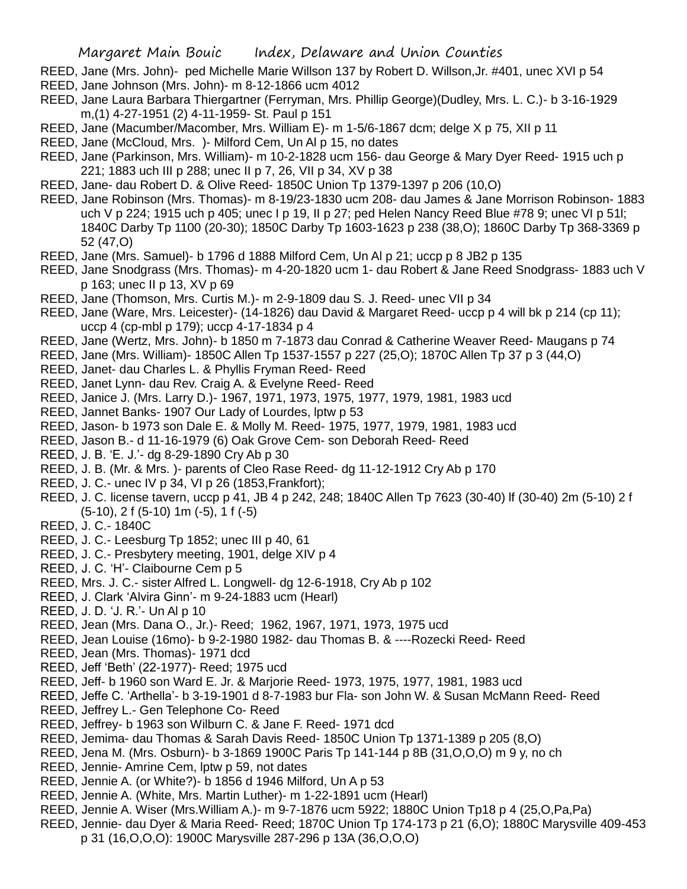REED, Jane (Mrs. John)- ped Michelle Marie Willson 137 by Robert D. Willson,Jr. #401, unec XVI p 54
REED, Jane Johnson (Mrs. John)- m 8-12-1866 ucm 4012
REED, Jane Laura Barbara Thiergartner (Ferryman, Mrs. Phillip George)(Dudley, Mrs. L. C.)- b 3-16-1929 m,(1) 4-27-1951 (2) 4-11-1959- St. Paul p 151
REED, Jane (Macumber/Macomber, Mrs. William E)- m 1-5/6-1867 dcm; delge X p 75, XII p 11
REED, Jane (McCloud, Mrs. )- Milford Cem, Un Al p 15, no dates
REED, Jane (Parkinson, Mrs. William)- m 10-2-1828 ucm 156- dau George & Mary Dyer Reed- 1915 uch p 221; 1883 uch III p 288; unec II p 7, 26, VII p 34, XV p 38
REED, Jane- dau Robert D. & Olive Reed- 1850C Union Tp 1379-1397 p 206 (10,O)
REED, Jane Robinson (Mrs. Thomas)- m 8-19/23-1830 ucm 208- dau James & Jane Morrison Robinson- 1883 uch V p 224; 1915 uch p 405; unec I p 19, II p 27; ped Helen Nancy Reed Blue #78 9; unec VI p 51l; 1840C Darby Tp 1100 (20-30); 1850C Darby Tp 1603-1623 p 238 (38,O); 1860C Darby Tp 368-3369 p 52 (47,O)
REED, Jane (Mrs. Samuel)- b 1796 d 1888 Milford Cem, Un Al p 21; uccp p 8 JB2 p 135
REED, Jane Snodgrass (Mrs. Thomas)- m 4-20-1820 ucm 1- dau Robert & Jane Reed Snodgrass- 1883 uch V p 163; unec II p 13, XV p 69
REED, Jane (Thomson, Mrs. Curtis M.)- m 2-9-1809 dau S. J. Reed- unec VII p 34
REED, Jane (Ware, Mrs. Leicester)- (14-1826) dau David & Margaret Reed- uccp p 4 will bk p 214 (cp 11); uccp 4 (cp-mbl p 179); uccp 4-17-1834 p 4
REED, Jane (Wertz, Mrs. John)- b 1850 m 7-1873 dau Conrad & Catherine Weaver Reed- Maugans p 74
REED, Jane (Mrs. William)- 1850C Allen Tp 1537-1557 p 227 (25,O); 1870C Allen Tp 37 p 3 (44,O)
REED, Janet- dau Charles L. & Phyllis Fryman Reed- Reed
REED, Janet Lynn- dau Rev. Craig A. & Evelyne Reed- Reed
REED, Janice J. (Mrs. Larry D.)- 1967, 1971, 1973, 1975, 1977, 1979, 1981, 1983 ucd
REED, Jannet Banks- 1907 Our Lady of Lourdes, lptw p 53
REED, Jason- b 1973 son Dale E. & Molly M. Reed- 1975, 1977, 1979, 1981, 1983 ucd
REED, Jason B.- d 11-16-1979 (6) Oak Grove Cem- son Deborah Reed- Reed
REED, J. B. 'E. J.'- dg 8-29-1890 Cry Ab p 30
REED, J. B. (Mr. & Mrs. )- parents of Cleo Rase Reed- dg 11-12-1912 Cry Ab p 170
REED, J. C.- unec IV p 34, VI p 26 (1853,Frankfort);
REED, J. C. license tavern, uccp p 41, JB 4 p 242, 248; 1840C Allen Tp 7623 (30-40) lf (30-40) 2m (5-10) 2 f (5-10), 2 f (5-10) 1m (-5), 1 f (-5)
REED, J. C.- 1840C
REED, J. C.- Leesburg Tp 1852; unec III p 40, 61
REED, J. C.- Presbytery meeting, 1901, delge XIV p 4
REED, J. C. 'H'- Claibourne Cem p 5
REED, Mrs. J. C.- sister Alfred L. Longwell- dg 12-6-1918, Cry Ab p 102
REED, J. Clark 'Alvira Ginn'- m 9-24-1883 ucm (Hearl)
REED, J. D. 'J. R.'- Un Al p 10
REED, Jean (Mrs. Dana O., Jr.)- Reed; 1962, 1967, 1971, 1973, 1975 ucd
REED, Jean Louise (16mo)- b 9-2-1980 1982- dau Thomas B. & ----Rozecki Reed- Reed
REED, Jean (Mrs. Thomas)- 1971 dcd
REED, Jeff 'Beth' (22-1977)- Reed; 1975 ucd
REED, Jeff- b 1960 son Ward E. Jr. & Marjorie Reed- 1973, 1975, 1977, 1981, 1983 ucd
REED, Jeffe C. 'Arthella'- b 3-19-1901 d 8-7-1983 bur Fla- son John W. & Susan McMann Reed- Reed
REED, Jeffrey L.- Gen Telephone Co- Reed
REED, Jeffrey- b 1963 son Wilburn C. & Jane F. Reed- 1971 dcd
REED, Jemima- dau Thomas & Sarah Davis Reed- 1850C Union Tp 1371-1389 p 205 (8,O)
REED, Jena M. (Mrs. Osburn)- b 3-1869 1900C Paris Tp 141-144 p 8B (31,O,O,O) m 9 y, no ch
REED, Jennie- Amrine Cem, lptw p 59, not dates
REED, Jennie A. (or White?)- b 1856 d 1946 Milford, Un A p 53
REED, Jennie A. (White, Mrs. Martin Luther)- m 1-22-1891 ucm (Hearl)
REED, Jennie A. Wiser (Mrs.William A.)- m 9-7-1876 ucm 5922; 1880C Union Tp18 p 4 (25,O,Pa,Pa)
REED, Jennie- dau Dyer & Maria Reed- Reed; 1870C Union Tp 174-173 p 21 (6,O); 1880C Marysville 409-453 p 31 (16,O,O,O): 1900C Marysville 287-296 p 13A (36,O,O,O)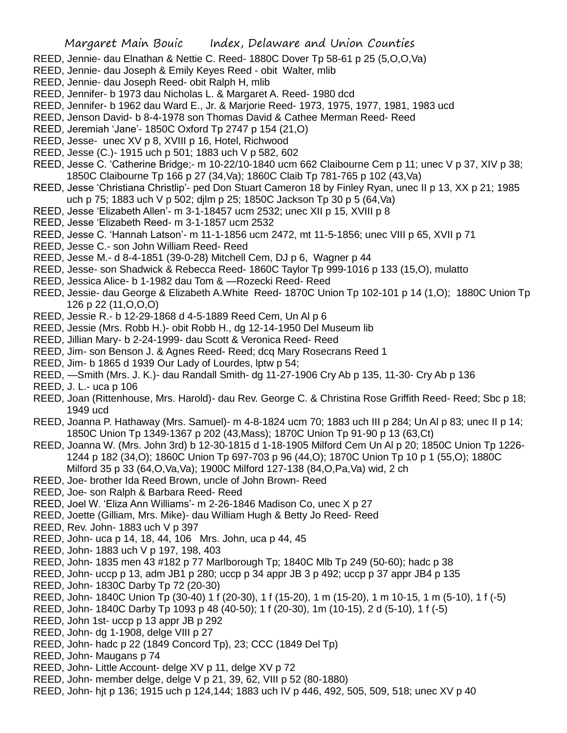REED, Jennie- dau Elnathan & Nettie C. Reed- 1880C Dover Tp 58-61 p 25 (5,O,O,Va)

REED, Jennie- dau Joseph & Emily Keyes Reed - obit Walter, mlib

REED, Jennie- dau Joseph Reed- obit Ralph H, mlib

REED, Jennifer- b 1973 dau Nicholas L. & Margaret A. Reed- 1980 dcd

REED, Jennifer- b 1962 dau Ward E., Jr. & Marjorie Reed- 1973, 1975, 1977, 1981, 1983 ucd

REED, Jenson David- b 8-4-1978 son Thomas David & Cathee Merman Reed- Reed

REED, Jeremiah 'Jane'- 1850C Oxford Tp 2747 p 154 (21,O)

REED, Jesse- unec XV p 8, XVIII p 16, Hotel, Richwood

REED, Jesse (C.)- 1915 uch p 501; 1883 uch V p 582, 602

REED, Jesse C. 'Catherine Bridge;- m 10-22/10-1840 ucm 662 Claibourne Cem p 11; unec V p 37, XIV p 38; 1850C Claibourne Tp 166 p 27 (34,Va); 1860C Claib Tp 781-765 p 102 (43,Va)

REED, Jesse 'Christiana Christlip'- ped Don Stuart Cameron 18 by Finley Ryan, unec II p 13, XX p 21; 1985 uch p 75; 1883 uch V p 502; djlm p 25; 1850C Jackson Tp 30 p 5 (64,Va)

REED, Jesse 'Elizabeth Allen'- m 3-1-18457 ucm 2532; unec XII p 15, XVIII p 8

REED, Jesse 'Elizabeth Reed- m 3-1-1857 ucm 2532

REED, Jesse C. 'Hannah Latson'- m 11-1-1856 ucm 2472, mt 11-5-1856; unec VIII p 65, XVII p 71

REED, Jesse C.- son John William Reed- Reed

REED, Jesse M.- d 8-4-1851 (39-0-28) Mitchell Cem, DJ p 6, Wagner p 44

REED, Jesse- son Shadwick & Rebecca Reed- 1860C Taylor Tp 999-1016 p 133 (15,O), mulatto

REED, Jessica Alice- b 1-1982 dau Tom & —Rozecki Reed- Reed

REED, Jessie- dau George & Elizabeth A.White Reed- 1870C Union Tp 102-101 p 14 (1,O); 1880C Union Tp 126 p 22 (11,O,O,O)

REED, Jessie R.- b 12-29-1868 d 4-5-1889 Reed Cem, Un Al p 6

REED, Jessie (Mrs. Robb H.)- obit Robb H., dg 12-14-1950 Del Museum lib

REED, Jillian Mary- b 2-24-1999- dau Scott & Veronica Reed- Reed

REED, Jim- son Benson J. & Agnes Reed- Reed; dcq Mary Rosecrans Reed 1

REED, Jim- b 1865 d 1939 Our Lady of Lourdes, lptw p 54;

REED, —Smith (Mrs. J. K.)- dau Randall Smith- dg 11-27-1906 Cry Ab p 135, 11-30- Cry Ab p 136

REED, J. L.- uca p 106

REED, Joan (Rittenhouse, Mrs. Harold)- dau Rev. George C. & Christina Rose Griffith Reed- Reed; Sbc p 18; 1949 ucd

REED, Joanna P. Hathaway (Mrs. Samuel)- m 4-8-1824 ucm 70; 1883 uch III p 284; Un Al p 83; unec II p 14; 1850C Union Tp 1349-1367 p 202 (43,Mass); 1870C Union Tp 91-90 p 13 (63,Ct)

REED, Joanna W. (Mrs. John 3rd) b 12-30-1815 d 1-18-1905 Milford Cem Un Al p 20; 1850C Union Tp 1226-1244 p 182 (34,O); 1860C Union Tp 697-703 p 96 (44,O); 1870C Union Tp 10 p 1 (55,O); 1880C Milford 35 p 33 (64,O,Va,Va); 1900C Milford 127-138 (84,O,Pa,Va) wid, 2 ch

REED, Joe- brother Ida Reed Brown, uncle of John Brown- Reed

REED, Joe- son Ralph & Barbara Reed- Reed

REED, Joel W. 'Eliza Ann Williams'- m 2-26-1846 Madison Co, unec X p 27

REED, Joette (Gilliam, Mrs. Mike)- dau William Hugh & Betty Jo Reed- Reed

REED, Rev. John- 1883 uch V p 397

REED, John- uca p 14, 18, 44, 106 Mrs. John, uca p 44, 45

REED, John- 1883 uch V p 197, 198, 403

REED, John- 1835 men 43 #182 p 77 Marlborough Tp; 1840C Mlb Tp 249 (50-60); hadc p 38

REED, John- uccp p 13, adm JB1 p 280; uccp p 34 appr JB 3 p 492; uccp p 37 appr JB4 p 135

REED, John- 1830C Darby Tp 72 (20-30)

REED, John- 1840C Union Tp (30-40) 1 f (20-30), 1 f (15-20), 1 m (15-20), 1 m 10-15, 1 m (5-10), 1 f (-5)

REED, John- 1840C Darby Tp 1093 p 48 (40-50); 1 f (20-30), 1m (10-15), 2 d (5-10), 1 f (-5)

REED, John 1st- uccp p 13 appr JB p 292

REED, John- dg 1-1908, delge VIII p 27

REED, John- hadc p 22 (1849 Concord Tp), 23; CCC (1849 Del Tp)

REED, John- Maugans p 74

REED, John- Little Account- delge XV p 11, delge XV p 72

REED, John- member delge, delge V p 21, 39, 62, VIII p 52 (80-1880)

REED, John- hjt p 136; 1915 uch p 124,144; 1883 uch IV p 446, 492, 505, 509, 518; unec XV p 40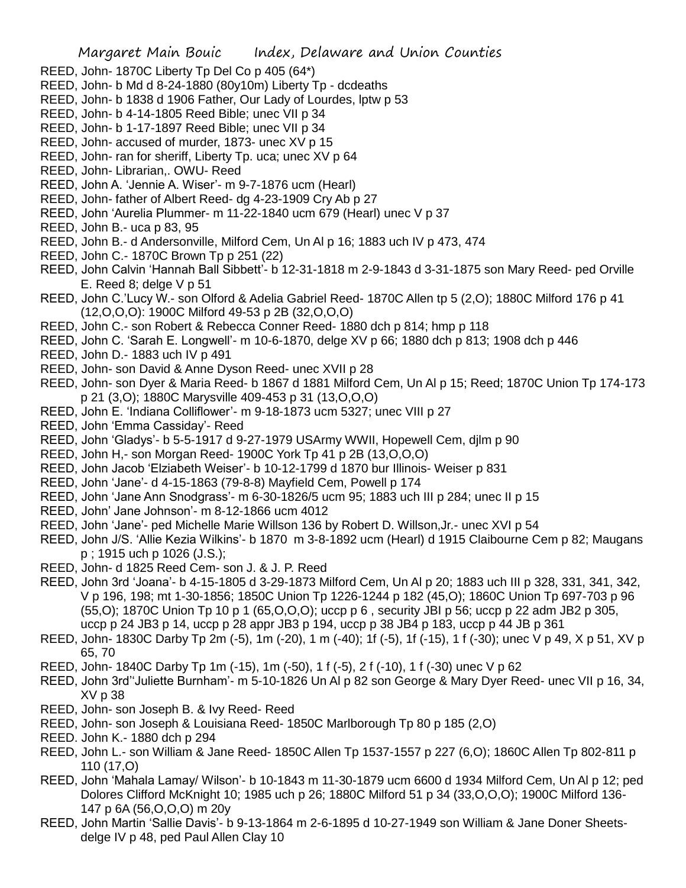REED, John- 1870C Liberty Tp Del Co p 405 (64*)

REED, John- b Md d 8-24-1880 (80y10m) Liberty Tp - dcdeaths

REED, John- b 1838 d 1906 Father, Our Lady of Lourdes, lptw p 53

REED, John- b 4-14-1805 Reed Bible; unec VII p 34

REED, John- b 1-17-1897 Reed Bible; unec VII p 34

REED, John- accused of murder, 1873- unec XV p 15

REED, John- ran for sheriff, Liberty Tp. uca; unec XV p 64

REED, John- Librarian,. OWU- Reed

REED, John A. 'Jennie A. Wiser'- m 9-7-1876 ucm (Hearl)

REED, John- father of Albert Reed- dg 4-23-1909 Cry Ab p 27

REED, John 'Aurelia Plummer- m 11-22-1840 ucm 679 (Hearl) unec V p 37

REED, John B.- uca p 83, 95

REED, John B.- d Andersonville, Milford Cem, Un Al p 16; 1883 uch IV p 473, 474

REED, John C.- 1870C Brown Tp p 251 (22)

REED, John Calvin 'Hannah Ball Sibbett'- b 12-31-1818 m 2-9-1843 d 3-31-1875 son Mary Reed- ped Orville E. Reed 8; delge V p 51

REED, John C.'Lucy W.- son Olford & Adelia Gabriel Reed- 1870C Allen tp 5 (2,O); 1880C Milford 176 p 41 (12,O,O,O): 1900C Milford 49-53 p 2B (32,O,O,O)

REED, John C.- son Robert & Rebecca Conner Reed- 1880 dch p 814; hmp p 118

REED, John C. 'Sarah E. Longwell'- m 10-6-1870, delge XV p 66; 1880 dch p 813; 1908 dch p 446

REED, John D.- 1883 uch IV p 491

REED, John- son David & Anne Dyson Reed- unec XVII p 28

REED, John- son Dyer & Maria Reed- b 1867 d 1881 Milford Cem, Un Al p 15; Reed; 1870C Union Tp 174-173 p 21 (3,O); 1880C Marysville 409-453 p 31 (13,O,O,O)

REED, John E. 'Indiana Colliflower'- m 9-18-1873 ucm 5327; unec VIII p 27

REED, John 'Emma Cassiday'- Reed

REED, John 'Gladys'- b 5-5-1917 d 9-27-1979 USArmy WWII, Hopewell Cem, djlm p 90

REED, John H,- son Morgan Reed- 1900C York Tp 41 p 2B (13,O,O,O)

REED, John Jacob 'Elziabeth Weiser'- b 10-12-1799 d 1870 bur Illinois- Weiser p 831

REED, John 'Jane'- d 4-15-1863 (79-8-8) Mayfield Cem, Powell p 174

REED, John 'Jane Ann Snodgrass'- m 6-30-1826/5 ucm 95; 1883 uch III p 284; unec II p 15

REED, John' Jane Johnson'- m 8-12-1866 ucm 4012

REED, John 'Jane'- ped Michelle Marie Willson 136 by Robert D. Willson,Jr.- unec XVI p 54

REED, John J/S. 'Allie Kezia Wilkins'- b 1870 m 3-8-1892 ucm (Hearl) d 1915 Claibourne Cem p 82; Maugans p ; 1915 uch p 1026 (J.S.);

REED, John- d 1825 Reed Cem- son J. & J. P. Reed

REED, John 3rd 'Joana'- b 4-15-1805 d 3-29-1873 Milford Cem, Un Al p 20; 1883 uch III p 328, 331, 341, 342, V p 196, 198; mt 1-30-1856; 1850C Union Tp 1226-1244 p 182 (45,O); 1860C Union Tp 697-703 p 96 (55,O); 1870C Union Tp 10 p 1 (65,O,O,O); uccp p 6 , security JBI p 56; uccp p 22 adm JB2 p 305, uccp p 24 JB3 p 14, uccp p 28 appr JB3 p 194, uccp p 38 JB4 p 183, uccp p 44 JB p 361

REED, John- 1830C Darby Tp 2m (-5), 1m (-20), 1 m (-40); 1f (-5), 1f (-15), 1 f (-30); unec V p 49, X p 51, XV p 65, 70

REED, John- 1840C Darby Tp 1m (-15), 1m (-50), 1 f (-5), 2 f (-10), 1 f (-30) unec V p 62

REED, John 3rd''Juliette Burnham'- m 5-10-1826 Un Al p 82 son George & Mary Dyer Reed- unec VII p 16, 34, XV p 38

REED, John- son Joseph B. & Ivy Reed- Reed

REED, John- son Joseph & Louisiana Reed- 1850C Marlborough Tp 80 p 185 (2,O)

REED. John K.- 1880 dch p 294

REED, John L.- son William & Jane Reed- 1850C Allen Tp 1537-1557 p 227 (6,O); 1860C Allen Tp 802-811 p 110 (17,O)

REED, John 'Mahala Lamay/ Wilson'- b 10-1843 m 11-30-1879 ucm 6600 d 1934 Milford Cem, Un Al p 12; ped Dolores Clifford McKnight 10; 1985 uch p 26; 1880C Milford 51 p 34 (33,O,O,O); 1900C Milford 136-147 p 6A (56,O,O,O) m 20y

REED, John Martin 'Sallie Davis'- b 9-13-1864 m 2-6-1895 d 10-27-1949 son William & Jane Doner Sheets-delge IV p 48, ped Paul Allen Clay 10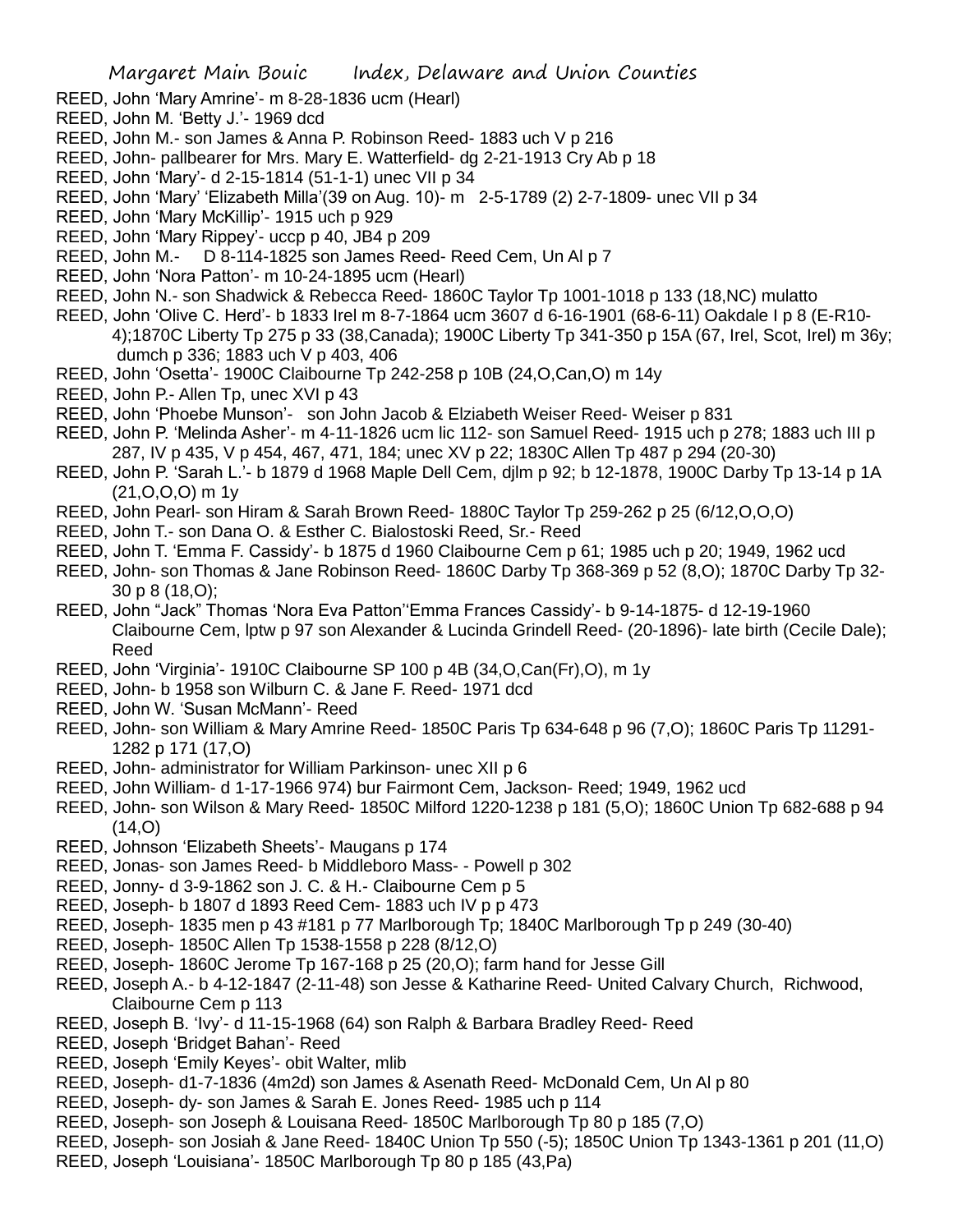REED, John 'Mary Amrine'- m 8-28-1836 ucm (Hearl)

REED, John M. 'Betty J.'- 1969 dcd

REED, John M.- son James & Anna P. Robinson Reed- 1883 uch V p 216

REED, John- pallbearer for Mrs. Mary E. Watterfield- dg 2-21-1913 Cry Ab p 18

REED, John 'Mary'- d 2-15-1814 (51-1-1) unec VII p 34

REED, John 'Mary' 'Elizabeth Milla'(39 on Aug. 10)- m 2-5-1789 (2) 2-7-1809- unec VII p 34

REED, John 'Mary McKillip'- 1915 uch p 929

REED, John 'Mary Rippey'- uccp p 40, JB4 p 209

REED, John M.- D 8-114-1825 son James Reed- Reed Cem, Un Al p 7

REED, John 'Nora Patton'- m 10-24-1895 ucm (Hearl)

REED, John N.- son Shadwick & Rebecca Reed- 1860C Taylor Tp 1001-1018 p 133 (18,NC) mulatto

REED, John 'Olive C. Herd'- b 1833 Irel m 8-7-1864 ucm 3607 d 6-16-1901 (68-6-11) Oakdale I p 8 (E-R10-4);1870C Liberty Tp 275 p 33 (38,Canada); 1900C Liberty Tp 341-350 p 15A (67, Irel, Scot, Irel) m 36y; dumch p 336; 1883 uch V p 403, 406

REED, John 'Osetta'- 1900C Claibourne Tp 242-258 p 10B (24,O,Can,O) m 14y

REED, John P.- Allen Tp, unec XVI p 43

REED, John 'Phoebe Munson'- son John Jacob & Elziabeth Weiser Reed- Weiser p 831

REED, John P. 'Melinda Asher'- m 4-11-1826 ucm lic 112- son Samuel Reed- 1915 uch p 278; 1883 uch III p 287, IV p 435, V p 454, 467, 471, 184; unec XV p 22; 1830C Allen Tp 487 p 294 (20-30)

REED, John P. 'Sarah L.'- b 1879 d 1968 Maple Dell Cem, djlm p 92; b 12-1878, 1900C Darby Tp 13-14 p 1A (21,O,O,O) m 1y

REED, John Pearl- son Hiram & Sarah Brown Reed- 1880C Taylor Tp 259-262 p 25 (6/12,O,O,O)

REED, John T.- son Dana O. & Esther C. Bialostoski Reed, Sr.- Reed

REED, John T. 'Emma F. Cassidy'- b 1875 d 1960 Claibourne Cem p 61; 1985 uch p 20; 1949, 1962 ucd

REED, John- son Thomas & Jane Robinson Reed- 1860C Darby Tp 368-369 p 52 (8,O); 1870C Darby Tp 32-30 p 8 (18,O);

REED, John "Jack" Thomas 'Nora Eva Patton''Emma Frances Cassidy'- b 9-14-1875- d 12-19-1960 Claibourne Cem, lptw p 97 son Alexander & Lucinda Grindell Reed- (20-1896)- late birth (Cecile Dale); Reed

REED, John 'Virginia'- 1910C Claibourne SP 100 p 4B (34,O,Can(Fr),O), m 1y

REED, John- b 1958 son Wilburn C. & Jane F. Reed- 1971 dcd

REED, John W. 'Susan McMann'- Reed

REED, John- son William & Mary Amrine Reed- 1850C Paris Tp 634-648 p 96 (7,O); 1860C Paris Tp 11291-1282 p 171 (17,O)

REED, John- administrator for William Parkinson- unec XII p 6

REED, John William- d 1-17-1966 974) bur Fairmont Cem, Jackson- Reed; 1949, 1962 ucd

REED, John- son Wilson & Mary Reed- 1850C Milford 1220-1238 p 181 (5,O); 1860C Union Tp 682-688 p 94 (14,O)

REED, Johnson 'Elizabeth Sheets'- Maugans p 174

REED, Jonas- son James Reed- b Middleboro Mass- - Powell p 302

REED, Jonny- d 3-9-1862 son J. C. & H.- Claibourne Cem p 5

REED, Joseph- b 1807 d 1893 Reed Cem- 1883 uch IV p p 473

REED, Joseph- 1835 men p 43 #181 p 77 Marlborough Tp; 1840C Marlborough Tp p 249 (30-40)

REED, Joseph- 1850C Allen Tp 1538-1558 p 228 (8/12,O)

REED, Joseph- 1860C Jerome Tp 167-168 p 25 (20,O); farm hand for Jesse Gill

REED, Joseph A.- b 4-12-1847 (2-11-48) son Jesse & Katharine Reed- United Calvary Church, Richwood, Claibourne Cem p 113

REED, Joseph B. 'Ivy'- d 11-15-1968 (64) son Ralph & Barbara Bradley Reed- Reed

REED, Joseph 'Bridget Bahan'- Reed

REED, Joseph 'Emily Keyes'- obit Walter, mlib

REED, Joseph- d1-7-1836 (4m2d) son James & Asenath Reed- McDonald Cem, Un Al p 80

REED, Joseph- dy- son James & Sarah E. Jones Reed- 1985 uch p 114

REED, Joseph- son Joseph & Louisana Reed- 1850C Marlborough Tp 80 p 185 (7,O)

REED, Joseph- son Josiah & Jane Reed- 1840C Union Tp 550 (-5); 1850C Union Tp 1343-1361 p 201 (11,O)

REED, Joseph 'Louisiana'- 1850C Marlborough Tp 80 p 185 (43,Pa)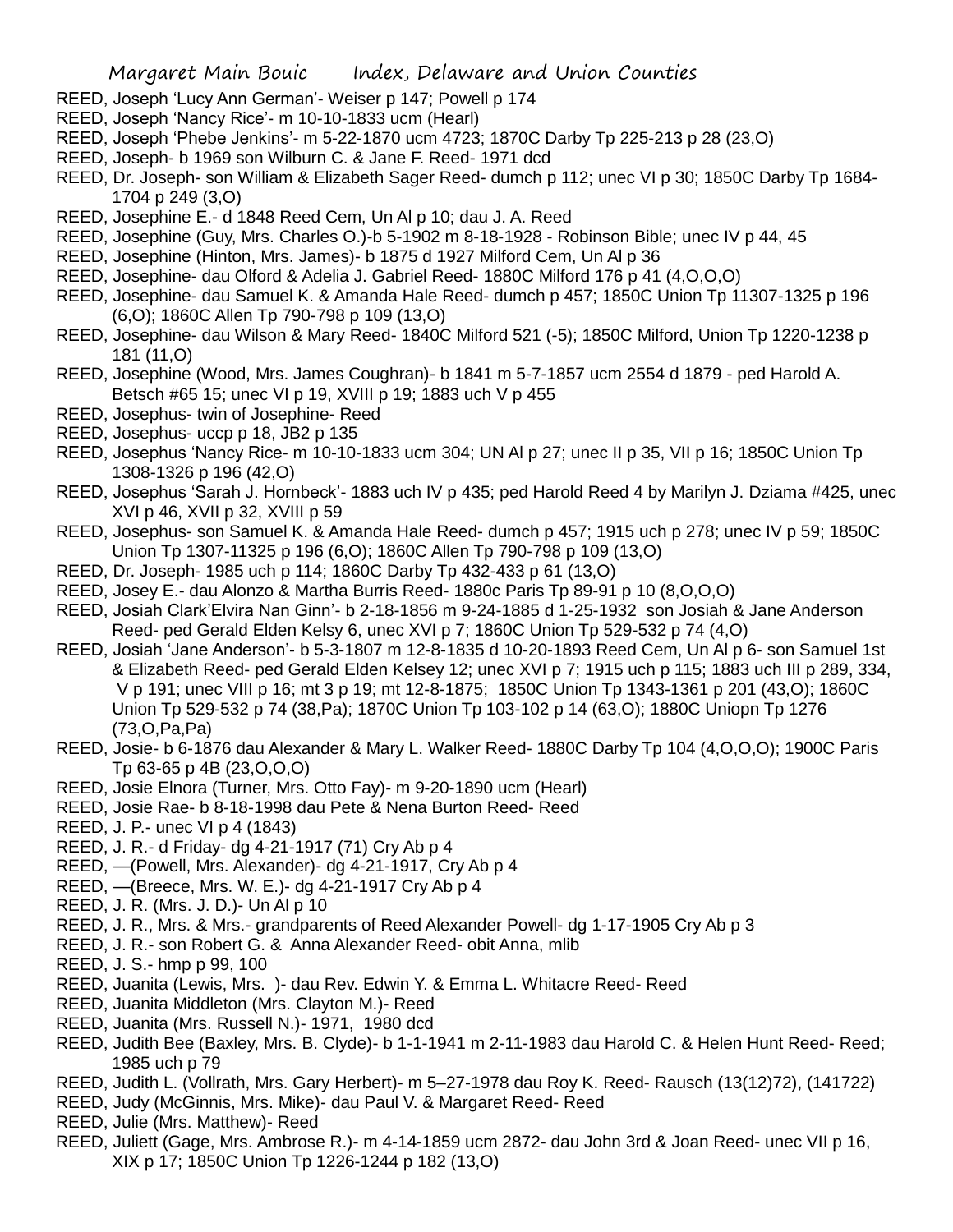REED, Joseph 'Lucy Ann German'- Weiser p 147; Powell p 174

REED, Joseph 'Nancy Rice'- m 10-10-1833 ucm (Hearl)

REED, Joseph 'Phebe Jenkins'- m 5-22-1870 ucm 4723; 1870C Darby Tp 225-213 p 28 (23,O)

REED, Joseph- b 1969 son Wilburn C. & Jane F. Reed- 1971 dcd

REED, Dr. Joseph- son William & Elizabeth Sager Reed- dumch p 112; unec VI p 30; 1850C Darby Tp 1684-1704 p 249 (3,O)

REED, Josephine E.- d 1848 Reed Cem, Un Al p 10; dau J. A. Reed

REED, Josephine (Guy, Mrs. Charles O.)-b 5-1902 m 8-18-1928 - Robinson Bible; unec IV p 44, 45

REED, Josephine (Hinton, Mrs. James)- b 1875 d 1927 Milford Cem, Un Al p 36

REED, Josephine- dau Olford & Adelia J. Gabriel Reed- 1880C Milford 176 p 41 (4,O,O,O)

REED, Josephine- dau Samuel K. & Amanda Hale Reed- dumch p 457; 1850C Union Tp 11307-1325 p 196 (6,O); 1860C Allen Tp 790-798 p 109 (13,O)

REED, Josephine- dau Wilson & Mary Reed- 1840C Milford 521 (-5); 1850C Milford, Union Tp 1220-1238 p 181 (11,O)

REED, Josephine (Wood, Mrs. James Coughran)- b 1841 m 5-7-1857 ucm 2554 d 1879 - ped Harold A. Betsch #65 15; unec VI p 19, XVIII p 19; 1883 uch V p 455

REED, Josephus- twin of Josephine- Reed

REED, Josephus- uccp p 18, JB2 p 135

REED, Josephus 'Nancy Rice- m 10-10-1833 ucm 304; UN Al p 27; unec II p 35, VII p 16; 1850C Union Tp 1308-1326 p 196 (42,O)

REED, Josephus 'Sarah J. Hornbeck'- 1883 uch IV p 435; ped Harold Reed 4 by Marilyn J. Dziama #425, unec XVI p 46, XVII p 32, XVIII p 59

REED, Josephus- son Samuel K. & Amanda Hale Reed- dumch p 457; 1915 uch p 278; unec IV p 59; 1850C Union Tp 1307-11325 p 196 (6,O); 1860C Allen Tp 790-798 p 109 (13,O)

REED, Dr. Joseph- 1985 uch p 114; 1860C Darby Tp 432-433 p 61 (13,O)

REED, Josey E.- dau Alonzo & Martha Burris Reed- 1880c Paris Tp 89-91 p 10 (8,O,O,O)

REED, Josiah Clark'Elvira Nan Ginn'- b 2-18-1856 m 9-24-1885 d 1-25-1932 son Josiah & Jane Anderson Reed- ped Gerald Elden Kelsy 6, unec XVI p 7; 1860C Union Tp 529-532 p 74 (4,O)

REED, Josiah 'Jane Anderson'- b 5-3-1807 m 12-8-1835 d 10-20-1893 Reed Cem, Un Al p 6- son Samuel 1st & Elizabeth Reed- ped Gerald Elden Kelsey 12; unec XVI p 7; 1915 uch p 115; 1883 uch III p 289, 334, V p 191; unec VIII p 16; mt 3 p 19; mt 12-8-1875; 1850C Union Tp 1343-1361 p 201 (43,O); 1860C Union Tp 529-532 p 74 (38,Pa); 1870C Union Tp 103-102 p 14 (63,O); 1880C Uniopn Tp 1276 (73,O,Pa,Pa)

REED, Josie- b 6-1876 dau Alexander & Mary L. Walker Reed- 1880C Darby Tp 104 (4,O,O,O); 1900C Paris Tp 63-65 p 4B (23,O,O,O)

REED, Josie Elnora (Turner, Mrs. Otto Fay)- m 9-20-1890 ucm (Hearl)

REED, Josie Rae- b 8-18-1998 dau Pete & Nena Burton Reed- Reed

REED, J. P.- unec VI p 4 (1843)

REED, J. R.- d Friday- dg 4-21-1917 (71) Cry Ab p 4

REED, —(Powell, Mrs. Alexander)- dg 4-21-1917, Cry Ab p 4

REED, —(Breece, Mrs. W. E.)- dg 4-21-1917 Cry Ab p 4

REED, J. R. (Mrs. J. D.)- Un Al p 10

REED, J. R., Mrs. & Mrs.- grandparents of Reed Alexander Powell- dg 1-17-1905 Cry Ab p 3

REED, J. R.- son Robert G. & Anna Alexander Reed- obit Anna, mlib

REED, J. S.- hmp p 99, 100

REED, Juanita (Lewis, Mrs. )- dau Rev. Edwin Y. & Emma L. Whitacre Reed- Reed

REED, Juanita Middleton (Mrs. Clayton M.)- Reed

REED, Juanita (Mrs. Russell N.)- 1971, 1980 dcd

REED, Judith Bee (Baxley, Mrs. B. Clyde)- b 1-1-1941 m 2-11-1983 dau Harold C. & Helen Hunt Reed- Reed; 1985 uch p 79

REED, Judith L. (Vollrath, Mrs. Gary Herbert)- m 5–27-1978 dau Roy K. Reed- Rausch (13(12)72), (141722)

REED, Judy (McGinnis, Mrs. Mike)- dau Paul V. & Margaret Reed- Reed

REED, Julie (Mrs. Matthew)- Reed

REED, Juliett (Gage, Mrs. Ambrose R.)- m 4-14-1859 ucm 2872- dau John 3rd & Joan Reed- unec VII p 16, XIX p 17; 1850C Union Tp 1226-1244 p 182 (13,O)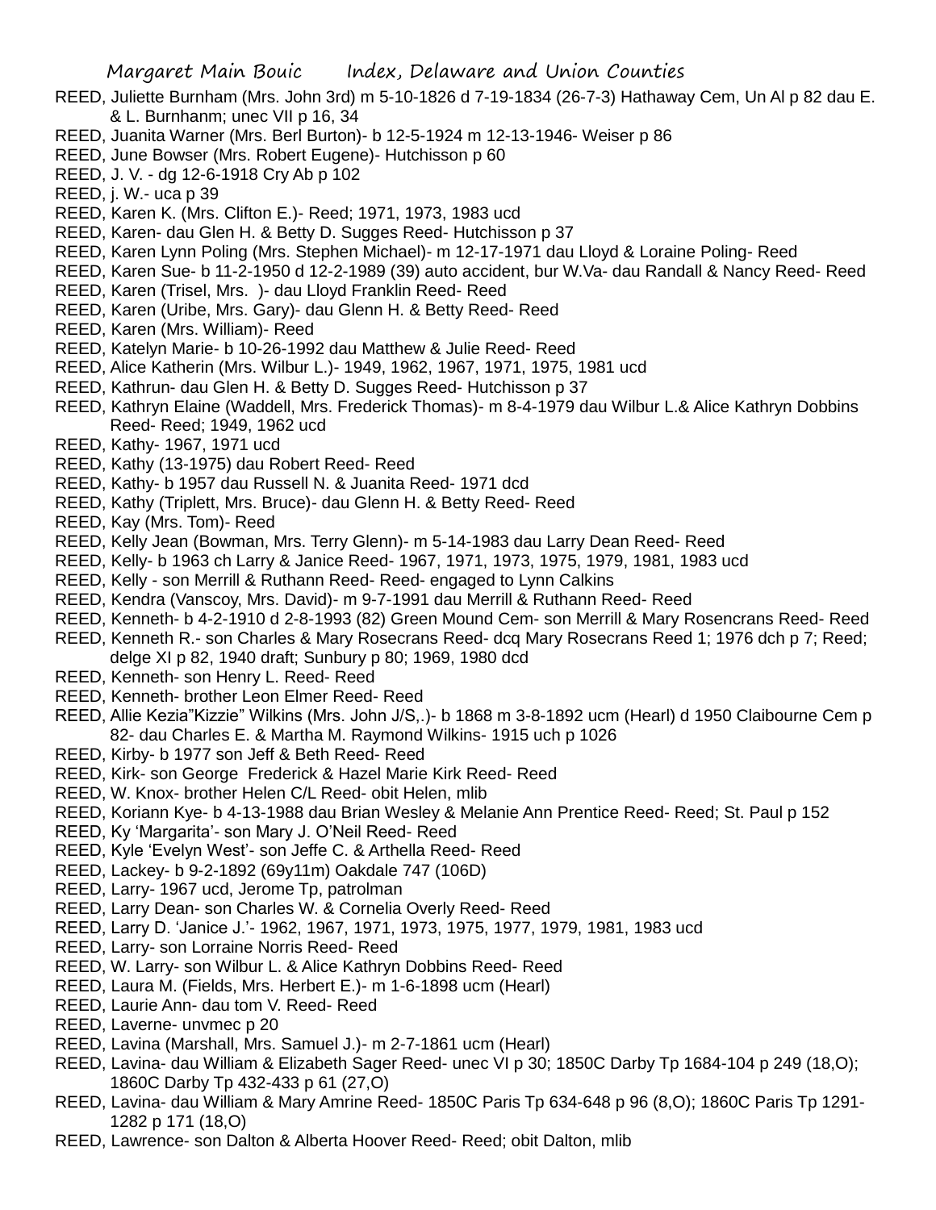REED, Juliette Burnham (Mrs. John 3rd) m 5-10-1826 d 7-19-1834 (26-7-3) Hathaway Cem, Un Al p 82 dau E. & L. Burnhanm; unec VII p 16, 34

REED, Juanita Warner (Mrs. Berl Burton)- b 12-5-1924 m 12-13-1946- Weiser p 86

REED, June Bowser (Mrs. Robert Eugene)- Hutchisson p 60

REED, J. V. - dg 12-6-1918 Cry Ab p 102

REED, j. W.- uca p 39

REED, Karen K. (Mrs. Clifton E.)- Reed; 1971, 1973, 1983 ucd

REED, Karen- dau Glen H. & Betty D. Sugges Reed- Hutchisson p 37

REED, Karen Lynn Poling (Mrs. Stephen Michael)- m 12-17-1971 dau Lloyd & Loraine Poling- Reed

REED, Karen Sue- b 11-2-1950 d 12-2-1989 (39) auto accident, bur W.Va- dau Randall & Nancy Reed- Reed

REED, Karen (Trisel, Mrs. )- dau Lloyd Franklin Reed- Reed

REED, Karen (Uribe, Mrs. Gary)- dau Glenn H. & Betty Reed- Reed

REED, Karen (Mrs. William)- Reed

REED, Katelyn Marie- b 10-26-1992 dau Matthew & Julie Reed- Reed

REED, Alice Katherin (Mrs. Wilbur L.)- 1949, 1962, 1967, 1971, 1975, 1981 ucd

REED, Kathrun- dau Glen H. & Betty D. Sugges Reed- Hutchisson p 37

REED, Kathryn Elaine (Waddell, Mrs. Frederick Thomas)- m 8-4-1979 dau Wilbur L.& Alice Kathryn Dobbins Reed- Reed; 1949, 1962 ucd

REED, Kathy- 1967, 1971 ucd

REED, Kathy (13-1975) dau Robert Reed- Reed

REED, Kathy- b 1957 dau Russell N. & Juanita Reed- 1971 dcd

REED, Kathy (Triplett, Mrs. Bruce)- dau Glenn H. & Betty Reed- Reed

REED, Kay (Mrs. Tom)- Reed

REED, Kelly Jean (Bowman, Mrs. Terry Glenn)- m 5-14-1983 dau Larry Dean Reed- Reed

REED, Kelly- b 1963 ch Larry & Janice Reed- 1967, 1971, 1973, 1975, 1979, 1981, 1983 ucd

REED, Kelly - son Merrill & Ruthann Reed- Reed- engaged to Lynn Calkins

REED, Kendra (Vanscoy, Mrs. David)- m 9-7-1991 dau Merrill & Ruthann Reed- Reed

REED, Kenneth- b 4-2-1910 d 2-8-1993 (82) Green Mound Cem- son Merrill & Mary Rosencrans Reed- Reed

REED, Kenneth R.- son Charles & Mary Rosecrans Reed- dcq Mary Rosecrans Reed 1; 1976 dch p 7; Reed; delge XI p 82, 1940 draft; Sunbury p 80; 1969, 1980 dcd

REED, Kenneth- son Henry L. Reed- Reed

REED, Kenneth- brother Leon Elmer Reed- Reed

REED, Allie Kezia"Kizzie" Wilkins (Mrs. John J/S,.)- b 1868 m 3-8-1892 ucm (Hearl) d 1950 Claibourne Cem p 82- dau Charles E. & Martha M. Raymond Wilkins- 1915 uch p 1026

REED, Kirby- b 1977 son Jeff & Beth Reed- Reed

REED, Kirk- son George Frederick & Hazel Marie Kirk Reed- Reed

REED, W. Knox- brother Helen C/L Reed- obit Helen, mlib

REED, Koriann Kye- b 4-13-1988 dau Brian Wesley & Melanie Ann Prentice Reed- Reed; St. Paul p 152

REED, Ky 'Margarita'- son Mary J. O'Neil Reed- Reed

REED, Kyle 'Evelyn West'- son Jeffe C. & Arthella Reed- Reed

REED, Lackey- b 9-2-1892 (69y11m) Oakdale 747 (106D)

REED, Larry- 1967 ucd, Jerome Tp, patrolman

REED, Larry Dean- son Charles W. & Cornelia Overly Reed- Reed

REED, Larry D. 'Janice J.'- 1962, 1967, 1971, 1973, 1975, 1977, 1979, 1981, 1983 ucd

REED, Larry- son Lorraine Norris Reed- Reed

REED, W. Larry- son Wilbur L. & Alice Kathryn Dobbins Reed- Reed

REED, Laura M. (Fields, Mrs. Herbert E.)- m 1-6-1898 ucm (Hearl)

REED, Laurie Ann- dau tom V. Reed- Reed

REED, Laverne- unvmec p 20

REED, Lavina (Marshall, Mrs. Samuel J.)- m 2-7-1861 ucm (Hearl)

REED, Lavina- dau William & Elizabeth Sager Reed- unec VI p 30; 1850C Darby Tp 1684-104 p 249 (18,O); 1860C Darby Tp 432-433 p 61 (27,O)

REED, Lavina- dau William & Mary Amrine Reed- 1850C Paris Tp 634-648 p 96 (8,O); 1860C Paris Tp 1291-1282 p 171 (18,O)

REED, Lawrence- son Dalton & Alberta Hoover Reed- Reed; obit Dalton, mlib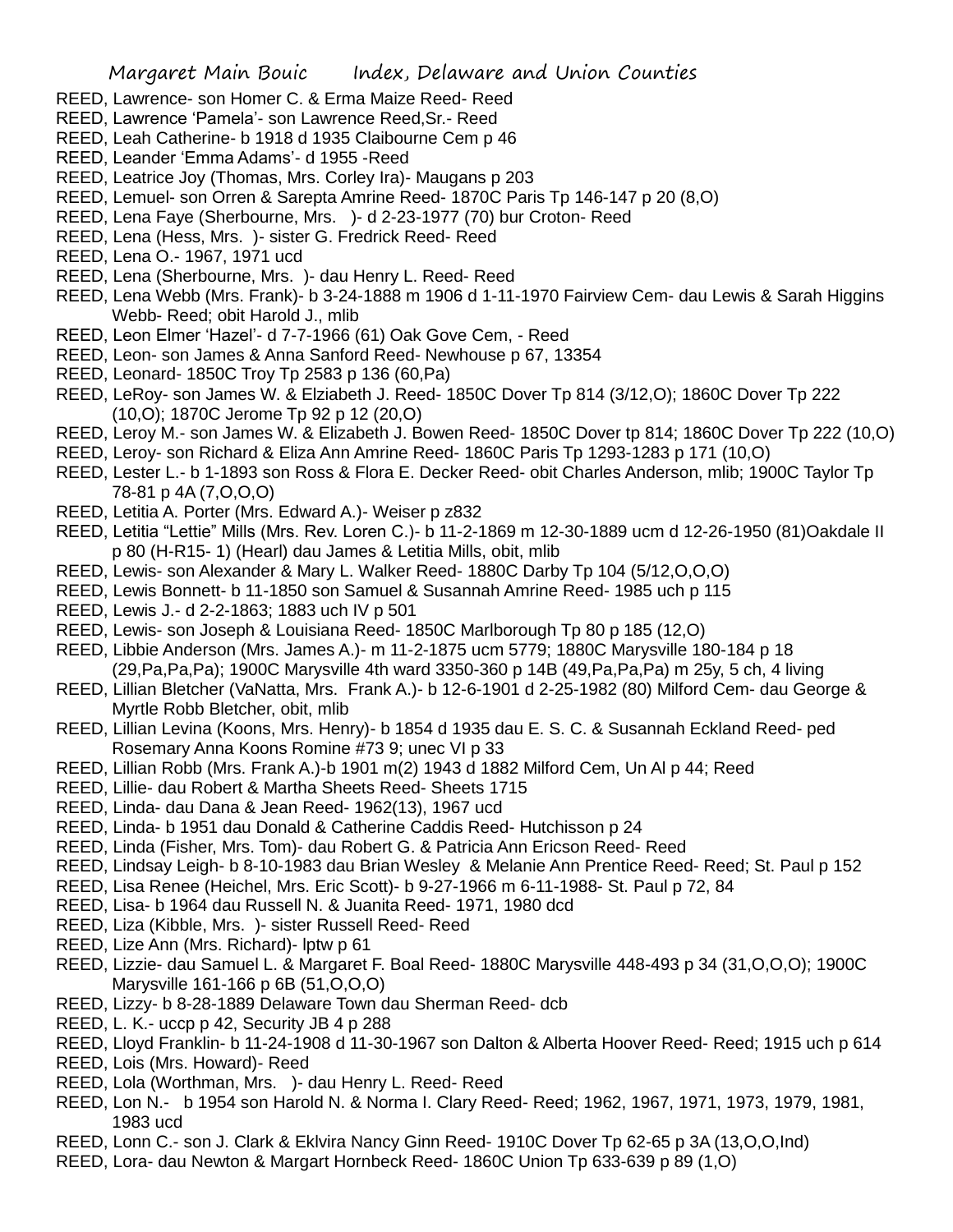REED, Lawrence- son Homer C. & Erma Maize Reed- Reed
REED, Lawrence 'Pamela'- son Lawrence Reed,Sr.- Reed
REED, Leah Catherine- b 1918 d 1935 Claibourne Cem p 46
REED, Leander 'Emma Adams'- d 1955 -Reed
REED, Leatrice Joy (Thomas, Mrs. Corley Ira)- Maugans p 203
REED, Lemuel- son Orren & Sarepta Amrine Reed- 1870C Paris Tp 146-147 p 20 (8,O)
REED, Lena Faye (Sherbourne, Mrs.   )- d 2-23-1977 (70) bur Croton- Reed
REED, Lena (Hess, Mrs.  )- sister G. Fredrick Reed- Reed
REED, Lena O.- 1967, 1971 ucd
REED, Lena (Sherbourne, Mrs.  )- dau Henry L. Reed- Reed
REED, Lena Webb (Mrs. Frank)- b 3-24-1888 m 1906 d 1-11-1970 Fairview Cem- dau Lewis & Sarah Higgins Webb- Reed; obit Harold J., mlib
REED, Leon Elmer 'Hazel'- d 7-7-1966 (61) Oak Gove Cem, - Reed
REED, Leon- son James & Anna Sanford Reed- Newhouse p 67, 13354
REED, Leonard- 1850C Troy Tp 2583 p 136 (60,Pa)
REED, LeRoy- son James W. & Elziabeth J. Reed- 1850C Dover Tp 814 (3/12,O); 1860C Dover Tp 222 (10,O); 1870C Jerome Tp 92 p 12 (20,O)
REED, Leroy M.- son James W. & Elizabeth J. Bowen Reed- 1850C Dover tp 814; 1860C Dover Tp 222 (10,O)
REED, Leroy- son Richard & Eliza Ann Amrine Reed- 1860C Paris Tp 1293-1283 p 171 (10,O)
REED, Lester L.- b 1-1893 son Ross & Flora E. Decker Reed- obit Charles Anderson, mlib; 1900C Taylor Tp 78-81 p 4A (7,O,O,O)
REED, Letitia A. Porter (Mrs. Edward A.)- Weiser p z832
REED, Letitia "Lettie" Mills (Mrs. Rev. Loren C.)- b 11-2-1869 m 12-30-1889 ucm d 12-26-1950 (81)Oakdale II p 80 (H-R15- 1) (Hearl) dau James & Letitia Mills, obit, mlib
REED, Lewis- son Alexander & Mary L. Walker Reed- 1880C Darby Tp 104 (5/12,O,O,O)
REED, Lewis Bonnett- b 11-1850 son Samuel & Susannah Amrine Reed- 1985 uch p 115
REED, Lewis J.- d 2-2-1863; 1883 uch IV p 501
REED, Lewis- son Joseph & Louisiana Reed- 1850C Marlborough Tp 80 p 185 (12,O)
REED, Libbie Anderson (Mrs. James A.)- m 11-2-1875 ucm 5779; 1880C Marysville 180-184 p 18 (29,Pa,Pa,Pa); 1900C Marysville 4th ward 3350-360 p 14B (49,Pa,Pa,Pa) m 25y, 5 ch, 4 living
REED, Lillian Bletcher (VaNatta, Mrs. Frank A.)- b 12-6-1901 d 2-25-1982 (80) Milford Cem- dau George & Myrtle Robb Bletcher, obit, mlib
REED, Lillian Levina (Koons, Mrs. Henry)- b 1854 d 1935 dau E. S. C. & Susannah Eckland Reed- ped Rosemary Anna Koons Romine #73 9; unec VI p 33
REED, Lillian Robb (Mrs. Frank A.)-b 1901 m(2) 1943 d 1882 Milford Cem, Un Al p 44; Reed
REED, Lillie- dau Robert & Martha Sheets Reed- Sheets 1715
REED, Linda- dau Dana & Jean Reed- 1962(13), 1967 ucd
REED, Linda- b 1951 dau Donald & Catherine Caddis Reed- Hutchisson p 24
REED, Linda (Fisher, Mrs. Tom)- dau Robert G. & Patricia Ann Ericson Reed- Reed
REED, Lindsay Leigh- b 8-10-1983 dau Brian Wesley & Melanie Ann Prentice Reed- Reed; St. Paul p 152
REED, Lisa Renee (Heichel, Mrs. Eric Scott)- b 9-27-1966 m 6-11-1988- St. Paul p 72, 84
REED, Lisa- b 1964 dau Russell N. & Juanita Reed- 1971, 1980 dcd
REED, Liza (Kibble, Mrs.  )- sister Russell Reed- Reed
REED, Lize Ann (Mrs. Richard)- lptw p 61
REED, Lizzie- dau Samuel L. & Margaret F. Boal Reed- 1880C Marysville 448-493 p 34 (31,O,O,O); 1900C Marysville 161-166 p 6B (51,O,O,O)
REED, Lizzy- b 8-28-1889 Delaware Town dau Sherman Reed- dcb
REED, L. K.- uccp p 42, Security JB 4 p 288
REED, Lloyd Franklin- b 11-24-1908 d 11-30-1967 son Dalton & Alberta Hoover Reed- Reed; 1915 uch p 614
REED, Lois (Mrs. Howard)- Reed
REED, Lola (Worthman, Mrs.   )- dau Henry L. Reed- Reed
REED, Lon N.-   b 1954 son Harold N. & Norma I. Clary Reed- Reed; 1962, 1967, 1971, 1973, 1979, 1981, 1983 ucd
REED, Lonn C.- son J. Clark & Eklvira Nancy Ginn Reed- 1910C Dover Tp 62-65 p 3A (13,O,O,Ind)
REED, Lora- dau Newton & Margart Hornbeck Reed- 1860C Union Tp 633-639 p 89 (1,O)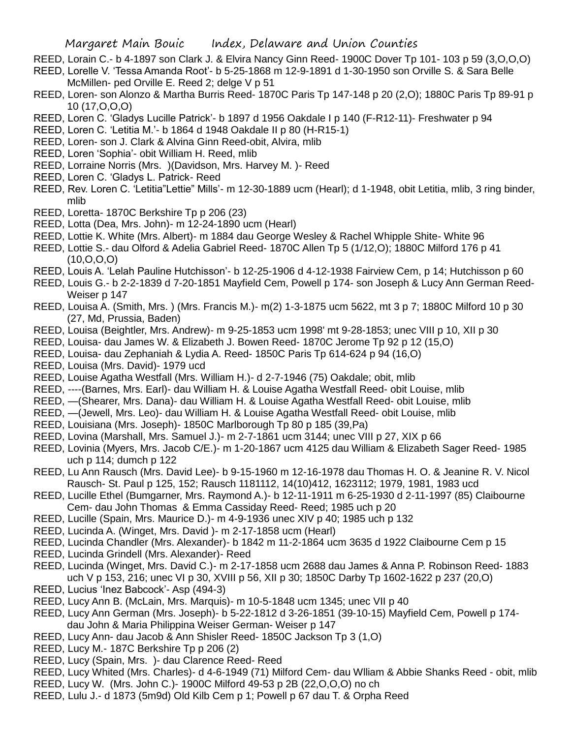REED, Lorain C.- b 4-1897 son Clark J. & Elvira Nancy Ginn Reed- 1900C Dover Tp 101- 103 p 59 (3,O,O,O)
REED, Lorelle V. 'Tessa Amanda Root'- b 5-25-1868 m 12-9-1891 d 1-30-1950 son Orville S. & Sara Belle McMillen- ped Orville E. Reed 2; delge V p 51
REED, Loren- son Alonzo & Martha Burris Reed- 1870C Paris Tp 147-148 p 20 (2,O); 1880C Paris Tp 89-91 p 10 (17,O,O,O)
REED, Loren C. 'Gladys Lucille Patrick'- b 1897 d 1956 Oakdale I p 140 (F-R12-11)- Freshwater p 94
REED, Loren C. 'Letitia M.'- b 1864 d 1948 Oakdale II p 80 (H-R15-1)
REED, Loren- son J. Clark & Alvina Ginn Reed-obit, Alvira, mlib
REED, Loren 'Sophia'- obit William H. Reed, mlib
REED, Lorraine Norris (Mrs. )(Davidson, Mrs. Harvey M. )- Reed
REED, Loren C. 'Gladys L. Patrick- Reed
REED, Rev. Loren C. 'Letitia"Lettie" Mills'- m 12-30-1889 ucm (Hearl); d 1-1948, obit Letitia, mlib, 3 ring binder, mlib
REED, Loretta- 1870C Berkshire Tp p 206 (23)
REED, Lotta (Dea, Mrs. John)- m 12-24-1890 ucm (Hearl)
REED, Lottie K. White (Mrs. Albert)- m 1884 dau George Wesley & Rachel Whipple Shite- White 96
REED, Lottie S.- dau Olford & Adelia Gabriel Reed- 1870C Allen Tp 5 (1/12,O); 1880C Milford 176 p 41 (10,O,O,O)
REED, Louis A. 'Lelah Pauline Hutchisson'- b 12-25-1906 d 4-12-1938 Fairview Cem, p 14; Hutchisson p 60
REED, Louis G.- b 2-2-1839 d 7-20-1851 Mayfield Cem, Powell p 174- son Joseph & Lucy Ann German Reed- Weiser p 147
REED, Louisa A. (Smith, Mrs. ) (Mrs. Francis M.)- m(2) 1-3-1875 ucm 5622, mt 3 p 7; 1880C Milford 10 p 30 (27, Md, Prussia, Baden)
REED, Louisa (Beightler, Mrs. Andrew)- m 9-25-1853 ucm 1998' mt 9-28-1853; unec VIII p 10, XII p 30
REED, Louisa- dau James W. & Elizabeth J. Bowen Reed- 1870C Jerome Tp 92 p 12 (15,O)
REED, Louisa- dau Zephaniah & Lydia A. Reed- 1850C Paris Tp 614-624 p 94 (16,O)
REED, Louisa (Mrs. David)- 1979 ucd
REED, Louise Agatha Westfall (Mrs. William H.)- d 2-7-1946 (75) Oakdale; obit, mlib
REED, ----(Barnes, Mrs. Earl)- dau William H. & Louise Agatha Westfall Reed- obit Louise, mlib
REED, —(Shearer, Mrs. Dana)- dau William H. & Louise Agatha Westfall Reed- obit Louise, mlib
REED, —(Jewell, Mrs. Leo)- dau William H. & Louise Agatha Westfall Reed- obit Louise, mlib
REED, Louisiana (Mrs. Joseph)- 1850C Marlborough Tp 80 p 185 (39,Pa)
REED, Lovina (Marshall, Mrs. Samuel J.)- m 2-7-1861 ucm 3144; unec VIII p 27, XIX p 66
REED, Lovinia (Myers, Mrs. Jacob C/E.)- m 1-20-1867 ucm 4125 dau William & Elizabeth Sager Reed- 1985 uch p 114; dumch p 122
REED, Lu Ann Rausch (Mrs. David Lee)- b 9-15-1960 m 12-16-1978 dau Thomas H. O. & Jeanine R. V. Nicol Rausch- St. Paul p 125, 152; Rausch 1181112, 14(10)412, 1623112; 1979, 1981, 1983 ucd
REED, Lucille Ethel (Bumgarner, Mrs. Raymond A.)- b 12-11-1911 m 6-25-1930 d 2-11-1997 (85) Claibourne Cem- dau John Thomas & Emma Cassiday Reed- Reed; 1985 uch p 20
REED, Lucille (Spain, Mrs. Maurice D.)- m 4-9-1936 unec XIV p 40; 1985 uch p 132
REED, Lucinda A. (Winget, Mrs. David )- m 2-17-1858 ucm (Hearl)
REED, Lucinda Chandler (Mrs. Alexander)- b 1842 m 11-2-1864 ucm 3635 d 1922 Claibourne Cem p 15
REED, Lucinda Grindell (Mrs. Alexander)- Reed
REED, Lucinda (Winget, Mrs. David C.)- m 2-17-1858 ucm 2688 dau James & Anna P. Robinson Reed- 1883 uch V p 153, 216; unec VI p 30, XVIII p 56, XII p 30; 1850C Darby Tp 1602-1622 p 237 (20,O)
REED, Lucius 'Inez Babcock'- Asp (494-3)
REED, Lucy Ann B. (McLain, Mrs. Marquis)- m 10-5-1848 ucm 1345; unec VII p 40
REED, Lucy Ann German (Mrs. Joseph)- b 5-22-1812 d 3-26-1851 (39-10-15) Mayfield Cem, Powell p 174- dau John & Maria Philippina Weiser German- Weiser p 147
REED, Lucy Ann- dau Jacob & Ann Shisler Reed- 1850C Jackson Tp 3 (1,O)
REED, Lucy M.- 187C Berkshire Tp p 206 (2)
REED, Lucy (Spain, Mrs. )- dau Clarence Reed- Reed
REED, Lucy Whited (Mrs. Charles)- d 4-6-1949 (71) Milford Cem- dau Wlliam & Abbie Shanks Reed - obit, mlib
REED, Lucy W. (Mrs. John C.)- 1900C Milford 49-53 p 2B (22,O,O,O) no ch
REED, Lulu J.- d 1873 (5m9d) Old Kilb Cem p 1; Powell p 67 dau T. & Orpha Reed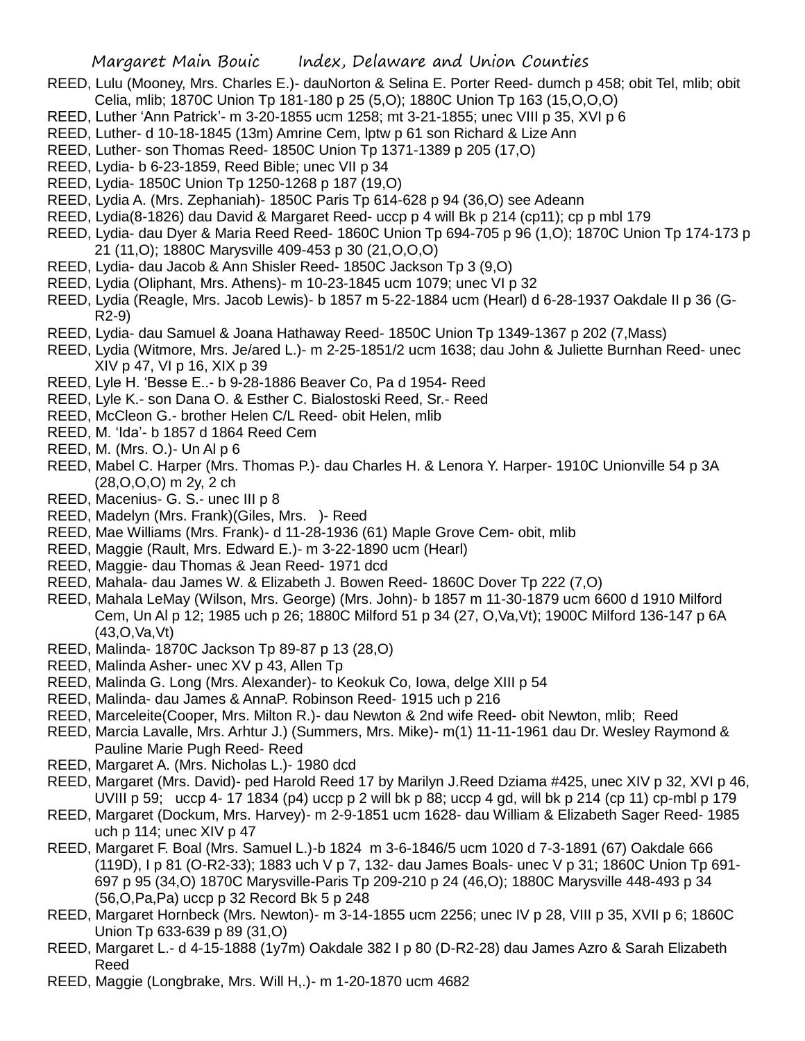REED, Lulu (Mooney, Mrs. Charles E.)- dauNorton & Selina E. Porter Reed- dumch p 458; obit Tel, mlib; obit Celia, mlib; 1870C Union Tp 181-180 p 25 (5,O); 1880C Union Tp 163 (15,O,O,O)

REED, Luther 'Ann Patrick'- m 3-20-1855 ucm 1258; mt 3-21-1855; unec VIII p 35, XVI p 6

REED, Luther- d 10-18-1845 (13m) Amrine Cem, lptw p 61 son Richard & Lize Ann

REED, Luther- son Thomas Reed- 1850C Union Tp 1371-1389 p 205 (17,O)

REED, Lydia- b 6-23-1859, Reed Bible; unec VII p 34

REED, Lydia- 1850C Union Tp 1250-1268 p 187 (19,O)

REED, Lydia A. (Mrs. Zephaniah)- 1850C Paris Tp 614-628 p 94 (36,O) see Adeann

REED, Lydia(8-1826) dau David & Margaret Reed- uccp p 4 will Bk p 214 (cp11); cp p mbl 179

REED, Lydia- dau Dyer & Maria Reed Reed- 1860C Union Tp 694-705 p 96 (1,O); 1870C Union Tp 174-173 p 21 (11,O); 1880C Marysville 409-453 p 30 (21,O,O,O)

REED, Lydia- dau Jacob & Ann Shisler Reed- 1850C Jackson Tp 3 (9,O)

REED, Lydia (Oliphant, Mrs. Athens)- m 10-23-1845 ucm 1079; unec VI p 32

REED, Lydia (Reagle, Mrs. Jacob Lewis)- b 1857 m 5-22-1884 ucm (Hearl) d 6-28-1937 Oakdale II p 36 (G-R2-9)

REED, Lydia- dau Samuel & Joana Hathaway Reed- 1850C Union Tp 1349-1367 p 202 (7,Mass)

REED, Lydia (Witmore, Mrs. Je/ared L.)- m 2-25-1851/2 ucm 1638; dau John & Juliette Burnhan Reed- unec XIV p 47, VI p 16, XIX p 39

REED, Lyle H. 'Besse E..- b 9-28-1886 Beaver Co, Pa d 1954- Reed

REED, Lyle K.- son Dana O. & Esther C. Bialostoski Reed, Sr.- Reed

REED, McCleon G.- brother Helen C/L Reed- obit Helen, mlib

REED, M. 'Ida'- b 1857 d 1864 Reed Cem

REED, M. (Mrs. O.)- Un Al p 6

REED, Mabel C. Harper (Mrs. Thomas P.)- dau Charles H. & Lenora Y. Harper- 1910C Unionville 54 p 3A (28,O,O,O) m 2y, 2 ch

REED, Macenius- G. S.- unec III p 8

REED, Madelyn (Mrs. Frank)(Giles, Mrs. )- Reed

REED, Mae Williams (Mrs. Frank)- d 11-28-1936 (61) Maple Grove Cem- obit, mlib

REED, Maggie (Rault, Mrs. Edward E.)- m 3-22-1890 ucm (Hearl)

REED, Maggie- dau Thomas & Jean Reed- 1971 dcd

REED, Mahala- dau James W. & Elizabeth J. Bowen Reed- 1860C Dover Tp 222 (7,O)

REED, Mahala LeMay (Wilson, Mrs. George) (Mrs. John)- b 1857 m 11-30-1879 ucm 6600 d 1910 Milford Cem, Un Al p 12; 1985 uch p 26; 1880C Milford 51 p 34 (27, O,Va,Vt); 1900C Milford 136-147 p 6A (43,O,Va,Vt)

REED, Malinda- 1870C Jackson Tp 89-87 p 13 (28,O)

REED, Malinda Asher- unec XV p 43, Allen Tp

REED, Malinda G. Long (Mrs. Alexander)- to Keokuk Co, Iowa, delge XIII p 54

REED, Malinda- dau James & AnnaP. Robinson Reed- 1915 uch p 216

REED, Marceleite(Cooper, Mrs. Milton R.)- dau Newton & 2nd wife Reed- obit Newton, mlib; Reed

REED, Marcia Lavalle, Mrs. Arhtur J.) (Summers, Mrs. Mike)- m(1) 11-11-1961 dau Dr. Wesley Raymond & Pauline Marie Pugh Reed- Reed

REED, Margaret A. (Mrs. Nicholas L.)- 1980 dcd

REED, Margaret (Mrs. David)- ped Harold Reed 17 by Marilyn J.Reed Dziama #425, unec XIV p 32, XVI p 46, UVIII p 59; uccp 4- 17 1834 (p4) uccp p 2 will bk p 88; uccp 4 gd, will bk p 214 (cp 11) cp-mbl p 179

REED, Margaret (Dockum, Mrs. Harvey)- m 2-9-1851 ucm 1628- dau William & Elizabeth Sager Reed- 1985 uch p 114; unec XIV p 47

REED, Margaret F. Boal (Mrs. Samuel L.)-b 1824 m 3-6-1846/5 ucm 1020 d 7-3-1891 (67) Oakdale 666 (119D), I p 81 (O-R2-33); 1883 uch V p 7, 132- dau James Boals- unec V p 31; 1860C Union Tp 691-697 p 95 (34,O) 1870C Marysville-Paris Tp 209-210 p 24 (46,O); 1880C Marysville 448-493 p 34 (56,O,Pa,Pa) uccp p 32 Record Bk 5 p 248

REED, Margaret Hornbeck (Mrs. Newton)- m 3-14-1855 ucm 2256; unec IV p 28, VIII p 35, XVII p 6; 1860C Union Tp 633-639 p 89 (31,O)

REED, Margaret L.- d 4-15-1888 (1y7m) Oakdale 382 I p 80 (D-R2-28) dau James Azro & Sarah Elizabeth Reed

REED, Maggie (Longbrake, Mrs. Will H,.)- m 1-20-1870 ucm 4682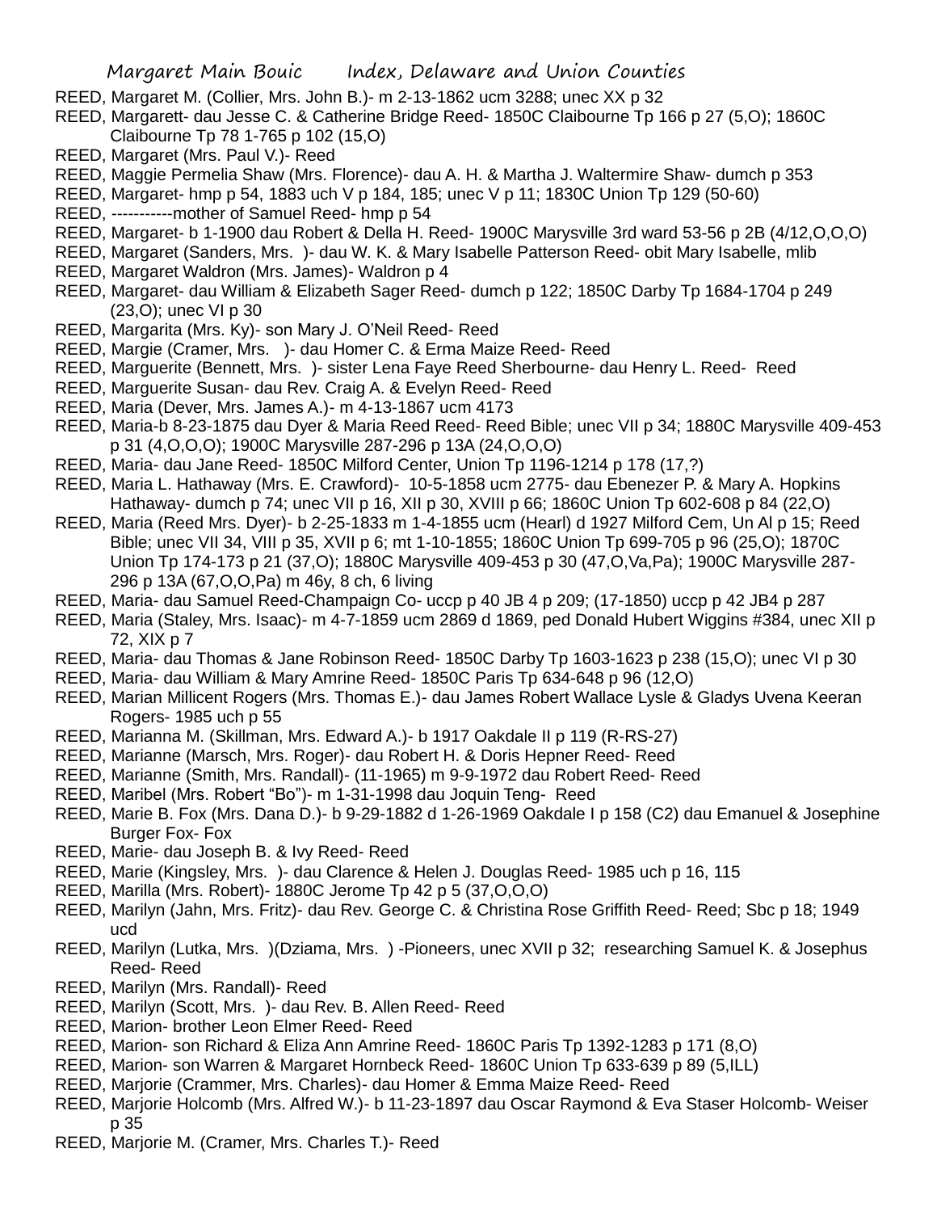REED, Margaret M. (Collier, Mrs. John B.)- m 2-13-1862 ucm 3288; unec XX p 32

REED, Margarett- dau Jesse C. & Catherine Bridge Reed- 1850C Claibourne Tp 166 p 27 (5,O); 1860C Claibourne Tp 78 1-765 p 102 (15,O)

REED, Margaret (Mrs. Paul V.)- Reed

REED, Maggie Permelia Shaw (Mrs. Florence)- dau A. H. & Martha J. Waltermire Shaw- dumch p 353

REED, Margaret- hmp p 54, 1883 uch V p 184, 185; unec V p 11; 1830C Union Tp 129 (50-60)

REED, -----------mother of Samuel Reed- hmp p 54

REED, Margaret- b 1-1900 dau Robert & Della H. Reed- 1900C Marysville 3rd ward 53-56 p 2B (4/12,O,O,O)

REED, Margaret (Sanders, Mrs. )- dau W. K. & Mary Isabelle Patterson Reed- obit Mary Isabelle, mlib

REED, Margaret Waldron (Mrs. James)- Waldron p 4

REED, Margaret- dau William & Elizabeth Sager Reed- dumch p 122; 1850C Darby Tp 1684-1704 p 249 (23,O); unec VI p 30

REED, Margarita (Mrs. Ky)- son Mary J. O'Neil Reed- Reed

REED, Margie (Cramer, Mrs. )- dau Homer C. & Erma Maize Reed- Reed

REED, Marguerite (Bennett, Mrs. )- sister Lena Faye Reed Sherbourne- dau Henry L. Reed- Reed

REED, Marguerite Susan- dau Rev. Craig A. & Evelyn Reed- Reed

REED, Maria (Dever, Mrs. James A.)- m 4-13-1867 ucm 4173

REED, Maria-b 8-23-1875 dau Dyer & Maria Reed Reed- Reed Bible; unec VII p 34; 1880C Marysville 409-453 p 31 (4,O,O,O); 1900C Marysville 287-296 p 13A (24,O,O,O)

REED, Maria- dau Jane Reed- 1850C Milford Center, Union Tp 1196-1214 p 178 (17,?)

REED, Maria L. Hathaway (Mrs. E. Crawford)- 10-5-1858 ucm 2775- dau Ebenezer P. & Mary A. Hopkins Hathaway- dumch p 74; unec VII p 16, XII p 30, XVIII p 66; 1860C Union Tp 602-608 p 84 (22,O)

REED, Maria (Reed Mrs. Dyer)- b 2-25-1833 m 1-4-1855 ucm (Hearl) d 1927 Milford Cem, Un Al p 15; Reed Bible; unec VII 34, VIII p 35, XVII p 6; mt 1-10-1855; 1860C Union Tp 699-705 p 96 (25,O); 1870C Union Tp 174-173 p 21 (37,O); 1880C Marysville 409-453 p 30 (47,O,Va,Pa); 1900C Marysville 287-296 p 13A (67,O,O,Pa) m 46y, 8 ch, 6 living

REED, Maria- dau Samuel Reed-Champaign Co- uccp p 40 JB 4 p 209; (17-1850) uccp p 42 JB4 p 287

REED, Maria (Staley, Mrs. Isaac)- m 4-7-1859 ucm 2869 d 1869, ped Donald Hubert Wiggins #384, unec XII p 72, XIX p 7

REED, Maria- dau Thomas & Jane Robinson Reed- 1850C Darby Tp 1603-1623 p 238 (15,O); unec VI p 30

REED, Maria- dau William & Mary Amrine Reed- 1850C Paris Tp 634-648 p 96 (12,O)

REED, Marian Millicent Rogers (Mrs. Thomas E.)- dau James Robert Wallace Lysle & Gladys Uvena Keeran Rogers- 1985 uch p 55

REED, Marianna M. (Skillman, Mrs. Edward A.)- b 1917 Oakdale II p 119 (R-RS-27)

REED, Marianne (Marsch, Mrs. Roger)- dau Robert H. & Doris Hepner Reed- Reed

REED, Marianne (Smith, Mrs. Randall)- (11-1965) m 9-9-1972 dau Robert Reed- Reed

REED, Maribel (Mrs. Robert "Bo")- m 1-31-1998 dau Joquin Teng- Reed

REED, Marie B. Fox (Mrs. Dana D.)- b 9-29-1882 d 1-26-1969 Oakdale I p 158 (C2) dau Emanuel & Josephine Burger Fox- Fox

REED, Marie- dau Joseph B. & Ivy Reed- Reed

REED, Marie (Kingsley, Mrs. )- dau Clarence & Helen J. Douglas Reed- 1985 uch p 16, 115

REED, Marilla (Mrs. Robert)- 1880C Jerome Tp 42 p 5 (37,O,O,O)

REED, Marilyn (Jahn, Mrs. Fritz)- dau Rev. George C. & Christina Rose Griffith Reed- Reed; Sbc p 18; 1949 ucd

REED, Marilyn (Lutka, Mrs. )(Dziama, Mrs. ) -Pioneers, unec XVII p 32; researching Samuel K. & Josephus Reed- Reed

REED, Marilyn (Mrs. Randall)- Reed

REED, Marilyn (Scott, Mrs. )- dau Rev. B. Allen Reed- Reed

REED, Marion- brother Leon Elmer Reed- Reed

REED, Marion- son Richard & Eliza Ann Amrine Reed- 1860C Paris Tp 1392-1283 p 171 (8,O)

REED, Marion- son Warren & Margaret Hornbeck Reed- 1860C Union Tp 633-639 p 89 (5,ILL)

REED, Marjorie (Crammer, Mrs. Charles)- dau Homer & Emma Maize Reed- Reed

REED, Marjorie Holcomb (Mrs. Alfred W.)- b 11-23-1897 dau Oscar Raymond & Eva Staser Holcomb- Weiser p 35

REED, Marjorie M. (Cramer, Mrs. Charles T.)- Reed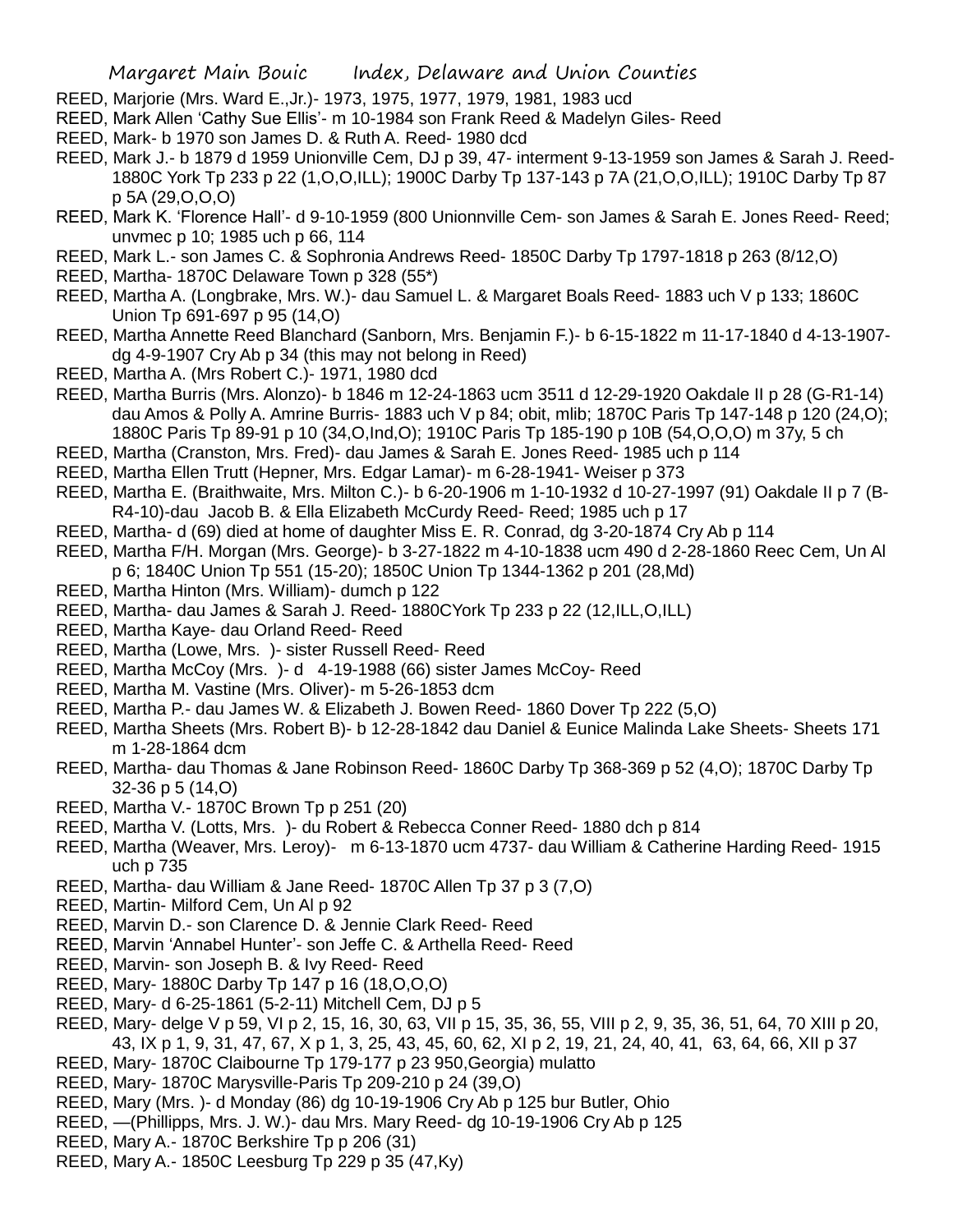REED, Marjorie (Mrs. Ward E.,Jr.)- 1973, 1975, 1977, 1979, 1981, 1983 ucd

REED, Mark Allen 'Cathy Sue Ellis'- m 10-1984 son Frank Reed & Madelyn Giles- Reed

REED, Mark- b 1970 son James D. & Ruth A. Reed- 1980 dcd

REED, Mark J.- b 1879 d 1959 Unionville Cem, DJ p 39, 47- interment 9-13-1959 son James & Sarah J. Reed- 1880C York Tp 233 p 22 (1,O,O,ILL); 1900C Darby Tp 137-143 p 7A (21,O,O,ILL); 1910C Darby Tp 87 p 5A (29,O,O,O)

REED, Mark K. 'Florence Hall'- d 9-10-1959 (800 Unionnville Cem- son James & Sarah E. Jones Reed- Reed; unvmec p 10; 1985 uch p 66, 114

REED, Mark L.- son James C. & Sophronia Andrews Reed- 1850C Darby Tp 1797-1818 p 263 (8/12,O)

REED, Martha- 1870C Delaware Town p 328 (55*)

REED, Martha A. (Longbrake, Mrs. W.)- dau Samuel L. & Margaret Boals Reed- 1883 uch V p 133; 1860C Union Tp 691-697 p 95 (14,O)

REED, Martha Annette Reed Blanchard (Sanborn, Mrs. Benjamin F.)- b 6-15-1822 m 11-17-1840 d 4-13-1907- dg 4-9-1907 Cry Ab p 34 (this may not belong in Reed)

REED, Martha A. (Mrs Robert C.)- 1971, 1980 dcd

REED, Martha Burris (Mrs. Alonzo)- b 1846 m 12-24-1863 ucm 3511 d 12-29-1920 Oakdale II p 28 (G-R1-14) dau Amos & Polly A. Amrine Burris- 1883 uch V p 84; obit, mlib; 1870C Paris Tp 147-148 p 120 (24,O); 1880C Paris Tp 89-91 p 10 (34,O,Ind,O); 1910C Paris Tp 185-190 p 10B (54,O,O,O) m 37y, 5 ch

REED, Martha (Cranston, Mrs. Fred)- dau James & Sarah E. Jones Reed- 1985 uch p 114

REED, Martha Ellen Trutt (Hepner, Mrs. Edgar Lamar)- m 6-28-1941- Weiser p 373

REED, Martha E. (Braithwaite, Mrs. Milton C.)- b 6-20-1906 m 1-10-1932 d 10-27-1997 (91) Oakdale II p 7 (B-R4-10)-dau Jacob B. & Ella Elizabeth McCurdy Reed- Reed; 1985 uch p 17

REED, Martha- d (69) died at home of daughter Miss E. R. Conrad, dg 3-20-1874 Cry Ab p 114

REED, Martha F/H. Morgan (Mrs. George)- b 3-27-1822 m 4-10-1838 ucm 490 d 2-28-1860 Reec Cem, Un Al p 6; 1840C Union Tp 551 (15-20); 1850C Union Tp 1344-1362 p 201 (28,Md)

REED, Martha Hinton (Mrs. William)- dumch p 122

REED, Martha- dau James & Sarah J. Reed- 1880CYork Tp 233 p 22 (12,ILL,O,ILL)

REED, Martha Kaye- dau Orland Reed- Reed

REED, Martha (Lowe, Mrs. )- sister Russell Reed- Reed

REED, Martha McCoy (Mrs. )- d 4-19-1988 (66) sister James McCoy- Reed

REED, Martha M. Vastine (Mrs. Oliver)- m 5-26-1853 dcm

REED, Martha P.- dau James W. & Elizabeth J. Bowen Reed- 1860 Dover Tp 222 (5,O)

REED, Martha Sheets (Mrs. Robert B)- b 12-28-1842 dau Daniel & Eunice Malinda Lake Sheets- Sheets 171 m 1-28-1864 dcm

REED, Martha- dau Thomas & Jane Robinson Reed- 1860C Darby Tp 368-369 p 52 (4,O); 1870C Darby Tp 32-36 p 5 (14,O)

REED, Martha V.- 1870C Brown Tp p 251 (20)

REED, Martha V. (Lotts, Mrs. )- du Robert & Rebecca Conner Reed- 1880 dch p 814

REED, Martha (Weaver, Mrs. Leroy)- m 6-13-1870 ucm 4737- dau William & Catherine Harding Reed- 1915 uch p 735

REED, Martha- dau William & Jane Reed- 1870C Allen Tp 37 p 3 (7,O)

REED, Martin- Milford Cem, Un Al p 92

REED, Marvin D.- son Clarence D. & Jennie Clark Reed- Reed

REED, Marvin 'Annabel Hunter'- son Jeffe C. & Arthella Reed- Reed

REED, Marvin- son Joseph B. & Ivy Reed- Reed

REED, Mary- 1880C Darby Tp 147 p 16 (18,O,O,O)

REED, Mary- d 6-25-1861 (5-2-11) Mitchell Cem, DJ p 5

REED, Mary- delge V p 59, VI p 2, 15, 16, 30, 63, VII p 15, 35, 36, 55, VIII p 2, 9, 35, 36, 51, 64, 70 XIII p 20, 43, IX p 1, 9, 31, 47, 67, X p 1, 3, 25, 43, 45, 60, 62, XI p 2, 19, 21, 24, 40, 41, 63, 64, 66, XII p 37

REED, Mary- 1870C Claibourne Tp 179-177 p 23 950,Georgia) mulatto

REED, Mary- 1870C Marysville-Paris Tp 209-210 p 24 (39,O)

REED, Mary (Mrs. )- d Monday (86) dg 10-19-1906 Cry Ab p 125 bur Butler, Ohio

REED, —(Phillipps, Mrs. J. W.)- dau Mrs. Mary Reed- dg 10-19-1906 Cry Ab p 125

REED, Mary A.- 1870C Berkshire Tp p 206 (31)

REED, Mary A.- 1850C Leesburg Tp 229 p 35 (47,Ky)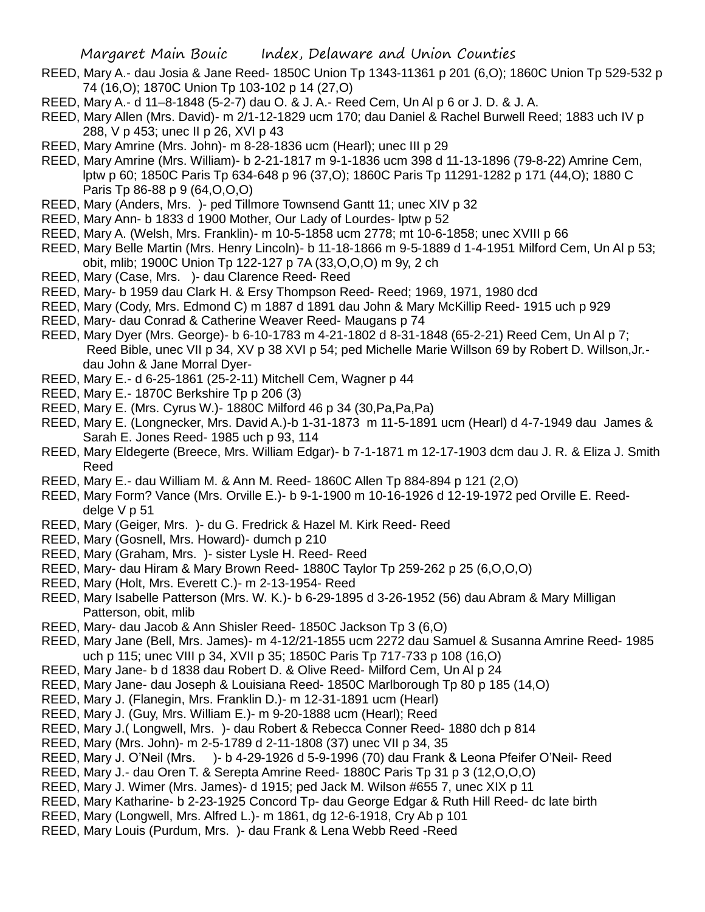REED, Mary A.- dau Josia & Jane Reed- 1850C Union Tp 1343-11361 p 201 (6,O); 1860C Union Tp 529-532 p 74 (16,O); 1870C Union Tp 103-102 p 14 (27,O)

REED, Mary A.- d 11–8-1848 (5-2-7) dau O. & J. A.- Reed Cem, Un Al p 6 or J. D. & J. A.

REED, Mary Allen (Mrs. David)- m 2/1-12-1829 ucm 170; dau Daniel & Rachel Burwell Reed; 1883 uch IV p 288, V p 453; unec II p 26, XVI p 43

REED, Mary Amrine (Mrs. John)- m 8-28-1836 ucm (Hearl); unec III p 29

REED, Mary Amrine (Mrs. William)- b 2-21-1817 m 9-1-1836 ucm 398 d 11-13-1896 (79-8-22) Amrine Cem, lptw p 60; 1850C Paris Tp 634-648 p 96 (37,O); 1860C Paris Tp 11291-1282 p 171 (44,O); 1880 C Paris Tp 86-88 p 9 (64,O,O,O)

REED, Mary (Anders, Mrs. )- ped Tillmore Townsend Gantt 11; unec XIV p 32

REED, Mary Ann- b 1833 d 1900 Mother, Our Lady of Lourdes- lptw p 52

REED, Mary A. (Welsh, Mrs. Franklin)- m 10-5-1858 ucm 2778; mt 10-6-1858; unec XVIII p 66

REED, Mary Belle Martin (Mrs. Henry Lincoln)- b 11-18-1866 m 9-5-1889 d 1-4-1951 Milford Cem, Un Al p 53; obit, mlib; 1900C Union Tp 122-127 p 7A (33,O,O,O) m 9y, 2 ch

REED, Mary (Case, Mrs. )- dau Clarence Reed- Reed

REED, Mary- b 1959 dau Clark H. & Ersy Thompson Reed- Reed; 1969, 1971, 1980 dcd

REED, Mary (Cody, Mrs. Edmond C) m 1887 d 1891 dau John & Mary McKillip Reed- 1915 uch p 929

REED, Mary- dau Conrad & Catherine Weaver Reed- Maugans p 74

REED, Mary Dyer (Mrs. George)- b 6-10-1783 m 4-21-1802 d 8-31-1848 (65-2-21) Reed Cem, Un Al p 7; Reed Bible, unec VII p 34, XV p 38 XVI p 54; ped Michelle Marie Willson 69 by Robert D. Willson,Jr.- dau John & Jane Morral Dyer-

REED, Mary E.- d 6-25-1861 (25-2-11) Mitchell Cem, Wagner p 44

REED, Mary E.- 1870C Berkshire Tp p 206 (3)

REED, Mary E. (Mrs. Cyrus W.)- 1880C Milford 46 p 34 (30,Pa,Pa,Pa)

REED, Mary E. (Longnecker, Mrs. David A.)-b 1-31-1873 m 11-5-1891 ucm (Hearl) d 4-7-1949 dau James & Sarah E. Jones Reed- 1985 uch p 93, 114

REED, Mary Eldegerte (Breece, Mrs. William Edgar)- b 7-1-1871 m 12-17-1903 dcm dau J. R. & Eliza J. Smith Reed

REED, Mary E.- dau William M. & Ann M. Reed- 1860C Allen Tp 884-894 p 121 (2,O)

REED, Mary Form? Vance (Mrs. Orville E.)- b 9-1-1900 m 10-16-1926 d 12-19-1972 ped Orville E. Reed- delge V p 51

REED, Mary (Geiger, Mrs. )- du G. Fredrick & Hazel M. Kirk Reed- Reed

REED, Mary (Gosnell, Mrs. Howard)- dumch p 210

REED, Mary (Graham, Mrs. )- sister Lysle H. Reed- Reed

REED, Mary- dau Hiram & Mary Brown Reed- 1880C Taylor Tp 259-262 p 25 (6,O,O,O)

REED, Mary (Holt, Mrs. Everett C.)- m 2-13-1954- Reed

REED, Mary Isabelle Patterson (Mrs. W. K.)- b 6-29-1895 d 3-26-1952 (56) dau Abram & Mary Milligan Patterson, obit, mlib

REED, Mary- dau Jacob & Ann Shisler Reed- 1850C Jackson Tp 3 (6,O)

REED, Mary Jane (Bell, Mrs. James)- m 4-12/21-1855 ucm 2272 dau Samuel & Susanna Amrine Reed- 1985 uch p 115; unec VIII p 34, XVII p 35; 1850C Paris Tp 717-733 p 108 (16,O)

REED, Mary Jane- b d 1838 dau Robert D. & Olive Reed- Milford Cem, Un Al p 24

REED, Mary Jane- dau Joseph & Louisiana Reed- 1850C Marlborough Tp 80 p 185 (14,O)

REED, Mary J. (Flanegin, Mrs. Franklin D.)- m 12-31-1891 ucm (Hearl)

REED, Mary J. (Guy, Mrs. William E.)- m 9-20-1888 ucm (Hearl); Reed

REED, Mary J.( Longwell, Mrs. )- dau Robert & Rebecca Conner Reed- 1880 dch p 814

REED, Mary (Mrs. John)- m 2-5-1789 d 2-11-1808 (37) unec VII p 34, 35

REED, Mary J. O'Neil (Mrs. )- b 4-29-1926 d 5-9-1996 (70) dau Frank & Leona Pfeifer O'Neil- Reed

REED, Mary J.- dau Oren T. & Serepta Amrine Reed- 1880C Paris Tp 31 p 3 (12,O,O,O)

REED, Mary J. Wimer (Mrs. James)- d 1915; ped Jack M. Wilson #655 7, unec XIX p 11

REED, Mary Katharine- b 2-23-1925 Concord Tp- dau George Edgar & Ruth Hill Reed- dc late birth

REED, Mary (Longwell, Mrs. Alfred L.)- m 1861, dg 12-6-1918, Cry Ab p 101

REED, Mary Louis (Purdum, Mrs. )- dau Frank & Lena Webb Reed -Reed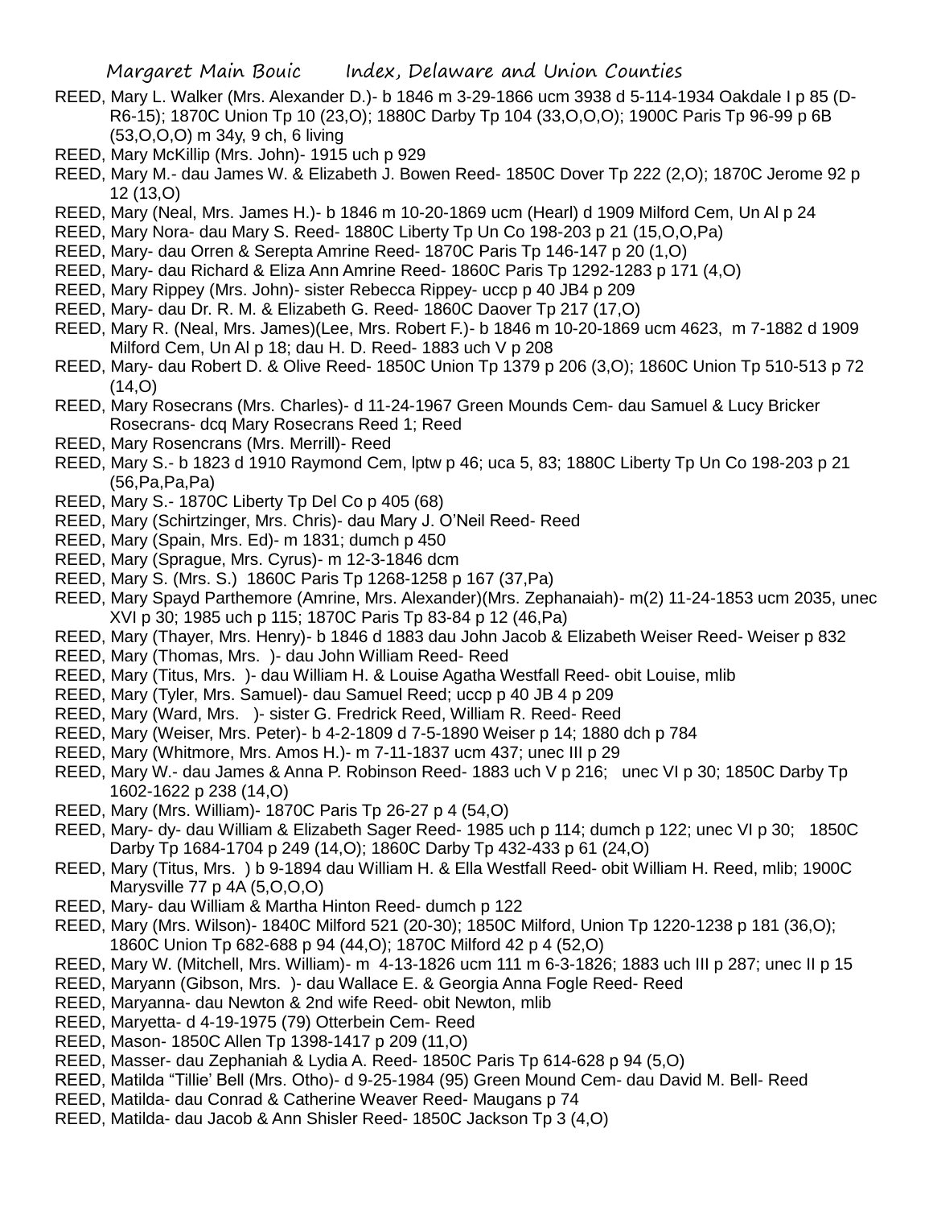REED, Mary L. Walker (Mrs. Alexander D.)- b 1846 m 3-29-1866 ucm 3938 d 5-114-1934 Oakdale I p 85 (D-R6-15); 1870C Union Tp 10 (23,O); 1880C Darby Tp 104 (33,O,O,O); 1900C Paris Tp 96-99 p 6B (53,O,O,O) m 34y, 9 ch, 6 living

REED, Mary McKillip (Mrs. John)- 1915 uch p 929

REED, Mary M.- dau James W. & Elizabeth J. Bowen Reed- 1850C Dover Tp 222 (2,O); 1870C Jerome 92 p 12 (13,O)

REED, Mary (Neal, Mrs. James H.)- b 1846 m 10-20-1869 ucm (Hearl) d 1909 Milford Cem, Un Al p 24

REED, Mary Nora- dau Mary S. Reed- 1880C Liberty Tp Un Co 198-203 p 21 (15,O,O,Pa)

REED, Mary- dau Orren & Serepta Amrine Reed- 1870C Paris Tp 146-147 p 20 (1,O)

REED, Mary- dau Richard & Eliza Ann Amrine Reed- 1860C Paris Tp 1292-1283 p 171 (4,O)

REED, Mary Rippey (Mrs. John)- sister Rebecca Rippey- uccp p 40 JB4 p 209

REED, Mary- dau Dr. R. M. & Elizabeth G. Reed- 1860C Daover Tp 217 (17,O)

REED, Mary R. (Neal, Mrs. James)(Lee, Mrs. Robert F.)- b 1846 m 10-20-1869 ucm 4623, m 7-1882 d 1909 Milford Cem, Un Al p 18; dau H. D. Reed- 1883 uch V p 208

REED, Mary- dau Robert D. & Olive Reed- 1850C Union Tp 1379 p 206 (3,O); 1860C Union Tp 510-513 p 72 (14,O)

REED, Mary Rosecrans (Mrs. Charles)- d 11-24-1967 Green Mounds Cem- dau Samuel & Lucy Bricker Rosecrans- dcq Mary Rosecrans Reed 1; Reed

REED, Mary Rosencrans (Mrs. Merrill)- Reed

REED, Mary S.- b 1823 d 1910 Raymond Cem, lptw p 46; uca 5, 83; 1880C Liberty Tp Un Co 198-203 p 21 (56,Pa,Pa,Pa)

REED, Mary S.- 1870C Liberty Tp Del Co p 405 (68)

REED, Mary (Schirtzinger, Mrs. Chris)- dau Mary J. O'Neil Reed- Reed

REED, Mary (Spain, Mrs. Ed)- m 1831; dumch p 450

REED, Mary (Sprague, Mrs. Cyrus)- m 12-3-1846 dcm

REED, Mary S. (Mrs. S.) 1860C Paris Tp 1268-1258 p 167 (37,Pa)

REED, Mary Spayd Parthemore (Amrine, Mrs. Alexander)(Mrs. Zephanaiah)- m(2) 11-24-1853 ucm 2035, unec XVI p 30; 1985 uch p 115; 1870C Paris Tp 83-84 p 12 (46,Pa)

REED, Mary (Thayer, Mrs. Henry)- b 1846 d 1883 dau John Jacob & Elizabeth Weiser Reed- Weiser p 832

REED, Mary (Thomas, Mrs. )- dau John William Reed- Reed

REED, Mary (Titus, Mrs. )- dau William H. & Louise Agatha Westfall Reed- obit Louise, mlib

REED, Mary (Tyler, Mrs. Samuel)- dau Samuel Reed; uccp p 40 JB 4 p 209

REED, Mary (Ward, Mrs. )- sister G. Fredrick Reed, William R. Reed- Reed

REED, Mary (Weiser, Mrs. Peter)- b 4-2-1809 d 7-5-1890 Weiser p 14; 1880 dch p 784

REED, Mary (Whitmore, Mrs. Amos H.)- m 7-11-1837 ucm 437; unec III p 29

REED, Mary W.- dau James & Anna P. Robinson Reed- 1883 uch V p 216; unec VI p 30; 1850C Darby Tp 1602-1622 p 238 (14,O)

REED, Mary (Mrs. William)- 1870C Paris Tp 26-27 p 4 (54,O)

REED, Mary- dy- dau William & Elizabeth Sager Reed- 1985 uch p 114; dumch p 122; unec VI p 30; 1850C Darby Tp 1684-1704 p 249 (14,O); 1860C Darby Tp 432-433 p 61 (24,O)

REED, Mary (Titus, Mrs. ) b 9-1894 dau William H. & Ella Westfall Reed- obit William H. Reed, mlib; 1900C Marysville 77 p 4A (5,O,O,O)

REED, Mary- dau William & Martha Hinton Reed- dumch p 122

REED, Mary (Mrs. Wilson)- 1840C Milford 521 (20-30); 1850C Milford, Union Tp 1220-1238 p 181 (36,O); 1860C Union Tp 682-688 p 94 (44,O); 1870C Milford 42 p 4 (52,O)

REED, Mary W. (Mitchell, Mrs. William)- m 4-13-1826 ucm 111 m 6-3-1826; 1883 uch III p 287; unec II p 15

REED, Maryann (Gibson, Mrs. )- dau Wallace E. & Georgia Anna Fogle Reed- Reed

REED, Maryanna- dau Newton & 2nd wife Reed- obit Newton, mlib

REED, Maryetta- d 4-19-1975 (79) Otterbein Cem- Reed

REED, Mason- 1850C Allen Tp 1398-1417 p 209 (11,O)

REED, Masser- dau Zephaniah & Lydia A. Reed- 1850C Paris Tp 614-628 p 94 (5,O)

REED, Matilda "Tillie' Bell (Mrs. Otho)- d 9-25-1984 (95) Green Mound Cem- dau David M. Bell- Reed

REED, Matilda- dau Conrad & Catherine Weaver Reed- Maugans p 74

REED, Matilda- dau Jacob & Ann Shisler Reed- 1850C Jackson Tp 3 (4,O)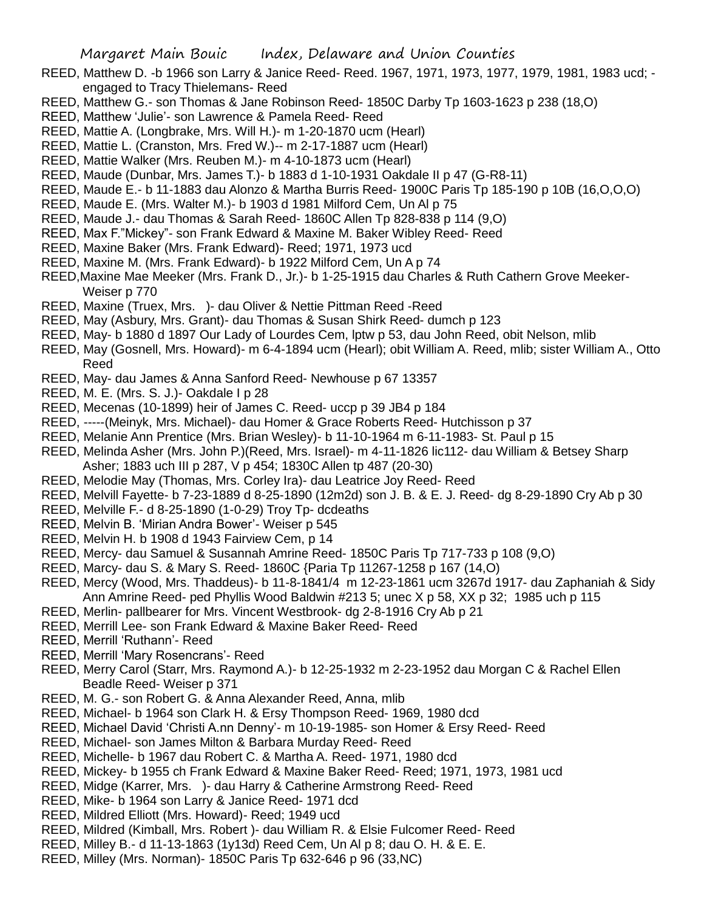REED, Matthew D. -b 1966 son Larry & Janice Reed- Reed. 1967, 1971, 1973, 1977, 1979, 1981, 1983 ucd; - engaged to Tracy Thielemans- Reed

REED, Matthew G.- son Thomas & Jane Robinson Reed- 1850C Darby Tp 1603-1623 p 238 (18,O)

REED, Matthew 'Julie'- son Lawrence & Pamela Reed- Reed

REED, Mattie A. (Longbrake, Mrs. Will H.)- m 1-20-1870 ucm (Hearl)

REED, Mattie L. (Cranston, Mrs. Fred W.)-- m 2-17-1887 ucm (Hearl)

REED, Mattie Walker (Mrs. Reuben M.)- m 4-10-1873 ucm (Hearl)

REED, Maude (Dunbar, Mrs. James T.)- b 1883 d 1-10-1931 Oakdale II p 47 (G-R8-11)

REED, Maude E.- b 11-1883 dau Alonzo & Martha Burris Reed- 1900C Paris Tp 185-190 p 10B (16,O,O,O)

REED, Maude E. (Mrs. Walter M.)- b 1903 d 1981 Milford Cem, Un Al p 75

REED, Maude J.- dau Thomas & Sarah Reed- 1860C Allen Tp 828-838 p 114 (9,O)

REED, Max F."Mickey"- son Frank Edward & Maxine M. Baker Wibley Reed- Reed

REED, Maxine Baker (Mrs. Frank Edward)- Reed; 1971, 1973 ucd

REED, Maxine M. (Mrs. Frank Edward)- b 1922 Milford Cem, Un A p 74

REED,Maxine Mae Meeker (Mrs. Frank D., Jr.)- b 1-25-1915 dau Charles & Ruth Cathern Grove Meeker- Weiser p 770

REED, Maxine (Truex, Mrs.   )- dau Oliver & Nettie Pittman Reed -Reed

REED, May (Asbury, Mrs. Grant)- dau Thomas & Susan Shirk Reed- dumch p 123

REED, May- b 1880 d 1897 Our Lady of Lourdes Cem, lptw p 53, dau John Reed, obit Nelson, mlib

REED, May (Gosnell, Mrs. Howard)- m 6-4-1894 ucm (Hearl); obit William A. Reed, mlib; sister William A., Otto Reed

REED, May- dau James & Anna Sanford Reed- Newhouse p 67 13357

REED, M. E. (Mrs. S. J.)- Oakdale I p 28

REED, Mecenas (10-1899) heir of James C. Reed- uccp p 39 JB4 p 184

REED, -----(Meinyk, Mrs. Michael)- dau Homer & Grace Roberts Reed- Hutchisson p 37

REED, Melanie Ann Prentice (Mrs. Brian Wesley)- b 11-10-1964 m 6-11-1983- St. Paul p 15

REED, Melinda Asher (Mrs. John P.)(Reed, Mrs. Israel)- m 4-11-1826 lic112- dau William & Betsey Sharp Asher; 1883 uch III p 287, V p 454; 1830C Allen tp 487 (20-30)

REED, Melodie May (Thomas, Mrs. Corley Ira)- dau Leatrice Joy Reed- Reed

REED, Melvill Fayette- b 7-23-1889 d 8-25-1890 (12m2d) son J. B. & E. J. Reed- dg 8-29-1890 Cry Ab p 30

REED, Melville F.- d 8-25-1890 (1-0-29) Troy Tp- dcdeaths

REED, Melvin B. 'Mirian Andra Bower'- Weiser p 545

REED, Melvin H. b 1908 d 1943 Fairview Cem, p 14

REED, Mercy- dau Samuel & Susannah Amrine Reed- 1850C Paris Tp 717-733 p 108 (9,O)

REED, Marcy- dau S. & Mary S. Reed- 1860C {Paria Tp 11267-1258 p 167 (14,O)

REED, Mercy (Wood, Mrs. Thaddeus)- b 11-8-1841/4  m 12-23-1861 ucm 3267d 1917- dau Zaphaniah & Sidy Ann Amrine Reed- ped Phyllis Wood Baldwin #213 5; unec X p 58, XX p 32;  1985 uch p 115

REED, Merlin- pallbearer for Mrs. Vincent Westbrook- dg 2-8-1916 Cry Ab p 21

REED, Merrill Lee- son Frank Edward & Maxine Baker Reed- Reed

REED, Merrill 'Ruthann'- Reed

REED, Merrill 'Mary Rosencrans'- Reed

REED, Merry Carol (Starr, Mrs. Raymond A.)- b 12-25-1932 m 2-23-1952 dau Morgan C & Rachel Ellen Beadle Reed- Weiser p 371

REED, M. G.- son Robert G. & Anna Alexander Reed, Anna, mlib

REED, Michael- b 1964 son Clark H. & Ersy Thompson Reed- 1969, 1980 dcd

REED, Michael David 'Christi A.nn Denny'- m 10-19-1985- son Homer & Ersy Reed- Reed

REED, Michael- son James Milton & Barbara Murday Reed- Reed

REED, Michelle- b 1967 dau Robert C. & Martha A. Reed- 1971, 1980 dcd

REED, Mickey- b 1955 ch Frank Edward & Maxine Baker Reed- Reed; 1971, 1973, 1981 ucd

REED, Midge (Karrer, Mrs.   )- dau Harry & Catherine Armstrong Reed- Reed

REED, Mike- b 1964 son Larry & Janice Reed- 1971 dcd

REED, Mildred Elliott (Mrs. Howard)- Reed; 1949 ucd

REED, Mildred (Kimball, Mrs. Robert )- dau William R. & Elsie Fulcomer Reed- Reed

REED, Milley B.- d 11-13-1863 (1y13d) Reed Cem, Un Al p 8; dau O. H. & E. E.

REED, Milley (Mrs. Norman)- 1850C Paris Tp 632-646 p 96 (33,NC)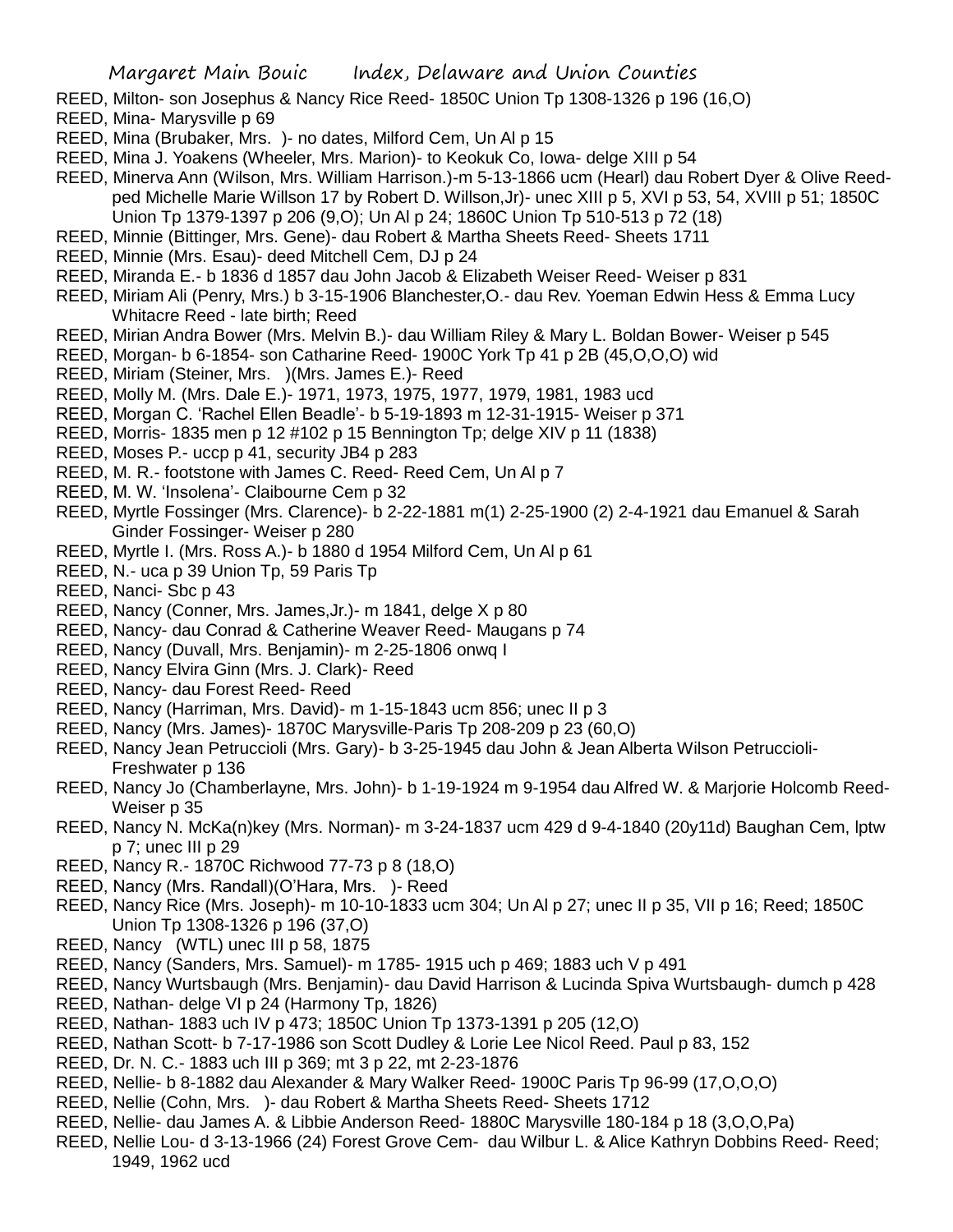REED, Milton- son Josephus & Nancy Rice Reed- 1850C Union Tp 1308-1326 p 196 (16,O)

REED, Mina- Marysville p 69

REED, Mina (Brubaker, Mrs. )- no dates, Milford Cem, Un Al p 15

REED, Mina J. Yoakens (Wheeler, Mrs. Marion)- to Keokuk Co, Iowa- delge XIII p 54

REED, Minerva Ann (Wilson, Mrs. William Harrison.)-m 5-13-1866 ucm (Hearl) dau Robert Dyer & Olive Reed- ped Michelle Marie Willson 17 by Robert D. Willson,Jr)- unec XIII p 5, XVI p 53, 54, XVIII p 51; 1850C Union Tp 1379-1397 p 206 (9,O); Un Al p 24; 1860C Union Tp 510-513 p 72 (18)

REED, Minnie (Bittinger, Mrs. Gene)- dau Robert & Martha Sheets Reed- Sheets 1711

REED, Minnie (Mrs. Esau)- deed Mitchell Cem, DJ p 24

REED, Miranda E.- b 1836 d 1857 dau John Jacob & Elizabeth Weiser Reed- Weiser p 831

REED, Miriam Ali (Penry, Mrs.) b 3-15-1906 Blanchester,O.- dau Rev. Yoeman Edwin Hess & Emma Lucy Whitacre Reed - late birth; Reed

REED, Mirian Andra Bower (Mrs. Melvin B.)- dau William Riley & Mary L. Boldan Bower- Weiser p 545

REED, Morgan- b 6-1854- son Catharine Reed- 1900C York Tp 41 p 2B (45,O,O,O) wid

REED, Miriam (Steiner, Mrs. )(Mrs. James E.)- Reed

REED, Molly M. (Mrs. Dale E.)- 1971, 1973, 1975, 1977, 1979, 1981, 1983 ucd

REED, Morgan C. 'Rachel Ellen Beadle'- b 5-19-1893 m 12-31-1915- Weiser p 371

REED, Morris- 1835 men p 12 #102 p 15 Bennington Tp; delge XIV p 11 (1838)

REED, Moses P.- uccp p 41, security JB4 p 283

REED, M. R.- footstone with James C. Reed- Reed Cem, Un Al p 7

REED, M. W. 'Insolena'- Claibourne Cem p 32

REED, Myrtle Fossinger (Mrs. Clarence)- b 2-22-1881 m(1) 2-25-1900 (2) 2-4-1921 dau Emanuel & Sarah Ginder Fossinger- Weiser p 280

REED, Myrtle I. (Mrs. Ross A.)- b 1880 d 1954 Milford Cem, Un Al p 61

REED, N.- uca p 39 Union Tp, 59 Paris Tp

REED, Nanci- Sbc p 43

REED, Nancy (Conner, Mrs. James,Jr.)- m 1841, delge X p 80

REED, Nancy- dau Conrad & Catherine Weaver Reed- Maugans p 74

REED, Nancy (Duvall, Mrs. Benjamin)- m 2-25-1806 onwq I

REED, Nancy Elvira Ginn (Mrs. J. Clark)- Reed

REED, Nancy- dau Forest Reed- Reed

REED, Nancy (Harriman, Mrs. David)- m 1-15-1843 ucm 856; unec II p 3

REED, Nancy (Mrs. James)- 1870C Marysville-Paris Tp 208-209 p 23 (60,O)

REED, Nancy Jean Petruccioli (Mrs. Gary)- b 3-25-1945 dau John & Jean Alberta Wilson Petruccioli- Freshwater p 136

REED, Nancy Jo (Chamberlayne, Mrs. John)- b 1-19-1924 m 9-1954 dau Alfred W. & Marjorie Holcomb Reed- Weiser p 35

REED, Nancy N. McKa(n)key (Mrs. Norman)- m 3-24-1837 ucm 429 d 9-4-1840 (20y11d) Baughan Cem, lptw p 7; unec III p 29

REED, Nancy R.- 1870C Richwood 77-73 p 8 (18,O)

REED, Nancy (Mrs. Randall)(O'Hara, Mrs. )- Reed

REED, Nancy Rice (Mrs. Joseph)- m 10-10-1833 ucm 304; Un Al p 27; unec II p 35, VII p 16; Reed; 1850C Union Tp 1308-1326 p 196 (37,O)

REED, Nancy (WTL) unec III p 58, 1875

REED, Nancy (Sanders, Mrs. Samuel)- m 1785- 1915 uch p 469; 1883 uch V p 491

REED, Nancy Wurtsbaugh (Mrs. Benjamin)- dau David Harrison & Lucinda Spiva Wurtsbaugh- dumch p 428

REED, Nathan- delge VI p 24 (Harmony Tp, 1826)

REED, Nathan- 1883 uch IV p 473; 1850C Union Tp 1373-1391 p 205 (12,O)

REED, Nathan Scott- b 7-17-1986 son Scott Dudley & Lorie Lee Nicol Reed. Paul p 83, 152

REED, Dr. N. C.- 1883 uch III p 369; mt 3 p 22, mt 2-23-1876

REED, Nellie- b 8-1882 dau Alexander & Mary Walker Reed- 1900C Paris Tp 96-99 (17,O,O,O)

REED, Nellie (Cohn, Mrs. )- dau Robert & Martha Sheets Reed- Sheets 1712

REED, Nellie- dau James A. & Libbie Anderson Reed- 1880C Marysville 180-184 p 18 (3,O,O,Pa)

REED, Nellie Lou- d 3-13-1966 (24) Forest Grove Cem- dau Wilbur L. & Alice Kathryn Dobbins Reed- Reed; 1949, 1962 ucd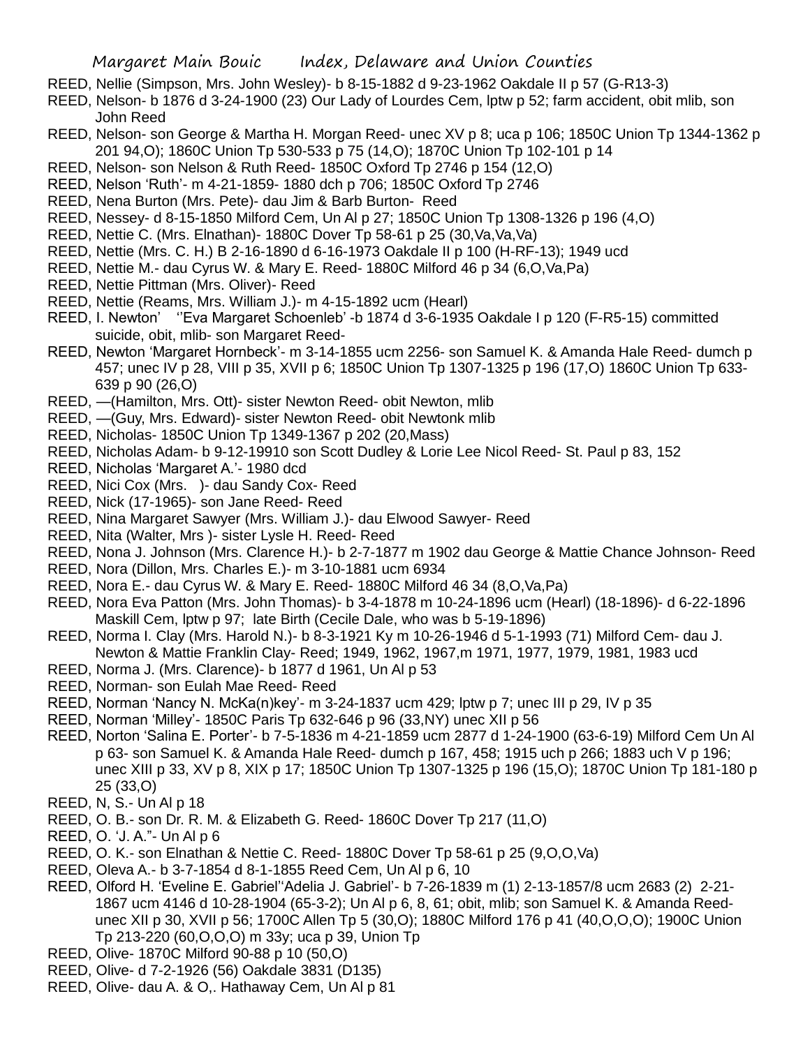REED, Nellie (Simpson, Mrs. John Wesley)- b 8-15-1882 d 9-23-1962 Oakdale II p 57 (G-R13-3)

REED, Nelson- b 1876 d 3-24-1900 (23) Our Lady of Lourdes Cem, lptw p 52; farm accident, obit mlib, son John Reed

REED, Nelson- son George & Martha H. Morgan Reed- unec XV p 8; uca p 106; 1850C Union Tp 1344-1362 p 201 94,O); 1860C Union Tp 530-533 p 75 (14,O); 1870C Union Tp 102-101 p 14

REED, Nelson- son Nelson & Ruth Reed- 1850C Oxford Tp 2746 p 154 (12,O)

REED, Nelson 'Ruth'- m 4-21-1859- 1880 dch p 706; 1850C Oxford Tp 2746

REED, Nena Burton (Mrs. Pete)- dau Jim & Barb Burton- Reed

REED, Nessey- d 8-15-1850 Milford Cem, Un Al p 27; 1850C Union Tp 1308-1326 p 196 (4,O)

REED, Nettie C. (Mrs. Elnathan)- 1880C Dover Tp 58-61 p 25 (30,Va,Va,Va)

REED, Nettie (Mrs. C. H.) B 2-16-1890 d 6-16-1973 Oakdale II p 100 (H-RF-13); 1949 ucd

REED, Nettie M.- dau Cyrus W. & Mary E. Reed- 1880C Milford 46 p 34 (6,O,Va,Pa)

REED, Nettie Pittman (Mrs. Oliver)- Reed

REED, Nettie (Reams, Mrs. William J.)- m 4-15-1892 ucm (Hearl)

REED, I. Newton' ''Eva Margaret Schoenleb' -b 1874 d 3-6-1935 Oakdale I p 120 (F-R5-15) committed suicide, obit, mlib- son Margaret Reed-

REED, Newton 'Margaret Hornbeck'- m 3-14-1855 ucm 2256- son Samuel K. & Amanda Hale Reed- dumch p 457; unec IV p 28, VIII p 35, XVII p 6; 1850C Union Tp 1307-1325 p 196 (17,O) 1860C Union Tp 633-639 p 90 (26,O)

REED, —(Hamilton, Mrs. Ott)- sister Newton Reed- obit Newton, mlib

REED, —(Guy, Mrs. Edward)- sister Newton Reed- obit Newtonk mlib

REED, Nicholas- 1850C Union Tp 1349-1367 p 202 (20,Mass)

REED, Nicholas Adam- b 9-12-19910 son Scott Dudley & Lorie Lee Nicol Reed- St. Paul p 83, 152

REED, Nicholas 'Margaret A.'- 1980 dcd

REED, Nici Cox (Mrs. )- dau Sandy Cox- Reed

REED, Nick (17-1965)- son Jane Reed- Reed

REED, Nina Margaret Sawyer (Mrs. William J.)- dau Elwood Sawyer- Reed

REED, Nita (Walter, Mrs )- sister Lysle H. Reed- Reed

REED, Nona J. Johnson (Mrs. Clarence H.)- b 2-7-1877 m 1902 dau George & Mattie Chance Johnson- Reed

REED, Nora (Dillon, Mrs. Charles E.)- m 3-10-1881 ucm 6934

REED, Nora E.- dau Cyrus W. & Mary E. Reed- 1880C Milford 46 34 (8,O,Va,Pa)

REED, Nora Eva Patton (Mrs. John Thomas)- b 3-4-1878 m 10-24-1896 ucm (Hearl) (18-1896)- d 6-22-1896 Maskill Cem, lptw p 97; late Birth (Cecile Dale, who was b 5-19-1896)

REED, Norma I. Clay (Mrs. Harold N.)- b 8-3-1921 Ky m 10-26-1946 d 5-1-1993 (71) Milford Cem- dau J. Newton & Mattie Franklin Clay- Reed; 1949, 1962, 1967,m 1971, 1977, 1979, 1981, 1983 ucd

REED, Norma J. (Mrs. Clarence)- b 1877 d 1961, Un Al p 53

REED, Norman- son Eulah Mae Reed- Reed

REED, Norman 'Nancy N. McKa(n)key'- m 3-24-1837 ucm 429; lptw p 7; unec III p 29, IV p 35

REED, Norman 'Milley'- 1850C Paris Tp 632-646 p 96 (33,NY) unec XII p 56

REED, Norton 'Salina E. Porter'- b 7-5-1836 m 4-21-1859 ucm 2877 d 1-24-1900 (63-6-19) Milford Cem Un Al p 63- son Samuel K. & Amanda Hale Reed- dumch p 167, 458; 1915 uch p 266; 1883 uch V p 196; unec XIII p 33, XV p 8, XIX p 17; 1850C Union Tp 1307-1325 p 196 (15,O); 1870C Union Tp 181-180 p 25 (33,O)

REED, N, S.- Un Al p 18

REED, O. B.- son Dr. R. M. & Elizabeth G. Reed- 1860C Dover Tp 217 (11,O)

REED, O. 'J. A."- Un Al p 6

REED, O. K.- son Elnathan & Nettie C. Reed- 1880C Dover Tp 58-61 p 25 (9,O,O,Va)

REED, Oleva A.- b 3-7-1854 d 8-1-1855 Reed Cem, Un Al p 6, 10

REED, Olford H. 'Eveline E. Gabriel''Adelia J. Gabriel'- b 7-26-1839 m (1) 2-13-1857/8 ucm 2683 (2) 2-21-1867 ucm 4146 d 10-28-1904 (65-3-2); Un Al p 6, 8, 61; obit, mlib; son Samuel K. & Amanda Reed- unec XII p 30, XVII p 56; 1700C Allen Tp 5 (30,O); 1880C Milford 176 p 41 (40,O,O,O); 1900C Union Tp 213-220 (60,O,O,O) m 33y; uca p 39, Union Tp

REED, Olive- 1870C Milford 90-88 p 10 (50,O)

REED, Olive- d 7-2-1926 (56) Oakdale 3831 (D135)

REED, Olive- dau A. & O,. Hathaway Cem, Un Al p 81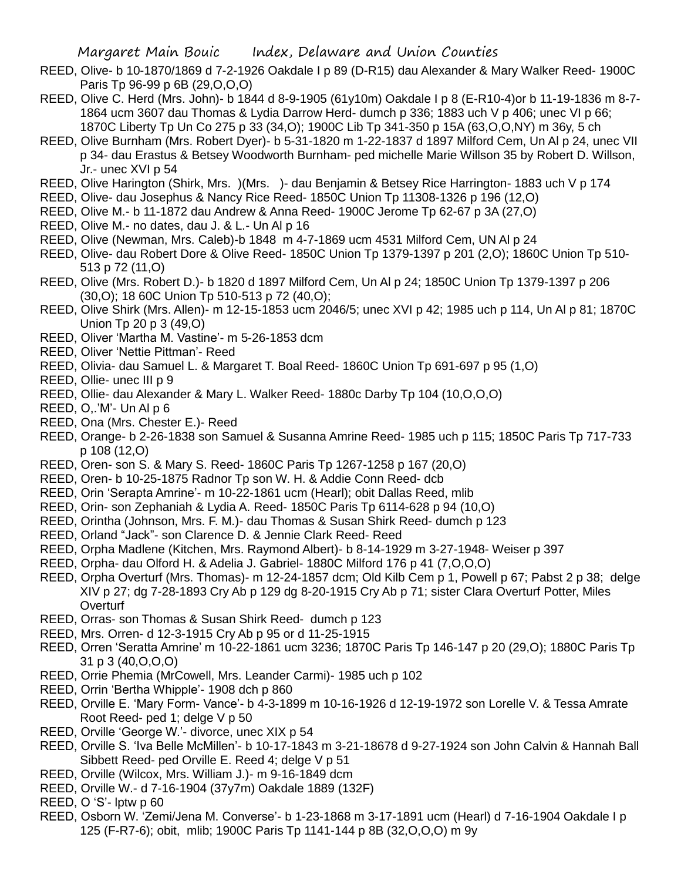REED, Olive- b 10-1870/1869 d 7-2-1926 Oakdale I p 89 (D-R15) dau Alexander & Mary Walker Reed- 1900C Paris Tp 96-99 p 6B (29,O,O,O)

REED, Olive C. Herd (Mrs. John)- b 1844 d 8-9-1905 (61y10m) Oakdale I p 8 (E-R10-4)or b 11-19-1836 m 8-7-1864 ucm 3607 dau Thomas & Lydia Darrow Herd- dumch p 336; 1883 uch V p 406; unec VI p 66; 1870C Liberty Tp Un Co 275 p 33 (34,O); 1900C Lib Tp 341-350 p 15A (63,O,O,NY) m 36y, 5 ch

REED, Olive Burnham (Mrs. Robert Dyer)- b 5-31-1820 m 1-22-1837 d 1897 Milford Cem, Un Al p 24, unec VII p 34- dau Erastus & Betsey Woodworth Burnham- ped michelle Marie Willson 35 by Robert D. Willson, Jr.- unec XVI p 54

REED, Olive Harington (Shirk, Mrs. )(Mrs. )- dau Benjamin & Betsey Rice Harrington- 1883 uch V p 174

REED, Olive- dau Josephus & Nancy Rice Reed- 1850C Union Tp 11308-1326 p 196 (12,O)

REED, Olive M.- b 11-1872 dau Andrew & Anna Reed- 1900C Jerome Tp 62-67 p 3A (27,O)

REED, Olive M.- no dates, dau J. & L.- Un Al p 16

REED, Olive (Newman, Mrs. Caleb)-b 1848 m 4-7-1869 ucm 4531 Milford Cem, UN Al p 24

REED, Olive- dau Robert Dore & Olive Reed- 1850C Union Tp 1379-1397 p 201 (2,O); 1860C Union Tp 510-513 p 72 (11,O)

REED, Olive (Mrs. Robert D.)- b 1820 d 1897 Milford Cem, Un Al p 24; 1850C Union Tp 1379-1397 p 206 (30,O); 18 60C Union Tp 510-513 p 72 (40,O);

REED, Olive Shirk (Mrs. Allen)- m 12-15-1853 ucm 2046/5; unec XVI p 42; 1985 uch p 114, Un Al p 81; 1870C Union Tp 20 p 3 (49,O)

REED, Oliver 'Martha M. Vastine'- m 5-26-1853 dcm

REED, Oliver 'Nettie Pittman'- Reed

REED, Olivia- dau Samuel L. & Margaret T. Boal Reed- 1860C Union Tp 691-697 p 95 (1,O)

REED, Ollie- unec III p 9

REED, Ollie- dau Alexander & Mary L. Walker Reed- 1880c Darby Tp 104 (10,O,O,O)

REED, O,.'M'- Un Al p 6

REED, Ona (Mrs. Chester E.)- Reed

REED, Orange- b 2-26-1838 son Samuel & Susanna Amrine Reed- 1985 uch p 115; 1850C Paris Tp 717-733 p 108 (12,O)

REED, Oren- son S. & Mary S. Reed- 1860C Paris Tp 1267-1258 p 167 (20,O)

REED, Oren- b 10-25-1875 Radnor Tp son W. H. & Addie Conn Reed- dcb

REED, Orin 'Serapta Amrine'- m 10-22-1861 ucm (Hearl); obit Dallas Reed, mlib

REED, Orin- son Zephaniah & Lydia A. Reed- 1850C Paris Tp 6114-628 p 94 (10,O)

REED, Orintha (Johnson, Mrs. F. M.)- dau Thomas & Susan Shirk Reed- dumch p 123

REED, Orland "Jack"- son Clarence D. & Jennie Clark Reed- Reed

REED, Orpha Madlene (Kitchen, Mrs. Raymond Albert)- b 8-14-1929 m 3-27-1948- Weiser p 397

REED, Orpha- dau Olford H. & Adelia J. Gabriel- 1880C Milford 176 p 41 (7,O,O,O)

REED, Orpha Overturf (Mrs. Thomas)- m 12-24-1857 dcm; Old Kilb Cem p 1, Powell p 67; Pabst 2 p 38; delge XIV p 27; dg 7-28-1893 Cry Ab p 129 dg 8-20-1915 Cry Ab p 71; sister Clara Overturf Potter, Miles Overturf

REED, Orras- son Thomas & Susan Shirk Reed- dumch p 123

REED, Mrs. Orren- d 12-3-1915 Cry Ab p 95 or d 11-25-1915

REED, Orren 'Seratta Amrine' m 10-22-1861 ucm 3236; 1870C Paris Tp 146-147 p 20 (29,O); 1880C Paris Tp 31 p 3 (40,O,O,O)

REED, Orrie Phemia (MrCowell, Mrs. Leander Carmi)- 1985 uch p 102

REED, Orrin 'Bertha Whipple'- 1908 dch p 860

REED, Orville E. 'Mary Form- Vance'- b 4-3-1899 m 10-16-1926 d 12-19-1972 son Lorelle V. & Tessa Amrate Root Reed- ped 1; delge V p 50

REED, Orville 'George W.'- divorce, unec XIX p 54

REED, Orville S. 'Iva Belle McMillen'- b 10-17-1843 m 3-21-18678 d 9-27-1924 son John Calvin & Hannah Ball Sibbett Reed- ped Orville E. Reed 4; delge V p 51

REED, Orville (Wilcox, Mrs. William J.)- m 9-16-1849 dcm

REED, Orville W.- d 7-16-1904 (37y7m) Oakdale 1889 (132F)

REED, O 'S'- lptw p 60

REED, Osborn W. 'Zemi/Jena M. Converse'- b 1-23-1868 m 3-17-1891 ucm (Hearl) d 7-16-1904 Oakdale I p 125 (F-R7-6); obit, mlib; 1900C Paris Tp 1141-144 p 8B (32,O,O,O) m 9y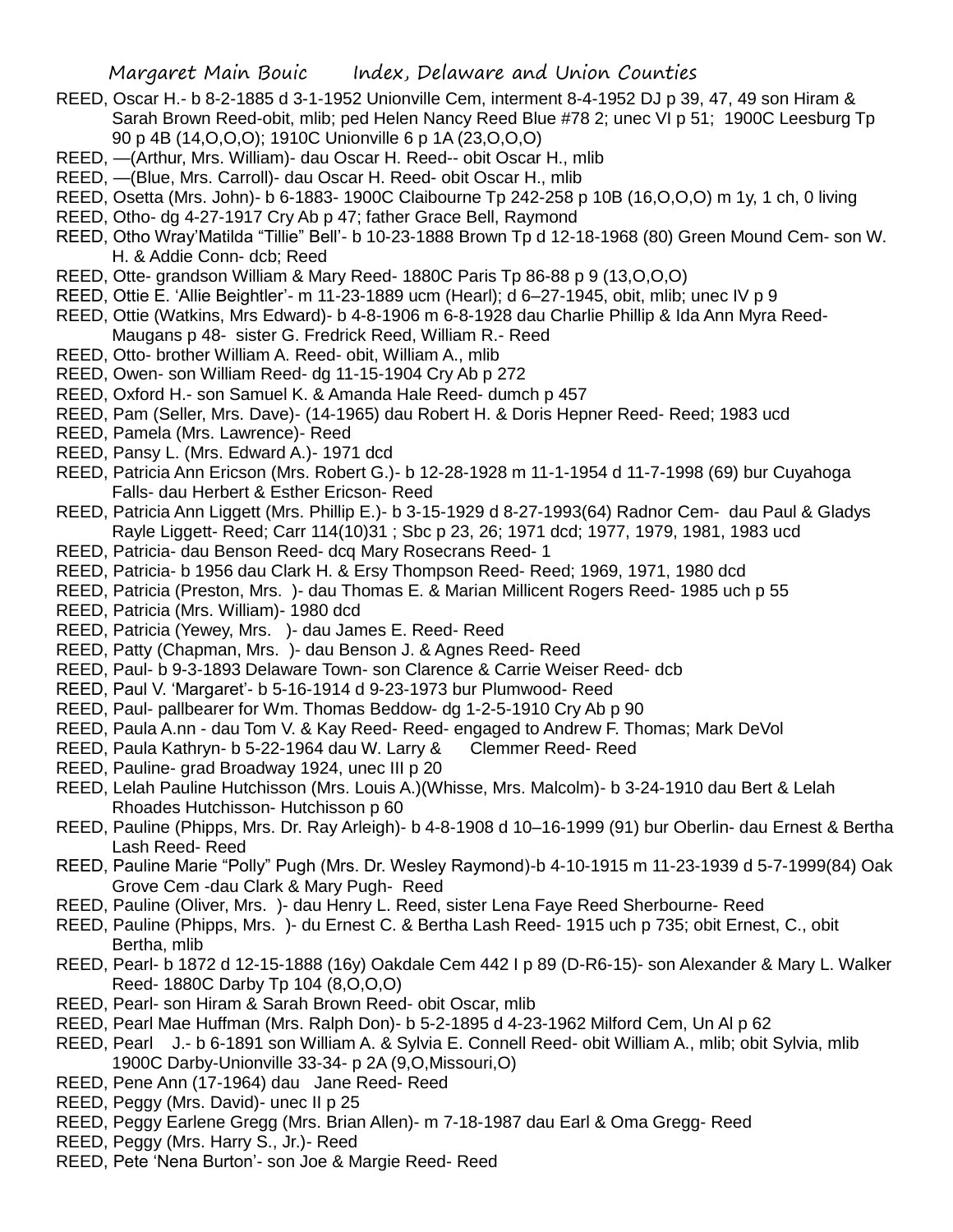REED, Oscar H.- b 8-2-1885 d 3-1-1952 Unionville Cem, interment 8-4-1952 DJ p 39, 47, 49 son Hiram & Sarah Brown Reed-obit, mlib; ped Helen Nancy Reed Blue #78 2; unec VI p 51; 1900C Leesburg Tp 90 p 4B (14,O,O,O); 1910C Unionville 6 p 1A (23,O,O,O)

REED, —(Arthur, Mrs. William)- dau Oscar H. Reed-- obit Oscar H., mlib

REED, —(Blue, Mrs. Carroll)- dau Oscar H. Reed- obit Oscar H., mlib

REED, Osetta (Mrs. John)- b 6-1883- 1900C Claibourne Tp 242-258 p 10B (16,O,O,O) m 1y, 1 ch, 0 living

REED, Otho- dg 4-27-1917 Cry Ab p 47; father Grace Bell, Raymond

REED, Otho Wray'Matilda "Tillie" Bell'- b 10-23-1888 Brown Tp d 12-18-1968 (80) Green Mound Cem- son W. H. & Addie Conn- dcb; Reed

REED, Otte- grandson William & Mary Reed- 1880C Paris Tp 86-88 p 9 (13,O,O,O)

REED, Ottie E. 'Allie Beightler'- m 11-23-1889 ucm (Hearl); d 6–27-1945, obit, mlib; unec IV p 9

REED, Ottie (Watkins, Mrs Edward)- b 4-8-1906 m 6-8-1928 dau Charlie Phillip & Ida Ann Myra Reed-Maugans p 48- sister G. Fredrick Reed, William R.- Reed

REED, Otto- brother William A. Reed- obit, William A., mlib

REED, Owen- son William Reed- dg 11-15-1904 Cry Ab p 272

REED, Oxford H.- son Samuel K. & Amanda Hale Reed- dumch p 457

REED, Pam (Seller, Mrs. Dave)- (14-1965) dau Robert H. & Doris Hepner Reed- Reed; 1983 ucd

REED, Pamela (Mrs. Lawrence)- Reed

REED, Pansy L. (Mrs. Edward A.)- 1971 dcd

REED, Patricia Ann Ericson (Mrs. Robert G.)- b 12-28-1928 m 11-1-1954 d 11-7-1998 (69) bur Cuyahoga Falls- dau Herbert & Esther Ericson- Reed

REED, Patricia Ann Liggett (Mrs. Phillip E.)- b 3-15-1929 d 8-27-1993(64) Radnor Cem- dau Paul & Gladys Rayle Liggett- Reed; Carr 114(10)31 ; Sbc p 23, 26; 1971 dcd; 1977, 1979, 1981, 1983 ucd

REED, Patricia- dau Benson Reed- dcq Mary Rosecrans Reed- 1

REED, Patricia- b 1956 dau Clark H. & Ersy Thompson Reed- Reed; 1969, 1971, 1980 dcd

REED, Patricia (Preston, Mrs. )- dau Thomas E. & Marian Millicent Rogers Reed- 1985 uch p 55

REED, Patricia (Mrs. William)- 1980 dcd

REED, Patricia (Yewey, Mrs. )- dau James E. Reed- Reed

REED, Patty (Chapman, Mrs. )- dau Benson J. & Agnes Reed- Reed

REED, Paul- b 9-3-1893 Delaware Town- son Clarence & Carrie Weiser Reed- dcb

REED, Paul V. 'Margaret'- b 5-16-1914 d 9-23-1973 bur Plumwood- Reed

REED, Paul- pallbearer for Wm. Thomas Beddow- dg 1-2-5-1910 Cry Ab p 90

REED, Paula A.nn - dau Tom V. & Kay Reed- Reed- engaged to Andrew F. Thomas; Mark DeVol

REED, Paula Kathryn- b 5-22-1964 dau W. Larry & Clemmer Reed- Reed

REED, Pauline- grad Broadway 1924, unec III p 20

REED, Lelah Pauline Hutchisson (Mrs. Louis A.)(Whisse, Mrs. Malcolm)- b 3-24-1910 dau Bert & Lelah Rhoades Hutchisson- Hutchisson p 60

REED, Pauline (Phipps, Mrs. Dr. Ray Arleigh)- b 4-8-1908 d 10–16-1999 (91) bur Oberlin- dau Ernest & Bertha Lash Reed- Reed

REED, Pauline Marie "Polly" Pugh (Mrs. Dr. Wesley Raymond)-b 4-10-1915 m 11-23-1939 d 5-7-1999(84) Oak Grove Cem -dau Clark & Mary Pugh- Reed

REED, Pauline (Oliver, Mrs. )- dau Henry L. Reed, sister Lena Faye Reed Sherbourne- Reed

REED, Pauline (Phipps, Mrs. )- du Ernest C. & Bertha Lash Reed- 1915 uch p 735; obit Ernest, C., obit Bertha, mlib

REED, Pearl- b 1872 d 12-15-1888 (16y) Oakdale Cem 442 I p 89 (D-R6-15)- son Alexander & Mary L. Walker Reed- 1880C Darby Tp 104 (8,O,O,O)

REED, Pearl- son Hiram & Sarah Brown Reed- obit Oscar, mlib

REED, Pearl Mae Huffman (Mrs. Ralph Don)- b 5-2-1895 d 4-23-1962 Milford Cem, Un Al p 62

REED, Pearl J.- b 6-1891 son William A. & Sylvia E. Connell Reed- obit William A., mlib; obit Sylvia, mlib 1900C Darby-Unionville 33-34- p 2A (9,O,Missouri,O)

REED, Pene Ann (17-1964) dau Jane Reed- Reed

REED, Peggy (Mrs. David)- unec II p 25

REED, Peggy Earlene Gregg (Mrs. Brian Allen)- m 7-18-1987 dau Earl & Oma Gregg- Reed

REED, Peggy (Mrs. Harry S., Jr.)- Reed

REED, Pete 'Nena Burton'- son Joe & Margie Reed- Reed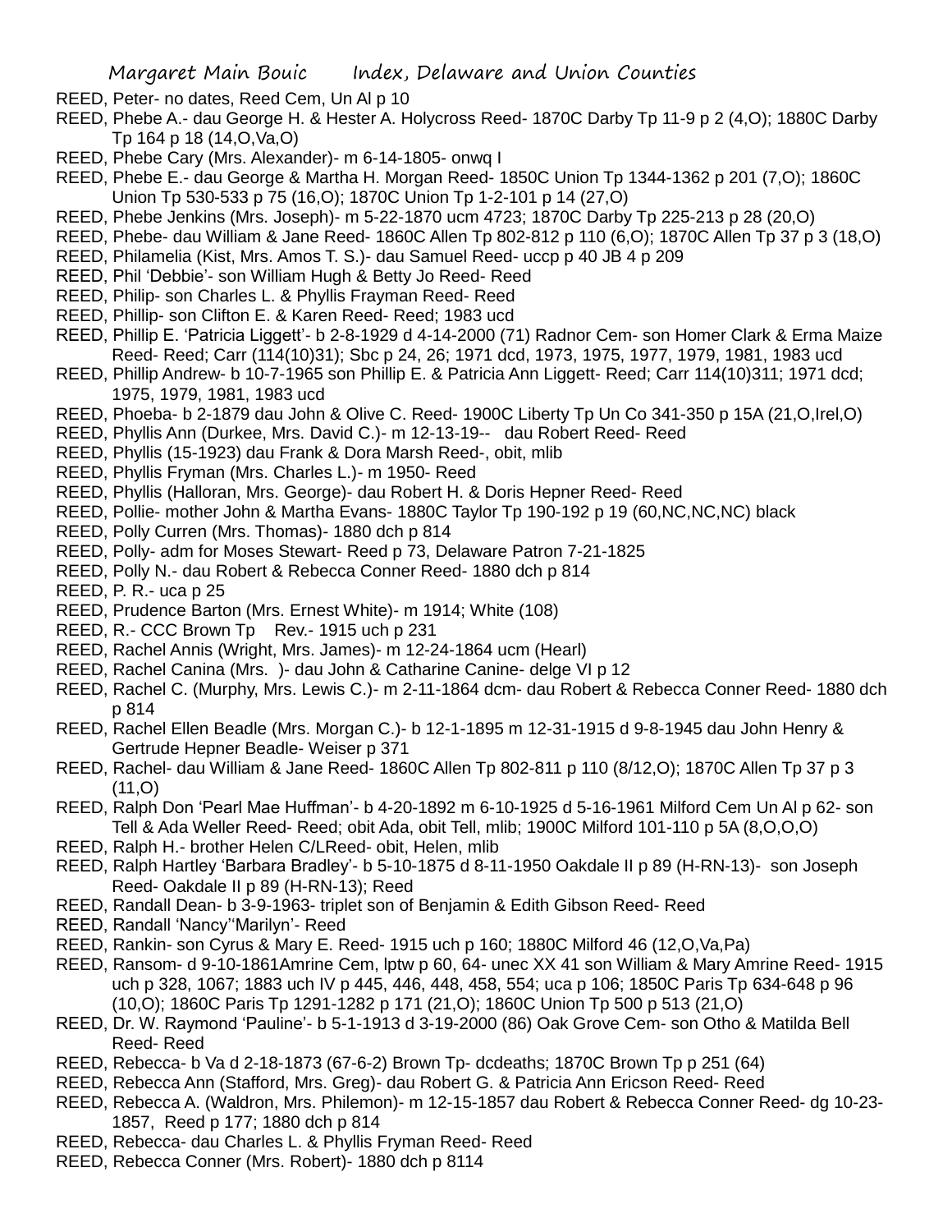REED, Peter- no dates, Reed Cem, Un Al p 10

REED, Phebe A.- dau George H. & Hester A. Holycross Reed- 1870C Darby Tp 11-9 p 2 (4,O); 1880C Darby Tp 164 p 18 (14,O,Va,O)

REED, Phebe Cary (Mrs. Alexander)- m 6-14-1805- onwq I

REED, Phebe E.- dau George & Martha H. Morgan Reed- 1850C Union Tp 1344-1362 p 201 (7,O); 1860C Union Tp 530-533 p 75 (16,O); 1870C Union Tp 1-2-101 p 14 (27,O)

REED, Phebe Jenkins (Mrs. Joseph)- m 5-22-1870 ucm 4723; 1870C Darby Tp 225-213 p 28 (20,O)

REED, Phebe- dau William & Jane Reed- 1860C Allen Tp 802-812 p 110 (6,O); 1870C Allen Tp 37 p 3 (18,O)

REED, Philamelia (Kist, Mrs. Amos T. S.)- dau Samuel Reed- uccp p 40 JB 4 p 209

REED, Phil 'Debbie'- son William Hugh & Betty Jo Reed- Reed

REED, Philip- son Charles L. & Phyllis Frayman Reed- Reed

REED, Phillip- son Clifton E. & Karen Reed- Reed; 1983 ucd

REED, Phillip E. 'Patricia Liggett'- b 2-8-1929 d 4-14-2000 (71) Radnor Cem- son Homer Clark & Erma Maize Reed- Reed; Carr (114(10)31); Sbc p 24, 26; 1971 dcd, 1973, 1975, 1977, 1979, 1981, 1983 ucd

REED, Phillip Andrew- b 10-7-1965 son Phillip E. & Patricia Ann Liggett- Reed; Carr 114(10)311; 1971 dcd; 1975, 1979, 1981, 1983 ucd

REED, Phoeba- b 2-1879 dau John & Olive C. Reed- 1900C Liberty Tp Un Co 341-350 p 15A (21,O,Irel,O)

REED, Phyllis Ann (Durkee, Mrs. David C.)- m 12-13-19-- dau Robert Reed- Reed

REED, Phyllis (15-1923) dau Frank & Dora Marsh Reed-, obit, mlib

REED, Phyllis Fryman (Mrs. Charles L.)- m 1950- Reed

REED, Phyllis (Halloran, Mrs. George)- dau Robert H. & Doris Hepner Reed- Reed

REED, Pollie- mother John & Martha Evans- 1880C Taylor Tp 190-192 p 19 (60,NC,NC,NC) black

REED, Polly Curren (Mrs. Thomas)- 1880 dch p 814

REED, Polly- adm for Moses Stewart- Reed p 73, Delaware Patron 7-21-1825

REED, Polly N.- dau Robert & Rebecca Conner Reed- 1880 dch p 814

REED, P. R.- uca p 25

REED, Prudence Barton (Mrs. Ernest White)- m 1914; White (108)

REED, R.- CCC Brown Tp Rev.- 1915 uch p 231

REED, Rachel Annis (Wright, Mrs. James)- m 12-24-1864 ucm (Hearl)

REED, Rachel Canina (Mrs. )- dau John & Catharine Canine- delge VI p 12

REED, Rachel C. (Murphy, Mrs. Lewis C.)- m 2-11-1864 dcm- dau Robert & Rebecca Conner Reed- 1880 dch p 814

REED, Rachel Ellen Beadle (Mrs. Morgan C.)- b 12-1-1895 m 12-31-1915 d 9-8-1945 dau John Henry & Gertrude Hepner Beadle- Weiser p 371

REED, Rachel- dau William & Jane Reed- 1860C Allen Tp 802-811 p 110 (8/12,O); 1870C Allen Tp 37 p 3 (11,O)

REED, Ralph Don 'Pearl Mae Huffman'- b 4-20-1892 m 6-10-1925 d 5-16-1961 Milford Cem Un Al p 62- son Tell & Ada Weller Reed- Reed; obit Ada, obit Tell, mlib; 1900C Milford 101-110 p 5A (8,O,O,O)

REED, Ralph H.- brother Helen C/LReed- obit, Helen, mlib

REED, Ralph Hartley 'Barbara Bradley'- b 5-10-1875 d 8-11-1950 Oakdale II p 89 (H-RN-13)- son Joseph Reed- Oakdale II p 89 (H-RN-13); Reed

REED, Randall Dean- b 3-9-1963- triplet son of Benjamin & Edith Gibson Reed- Reed

REED, Randall 'Nancy''Marilyn'- Reed

REED, Rankin- son Cyrus & Mary E. Reed- 1915 uch p 160; 1880C Milford 46 (12,O,Va,Pa)

REED, Ransom- d 9-10-1861Amrine Cem, lptw p 60, 64- unec XX 41 son William & Mary Amrine Reed- 1915 uch p 328, 1067; 1883 uch IV p 445, 446, 448, 458, 554; uca p 106; 1850C Paris Tp 634-648 p 96 (10,O); 1860C Paris Tp 1291-1282 p 171 (21,O); 1860C Union Tp 500 p 513 (21,O)

REED, Dr. W. Raymond 'Pauline'- b 5-1-1913 d 3-19-2000 (86) Oak Grove Cem- son Otho & Matilda Bell Reed- Reed

REED, Rebecca- b Va d 2-18-1873 (67-6-2) Brown Tp- dcdeaths; 1870C Brown Tp p 251 (64)

REED, Rebecca Ann (Stafford, Mrs. Greg)- dau Robert G. & Patricia Ann Ericson Reed- Reed

REED, Rebecca A. (Waldron, Mrs. Philemon)- m 12-15-1857 dau Robert & Rebecca Conner Reed- dg 10-23-1857, Reed p 177; 1880 dch p 814

REED, Rebecca- dau Charles L. & Phyllis Fryman Reed- Reed

REED, Rebecca Conner (Mrs. Robert)- 1880 dch p 8114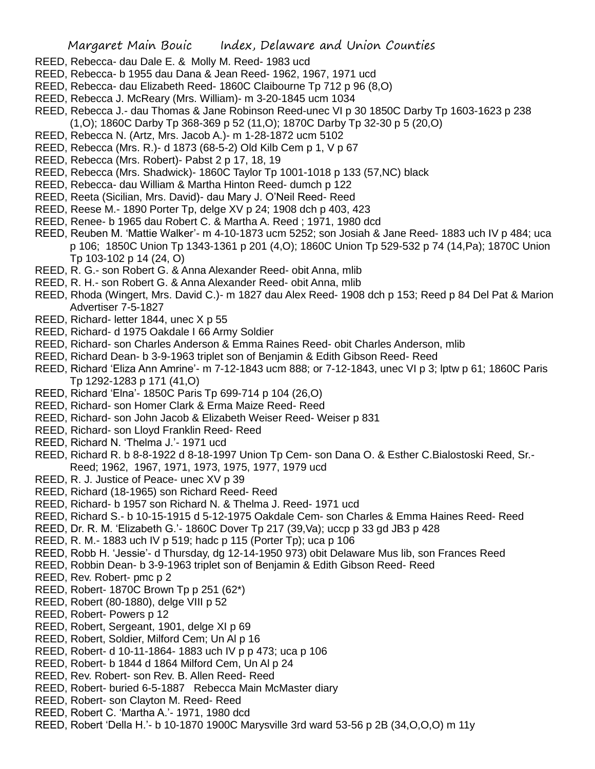REED, Rebecca- dau Dale E. & Molly M. Reed- 1983 ucd

REED, Rebecca- b 1955 dau Dana & Jean Reed- 1962, 1967, 1971 ucd

REED, Rebecca- dau Elizabeth Reed- 1860C Claibourne Tp 712 p 96 (8,O)

REED, Rebecca J. McReary (Mrs. William)- m 3-20-1845 ucm 1034

REED, Rebecca J.- dau Thomas & Jane Robinson Reed-unec VI p 30 1850C Darby Tp 1603-1623 p 238 (1,O); 1860C Darby Tp 368-369 p 52 (11,O); 1870C Darby Tp 32-30 p 5 (20,O)

REED, Rebecca N. (Artz, Mrs. Jacob A.)- m 1-28-1872 ucm 5102

REED, Rebecca (Mrs. R.)- d 1873 (68-5-2) Old Kilb Cem p 1, V p 67

REED, Rebecca (Mrs. Robert)- Pabst 2 p 17, 18, 19

REED, Rebecca (Mrs. Shadwick)- 1860C Taylor Tp 1001-1018 p 133 (57,NC) black

REED, Rebecca- dau William & Martha Hinton Reed- dumch p 122

REED, Reeta (Sicilian, Mrs. David)- dau Mary J. O'Neil Reed- Reed

REED, Reese M.- 1890 Porter Tp, delge XV p 24; 1908 dch p 403, 423

REED, Renee- b 1965 dau Robert C. & Martha A. Reed ; 1971, 1980 dcd

REED, Reuben M. 'Mattie Walker'- m 4-10-1873 ucm 5252; son Josiah & Jane Reed- 1883 uch IV p 484; uca p 106; 1850C Union Tp 1343-1361 p 201 (4,O); 1860C Union Tp 529-532 p 74 (14,Pa); 1870C Union Tp 103-102 p 14 (24, O)

REED, R. G.- son Robert G. & Anna Alexander Reed- obit Anna, mlib

REED, R. H.- son Robert G. & Anna Alexander Reed- obit Anna, mlib

REED, Rhoda (Wingert, Mrs. David C.)- m 1827 dau Alex Reed- 1908 dch p 153; Reed p 84 Del Pat & Marion Advertiser 7-5-1827

REED, Richard- letter 1844, unec X p 55

REED, Richard- d 1975 Oakdale I 66 Army Soldier

REED, Richard- son Charles Anderson & Emma Raines Reed- obit Charles Anderson, mlib

REED, Richard Dean- b 3-9-1963 triplet son of Benjamin & Edith Gibson Reed- Reed

REED, Richard 'Eliza Ann Amrine'- m 7-12-1843 ucm 888; or 7-12-1843, unec VI p 3; lptw p 61; 1860C Paris Tp 1292-1283 p 171 (41,O)

REED, Richard 'Elna'- 1850C Paris Tp 699-714 p 104 (26,O)

REED, Richard- son Homer Clark & Erma Maize Reed- Reed

REED, Richard- son John Jacob & Elizabeth Weiser Reed- Weiser p 831

REED, Richard- son Lloyd Franklin Reed- Reed

REED, Richard N. 'Thelma J.'- 1971 ucd

REED, Richard R. b 8-8-1922 d 8-18-1997 Union Tp Cem- son Dana O. & Esther C.Bialostoski Reed, Sr.- Reed; 1962, 1967, 1971, 1973, 1975, 1977, 1979 ucd

REED, R. J. Justice of Peace- unec XV p 39

REED, Richard (18-1965) son Richard Reed- Reed

REED, Richard- b 1957 son Richard N. & Thelma J. Reed- 1971 ucd

REED, Richard S.- b 10-15-1915 d 5-12-1975 Oakdale Cem- son Charles & Emma Haines Reed- Reed

REED, Dr. R. M. 'Elizabeth G.'- 1860C Dover Tp 217 (39,Va); uccp p 33 gd JB3 p 428

REED, R. M.- 1883 uch IV p 519; hadc p 115 (Porter Tp); uca p 106

REED, Robb H. 'Jessie'- d Thursday, dg 12-14-1950 973) obit Delaware Mus lib, son Frances Reed

REED, Robbin Dean- b 3-9-1963 triplet son of Benjamin & Edith Gibson Reed- Reed

REED, Rev. Robert- pmc p 2

REED, Robert- 1870C Brown Tp p 251 (62*)

REED, Robert (80-1880), delge VIII p 52

REED, Robert- Powers p 12

REED, Robert, Sergeant, 1901, delge XI p 69

REED, Robert, Soldier, Milford Cem; Un Al p 16

REED, Robert- d 10-11-1864- 1883 uch IV p p 473; uca p 106

REED, Robert- b 1844 d 1864 Milford Cem, Un Al p 24

REED, Rev. Robert- son Rev. B. Allen Reed- Reed

REED, Robert- buried 6-5-1887 Rebecca Main McMaster diary

REED, Robert- son Clayton M. Reed- Reed

REED, Robert C. 'Martha A.'- 1971, 1980 dcd

REED, Robert 'Della H.'- b 10-1870 1900C Marysville 3rd ward 53-56 p 2B (34,O,O,O) m 11y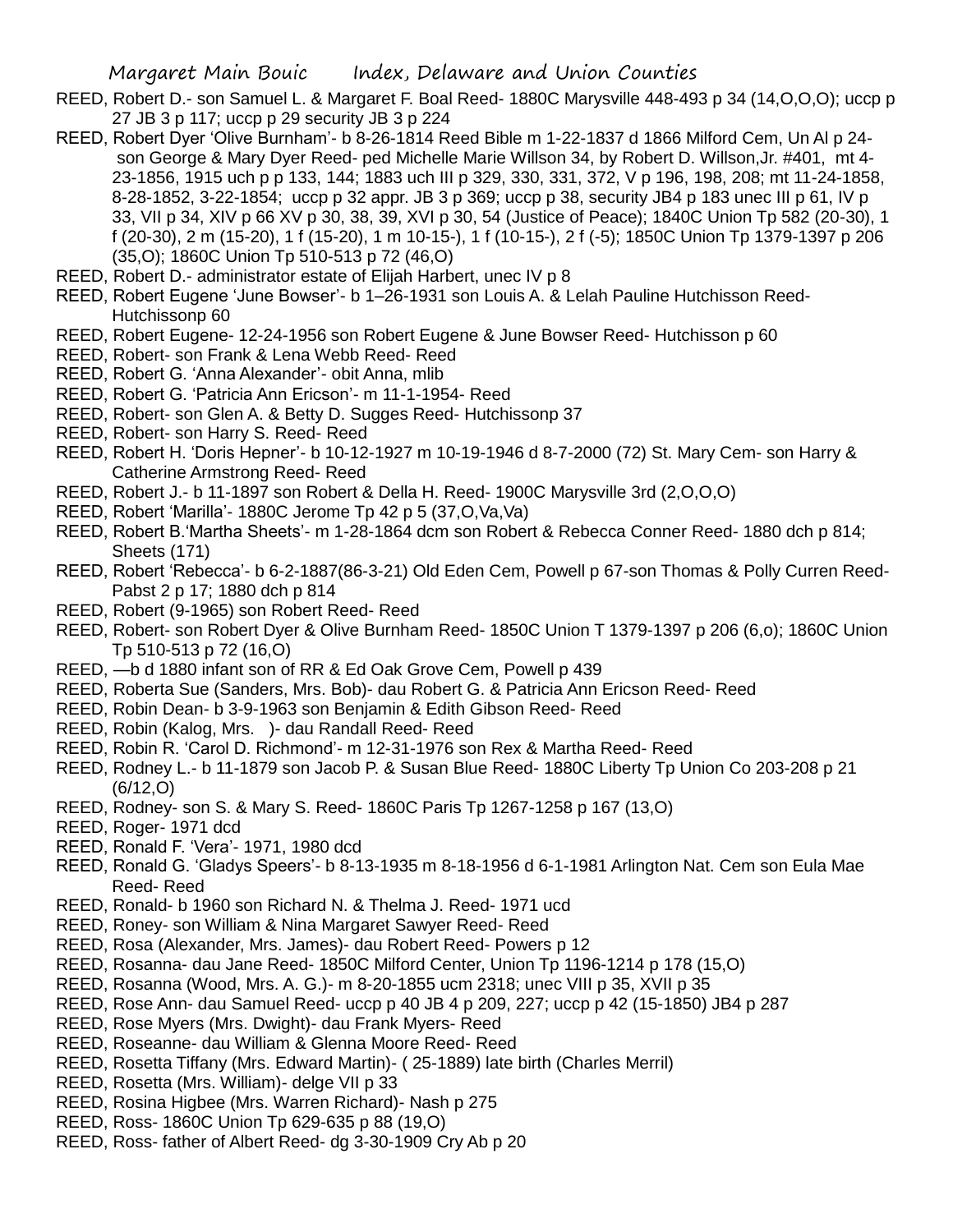REED, Robert D.- son Samuel L. & Margaret F. Boal Reed- 1880C Marysville 448-493 p 34 (14,O,O,O); uccp p 27 JB 3 p 117; uccp p 29 security JB 3 p 224

REED, Robert Dyer 'Olive Burnham'- b 8-26-1814 Reed Bible m 1-22-1837 d 1866 Milford Cem, Un Al p 24- son George & Mary Dyer Reed- ped Michelle Marie Willson 34, by Robert D. Willson,Jr. #401, mt 4-23-1856, 1915 uch p p 133, 144; 1883 uch III p 329, 330, 331, 372, V p 196, 198, 208; mt 11-24-1858, 8-28-1852, 3-22-1854; uccp p 32 appr. JB 3 p 369; uccp p 38, security JB4 p 183 unec III p 61, IV p 33, VII p 34, XIV p 66 XV p 30, 38, 39, XVI p 30, 54 (Justice of Peace); 1840C Union Tp 582 (20-30), 1 f (20-30), 2 m (15-20), 1 f (15-20), 1 m 10-15-), 1 f (10-15-), 2 f (-5); 1850C Union Tp 1379-1397 p 206 (35,O); 1860C Union Tp 510-513 p 72 (46,O)

REED, Robert D.- administrator estate of Elijah Harbert, unec IV p 8

REED, Robert Eugene 'June Bowser'- b 1–26-1931 son Louis A. & Lelah Pauline Hutchisson Reed- Hutchissonp 60

REED, Robert Eugene- 12-24-1956 son Robert Eugene & June Bowser Reed- Hutchisson p 60

REED, Robert- son Frank & Lena Webb Reed- Reed

REED, Robert G. 'Anna Alexander'- obit Anna, mlib

REED, Robert G. 'Patricia Ann Ericson'- m 11-1-1954- Reed

REED, Robert- son Glen A. & Betty D. Sugges Reed- Hutchissonp 37

REED, Robert- son Harry S. Reed- Reed

REED, Robert H. 'Doris Hepner'- b 10-12-1927 m 10-19-1946 d 8-7-2000 (72) St. Mary Cem- son Harry & Catherine Armstrong Reed- Reed

REED, Robert J.- b 11-1897 son Robert & Della H. Reed- 1900C Marysville 3rd (2,O,O,O)

REED, Robert 'Marilla'- 1880C Jerome Tp 42 p 5 (37,O,Va,Va)

REED, Robert B.'Martha Sheets'- m 1-28-1864 dcm son Robert & Rebecca Conner Reed- 1880 dch p 814; Sheets (171)

REED, Robert 'Rebecca'- b 6-2-1887(86-3-21) Old Eden Cem, Powell p 67-son Thomas & Polly Curren Reed- Pabst 2 p 17; 1880 dch p 814

REED, Robert (9-1965) son Robert Reed- Reed

REED, Robert- son Robert Dyer & Olive Burnham Reed- 1850C Union T 1379-1397 p 206 (6,o); 1860C Union Tp 510-513 p 72 (16,O)

REED, —b d 1880 infant son of RR & Ed Oak Grove Cem, Powell p 439

REED, Roberta Sue (Sanders, Mrs. Bob)- dau Robert G. & Patricia Ann Ericson Reed- Reed

REED, Robin Dean- b 3-9-1963 son Benjamin & Edith Gibson Reed- Reed

REED, Robin (Kalog, Mrs. )- dau Randall Reed- Reed

REED, Robin R. 'Carol D. Richmond'- m 12-31-1976 son Rex & Martha Reed- Reed

REED, Rodney L.- b 11-1879 son Jacob P. & Susan Blue Reed- 1880C Liberty Tp Union Co 203-208 p 21 (6/12,O)

REED, Rodney- son S. & Mary S. Reed- 1860C Paris Tp 1267-1258 p 167 (13,O)

REED, Roger- 1971 dcd

REED, Ronald F. 'Vera'- 1971, 1980 dcd

REED, Ronald G. 'Gladys Speers'- b 8-13-1935 m 8-18-1956 d 6-1-1981 Arlington Nat. Cem son Eula Mae Reed- Reed

REED, Ronald- b 1960 son Richard N. & Thelma J. Reed- 1971 ucd

REED, Roney- son William & Nina Margaret Sawyer Reed- Reed

REED, Rosa (Alexander, Mrs. James)- dau Robert Reed- Powers p 12

REED, Rosanna- dau Jane Reed- 1850C Milford Center, Union Tp 1196-1214 p 178 (15,O)

REED, Rosanna (Wood, Mrs. A. G.)- m 8-20-1855 ucm 2318; unec VIII p 35, XVII p 35

REED, Rose Ann- dau Samuel Reed- uccp p 40 JB 4 p 209, 227; uccp p 42 (15-1850) JB4 p 287

REED, Rose Myers (Mrs. Dwight)- dau Frank Myers- Reed

REED, Roseanne- dau William & Glenna Moore Reed- Reed

REED, Rosetta Tiffany (Mrs. Edward Martin)- ( 25-1889) late birth (Charles Merril)

REED, Rosetta (Mrs. William)- delge VII p 33

REED, Rosina Higbee (Mrs. Warren Richard)- Nash p 275

REED, Ross- 1860C Union Tp 629-635 p 88 (19,O)

REED, Ross- father of Albert Reed- dg 3-30-1909 Cry Ab p 20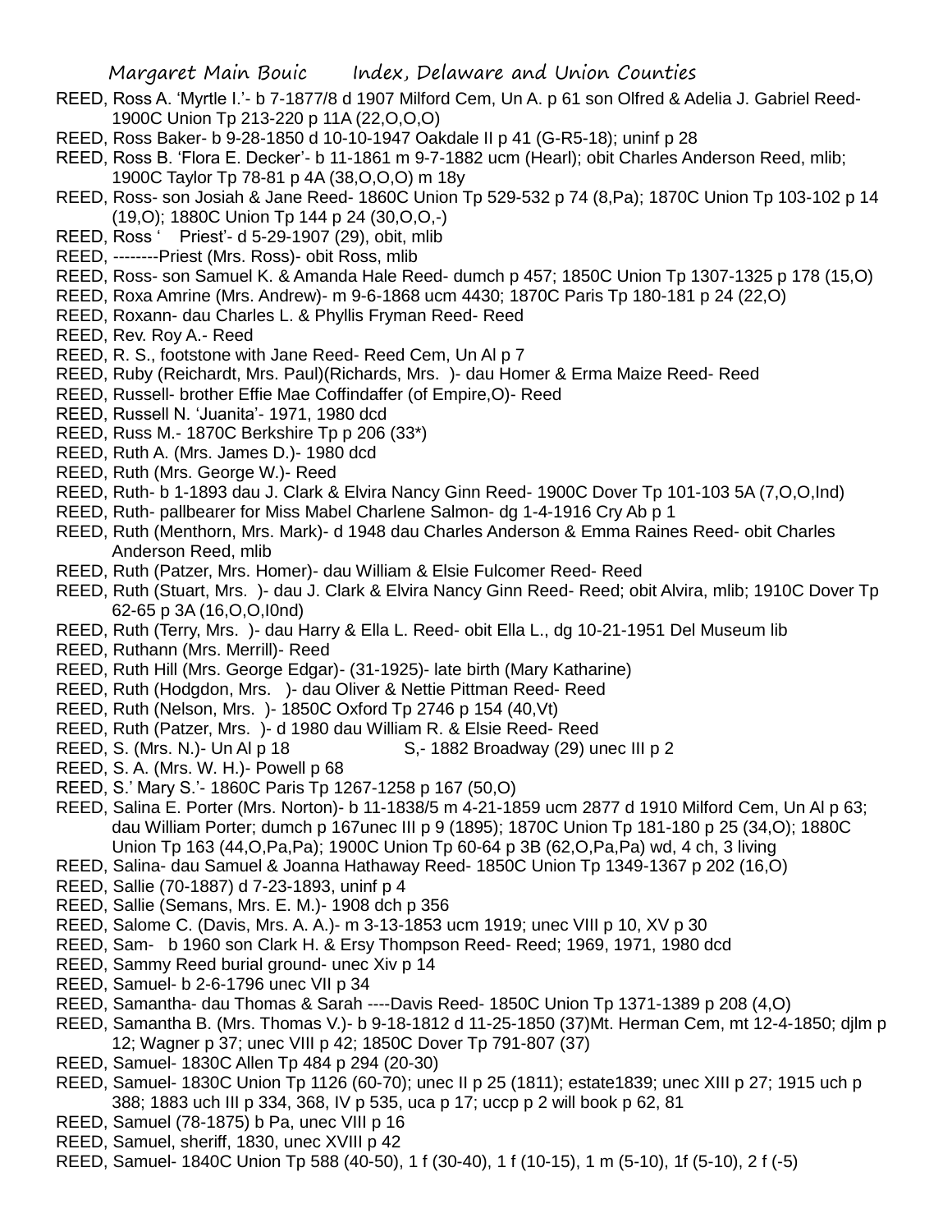REED, Ross A. 'Myrtle I.'- b 7-1877/8 d 1907 Milford Cem, Un A. p 61 son Olfred & Adelia J. Gabriel Reed- 1900C Union Tp 213-220 p 11A (22,O,O,O)

REED, Ross Baker- b 9-28-1850 d 10-10-1947 Oakdale II p 41 (G-R5-18); uninf p 28

REED, Ross B. 'Flora E. Decker'- b 11-1861 m 9-7-1882 ucm (Hearl); obit Charles Anderson Reed, mlib; 1900C Taylor Tp 78-81 p 4A (38,O,O,O) m 18y

REED, Ross- son Josiah & Jane Reed- 1860C Union Tp 529-532 p 74 (8,Pa); 1870C Union Tp 103-102 p 14 (19,O); 1880C Union Tp 144 p 24 (30,O,O,-)

REED, Ross ' Priest'- d 5-29-1907 (29), obit, mlib

REED, --------Priest (Mrs. Ross)- obit Ross, mlib

REED, Ross- son Samuel K. & Amanda Hale Reed- dumch p 457; 1850C Union Tp 1307-1325 p 178 (15,O)

REED, Roxa Amrine (Mrs. Andrew)- m 9-6-1868 ucm 4430; 1870C Paris Tp 180-181 p 24 (22,O)

REED, Roxann- dau Charles L. & Phyllis Fryman Reed- Reed

REED, Rev. Roy A.- Reed

REED, R. S., footstone with Jane Reed- Reed Cem, Un Al p 7

REED, Ruby (Reichardt, Mrs. Paul)(Richards, Mrs. )- dau Homer & Erma Maize Reed- Reed

REED, Russell- brother Effie Mae Coffindaffer (of Empire,O)- Reed

REED, Russell N. 'Juanita'- 1971, 1980 dcd

REED, Russ M.- 1870C Berkshire Tp p 206 (33*)

REED, Ruth A. (Mrs. James D.)- 1980 dcd

REED, Ruth (Mrs. George W.)- Reed

REED, Ruth- b 1-1893 dau J. Clark & Elvira Nancy Ginn Reed- 1900C Dover Tp 101-103 5A (7,O,O,Ind)

REED, Ruth- pallbearer for Miss Mabel Charlene Salmon- dg 1-4-1916 Cry Ab p 1

REED, Ruth (Menthorn, Mrs. Mark)- d 1948 dau Charles Anderson & Emma Raines Reed- obit Charles Anderson Reed, mlib

REED, Ruth (Patzer, Mrs. Homer)- dau William & Elsie Fulcomer Reed- Reed

REED, Ruth (Stuart, Mrs. )- dau J. Clark & Elvira Nancy Ginn Reed- Reed; obit Alvira, mlib; 1910C Dover Tp 62-65 p 3A (16,O,O,I0nd)

REED, Ruth (Terry, Mrs. )- dau Harry & Ella L. Reed- obit Ella L., dg 10-21-1951 Del Museum lib

REED, Ruthann (Mrs. Merrill)- Reed

REED, Ruth Hill (Mrs. George Edgar)- (31-1925)- late birth (Mary Katharine)

REED, Ruth (Hodgdon, Mrs. )- dau Oliver & Nettie Pittman Reed- Reed

REED, Ruth (Nelson, Mrs. )- 1850C Oxford Tp 2746 p 154 (40,Vt)

REED, Ruth (Patzer, Mrs. )- d 1980 dau William R. & Elsie Reed- Reed

REED, S. (Mrs. N.)- Un Al p 18 S,- 1882 Broadway (29) unec III p 2

REED, S. A. (Mrs. W. H.)- Powell p 68

REED, S.' Mary S.'- 1860C Paris Tp 1267-1258 p 167 (50,O)

REED, Salina E. Porter (Mrs. Norton)- b 11-1838/5 m 4-21-1859 ucm 2877 d 1910 Milford Cem, Un Al p 63; dau William Porter; dumch p 167unec III p 9 (1895); 1870C Union Tp 181-180 p 25 (34,O); 1880C Union Tp 163 (44,O,Pa,Pa); 1900C Union Tp 60-64 p 3B (62,O,Pa,Pa) wd, 4 ch, 3 living

REED, Salina- dau Samuel & Joanna Hathaway Reed- 1850C Union Tp 1349-1367 p 202 (16,O)

REED, Sallie (70-1887) d 7-23-1893, uninf p 4

REED, Sallie (Semans, Mrs. E. M.)- 1908 dch p 356

REED, Salome C. (Davis, Mrs. A. A.)- m 3-13-1853 ucm 1919; unec VIII p 10, XV p 30

REED, Sam- b 1960 son Clark H. & Ersy Thompson Reed- Reed; 1969, 1971, 1980 dcd

REED, Sammy Reed burial ground- unec Xiv p 14

REED, Samuel- b 2-6-1796 unec VII p 34

REED, Samantha- dau Thomas & Sarah ----Davis Reed- 1850C Union Tp 1371-1389 p 208 (4,O)

REED, Samantha B. (Mrs. Thomas V.)- b 9-18-1812 d 11-25-1850 (37)Mt. Herman Cem, mt 12-4-1850; djlm p 12; Wagner p 37; unec VIII p 42; 1850C Dover Tp 791-807 (37)

REED, Samuel- 1830C Allen Tp 484 p 294 (20-30)

REED, Samuel- 1830C Union Tp 1126 (60-70); unec II p 25 (1811); estate1839; unec XIII p 27; 1915 uch p 388; 1883 uch III p 334, 368, IV p 535, uca p 17; uccp p 2 will book p 62, 81

REED, Samuel (78-1875) b Pa, unec VIII p 16

REED, Samuel, sheriff, 1830, unec XVIII p 42

REED, Samuel- 1840C Union Tp 588 (40-50), 1 f (30-40), 1 f (10-15), 1 m (5-10), 1f (5-10), 2 f (-5)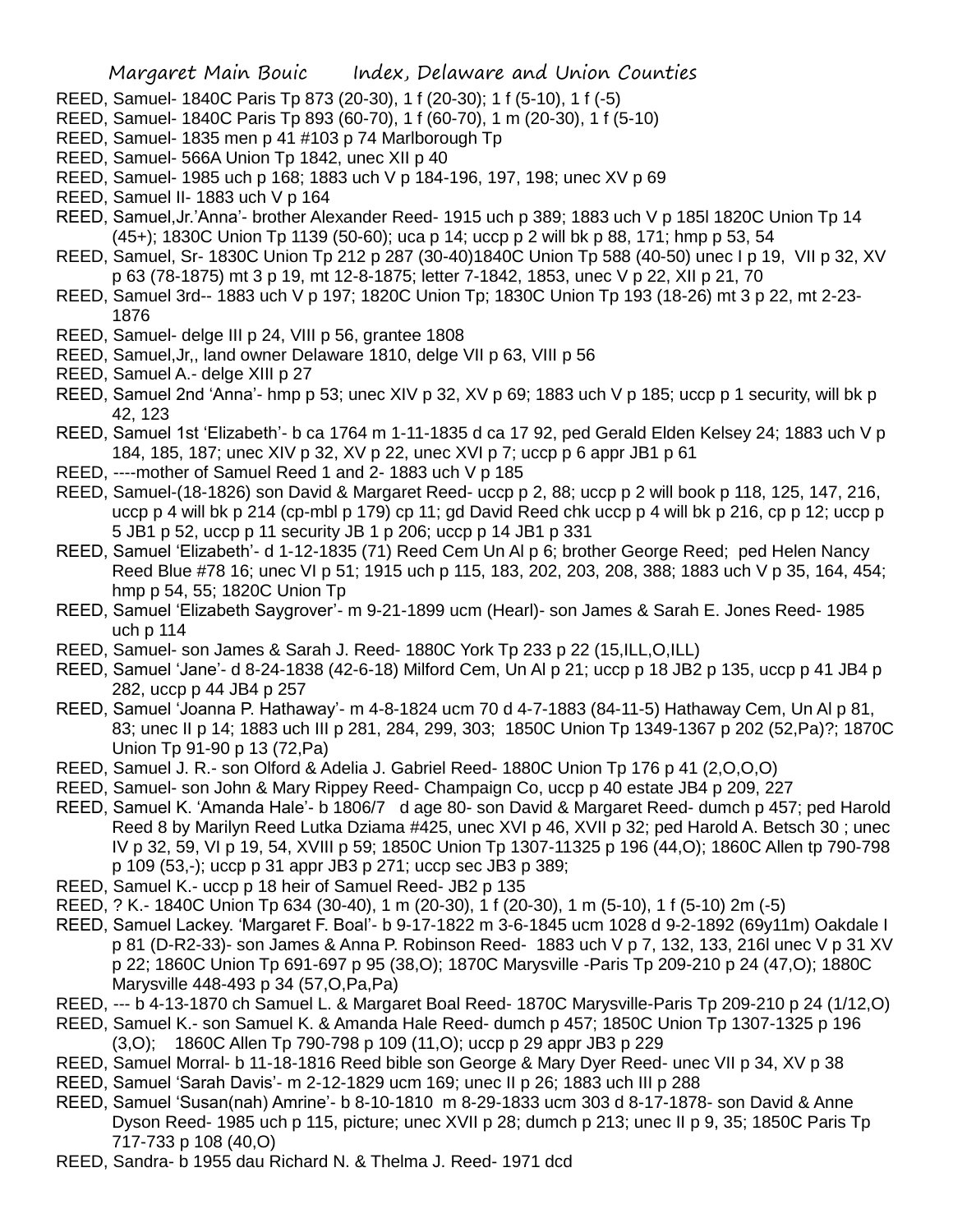REED, Samuel- 1840C Paris Tp 873 (20-30), 1 f (20-30); 1 f (5-10), 1 f (-5)

REED, Samuel- 1840C Paris Tp 893 (60-70), 1 f (60-70), 1 m (20-30), 1 f (5-10)

REED, Samuel- 1835 men p 41 #103 p 74 Marlborough Tp

REED, Samuel- 566A Union Tp 1842, unec XII p 40

REED, Samuel- 1985 uch p 168; 1883 uch V p 184-196, 197, 198; unec XV p 69

REED, Samuel II- 1883 uch V p 164

REED, Samuel,Jr.'Anna'- brother Alexander Reed- 1915 uch p 389; 1883 uch V p 185l 1820C Union Tp 14 (45+); 1830C Union Tp 1139 (50-60); uca p 14; uccp p 2 will bk p 88, 171; hmp p 53, 54

REED, Samuel, Sr- 1830C Union Tp 212 p 287 (30-40)1840C Union Tp 588 (40-50) unec I p 19, VII p 32, XV p 63 (78-1875) mt 3 p 19, mt 12-8-1875; letter 7-1842, 1853, unec V p 22, XII p 21, 70

REED, Samuel 3rd-- 1883 uch V p 197; 1820C Union Tp; 1830C Union Tp 193 (18-26) mt 3 p 22, mt 2-23-1876

REED, Samuel- delge III p 24, VIII p 56, grantee 1808

REED, Samuel,Jr,, land owner Delaware 1810, delge VII p 63, VIII p 56

REED, Samuel A.- delge XIII p 27

REED, Samuel 2nd 'Anna'- hmp p 53; unec XIV p 32, XV p 69; 1883 uch V p 185; uccp p 1 security, will bk p 42, 123

REED, Samuel 1st 'Elizabeth'- b ca 1764 m 1-11-1835 d ca 17 92, ped Gerald Elden Kelsey 24; 1883 uch V p 184, 185, 187; unec XIV p 32, XV p 22, unec XVI p 7; uccp p 6 appr JB1 p 61

REED, ----mother of Samuel Reed 1 and 2- 1883 uch V p 185

REED, Samuel-(18-1826) son David & Margaret Reed- uccp p 2, 88; uccp p 2 will book p 118, 125, 147, 216, uccp p 4 will bk p 214 (cp-mbl p 179) cp 11; gd David Reed chk uccp p 4 will bk p 216, cp p 12; uccp p 5 JB1 p 52, uccp p 11 security JB 1 p 206; uccp p 14 JB1 p 331

REED, Samuel 'Elizabeth'- d 1-12-1835 (71) Reed Cem Un Al p 6; brother George Reed; ped Helen Nancy Reed Blue #78 16; unec VI p 51; 1915 uch p 115, 183, 202, 203, 208, 388; 1883 uch V p 35, 164, 454; hmp p 54, 55; 1820C Union Tp

REED, Samuel 'Elizabeth Saygrover'- m 9-21-1899 ucm (Hearl)- son James & Sarah E. Jones Reed- 1985 uch p 114

REED, Samuel- son James & Sarah J. Reed- 1880C York Tp 233 p 22 (15,ILL,O,ILL)

REED, Samuel 'Jane'- d 8-24-1838 (42-6-18) Milford Cem, Un Al p 21; uccp p 18 JB2 p 135, uccp p 41 JB4 p 282, uccp p 44 JB4 p 257

REED, Samuel 'Joanna P. Hathaway'- m 4-8-1824 ucm 70 d 4-7-1883 (84-11-5) Hathaway Cem, Un Al p 81, 83; unec II p 14; 1883 uch III p 281, 284, 299, 303; 1850C Union Tp 1349-1367 p 202 (52,Pa)?; 1870C Union Tp 91-90 p 13 (72,Pa)

REED, Samuel J. R.- son Olford & Adelia J. Gabriel Reed- 1880C Union Tp 176 p 41 (2,O,O,O)

REED, Samuel- son John & Mary Rippey Reed- Champaign Co, uccp p 40 estate JB4 p 209, 227

REED, Samuel K. 'Amanda Hale'- b 1806/7 d age 80- son David & Margaret Reed- dumch p 457; ped Harold Reed 8 by Marilyn Reed Lutka Dziama #425, unec XVI p 46, XVII p 32; ped Harold A. Betsch 30 ; unec IV p 32, 59, VI p 19, 54, XVIII p 59; 1850C Union Tp 1307-11325 p 196 (44,O); 1860C Allen tp 790-798 p 109 (53,-); uccp p 31 appr JB3 p 271; uccp sec JB3 p 389;

REED, Samuel K.- uccp p 18 heir of Samuel Reed- JB2 p 135

REED, ? K.- 1840C Union Tp 634 (30-40), 1 m (20-30), 1 f (20-30), 1 m (5-10), 1 f (5-10) 2m (-5)

REED, Samuel Lackey. 'Margaret F. Boal'- b 9-17-1822 m 3-6-1845 ucm 1028 d 9-2-1892 (69y11m) Oakdale I p 81 (D-R2-33)- son James & Anna P. Robinson Reed- 1883 uch V p 7, 132, 133, 216l unec V p 31 XV p 22; 1860C Union Tp 691-697 p 95 (38,O); 1870C Marysville -Paris Tp 209-210 p 24 (47,O); 1880C Marysville 448-493 p 34 (57,O,Pa,Pa)

REED, --- b 4-13-1870 ch Samuel L. & Margaret Boal Reed- 1870C Marysville-Paris Tp 209-210 p 24 (1/12,O)

REED, Samuel K.- son Samuel K. & Amanda Hale Reed- dumch p 457; 1850C Union Tp 1307-1325 p 196 (3,O); 1860C Allen Tp 790-798 p 109 (11,O); uccp p 29 appr JB3 p 229

REED, Samuel Morral- b 11-18-1816 Reed bible son George & Mary Dyer Reed- unec VII p 34, XV p 38

REED, Samuel 'Sarah Davis'- m 2-12-1829 ucm 169; unec II p 26; 1883 uch III p 288

REED, Samuel 'Susan(nah) Amrine'- b 8-10-1810 m 8-29-1833 ucm 303 d 8-17-1878- son David & Anne Dyson Reed- 1985 uch p 115, picture; unec XVII p 28; dumch p 213; unec II p 9, 35; 1850C Paris Tp 717-733 p 108 (40,O)

REED, Sandra- b 1955 dau Richard N. & Thelma J. Reed- 1971 dcd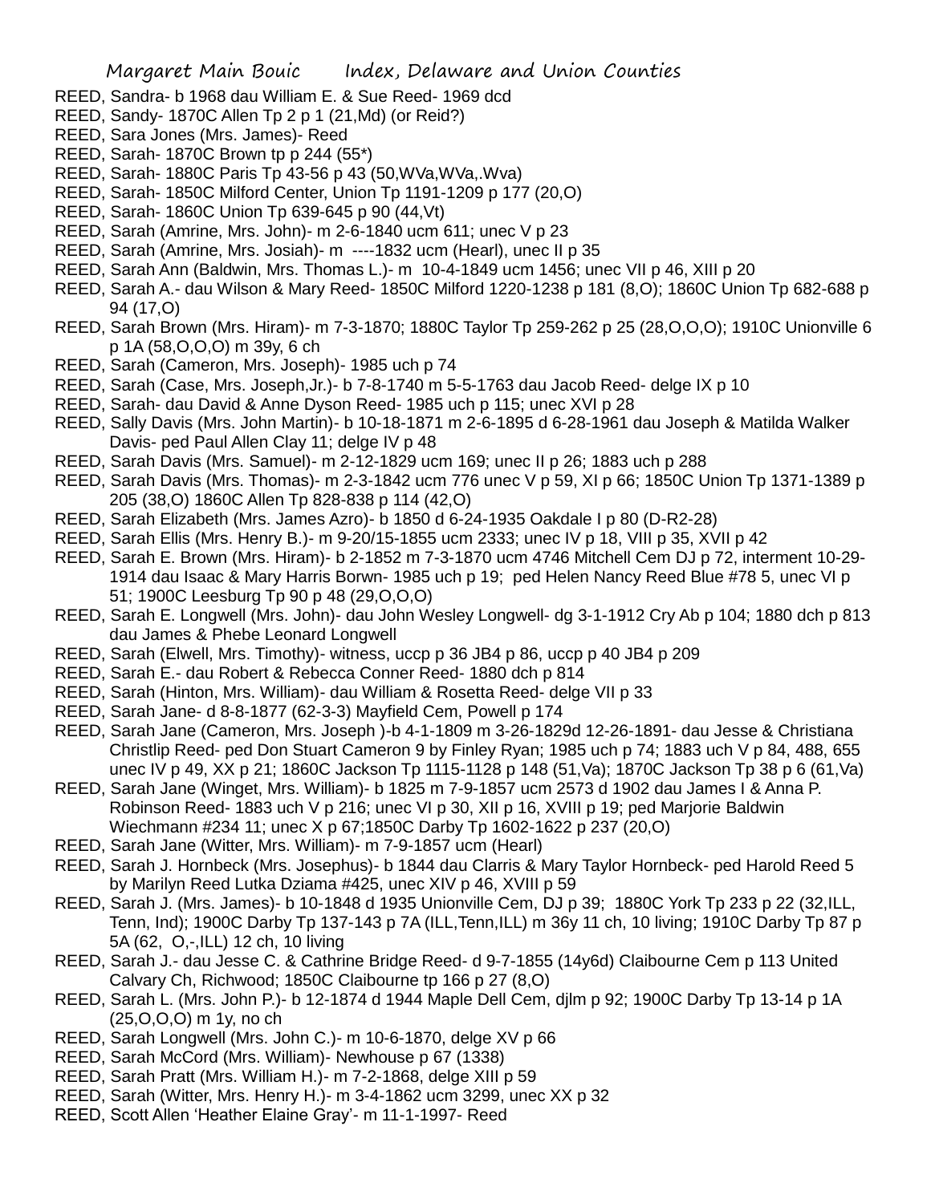REED, Sandra- b 1968 dau William E. & Sue Reed- 1969 dcd

REED, Sandy- 1870C Allen Tp 2 p 1 (21,Md) (or Reid?)

REED, Sara Jones (Mrs. James)- Reed

REED, Sarah- 1870C Brown tp p 244 (55*)

REED, Sarah- 1880C Paris Tp 43-56 p 43 (50,WVa,WVa,.Wva)

REED, Sarah- 1850C Milford Center, Union Tp 1191-1209 p 177 (20,O)

REED, Sarah- 1860C Union Tp 639-645 p 90 (44,Vt)

REED, Sarah (Amrine, Mrs. John)- m 2-6-1840 ucm 611; unec V p 23

REED, Sarah (Amrine, Mrs. Josiah)- m ----1832 ucm (Hearl), unec II p 35

REED, Sarah Ann (Baldwin, Mrs. Thomas L.)- m 10-4-1849 ucm 1456; unec VII p 46, XIII p 20

REED, Sarah A.- dau Wilson & Mary Reed- 1850C Milford 1220-1238 p 181 (8,O); 1860C Union Tp 682-688 p 94 (17,O)

REED, Sarah Brown (Mrs. Hiram)- m 7-3-1870; 1880C Taylor Tp 259-262 p 25 (28,O,O,O); 1910C Unionville 6 p 1A (58,O,O,O) m 39y, 6 ch

REED, Sarah (Cameron, Mrs. Joseph)- 1985 uch p 74

REED, Sarah (Case, Mrs. Joseph,Jr.)- b 7-8-1740 m 5-5-1763 dau Jacob Reed- delge IX p 10

REED, Sarah- dau David & Anne Dyson Reed- 1985 uch p 115; unec XVI p 28

REED, Sally Davis (Mrs. John Martin)- b 10-18-1871 m 2-6-1895 d 6-28-1961 dau Joseph & Matilda Walker Davis- ped Paul Allen Clay 11; delge IV p 48

REED, Sarah Davis (Mrs. Samuel)- m 2-12-1829 ucm 169; unec II p 26; 1883 uch p 288

REED, Sarah Davis (Mrs. Thomas)- m 2-3-1842 ucm 776 unec V p 59, XI p 66; 1850C Union Tp 1371-1389 p 205 (38,O) 1860C Allen Tp 828-838 p 114 (42,O)

REED, Sarah Elizabeth (Mrs. James Azro)- b 1850 d 6-24-1935 Oakdale I p 80 (D-R2-28)

REED, Sarah Ellis (Mrs. Henry B.)- m 9-20/15-1855 ucm 2333; unec IV p 18, VIII p 35, XVII p 42

REED, Sarah E. Brown (Mrs. Hiram)- b 2-1852 m 7-3-1870 ucm 4746 Mitchell Cem DJ p 72, interment 10-29-1914 dau Isaac & Mary Harris Borwn- 1985 uch p 19; ped Helen Nancy Reed Blue #78 5, unec VI p 51; 1900C Leesburg Tp 90 p 48 (29,O,O,O)

REED, Sarah E. Longwell (Mrs. John)- dau John Wesley Longwell- dg 3-1-1912 Cry Ab p 104; 1880 dch p 813 dau James & Phebe Leonard Longwell

REED, Sarah (Elwell, Mrs. Timothy)- witness, uccp p 36 JB4 p 86, uccp p 40 JB4 p 209

REED, Sarah E.- dau Robert & Rebecca Conner Reed- 1880 dch p 814

REED, Sarah (Hinton, Mrs. William)- dau William & Rosetta Reed- delge VII p 33

REED, Sarah Jane- d 8-8-1877 (62-3-3) Mayfield Cem, Powell p 174

REED, Sarah Jane (Cameron, Mrs. Joseph )-b 4-1-1809 m 3-26-1829d 12-26-1891- dau Jesse & Christiana Christlip Reed- ped Don Stuart Cameron 9 by Finley Ryan; 1985 uch p 74; 1883 uch V p 84, 488, 655 unec IV p 49, XX p 21; 1860C Jackson Tp 1115-1128 p 148 (51,Va); 1870C Jackson Tp 38 p 6 (61,Va)

REED, Sarah Jane (Winget, Mrs. William)- b 1825 m 7-9-1857 ucm 2573 d 1902 dau James I & Anna P. Robinson Reed- 1883 uch V p 216; unec VI p 30, XII p 16, XVIII p 19; ped Marjorie Baldwin Wiechmann #234 11; unec X p 67;1850C Darby Tp 1602-1622 p 237 (20,O)

REED, Sarah Jane (Witter, Mrs. William)- m 7-9-1857 ucm (Hearl)

REED, Sarah J. Hornbeck (Mrs. Josephus)- b 1844 dau Clarris & Mary Taylor Hornbeck- ped Harold Reed 5 by Marilyn Reed Lutka Dziama #425, unec XIV p 46, XVIII p 59

REED, Sarah J. (Mrs. James)- b 10-1848 d 1935 Unionville Cem, DJ p 39; 1880C York Tp 233 p 22 (32,ILL, Tenn, Ind); 1900C Darby Tp 137-143 p 7A (ILL,Tenn,ILL) m 36y 11 ch, 10 living; 1910C Darby Tp 87 p 5A (62, O,-,ILL) 12 ch, 10 living

REED, Sarah J.- dau Jesse C. & Cathrine Bridge Reed- d 9-7-1855 (14y6d) Claibourne Cem p 113 United Calvary Ch, Richwood; 1850C Claibourne tp 166 p 27 (8,O)

REED, Sarah L. (Mrs. John P.)- b 12-1874 d 1944 Maple Dell Cem, djlm p 92; 1900C Darby Tp 13-14 p 1A (25,O,O,O) m 1y, no ch

REED, Sarah Longwell (Mrs. John C.)- m 10-6-1870, delge XV p 66

REED, Sarah McCord (Mrs. William)- Newhouse p 67 (1338)

REED, Sarah Pratt (Mrs. William H.)- m 7-2-1868, delge XIII p 59

REED, Sarah (Witter, Mrs. Henry H.)- m 3-4-1862 ucm 3299, unec XX p 32

REED, Scott Allen 'Heather Elaine Gray'- m 11-1-1997- Reed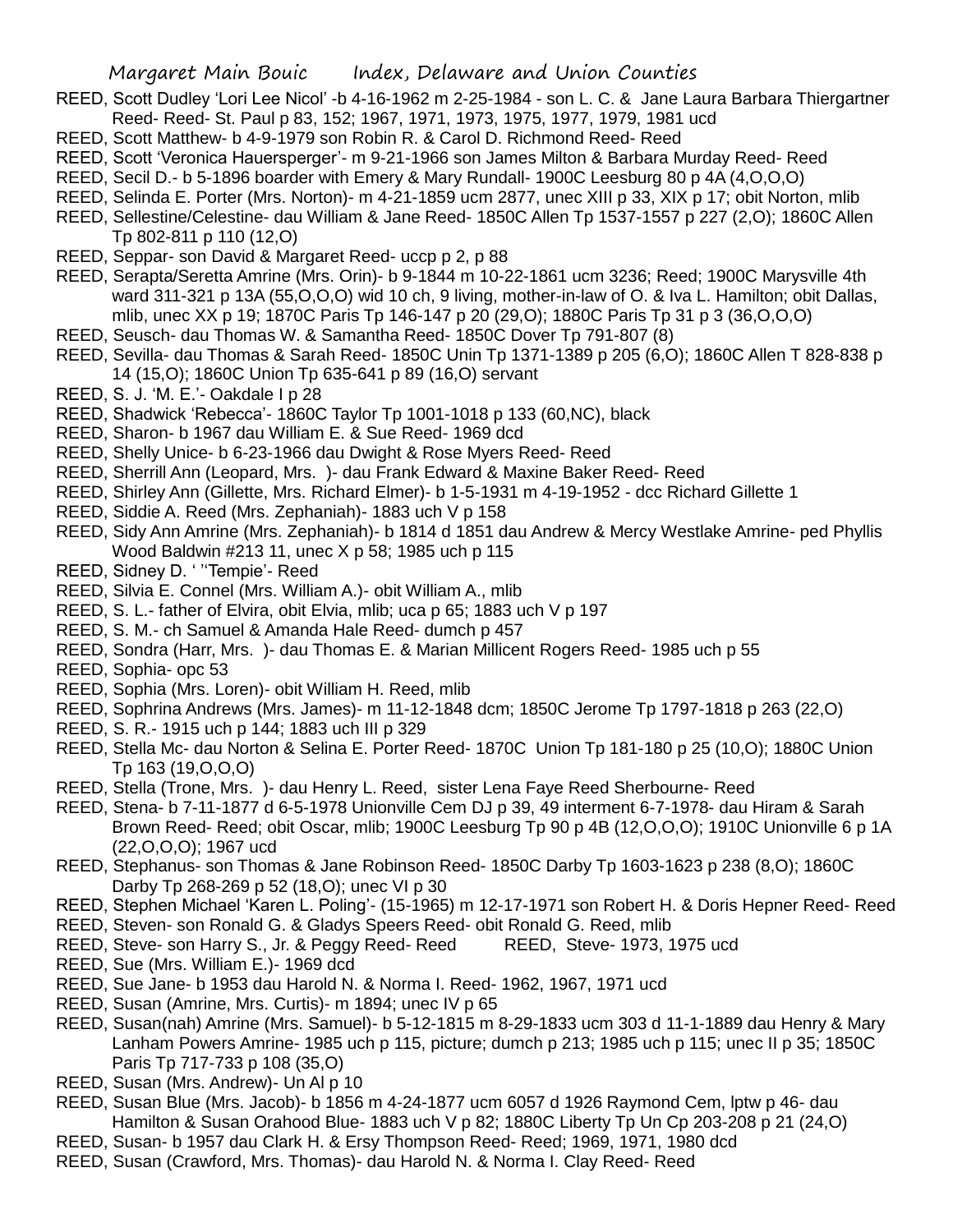REED, Scott Dudley 'Lori Lee Nicol' -b 4-16-1962 m 2-25-1984 - son L. C. & Jane Laura Barbara Thiergartner Reed- Reed- St. Paul p 83, 152; 1967, 1971, 1973, 1975, 1977, 1979, 1981 ucd

REED, Scott Matthew- b 4-9-1979 son Robin R. & Carol D. Richmond Reed- Reed

REED, Scott 'Veronica Hauersperger'- m 9-21-1966 son James Milton & Barbara Murday Reed- Reed

REED, Secil D.- b 5-1896 boarder with Emery & Mary Rundall- 1900C Leesburg 80 p 4A (4,O,O,O)

REED, Selinda E. Porter (Mrs. Norton)- m 4-21-1859 ucm 2877, unec XIII p 33, XIX p 17; obit Norton, mlib

REED, Sellestine/Celestine- dau William & Jane Reed- 1850C Allen Tp 1537-1557 p 227 (2,O); 1860C Allen Tp 802-811 p 110 (12,O)

REED, Seppar- son David & Margaret Reed- uccp p 2, p 88

REED, Serapta/Seretta Amrine (Mrs. Orin)- b 9-1844 m 10-22-1861 ucm 3236; Reed; 1900C Marysville 4th ward 311-321 p 13A (55,O,O,O) wid 10 ch, 9 living, mother-in-law of O. & Iva L. Hamilton; obit Dallas, mlib, unec XX p 19; 1870C Paris Tp 146-147 p 20 (29,O); 1880C Paris Tp 31 p 3 (36,O,O,O)

REED, Seusch- dau Thomas W. & Samantha Reed- 1850C Dover Tp 791-807 (8)

REED, Sevilla- dau Thomas & Sarah Reed- 1850C Unin Tp 1371-1389 p 205 (6,O); 1860C Allen T 828-838 p 14 (15,O); 1860C Union Tp 635-641 p 89 (16,O) servant

REED, S. J. 'M. E.'- Oakdale I p 28

REED, Shadwick 'Rebecca'- 1860C Taylor Tp 1001-1018 p 133 (60,NC), black

REED, Sharon- b 1967 dau William E. & Sue Reed- 1969 dcd

REED, Shelly Unice- b 6-23-1966 dau Dwight & Rose Myers Reed- Reed

REED, Sherrill Ann (Leopard, Mrs. )- dau Frank Edward & Maxine Baker Reed- Reed

REED, Shirley Ann (Gillette, Mrs. Richard Elmer)- b 1-5-1931 m 4-19-1952 - dcc Richard Gillette 1

REED, Siddie A. Reed (Mrs. Zephaniah)- 1883 uch V p 158

REED, Sidy Ann Amrine (Mrs. Zephaniah)- b 1814 d 1851 dau Andrew & Mercy Westlake Amrine- ped Phyllis Wood Baldwin #213 11, unec X p 58; 1985 uch p 115

REED, Sidney D. ' ''Tempie'- Reed

REED, Silvia E. Connel (Mrs. William A.)- obit William A., mlib

REED, S. L.- father of Elvira, obit Elvia, mlib; uca p 65; 1883 uch V p 197

REED, S. M.- ch Samuel & Amanda Hale Reed- dumch p 457

REED, Sondra (Harr, Mrs. )- dau Thomas E. & Marian Millicent Rogers Reed- 1985 uch p 55

REED, Sophia- opc 53

REED, Sophia (Mrs. Loren)- obit William H. Reed, mlib

REED, Sophrina Andrews (Mrs. James)- m 11-12-1848 dcm; 1850C Jerome Tp 1797-1818 p 263 (22,O)

REED, S. R.- 1915 uch p 144; 1883 uch III p 329

REED, Stella Mc- dau Norton & Selina E. Porter Reed- 1870C Union Tp 181-180 p 25 (10,O); 1880C Union Tp 163 (19,O,O,O)

REED, Stella (Trone, Mrs. )- dau Henry L. Reed, sister Lena Faye Reed Sherbourne- Reed

REED, Stena- b 7-11-1877 d 6-5-1978 Unionville Cem DJ p 39, 49 interment 6-7-1978- dau Hiram & Sarah Brown Reed- Reed; obit Oscar, mlib; 1900C Leesburg Tp 90 p 4B (12,O,O,O); 1910C Unionville 6 p 1A (22,O,O,O); 1967 ucd

REED, Stephanus- son Thomas & Jane Robinson Reed- 1850C Darby Tp 1603-1623 p 238 (8,O); 1860C Darby Tp 268-269 p 52 (18,O); unec VI p 30

REED, Stephen Michael 'Karen L. Poling'- (15-1965) m 12-17-1971 son Robert H. & Doris Hepner Reed- Reed

REED, Steven- son Ronald G. & Gladys Speers Reed- obit Ronald G. Reed, mlib

REED, Steve- son Harry S., Jr. & Peggy Reed- Reed

REED, Steve- 1973, 1975 ucd

REED, Sue (Mrs. William E.)- 1969 dcd

REED, Sue Jane- b 1953 dau Harold N. & Norma I. Reed- 1962, 1967, 1971 ucd

REED, Susan (Amrine, Mrs. Curtis)- m 1894; unec IV p 65

REED, Susan(nah) Amrine (Mrs. Samuel)- b 5-12-1815 m 8-29-1833 ucm 303 d 11-1-1889 dau Henry & Mary Lanham Powers Amrine- 1985 uch p 115, picture; dumch p 213; 1985 uch p 115; unec II p 35; 1850C Paris Tp 717-733 p 108 (35,O)

REED, Susan (Mrs. Andrew)- Un Al p 10

REED, Susan Blue (Mrs. Jacob)- b 1856 m 4-24-1877 ucm 6057 d 1926 Raymond Cem, lptw p 46- dau Hamilton & Susan Orahood Blue- 1883 uch V p 82; 1880C Liberty Tp Un Cp 203-208 p 21 (24,O)

REED, Susan- b 1957 dau Clark H. & Ersy Thompson Reed- Reed; 1969, 1971, 1980 dcd

REED, Susan (Crawford, Mrs. Thomas)- dau Harold N. & Norma I. Clay Reed- Reed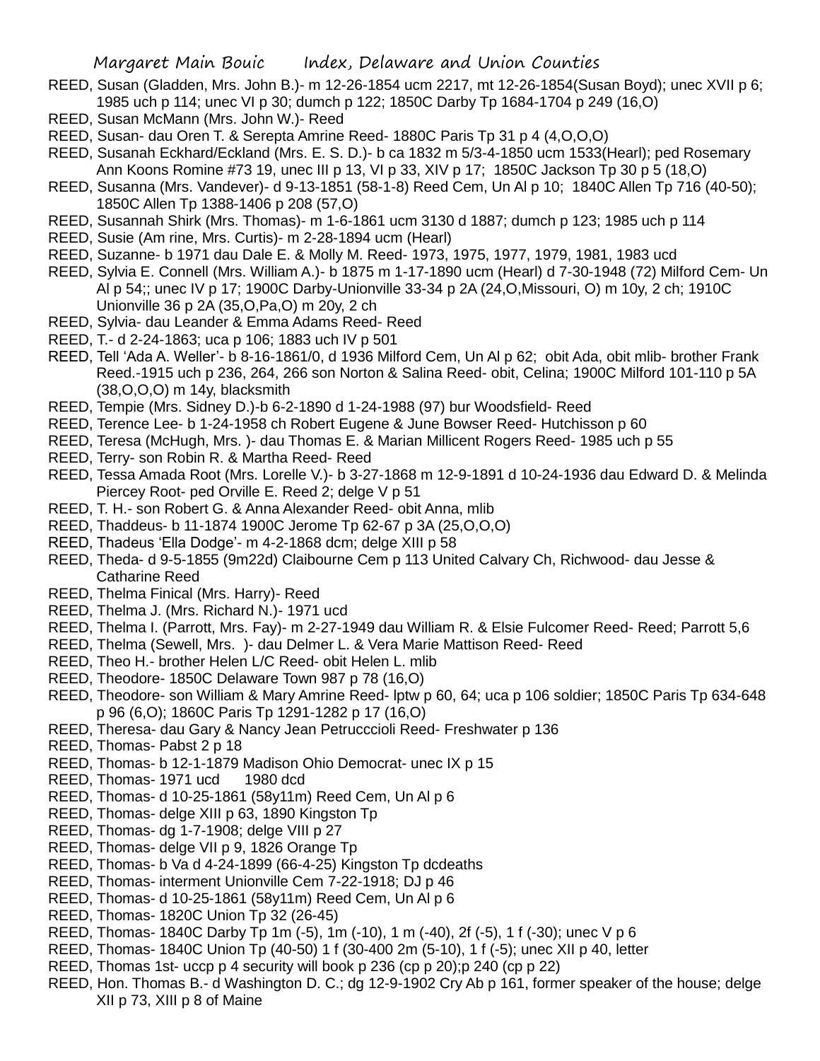REED, Susan (Gladden, Mrs. John B.)- m 12-26-1854 ucm 2217, mt 12-26-1854(Susan Boyd); unec XVII p 6; 1985 uch p 114; unec VI p 30; dumch p 122; 1850C Darby Tp 1684-1704 p 249 (16,O)

REED, Susan McMann (Mrs. John W.)- Reed

REED, Susan- dau Oren T. & Serepta Amrine Reed- 1880C Paris Tp 31 p 4 (4,O,O,O)

REED, Susanah Eckhard/Eckland (Mrs. E. S. D.)- b ca 1832 m 5/3-4-1850 ucm 1533(Hearl); ped Rosemary Ann Koons Romine #73 19, unec III p 13, VI p 33, XIV p 17; 1850C Jackson Tp 30 p 5 (18,O)

REED, Susanna (Mrs. Vandever)- d 9-13-1851 (58-1-8) Reed Cem, Un Al p 10; 1840C Allen Tp 716 (40-50); 1850C Allen Tp 1388-1406 p 208 (57,O)

REED, Susannah Shirk (Mrs. Thomas)- m 1-6-1861 ucm 3130 d 1887; dumch p 123; 1985 uch p 114

REED, Susie (Am rine, Mrs. Curtis)- m 2-28-1894 ucm (Hearl)

REED, Suzanne- b 1971 dau Dale E. & Molly M. Reed- 1973, 1975, 1977, 1979, 1981, 1983 ucd

REED, Sylvia E. Connell (Mrs. William A.)- b 1875 m 1-17-1890 ucm (Hearl) d 7-30-1948 (72) Milford Cem- Un Al p 54;; unec IV p 17; 1900C Darby-Unionville 33-34 p 2A (24,O,Missouri, O) m 10y, 2 ch; 1910C Unionville 36 p 2A (35,O,Pa,O) m 20y, 2 ch

REED, Sylvia- dau Leander & Emma Adams Reed- Reed

REED, T.- d 2-24-1863; uca p 106; 1883 uch IV p 501

REED, Tell 'Ada A. Weller'- b 8-16-1861/0, d 1936 Milford Cem, Un Al p 62; obit Ada, obit mlib- brother Frank Reed.-1915 uch p 236, 264, 266 son Norton & Salina Reed- obit, Celina; 1900C Milford 101-110 p 5A (38,O,O,O) m 14y, blacksmith

REED, Tempie (Mrs. Sidney D.)-b 6-2-1890 d 1-24-1988 (97) bur Woodsfield- Reed

REED, Terence Lee- b 1-24-1958 ch Robert Eugene & June Bowser Reed- Hutchisson p 60

REED, Teresa (McHugh, Mrs. )- dau Thomas E. & Marian Millicent Rogers Reed- 1985 uch p 55

REED, Terry- son Robin R. & Martha Reed- Reed

REED, Tessa Amada Root (Mrs. Lorelle V.)- b 3-27-1868 m 12-9-1891 d 10-24-1936 dau Edward D. & Melinda Piercey Root- ped Orville E. Reed 2; delge V p 51

REED, T. H.- son Robert G. & Anna Alexander Reed- obit Anna, mlib

REED, Thaddeus- b 11-1874 1900C Jerome Tp 62-67 p 3A (25,O,O,O)

REED, Thadeus 'Ella Dodge'- m 4-2-1868 dcm; delge XIII p 58

REED, Theda- d 9-5-1855 (9m22d) Claibourne Cem p 113 United Calvary Ch, Richwood- dau Jesse & Catharine Reed

REED, Thelma Finical (Mrs. Harry)- Reed

REED, Thelma J. (Mrs. Richard N.)- 1971 ucd

REED, Thelma I. (Parrott, Mrs. Fay)- m 2-27-1949 dau William R. & Elsie Fulcomer Reed- Reed; Parrott 5,6

REED, Thelma (Sewell, Mrs. )- dau Delmer L. & Vera Marie Mattison Reed- Reed

REED, Theo H.- brother Helen L/C Reed- obit Helen L. mlib

REED, Theodore- 1850C Delaware Town 987 p 78 (16,O)

REED, Theodore- son William & Mary Amrine Reed- lptw p 60, 64; uca p 106 soldier; 1850C Paris Tp 634-648 p 96 (6,O); 1860C Paris Tp 1291-1282 p 17 (16,O)

REED, Theresa- dau Gary & Nancy Jean Petrucccioli Reed- Freshwater p 136

REED, Thomas- Pabst 2 p 18

REED, Thomas- b 12-1-1879 Madison Ohio Democrat- unec IX p 15

REED, Thomas- 1971 ucd 1980 dcd

REED, Thomas- d 10-25-1861 (58y11m) Reed Cem, Un Al p 6

REED, Thomas- delge XIII p 63, 1890 Kingston Tp

REED, Thomas- dg 1-7-1908; delge VIII p 27

REED, Thomas- delge VII p 9, 1826 Orange Tp

REED, Thomas- b Va d 4-24-1899 (66-4-25) Kingston Tp dcdeaths

REED, Thomas- interment Unionville Cem 7-22-1918; DJ p 46

REED, Thomas- d 10-25-1861 (58y11m) Reed Cem, Un Al p 6

REED, Thomas- 1820C Union Tp 32 (26-45)

REED, Thomas- 1840C Darby Tp 1m (-5), 1m (-10), 1 m (-40), 2f (-5), 1 f (-30); unec V p 6

REED, Thomas- 1840C Union Tp (40-50) 1 f (30-400 2m (5-10), 1 f (-5); unec XII p 40, letter

REED, Thomas 1st- uccp p 4 security will book p 236 (cp p 20);p 240 (cp p 22)

REED, Hon. Thomas B.- d Washington D. C.; dg 12-9-1902 Cry Ab p 161, former speaker of the house; delge XII p 73, XIII p 8 of Maine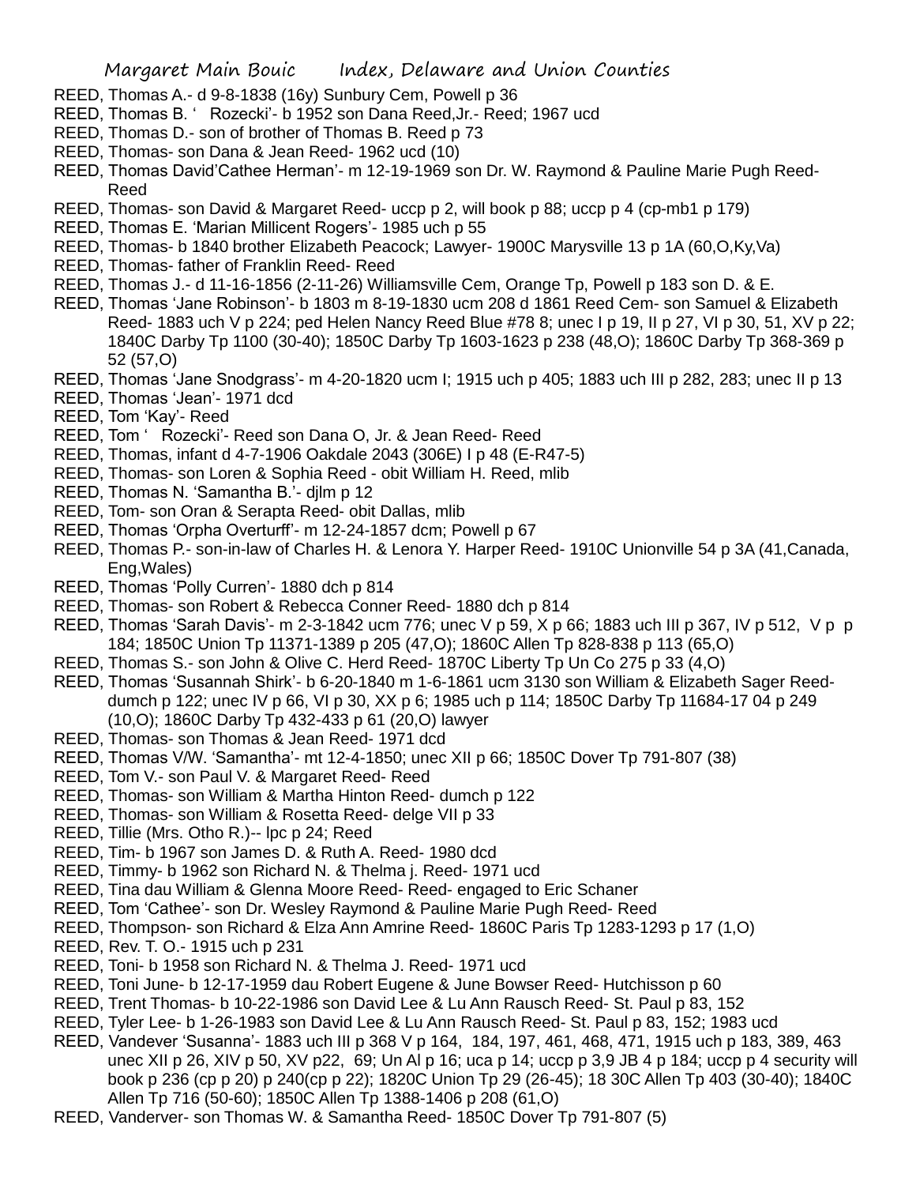REED, Thomas A.- d 9-8-1838 (16y) Sunbury Cem, Powell p 36

REED, Thomas B. ' Rozecki'- b 1952 son Dana Reed,Jr.- Reed; 1967 ucd

REED, Thomas D.- son of brother of Thomas B. Reed p 73

REED, Thomas- son Dana & Jean Reed- 1962 ucd (10)

REED, Thomas David'Cathee Herman'- m 12-19-1969 son Dr. W. Raymond & Pauline Marie Pugh Reed- Reed

REED, Thomas- son David & Margaret Reed- uccp p 2, will book p 88; uccp p 4 (cp-mb1 p 179)

REED, Thomas E. 'Marian Millicent Rogers'- 1985 uch p 55

REED, Thomas- b 1840 brother Elizabeth Peacock; Lawyer- 1900C Marysville 13 p 1A (60,O,Ky,Va)

REED, Thomas- father of Franklin Reed- Reed

REED, Thomas J.- d 11-16-1856 (2-11-26) Williamsville Cem, Orange Tp, Powell p 183 son D. & E.

REED, Thomas 'Jane Robinson'- b 1803 m 8-19-1830 ucm 208 d 1861 Reed Cem- son Samuel & Elizabeth Reed- 1883 uch V p 224; ped Helen Nancy Reed Blue #78 8; unec I p 19, II p 27, VI p 30, 51, XV p 22; 1840C Darby Tp 1100 (30-40); 1850C Darby Tp 1603-1623 p 238 (48,O); 1860C Darby Tp 368-369 p 52 (57,O)

REED, Thomas 'Jane Snodgrass'- m 4-20-1820 ucm I; 1915 uch p 405; 1883 uch III p 282, 283; unec II p 13

REED, Thomas 'Jean'- 1971 dcd

REED, Tom 'Kay'- Reed

REED, Tom ' Rozecki'- Reed son Dana O, Jr. & Jean Reed- Reed

REED, Thomas, infant d 4-7-1906 Oakdale 2043 (306E) I p 48 (E-R47-5)

REED, Thomas- son Loren & Sophia Reed - obit William H. Reed, mlib

REED, Thomas N. 'Samantha B.'- djlm p 12

REED, Tom- son Oran & Serapta Reed- obit Dallas, mlib

REED, Thomas 'Orpha Overturff'- m 12-24-1857 dcm; Powell p 67

REED, Thomas P.- son-in-law of Charles H. & Lenora Y. Harper Reed- 1910C Unionville 54 p 3A (41,Canada, Eng,Wales)

REED, Thomas 'Polly Curren'- 1880 dch p 814

REED, Thomas- son Robert & Rebecca Conner Reed- 1880 dch p 814

REED, Thomas 'Sarah Davis'- m 2-3-1842 ucm 776; unec V p 59, X p 66; 1883 uch III p 367, IV p 512, V p p 184; 1850C Union Tp 11371-1389 p 205 (47,O); 1860C Allen Tp 828-838 p 113 (65,O)

REED, Thomas S.- son John & Olive C. Herd Reed- 1870C Liberty Tp Un Co 275 p 33 (4,O)

REED, Thomas 'Susannah Shirk'- b 6-20-1840 m 1-6-1861 ucm 3130 son William & Elizabeth Sager Reed- dumch p 122; unec IV p 66, VI p 30, XX p 6; 1985 uch p 114; 1850C Darby Tp 11684-17 04 p 249 (10,O); 1860C Darby Tp 432-433 p 61 (20,O) lawyer

REED, Thomas- son Thomas & Jean Reed- 1971 dcd

REED, Thomas V/W. 'Samantha'- mt 12-4-1850; unec XII p 66; 1850C Dover Tp 791-807 (38)

REED, Tom V.- son Paul V. & Margaret Reed- Reed

REED, Thomas- son William & Martha Hinton Reed- dumch p 122

REED, Thomas- son William & Rosetta Reed- delge VII p 33

REED, Tillie (Mrs. Otho R.)-- lpc p 24; Reed

REED, Tim- b 1967 son James D. & Ruth A. Reed- 1980 dcd

REED, Timmy- b 1962 son Richard N. & Thelma j. Reed- 1971 ucd

REED, Tina dau William & Glenna Moore Reed- Reed- engaged to Eric Schaner

REED, Tom 'Cathee'- son Dr. Wesley Raymond & Pauline Marie Pugh Reed- Reed

REED, Thompson- son Richard & Elza Ann Amrine Reed- 1860C Paris Tp 1283-1293 p 17 (1,O)

REED, Rev. T. O.- 1915 uch p 231

REED, Toni- b 1958 son Richard N. & Thelma J. Reed- 1971 ucd

REED, Toni June- b 12-17-1959 dau Robert Eugene & June Bowser Reed- Hutchisson p 60

REED, Trent Thomas- b 10-22-1986 son David Lee & Lu Ann Rausch Reed- St. Paul p 83, 152

REED, Tyler Lee- b 1-26-1983 son David Lee & Lu Ann Rausch Reed- St. Paul p 83, 152; 1983 ucd

REED, Vandever 'Susanna'- 1883 uch III p 368 V p 164, 184, 197, 461, 468, 471, 1915 uch p 183, 389, 463 unec XII p 26, XIV p 50, XV p22, 69; Un Al p 16; uca p 14; uccp p 3,9 JB 4 p 184; uccp p 4 security will book p 236 (cp p 20) p 240(cp p 22); 1820C Union Tp 29 (26-45); 18 30C Allen Tp 403 (30-40); 1840C Allen Tp 716 (50-60); 1850C Allen Tp 1388-1406 p 208 (61,O)

REED, Vanderver- son Thomas W. & Samantha Reed- 1850C Dover Tp 791-807 (5)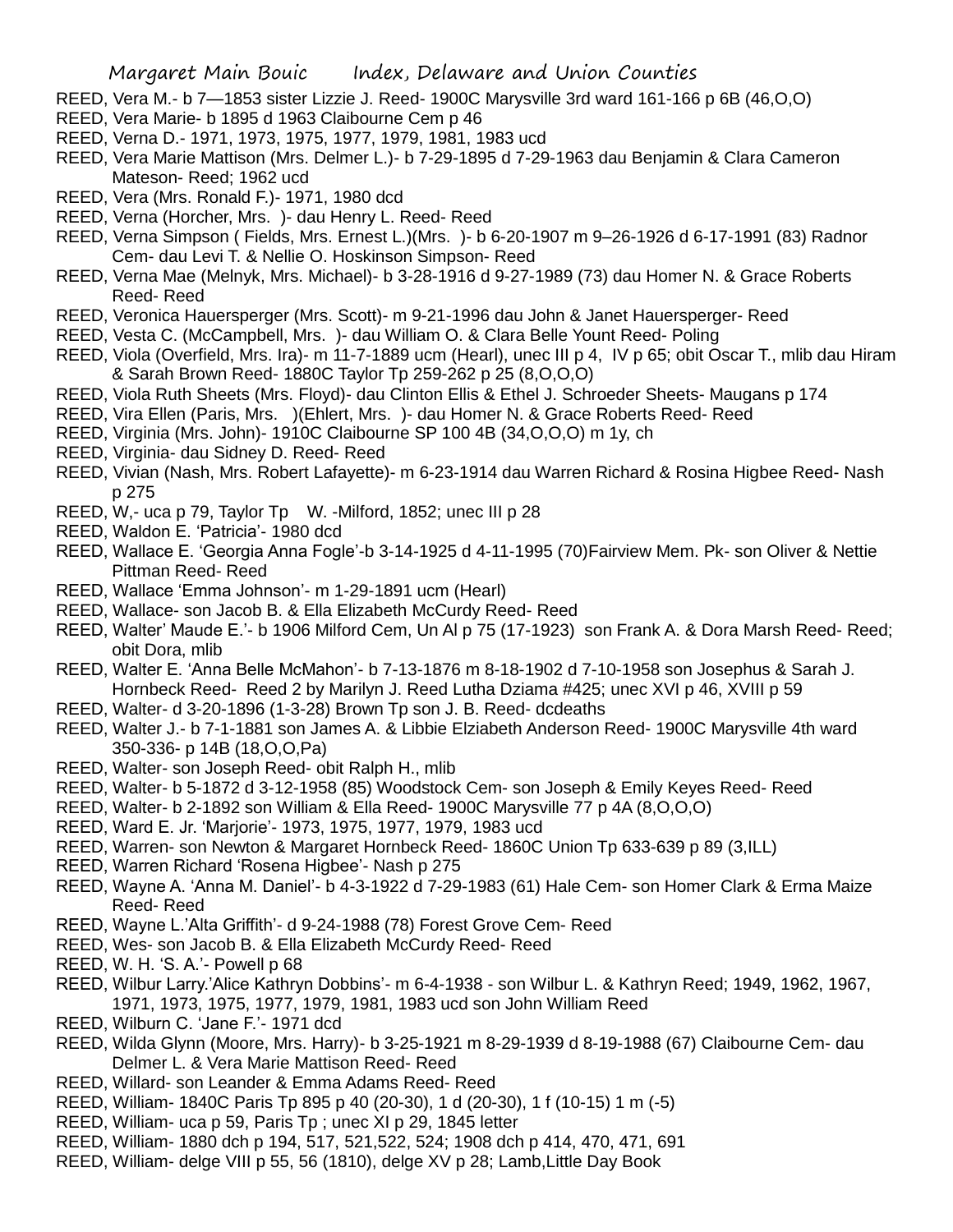REED, Vera M.- b 7—1853 sister Lizzie J. Reed- 1900C Marysville 3rd ward 161-166 p 6B (46,O,O)

REED, Vera Marie- b 1895 d 1963 Claibourne Cem p 46

REED, Verna D.- 1971, 1973, 1975, 1977, 1979, 1981, 1983 ucd

REED, Vera Marie Mattison (Mrs. Delmer L.)- b 7-29-1895 d 7-29-1963 dau Benjamin & Clara Cameron Mateson- Reed; 1962 ucd

REED, Vera (Mrs. Ronald F.)- 1971, 1980 dcd

REED, Verna (Horcher, Mrs. )- dau Henry L. Reed- Reed

REED, Verna Simpson ( Fields, Mrs. Ernest L.)(Mrs. )- b 6-20-1907 m 9–26-1926 d 6-17-1991 (83) Radnor Cem- dau Levi T. & Nellie O. Hoskinson Simpson- Reed

REED, Verna Mae (Melnyk, Mrs. Michael)- b 3-28-1916 d 9-27-1989 (73) dau Homer N. & Grace Roberts Reed- Reed

REED, Veronica Hauersperger (Mrs. Scott)- m 9-21-1996 dau John & Janet Hauersperger- Reed

REED, Vesta C. (McCampbell, Mrs. )- dau William O. & Clara Belle Yount Reed- Poling

REED, Viola (Overfield, Mrs. Ira)- m 11-7-1889 ucm (Hearl), unec III p 4, IV p 65; obit Oscar T., mlib dau Hiram & Sarah Brown Reed- 1880C Taylor Tp 259-262 p 25 (8,O,O,O)

REED, Viola Ruth Sheets (Mrs. Floyd)- dau Clinton Ellis & Ethel J. Schroeder Sheets- Maugans p 174

REED, Vira Ellen (Paris, Mrs. )(Ehlert, Mrs. )- dau Homer N. & Grace Roberts Reed- Reed

REED, Virginia (Mrs. John)- 1910C Claibourne SP 100 4B (34,O,O,O) m 1y, ch

REED, Virginia- dau Sidney D. Reed- Reed

REED, Vivian (Nash, Mrs. Robert Lafayette)- m 6-23-1914 dau Warren Richard & Rosina Higbee Reed- Nash p 275

REED, W,- uca p 79, Taylor Tp W. -Milford, 1852; unec III p 28

REED, Waldon E. 'Patricia'- 1980 dcd

REED, Wallace E. 'Georgia Anna Fogle'-b 3-14-1925 d 4-11-1995 (70)Fairview Mem. Pk- son Oliver & Nettie Pittman Reed- Reed

REED, Wallace 'Emma Johnson'- m 1-29-1891 ucm (Hearl)

REED, Wallace- son Jacob B. & Ella Elizabeth McCurdy Reed- Reed

REED, Walter' Maude E.'- b 1906 Milford Cem, Un Al p 75 (17-1923) son Frank A. & Dora Marsh Reed- Reed; obit Dora, mlib

REED, Walter E. 'Anna Belle McMahon'- b 7-13-1876 m 8-18-1902 d 7-10-1958 son Josephus & Sarah J. Hornbeck Reed- Reed 2 by Marilyn J. Reed Lutha Dziama #425; unec XVI p 46, XVIII p 59

REED, Walter- d 3-20-1896 (1-3-28) Brown Tp son J. B. Reed- dcdeaths

REED, Walter J.- b 7-1-1881 son James A. & Libbie Elziabeth Anderson Reed- 1900C Marysville 4th ward 350-336- p 14B (18,O,O,Pa)

REED, Walter- son Joseph Reed- obit Ralph H., mlib

REED, Walter- b 5-1872 d 3-12-1958 (85) Woodstock Cem- son Joseph & Emily Keyes Reed- Reed

REED, Walter- b 2-1892 son William & Ella Reed- 1900C Marysville 77 p 4A (8,O,O,O)

REED, Ward E. Jr. 'Marjorie'- 1973, 1975, 1977, 1979, 1983 ucd

REED, Warren- son Newton & Margaret Hornbeck Reed- 1860C Union Tp 633-639 p 89 (3,ILL)

REED, Warren Richard 'Rosena Higbee'- Nash p 275

REED, Wayne A. 'Anna M. Daniel'- b 4-3-1922 d 7-29-1983 (61) Hale Cem- son Homer Clark & Erma Maize Reed- Reed

REED, Wayne L.'Alta Griffith'- d 9-24-1988 (78) Forest Grove Cem- Reed

REED, Wes- son Jacob B. & Ella Elizabeth McCurdy Reed- Reed

REED, W. H. 'S. A.'- Powell p 68

REED, Wilbur Larry.'Alice Kathryn Dobbins'- m 6-4-1938 - son Wilbur L. & Kathryn Reed; 1949, 1962, 1967, 1971, 1973, 1975, 1977, 1979, 1981, 1983 ucd son John William Reed

REED, Wilburn C. 'Jane F.'- 1971 dcd

REED, Wilda Glynn (Moore, Mrs. Harry)- b 3-25-1921 m 8-29-1939 d 8-19-1988 (67) Claibourne Cem- dau Delmer L. & Vera Marie Mattison Reed- Reed

REED, Willard- son Leander & Emma Adams Reed- Reed

REED, William- 1840C Paris Tp 895 p 40 (20-30), 1 d (20-30), 1 f (10-15) 1 m (-5)

REED, William- uca p 59, Paris Tp ; unec XI p 29, 1845 letter

REED, William- 1880 dch p 194, 517, 521,522, 524; 1908 dch p 414, 470, 471, 691

REED, William- delge VIII p 55, 56 (1810), delge XV p 28; Lamb,Little Day Book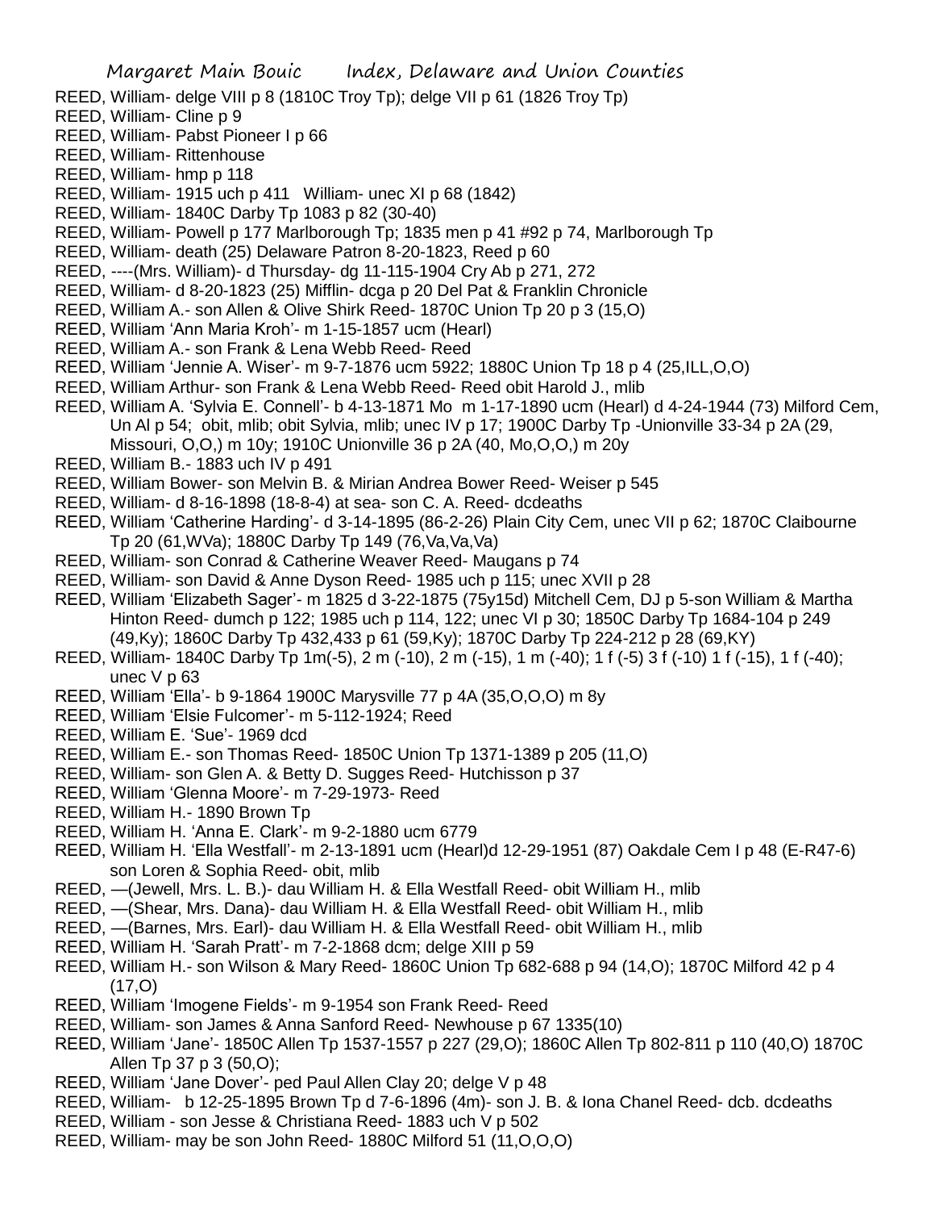REED, William- delge VIII p 8 (1810C Troy Tp); delge VII p 61 (1826 Troy Tp)
REED, William- Cline p 9
REED, William- Pabst Pioneer I p 66
REED, William- Rittenhouse
REED, William- hmp p 118
REED, William- 1915 uch p 411 William- unec XI p 68 (1842)
REED, William- 1840C Darby Tp 1083 p 82 (30-40)
REED, William- Powell p 177 Marlborough Tp; 1835 men p 41 #92 p 74, Marlborough Tp
REED, William- death (25) Delaware Patron 8-20-1823, Reed p 60
REED, ----(Mrs. William)- d Thursday- dg 11-115-1904 Cry Ab p 271, 272
REED, William- d 8-20-1823 (25) Mifflin- dcga p 20 Del Pat & Franklin Chronicle
REED, William A.- son Allen & Olive Shirk Reed- 1870C Union Tp 20 p 3 (15,O)
REED, William 'Ann Maria Kroh'- m 1-15-1857 ucm (Hearl)
REED, William A.- son Frank & Lena Webb Reed- Reed
REED, William 'Jennie A. Wiser'- m 9-7-1876 ucm 5922; 1880C Union Tp 18 p 4 (25,ILL,O,O)
REED, William Arthur- son Frank & Lena Webb Reed- Reed obit Harold J., mlib
REED, William A. 'Sylvia E. Connell'- b 4-13-1871 Mo m 1-17-1890 ucm (Hearl) d 4-24-1944 (73) Milford Cem, Un Al p 54; obit, mlib; obit Sylvia, mlib; unec IV p 17; 1900C Darby Tp -Unionville 33-34 p 2A (29, Missouri, O,O,) m 10y; 1910C Unionville 36 p 2A (40, Mo,O,O,) m 20y
REED, William B.- 1883 uch IV p 491
REED, William Bower- son Melvin B. & Mirian Andrea Bower Reed- Weiser p 545
REED, William- d 8-16-1898 (18-8-4) at sea- son C. A. Reed- dcdeaths
REED, William 'Catherine Harding'- d 3-14-1895 (86-2-26) Plain City Cem, unec VII p 62; 1870C Claibourne Tp 20 (61,WVa); 1880C Darby Tp 149 (76,Va,Va,Va)
REED, William- son Conrad & Catherine Weaver Reed- Maugans p 74
REED, William- son David & Anne Dyson Reed- 1985 uch p 115; unec XVII p 28
REED, William 'Elizabeth Sager'- m 1825 d 3-22-1875 (75y15d) Mitchell Cem, DJ p 5-son William & Martha Hinton Reed- dumch p 122; 1985 uch p 114, 122; unec VI p 30; 1850C Darby Tp 1684-104 p 249 (49,Ky); 1860C Darby Tp 432,433 p 61 (59,Ky); 1870C Darby Tp 224-212 p 28 (69,KY)
REED, William- 1840C Darby Tp 1m(-5), 2 m (-10), 2 m (-15), 1 m (-40); 1 f (-5) 3 f (-10) 1 f (-15), 1 f (-40); unec V p 63
REED, William 'Ella'- b 9-1864 1900C Marysville 77 p 4A (35,O,O,O) m 8y
REED, William 'Elsie Fulcomer'- m 5-112-1924; Reed
REED, William E. 'Sue'- 1969 dcd
REED, William E.- son Thomas Reed- 1850C Union Tp 1371-1389 p 205 (11,O)
REED, William- son Glen A. & Betty D. Sugges Reed- Hutchisson p 37
REED, William 'Glenna Moore'- m 7-29-1973- Reed
REED, William H.- 1890 Brown Tp
REED, William H. 'Anna E. Clark'- m 9-2-1880 ucm 6779
REED, William H. 'Ella Westfall'- m 2-13-1891 ucm (Hearl)d 12-29-1951 (87) Oakdale Cem I p 48 (E-R47-6) son Loren & Sophia Reed- obit, mlib
REED, —(Jewell, Mrs. L. B.)- dau William H. & Ella Westfall Reed- obit William H., mlib
REED, —(Shear, Mrs. Dana)- dau William H. & Ella Westfall Reed- obit William H., mlib
REED, —(Barnes, Mrs. Earl)- dau William H. & Ella Westfall Reed- obit William H., mlib
REED, William H. 'Sarah Pratt'- m 7-2-1868 dcm; delge XIII p 59
REED, William H.- son Wilson & Mary Reed- 1860C Union Tp 682-688 p 94 (14,O); 1870C Milford 42 p 4 (17,O)
REED, William 'Imogene Fields'- m 9-1954 son Frank Reed- Reed
REED, William- son James & Anna Sanford Reed- Newhouse p 67 1335(10)
REED, William 'Jane'- 1850C Allen Tp 1537-1557 p 227 (29,O); 1860C Allen Tp 802-811 p 110 (40,O) 1870C Allen Tp 37 p 3 (50,O);
REED, William 'Jane Dover'- ped Paul Allen Clay 20; delge V p 48
REED, William- b 12-25-1895 Brown Tp d 7-6-1896 (4m)- son J. B. & Iona Chanel Reed- dcb. dcdeaths
REED, William - son Jesse & Christiana Reed- 1883 uch V p 502
REED, William- may be son John Reed- 1880C Milford 51 (11,O,O,O)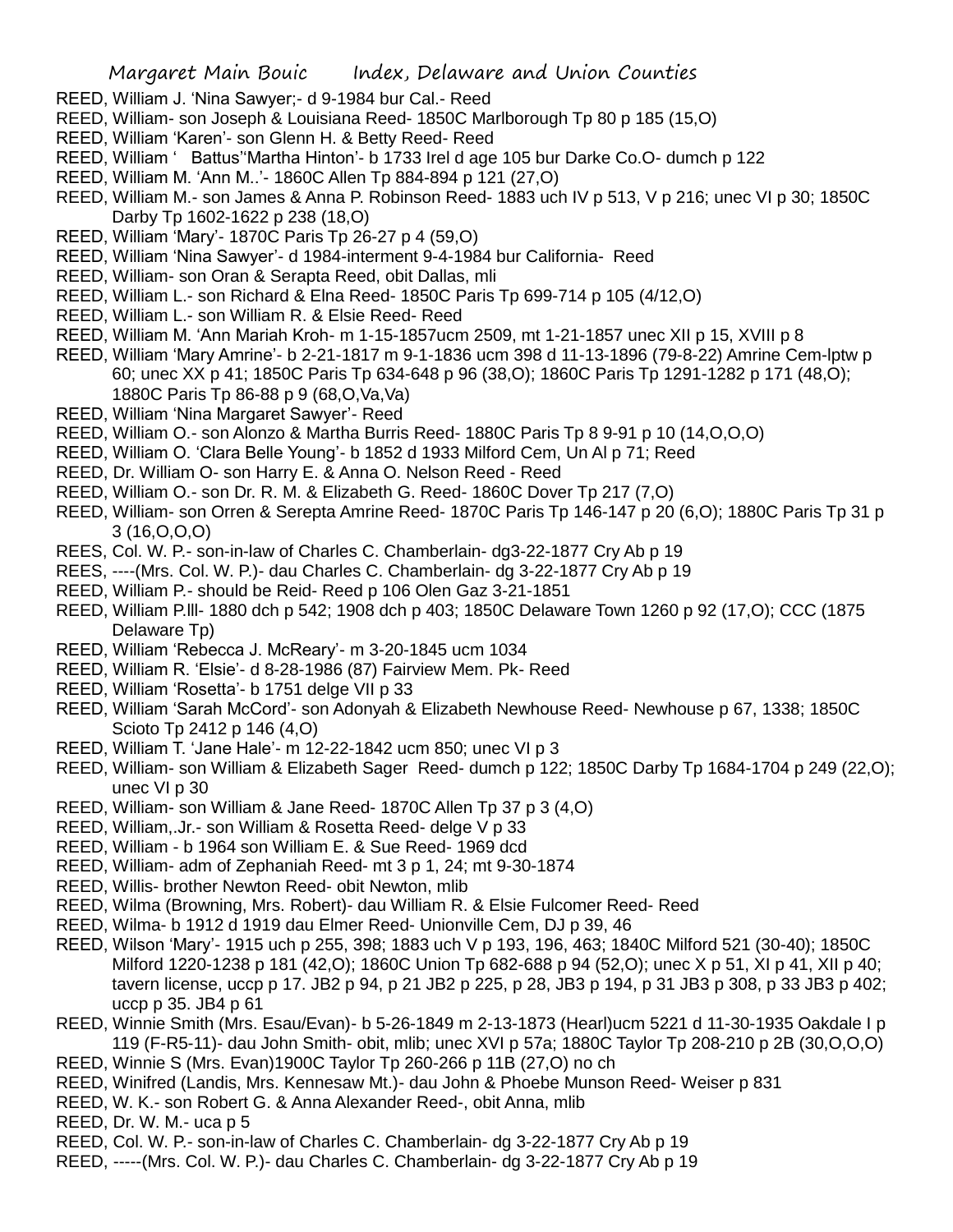REED, William J. 'Nina Sawyer;- d 9-1984 bur Cal.- Reed

REED, William- son Joseph & Louisiana Reed- 1850C Marlborough Tp 80 p 185 (15,O)

REED, William 'Karen'- son Glenn H. & Betty Reed- Reed

REED, William ' Battus''Martha Hinton'- b 1733 Irel d age 105 bur Darke Co.O- dumch p 122

REED, William M. 'Ann M..'- 1860C Allen Tp 884-894 p 121 (27,O)

REED, William M.- son James & Anna P. Robinson Reed- 1883 uch IV p 513, V p 216; unec VI p 30; 1850C Darby Tp 1602-1622 p 238 (18,O)

REED, William 'Mary'- 1870C Paris Tp 26-27 p 4 (59,O)

REED, William 'Nina Sawyer'- d 1984-interment 9-4-1984 bur California- Reed

REED, William- son Oran & Serapta Reed, obit Dallas, mli

REED, William L.- son Richard & Elna Reed- 1850C Paris Tp 699-714 p 105 (4/12,O)

REED, William L.- son William R. & Elsie Reed- Reed

REED, William M. 'Ann Mariah Kroh- m 1-15-1857ucm 2509, mt 1-21-1857 unec XII p 15, XVIII p 8

REED, William 'Mary Amrine'- b 2-21-1817 m 9-1-1836 ucm 398 d 11-13-1896 (79-8-22) Amrine Cem-lptw p 60; unec XX p 41; 1850C Paris Tp 634-648 p 96 (38,O); 1860C Paris Tp 1291-1282 p 171 (48,O); 1880C Paris Tp 86-88 p 9 (68,O,Va,Va)

REED, William 'Nina Margaret Sawyer'- Reed

REED, William O.- son Alonzo & Martha Burris Reed- 1880C Paris Tp 8 9-91 p 10 (14,O,O,O)

REED, William O. 'Clara Belle Young'- b 1852 d 1933 Milford Cem, Un Al p 71; Reed

REED, Dr. William O- son Harry E. & Anna O. Nelson Reed - Reed

REED, William O.- son Dr. R. M. & Elizabeth G. Reed- 1860C Dover Tp 217 (7,O)

REED, William- son Orren & Serepta Amrine Reed- 1870C Paris Tp 146-147 p 20 (6,O); 1880C Paris Tp 31 p 3 (16,O,O,O)

REES, Col. W. P.- son-in-law of Charles C. Chamberlain- dg3-22-1877 Cry Ab p 19

REES, ----(Mrs. Col. W. P.)- dau Charles C. Chamberlain- dg 3-22-1877 Cry Ab p 19

REED, William P.- should be Reid- Reed p 106 Olen Gaz 3-21-1851

REED, William P.lll- 1880 dch p 542; 1908 dch p 403; 1850C Delaware Town 1260 p 92 (17,O); CCC (1875 Delaware Tp)

REED, William 'Rebecca J. McReary'- m 3-20-1845 ucm 1034

REED, William R. 'Elsie'- d 8-28-1986 (87) Fairview Mem. Pk- Reed

REED, William 'Rosetta'- b 1751 delge VII p 33

REED, William 'Sarah McCord'- son Adonyah & Elizabeth Newhouse Reed- Newhouse p 67, 1338; 1850C Scioto Tp 2412 p 146 (4,O)

REED, William T. 'Jane Hale'- m 12-22-1842 ucm 850; unec VI p 3

REED, William- son William & Elizabeth Sager Reed- dumch p 122; 1850C Darby Tp 1684-1704 p 249 (22,O); unec VI p 30

REED, William- son William & Jane Reed- 1870C Allen Tp 37 p 3 (4,O)

REED, William,.Jr.- son William & Rosetta Reed- delge V p 33

REED, William - b 1964 son William E. & Sue Reed- 1969 dcd

REED, William- adm of Zephaniah Reed- mt 3 p 1, 24; mt 9-30-1874

REED, Willis- brother Newton Reed- obit Newton, mlib

REED, Wilma (Browning, Mrs. Robert)- dau William R. & Elsie Fulcomer Reed- Reed

REED, Wilma- b 1912 d 1919 dau Elmer Reed- Unionville Cem, DJ p 39, 46

REED, Wilson 'Mary'- 1915 uch p 255, 398; 1883 uch V p 193, 196, 463; 1840C Milford 521 (30-40); 1850C Milford 1220-1238 p 181 (42,O); 1860C Union Tp 682-688 p 94 (52,O); unec X p 51, XI p 41, XII p 40; tavern license, uccp p 17. JB2 p 94, p 21 JB2 p 225, p 28, JB3 p 194, p 31 JB3 p 308, p 33 JB3 p 402; uccp p 35. JB4 p 61

REED, Winnie Smith (Mrs. Esau/Evan)- b 5-26-1849 m 2-13-1873 (Hearl)ucm 5221 d 11-30-1935 Oakdale I p 119 (F-R5-11)- dau John Smith- obit, mlib; unec XVI p 57a; 1880C Taylor Tp 208-210 p 2B (30,O,O,O)

REED, Winnie S (Mrs. Evan)1900C Taylor Tp 260-266 p 11B (27,O) no ch

REED, Winifred (Landis, Mrs. Kennesaw Mt.)- dau John & Phoebe Munson Reed- Weiser p 831

REED, W. K.- son Robert G. & Anna Alexander Reed-, obit Anna, mlib

REED, Dr. W. M.- uca p 5

REED, Col. W. P.- son-in-law of Charles C. Chamberlain- dg 3-22-1877 Cry Ab p 19

REED, -----(Mrs. Col. W. P.)- dau Charles C. Chamberlain- dg 3-22-1877 Cry Ab p 19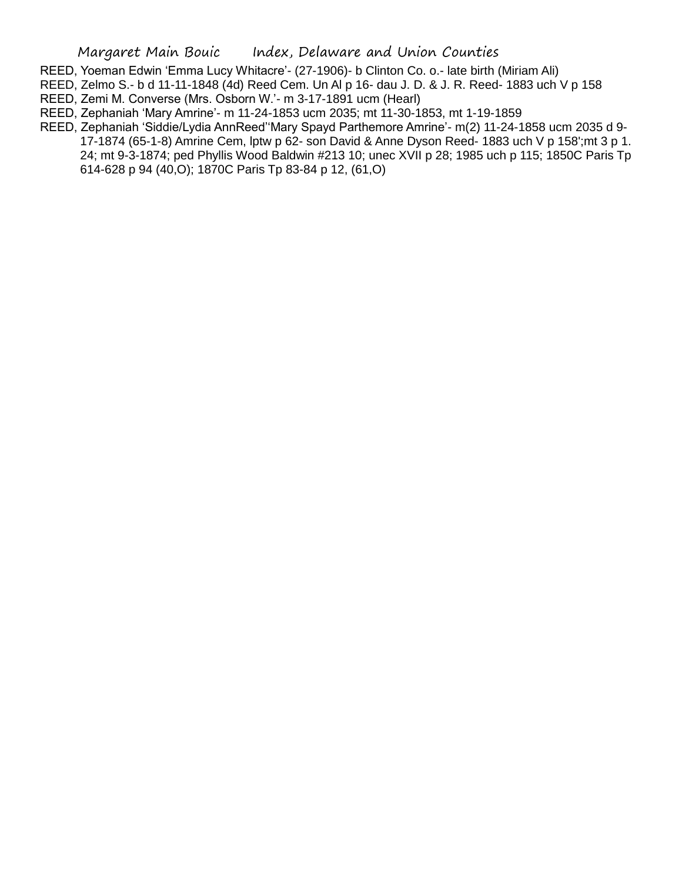REED, Yoeman Edwin 'Emma Lucy Whitacre'- (27-1906)- b Clinton Co. o.- late birth (Miriam Ali)

REED, Zelmo S.- b d 11-11-1848 (4d) Reed Cem. Un Al p 16- dau J. D. & J. R. Reed- 1883 uch V p 158

REED, Zemi M. Converse (Mrs. Osborn W.'- m 3-17-1891 ucm (Hearl)

REED, Zephaniah 'Mary Amrine'- m 11-24-1853 ucm 2035; mt 11-30-1853, mt 1-19-1859

REED, Zephaniah 'Siddie/Lydia AnnReed''Mary Spayd Parthemore Amrine'- m(2) 11-24-1858 ucm 2035 d 9-17-1874 (65-1-8) Amrine Cem, lptw p 62- son David & Anne Dyson Reed- 1883 uch V p 158';mt 3 p 1. 24; mt 9-3-1874; ped Phyllis Wood Baldwin #213 10; unec XVII p 28; 1985 uch p 115; 1850C Paris Tp 614-628 p 94 (40,O); 1870C Paris Tp 83-84 p 12, (61,O)